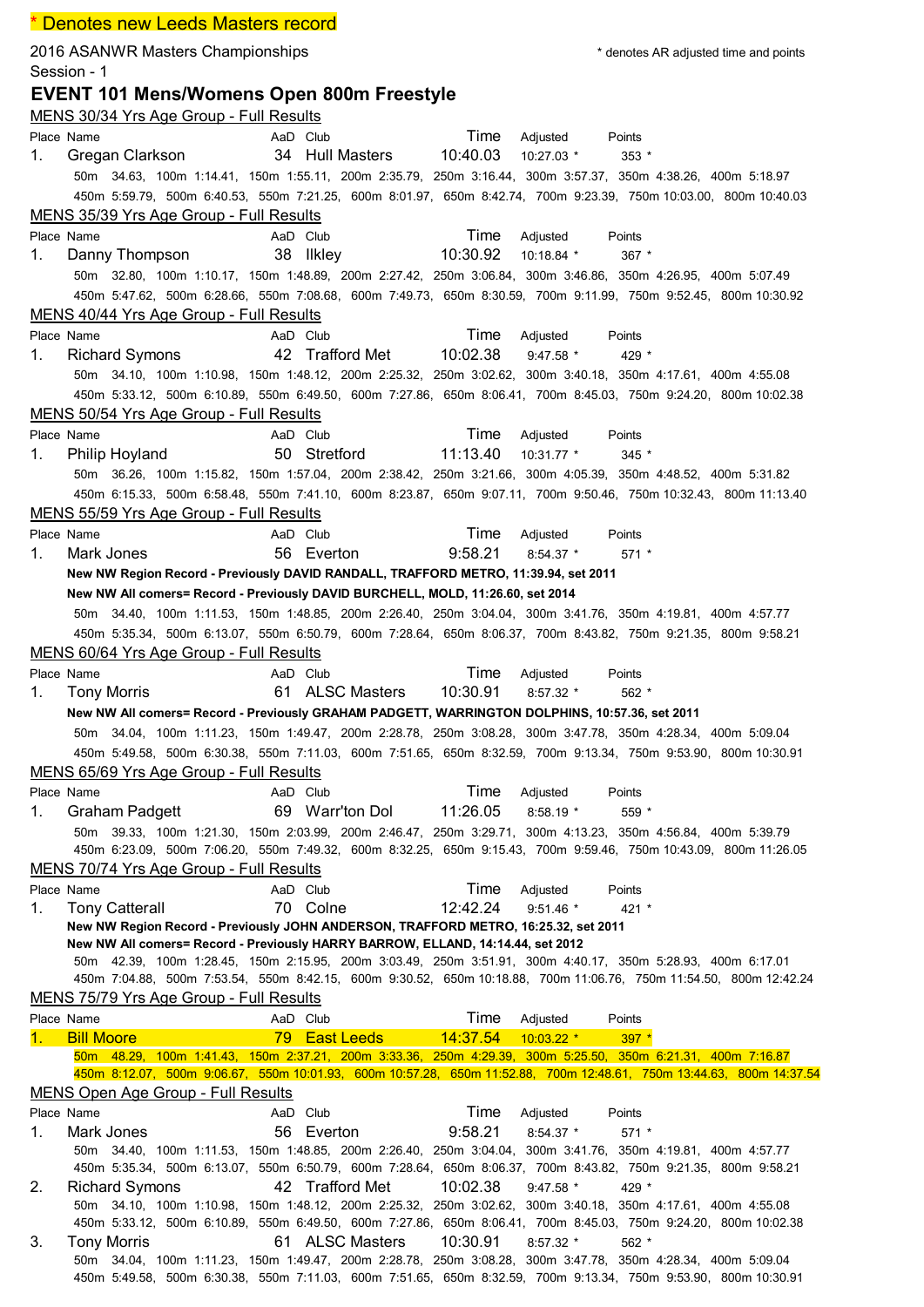\* Denotes new Leeds Masters record

2016 ASANWR Masters Championships

\* denotes AR adjusted time and points

Session - 1

## EVENT 101 Mens/Womens Open 800m Freestyle

### MENS 30/34 Yrs Age Group - Full Results

| Place | Name | AaD | Club | Time | Adjusted | Points |
|---|---|---|---|---|---|---|
| 1. | Gregan Clarkson | 34 | Hull Masters | 10:40.03 | 10:27.03 * | 353 * |

50m 34.63, 100m 1:14.41, 150m 1:55.11, 200m 2:35.79, 250m 3:16.44, 300m 3:57.37, 350m 4:38.26, 400m 5:18.97
450m 5:59.79, 500m 6:40.53, 550m 7:21.25, 600m 8:01.97, 650m 8:42.74, 700m 9:23.39, 750m 10:03.00, 800m 10:40.03

### MENS 35/39 Yrs Age Group - Full Results

| Place | Name | AaD | Club | Time | Adjusted | Points |
|---|---|---|---|---|---|---|
| 1. | Danny Thompson | 38 | Ilkley | 10:30.92 | 10:18.84 * | 367 * |

50m 32.80, 100m 1:10.17, 150m 1:48.89, 200m 2:27.42, 250m 3:06.84, 300m 3:46.86, 350m 4:26.95, 400m 5:07.49
450m 5:47.62, 500m 6:28.66, 550m 7:08.68, 600m 7:49.73, 650m 8:30.59, 700m 9:11.99, 750m 9:52.45, 800m 10:30.92

### MENS 40/44 Yrs Age Group - Full Results

| Place | Name | AaD | Club | Time | Adjusted | Points |
|---|---|---|---|---|---|---|
| 1. | Richard Symons | 42 | Trafford Met | 10:02.38 | 9:47.58 * | 429 * |

50m 34.10, 100m 1:10.98, 150m 1:48.12, 200m 2:25.32, 250m 3:02.62, 300m 3:40.18, 350m 4:17.61, 400m 4:55.08
450m 5:33.12, 500m 6:10.89, 550m 6:49.50, 600m 7:27.86, 650m 8:06.41, 700m 8:45.03, 750m 9:24.20, 800m 10:02.38

### MENS 50/54 Yrs Age Group - Full Results

| Place | Name | AaD | Club | Time | Adjusted | Points |
|---|---|---|---|---|---|---|
| 1. | Philip Hoyland | 50 | Stretford | 11:13.40 | 10:31.77 * | 345 * |

50m 36.26, 100m 1:15.82, 150m 1:57.04, 200m 2:38.42, 250m 3:21.66, 300m 4:05.39, 350m 4:48.52, 400m 5:31.82
450m 6:15.33, 500m 6:58.48, 550m 7:41.10, 600m 8:23.87, 650m 9:07.11, 700m 9:50.46, 750m 10:32.43, 800m 11:13.40

### MENS 55/59 Yrs Age Group - Full Results

| Place | Name | AaD | Club | Time | Adjusted | Points |
|---|---|---|---|---|---|---|
| 1. | Mark Jones | 56 | Everton | 9:58.21 | 8:54.37 * | 571 * |

**New NW Region Record - Previously DAVID RANDALL, TRAFFORD METRO, 11:39.94, set 2011**

**New NW All comers= Record - Previously DAVID BURCHELL, MOLD, 11:26.60, set 2014**

50m 34.40, 100m 1:11.53, 150m 1:48.85, 200m 2:26.40, 250m 3:04.04, 300m 3:41.76, 350m 4:19.81, 400m 4:57.77
450m 5:35.34, 500m 6:13.07, 550m 6:50.79, 600m 7:28.64, 650m 8:06.37, 700m 8:43.82, 750m 9:21.35, 800m 9:58.21

### MENS 60/64 Yrs Age Group - Full Results

| Place | Name | AaD | Club | Time | Adjusted | Points |
|---|---|---|---|---|---|---|
| 1. | Tony Morris | 61 | ALSC Masters | 10:30.91 | 8:57.32 * | 562 * |

**New NW All comers= Record - Previously GRAHAM PADGETT, WARRINGTON DOLPHINS, 10:57.36, set 2011**

50m 34.04, 100m 1:11.23, 150m 1:49.47, 200m 2:28.78, 250m 3:08.28, 300m 3:47.78, 350m 4:28.34, 400m 5:09.04
450m 5:49.58, 500m 6:30.38, 550m 7:11.03, 600m 7:51.65, 650m 8:32.59, 700m 9:13.34, 750m 9:53.90, 800m 10:30.91

### MENS 65/69 Yrs Age Group - Full Results

| Place | Name | AaD | Club | Time | Adjusted | Points |
|---|---|---|---|---|---|---|
| 1. | Graham Padgett | 69 | Warr'ton Dol | 11:26.05 | 8:58.19 * | 559 * |

50m 39.33, 100m 1:21.30, 150m 2:03.99, 200m 2:46.47, 250m 3:29.71, 300m 4:13.23, 350m 4:56.84, 400m 5:39.79
450m 6:23.09, 500m 7:06.20, 550m 7:49.32, 600m 8:32.25, 650m 9:15.43, 700m 9:59.46, 750m 10:43.09, 800m 11:26.05

### MENS 70/74 Yrs Age Group - Full Results

| Place | Name | AaD | Club | Time | Adjusted | Points |
|---|---|---|---|---|---|---|
| 1. | Tony Catterall | 70 | Colne | 12:42.24 | 9:51.46 * | 421 * |

**New NW Region Record - Previously JOHN ANDERSON, TRAFFORD METRO, 16:25.32, set 2011**

**New NW All comers= Record - Previously HARRY BARROW, ELLAND, 14:14.44, set 2012**

50m 42.39, 100m 1:28.45, 150m 2:15.95, 200m 3:03.49, 250m 3:51.91, 300m 4:40.17, 350m 5:28.93, 400m 6:17.01
450m 7:04.88, 500m 7:53.54, 550m 8:42.15, 600m 9:30.52, 650m 10:18.88, 700m 11:06.76, 750m 11:54.50, 800m 12:42.24

### MENS 75/79 Yrs Age Group - Full Results

| Place | Name | AaD | Club | Time | Adjusted | Points |
|---|---|---|---|---|---|---|
| 1. | Bill Moore | 79 | East Leeds | 14:37.54 | 10:03.22 * | 397 * |

50m 48.29, 100m 1:41.43, 150m 2:37.21, 200m 3:33.36, 250m 4:29.39, 300m 5:25.50, 350m 6:21.31, 400m 7:16.87
450m 8:12.07, 500m 9:06.67, 550m 10:01.93, 600m 10:57.28, 650m 11:52.88, 700m 12:48.61, 750m 13:44.63, 800m 14:37.54

### MENS Open Age Group - Full Results

| Place | Name | AaD | Club | Time | Adjusted | Points |
|---|---|---|---|---|---|---|
| 1. | Mark Jones | 56 | Everton | 9:58.21 | 8:54.37 * | 571 * |

50m 34.40, 100m 1:11.53, 150m 1:48.85, 200m 2:26.40, 250m 3:04.04, 300m 3:41.76, 350m 4:19.81, 400m 4:57.77
450m 5:35.34, 500m 6:13.07, 550m 6:50.79, 600m 7:28.64, 650m 8:06.37, 700m 8:43.82, 750m 9:21.35, 800m 9:58.21

| Place | Name | AaD | Club | Time | Adjusted | Points |
|---|---|---|---|---|---|---|
| 2. | Richard Symons | 42 | Trafford Met | 10:02.38 | 9:47.58 * | 429 * |

50m 34.10, 100m 1:10.98, 150m 1:48.12, 200m 2:25.32, 250m 3:02.62, 300m 3:40.18, 350m 4:17.61, 400m 4:55.08
450m 5:33.12, 500m 6:10.89, 550m 6:49.50, 600m 7:27.86, 650m 8:06.41, 700m 8:45.03, 750m 9:24.20, 800m 10:02.38

| Place | Name | AaD | Club | Time | Adjusted | Points |
|---|---|---|---|---|---|---|
| 3. | Tony Morris | 61 | ALSC Masters | 10:30.91 | 8:57.32 * | 562 * |

50m 34.04, 100m 1:11.23, 150m 1:49.47, 200m 2:28.78, 250m 3:08.28, 300m 3:47.78, 350m 4:28.34, 400m 5:09.04
450m 5:49.58, 500m 6:30.38, 550m 7:11.03, 600m 7:51.65, 650m 8:32.59, 700m 9:13.34, 750m 9:53.90, 800m 10:30.91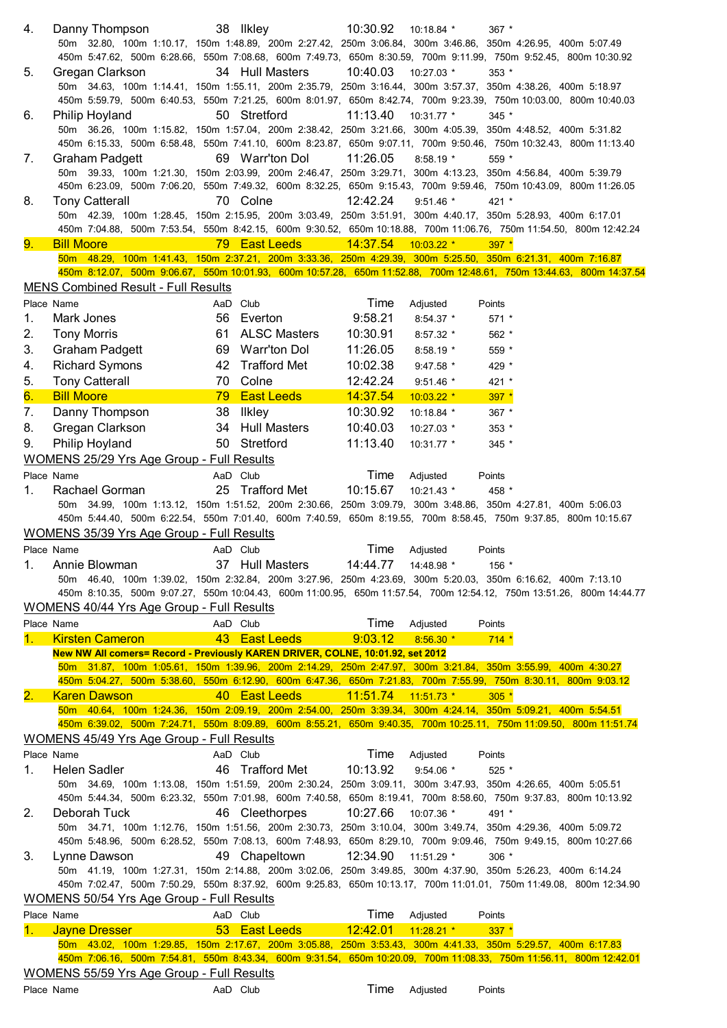4. Danny Thompson 38 Ilkley 10:30.92 10:18.84 * 367 *
50m 32.80, 100m 1:10.17, 150m 1:48.89, 200m 2:27.42, 250m 3:06.84, 300m 3:46.86, 350m 4:26.95, 400m 5:07.49
450m 5:47.62, 500m 6:28.66, 550m 7:08.68, 600m 7:49.73, 650m 8:30.59, 700m 9:11.99, 750m 9:52.45, 800m 10:30.92

5. Gregan Clarkson 34 Hull Masters 10:40.03 10:27.03 * 353 *
50m 34.63, 100m 1:14.41, 150m 1:55.11, 200m 2:35.79, 250m 3:16.44, 300m 3:57.37, 350m 4:38.26, 400m 5:18.97
450m 5:59.79, 500m 6:40.53, 550m 7:21.25, 600m 8:01.97, 650m 8:42.74, 700m 9:23.39, 750m 10:03.00, 800m 10:40.03

6. Philip Hoyland 50 Stretford 11:13.40 10:31.77 * 345 *
50m 36.26, 100m 1:15.82, 150m 1:57.04, 200m 2:38.42, 250m 3:21.66, 300m 4:05.39, 350m 4:48.52, 400m 5:31.82
450m 6:15.33, 500m 6:58.48, 550m 7:41.10, 600m 8:23.87, 650m 9:07.11, 700m 9:50.46, 750m 10:32.43, 800m 11:13.40

7. Graham Padgett 69 Warr'ton Dol 11:26.05 8:58.19 * 559 *
50m 39.33, 100m 1:21.30, 150m 2:03.99, 200m 2:46.47, 250m 3:29.71, 300m 4:13.23, 350m 4:56.84, 400m 5:39.79
450m 6:23.09, 500m 7:06.20, 550m 7:49.32, 600m 8:32.25, 650m 9:15.43, 700m 9:59.46, 750m 10:43.09, 800m 11:26.05

8. Tony Catterall 70 Colne 12:42.24 9:51.46 * 421 *
50m 42.39, 100m 1:28.45, 150m 2:15.95, 200m 3:03.49, 250m 3:51.91, 300m 4:40.17, 350m 5:28.93, 400m 6:17.01
450m 7:04.88, 500m 7:53.54, 550m 8:42.15, 600m 9:30.52, 650m 10:18.88, 700m 11:06.76, 750m 11:54.50, 800m 12:42.24

9. Bill Moore 79 East Leeds 14:37.54 10:03.22 * 397 *
50m 48.29, 100m 1:41.43, 150m 2:37.21, 200m 3:33.36, 250m 4:29.39, 300m 5:25.50, 350m 6:21.31, 400m 7:16.87
450m 8:12.07, 500m 9:06.67, 550m 10:01.93, 600m 10:57.28, 650m 11:52.88, 700m 12:48.61, 750m 13:44.63, 800m 14:37.54

## MENS Combined Result - Full Results

| Place | Name | AaD | Club | Time | Adjusted | Points |
|---|---|---|---|---|---|---|
| 1. | Mark Jones | 56 | Everton | 9:58.21 | 8:54.37 * | 571 * |
| 2. | Tony Morris | 61 | ALSC Masters | 10:30.91 | 8:57.32 * | 562 * |
| 3. | Graham Padgett | 69 | Warr'ton Dol | 11:26.05 | 8:58.19 * | 559 * |
| 4. | Richard Symons | 42 | Trafford Met | 10:02.38 | 9:47.58 * | 429 * |
| 5. | Tony Catterall | 70 | Colne | 12:42.24 | 9:51.46 * | 421 * |
| 6. | Bill Moore | 79 | East Leeds | 14:37.54 | 10:03.22 * | 397 * |
| 7. | Danny Thompson | 38 | Ilkley | 10:30.92 | 10:18.84 * | 367 * |
| 8. | Gregan Clarkson | 34 | Hull Masters | 10:40.03 | 10:27.03 * | 353 * |
| 9. | Philip Hoyland | 50 | Stretford | 11:13.40 | 10:31.77 * | 345 * |

## WOMENS 25/29 Yrs Age Group - Full Results

Place Name AaD Club Time Adjusted Points

1. Rachael Gorman 25 Trafford Met 10:15.67 10:21.43 * 458 *
50m 34.99, 100m 1:13.12, 150m 1:51.52, 200m 2:30.66, 250m 3:09.79, 300m 3:48.86, 350m 4:27.81, 400m 5:06.03
450m 5:44.40, 500m 6:22.54, 550m 7:01.40, 600m 7:40.59, 650m 8:19.55, 700m 8:58.45, 750m 9:37.85, 800m 10:15.67

## WOMENS 35/39 Yrs Age Group - Full Results

Place Name AaD Club Time Adjusted Points

1. Annie Blowman 37 Hull Masters 14:44.77 14:48.98 * 156 *
50m 46.40, 100m 1:39.02, 150m 2:32.84, 200m 3:27.96, 250m 4:23.95, 300m 5:20.03, 350m 6:16.62, 400m 7:13.10
450m 8:10.35, 500m 9:07.27, 550m 10:04.43, 600m 11:00.95, 650m 11:57.54, 700m 12:54.12, 750m 13:51.26, 800m 14:44.77

## WOMENS 40/44 Yrs Age Group - Full Results

Place Name AaD Club Time Adjusted Points

1. Kirsten Cameron 43 East Leeds 9:03.12 8:56.30 * 714 *
**New NW All comers= Record - Previously KAREN DRIVER, COLNE, 10:01.92, set 2012**
50m 31.87, 100m 1:05.61, 150m 1:39.96, 200m 2:14.29, 250m 2:47.97, 300m 3:21.84, 350m 3:55.99, 400m 4:30.27
450m 5:04.27, 500m 5:38.60, 550m 6:12.90, 600m 6:47.36, 650m 7:21.83, 700m 7:55.99, 750m 8:30.11, 800m 9:03.12

2. Karen Dawson 40 East Leeds 11:51.74 11:51.73 * 305 *
50m 40.64, 100m 1:24.36, 150m 2:09.19, 200m 2:54.00, 250m 3:39.34, 300m 4:24.14, 350m 5:09.21, 400m 5:54.51
450m 6:39.02, 500m 7:24.71, 550m 8:09.89, 600m 8:55.21, 650m 9:40.35, 700m 10:25.11, 750m 11:09.50, 800m 11:51.74

## WOMENS 45/49 Yrs Age Group - Full Results

Place Name AaD Club Time Adjusted Points

1. Helen Sadler 46 Trafford Met 10:13.92 9:54.06 * 525 *
50m 34.69, 100m 1:13.08, 150m 1:51.59, 200m 2:30.24, 250m 3:09.11, 300m 3:47.93, 350m 4:26.65, 400m 5:05.51
450m 5:44.34, 500m 6:23.32, 550m 7:01.98, 600m 7:40.58, 650m 8:19.41, 700m 8:58.60, 750m 9:37.83, 800m 10:13.92

2. Deborah Tuck 46 Cleethorpes 10:27.66 10:07.36 * 491 *
50m 34.71, 100m 1:12.76, 150m 1:51.56, 200m 2:30.73, 250m 3:10.04, 300m 3:49.74, 350m 4:29.36, 400m 5:09.72
450m 5:48.96, 500m 6:28.52, 550m 7:08.13, 600m 7:48.93, 650m 8:29.10, 700m 9:09.46, 750m 9:49.15, 800m 10:27.66

3. Lynne Dawson 49 Chapeltown 12:34.90 11:51.29 * 306 *
50m 41.19, 100m 1:27.31, 150m 2:14.88, 200m 3:02.06, 250m 3:49.85, 300m 4:37.90, 350m 5:26.23, 400m 6:14.24
450m 7:02.47, 500m 7:50.29, 550m 8:37.92, 600m 9:25.83, 650m 10:13.17, 700m 11:01.01, 750m 11:49.08, 800m 12:34.90

## WOMENS 50/54 Yrs Age Group - Full Results

Place Name AaD Club Time Adjusted Points

1. Jayne Dresser 53 East Leeds 12:42.01 11:28.21 * 337 *
50m 43.02, 100m 1:29.85, 150m 2:17.67, 200m 3:05.88, 250m 3:53.43, 300m 4:41.33, 350m 5:29.57, 400m 6:17.83
450m 7:06.16, 500m 7:54.81, 550m 8:43.34, 600m 9:31.54, 650m 10:20.09, 700m 11:08.33, 750m 11:56.11, 800m 12:42.01

## WOMENS 55/59 Yrs Age Group - Full Results

Place Name AaD Club Time Adjusted Points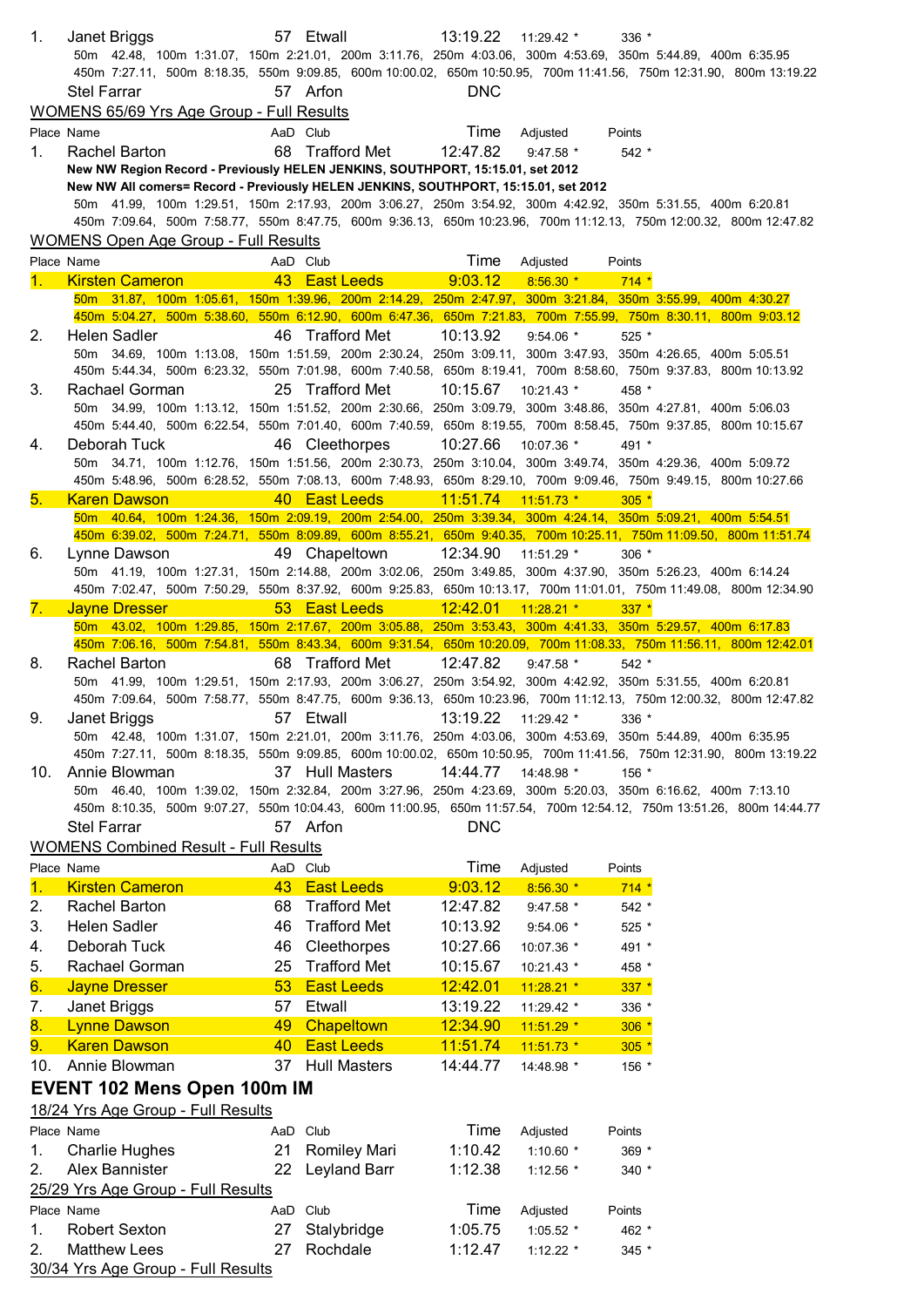| Place | Name | AaD | Club | Time | Adjusted | Points |
|---|---|---|---|---|---|---|
| 1. | Janet Briggs | 57 | Etwall | 13:19.22 | 11:29.42 * | 336 * |
| | 50m 42.48, 100m 1:31.07, 150m 2:21.01, 200m 3:11.76, 250m 4:03.06, 300m 4:53.69, 350m 5:44.89, 400m 6:35.95 450m 7:27.11, 500m 8:18.35, 550m 9:09.85, 600m 10:00.02, 650m 10:50.95, 700m 11:41.56, 750m 12:31.90, 800m 13:19.22 | | | | | |
| | Stel Farrar | 57 | Arfon | DNC | | |

WOMENS 65/69 Yrs Age Group - Full Results

| Place | Name | AaD | Club | Time | Adjusted | Points |
|---|---|---|---|---|---|---|
| 1. | Rachel Barton | 68 | Trafford Met | 12:47.82 | 9:47.58 * | 542 * |

**New NW Region Record - Previously HELEN JENKINS, SOUTHPORT, 15:15.01, set 2012**

**New NW All comers= Record - Previously HELEN JENKINS, SOUTHPORT, 15:15.01, set 2012**

50m 41.99, 100m 1:29.51, 150m 2:17.93, 200m 3:06.27, 250m 3:54.92, 300m 4:42.92, 350m 5:31.55, 400m 6:20.81
450m 7:09.64, 500m 7:58.77, 550m 8:47.75, 600m 9:36.13, 650m 10:23.96, 700m 11:12.13, 750m 12:00.32, 800m 12:47.82

WOMENS Open Age Group - Full Results

| Place | Name | AaD | Club | Time | Adjusted | Points |
|---|---|---|---|---|---|---|
| 1. | Kirsten Cameron | 43 | East Leeds | 9:03.12 | 8:56.30 * | 714 * |
| | 50m 31.87, 100m 1:05.61, 150m 1:39.96, 200m 2:14.29, 250m 2:47.97, 300m 3:21.84, 350m 3:55.99, 400m 4:30.27 450m 5:04.27, 500m 5:38.60, 550m 6:12.90, 600m 6:47.36, 650m 7:21.83, 700m 7:55.99, 750m 8:30.11, 800m 9:03.12 | | | | | |
| 2. | Helen Sadler | 46 | Trafford Met | 10:13.92 | 9:54.06 * | 525 * |
| | 50m 34.69, 100m 1:13.08, 150m 1:51.59, 200m 2:30.24, 250m 3:09.11, 300m 3:47.93, 350m 4:26.65, 400m 5:05.51 450m 5:44.34, 500m 6:23.32, 550m 7:01.98, 600m 7:40.58, 650m 8:19.41, 700m 8:58.60, 750m 9:37.83, 800m 10:13.92 | | | | | |
| 3. | Rachael Gorman | 25 | Trafford Met | 10:15.67 | 10:21.43 * | 458 * |
| | 50m 34.99, 100m 1:13.12, 150m 1:51.52, 200m 2:30.66, 250m 3:09.79, 300m 3:48.86, 350m 4:27.81, 400m 5:06.03 450m 5:44.40, 500m 6:22.54, 550m 7:01.40, 600m 7:40.59, 650m 8:19.55, 700m 8:58.45, 750m 9:37.85, 800m 10:15.67 | | | | | |
| 4. | Deborah Tuck | 46 | Cleethorpes | 10:27.66 | 10:07.36 * | 491 * |
| | 50m 34.71, 100m 1:12.76, 150m 1:51.56, 200m 2:30.73, 250m 3:10.04, 300m 3:49.74, 350m 4:29.36, 400m 5:09.72 450m 5:48.96, 500m 6:28.52, 550m 7:08.13, 600m 7:48.93, 650m 8:29.10, 700m 9:09.46, 750m 9:49.15, 800m 10:27.66 | | | | | |
| 5. | Karen Dawson | 40 | East Leeds | 11:51.74 | 11:51.73 * | 305 * |
| | 50m 40.64, 100m 1:24.36, 150m 2:09.19, 200m 2:54.00, 250m 3:39.34, 300m 4:24.14, 350m 5:09.21, 400m 5:54.51 450m 6:39.02, 500m 7:24.71, 550m 8:09.89, 600m 8:55.21, 650m 9:40.35, 700m 10:25.11, 750m 11:09.50, 800m 11:51.74 | | | | | |
| 6. | Lynne Dawson | 49 | Chapeltown | 12:34.90 | 11:51.29 * | 306 * |
| | 50m 41.19, 100m 1:27.31, 150m 2:14.88, 200m 3:02.06, 250m 3:49.85, 300m 4:37.90, 350m 5:26.23, 400m 6:14.24 450m 7:02.47, 500m 7:50.29, 550m 8:37.92, 600m 9:25.83, 650m 10:13.17, 700m 11:01.01, 750m 11:49.08, 800m 12:34.90 | | | | | |
| 7. | Jayne Dresser | 53 | East Leeds | 12:42.01 | 11:28.21 * | 337 * |
| | 50m 43.02, 100m 1:29.85, 150m 2:17.67, 200m 3:05.88, 250m 3:53.43, 300m 4:41.33, 350m 5:29.57, 400m 6:17.83 450m 7:06.16, 500m 7:54.81, 550m 8:43.34, 600m 9:31.54, 650m 10:20.09, 700m 11:08.33, 750m 11:56.11, 800m 12:42.01 | | | | | |
| 8. | Rachel Barton | 68 | Trafford Met | 12:47.82 | 9:47.58 * | 542 * |
| | 50m 41.99, 100m 1:29.51, 150m 2:17.93, 200m 3:06.27, 250m 3:54.92, 300m 4:42.92, 350m 5:31.55, 400m 6:20.81 450m 7:09.64, 500m 7:58.77, 550m 8:47.75, 600m 9:36.13, 650m 10:23.96, 700m 11:12.13, 750m 12:00.32, 800m 12:47.82 | | | | | |
| 9. | Janet Briggs | 57 | Etwall | 13:19.22 | 11:29.42 * | 336 * |
| | 50m 42.48, 100m 1:31.07, 150m 2:21.01, 200m 3:11.76, 250m 4:03.06, 300m 4:53.69, 350m 5:44.89, 400m 6:35.95 450m 7:27.11, 500m 8:18.35, 550m 9:09.85, 600m 10:00.02, 650m 10:50.95, 700m 11:41.56, 750m 12:31.90, 800m 13:19.22 | | | | | |
| 10. | Annie Blowman | 37 | Hull Masters | 14:44.77 | 14:48.98 * | 156 * |
| | 50m 46.40, 100m 1:39.02, 150m 2:32.84, 200m 3:27.96, 250m 4:23.69, 300m 5:20.03, 350m 6:16.62, 400m 7:13.10 450m 8:10.35, 500m 9:07.27, 550m 10:04.43, 600m 11:00.95, 650m 11:57.54, 700m 12:54.12, 750m 13:51.26, 800m 14:44.77 | | | | | |
| | Stel Farrar | 57 | Arfon | DNC | | |

WOMENS Combined Result - Full Results

| Place | Name | AaD | Club | Time | Adjusted | Points |
|---|---|---|---|---|---|---|
| 1. | Kirsten Cameron | 43 | East Leeds | 9:03.12 | 8:56.30 * | 714 * |
| 2. | Rachel Barton | 68 | Trafford Met | 12:47.82 | 9:47.58 * | 542 * |
| 3. | Helen Sadler | 46 | Trafford Met | 10:13.92 | 9:54.06 * | 525 * |
| 4. | Deborah Tuck | 46 | Cleethorpes | 10:27.66 | 10:07.36 * | 491 * |
| 5. | Rachael Gorman | 25 | Trafford Met | 10:15.67 | 10:21.43 * | 458 * |
| 6. | Jayne Dresser | 53 | East Leeds | 12:42.01 | 11:28.21 * | 337 * |
| 7. | Janet Briggs | 57 | Etwall | 13:19.22 | 11:29.42 * | 336 * |
| 8. | Lynne Dawson | 49 | Chapeltown | 12:34.90 | 11:51.29 * | 306 * |
| 9. | Karen Dawson | 40 | East Leeds | 11:51.74 | 11:51.73 * | 305 * |
| 10. | Annie Blowman | 37 | Hull Masters | 14:44.77 | 14:48.98 * | 156 * |

## EVENT 102 Mens Open 100m IM

18/24 Yrs Age Group - Full Results

| Place | Name | AaD | Club | Time | Adjusted | Points |
|---|---|---|---|---|---|---|
| 1. | Charlie Hughes | 21 | Romiley Mari | 1:10.42 | 1:10.60 * | 369 * |
| 2. | Alex Bannister | 22 | Leyland Barr | 1:12.38 | 1:12.56 * | 340 * |

25/29 Yrs Age Group - Full Results

| Place | Name | AaD | Club | Time | Adjusted | Points |
|---|---|---|---|---|---|---|
| 1. | Robert Sexton | 27 | Stalybridge | 1:05.75 | 1:05.52 * | 462 * |
| 2. | Matthew Lees | 27 | Rochdale | 1:12.47 | 1:12.22 * | 345 * |

30/34 Yrs Age Group - Full Results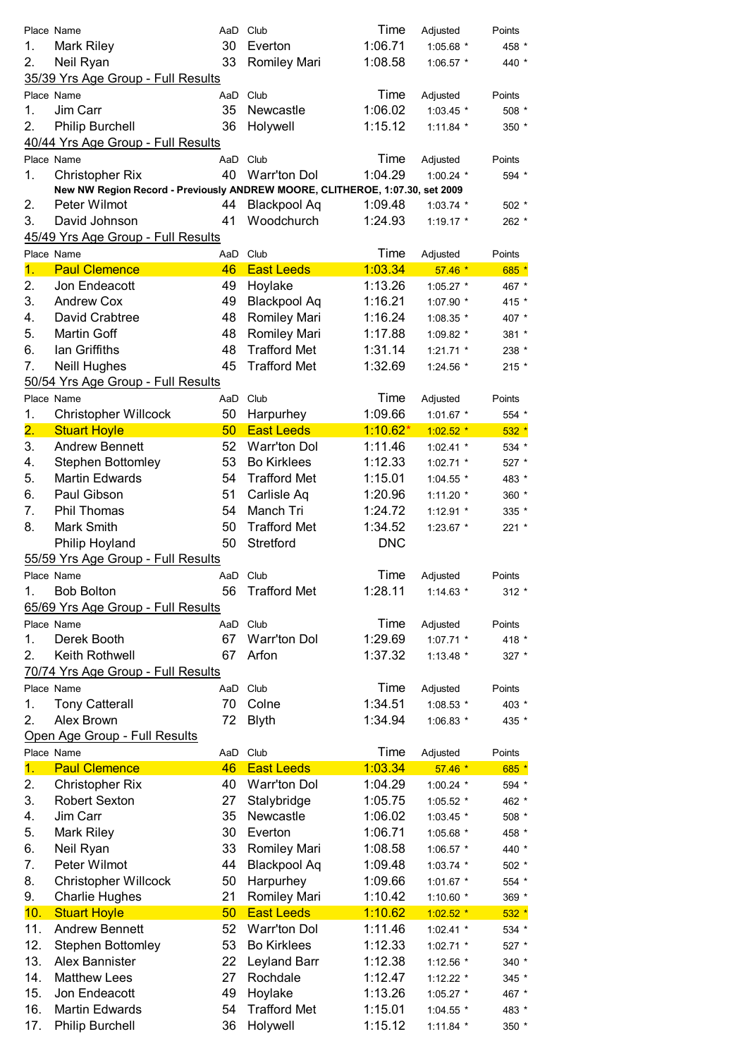| Place | Name | AaD | Club | Time | Adjusted | Points |
|---|---|---|---|---|---|---|
| 1. | Mark Riley | 30 | Everton | 1:06.71 | 1:05.68 * | 458 * |
| 2. | Neil Ryan | 33 | Romiley Mari | 1:08.58 | 1:06.57 * | 440 * |

35/39 Yrs Age Group - Full Results

| Place | Name | AaD | Club | Time | Adjusted | Points |
|---|---|---|---|---|---|---|
| 1. | Jim Carr | 35 | Newcastle | 1:06.02 | 1:03.45 * | 508 * |
| 2. | Philip Burchell | 36 | Holywell | 1:15.12 | 1:11.84 * | 350 * |

40/44 Yrs Age Group - Full Results

| Place | Name | AaD | Club | Time | Adjusted | Points |
|---|---|---|---|---|---|---|
| 1. | Christopher Rix | 40 | Warr'ton Dol | 1:04.29 | 1:00.24 * | 594 * |
| | **New NW Region Record - Previously ANDREW MOORE, CLITHEROE, 1:07.30, set 2009** | | | | | |
| 2. | Peter Wilmot | 44 | Blackpool Aq | 1:09.48 | 1:03.74 * | 502 * |
| 3. | David Johnson | 41 | Woodchurch | 1:24.93 | 1:19.17 * | 262 * |

45/49 Yrs Age Group - Full Results

| Place | Name | AaD | Club | Time | Adjusted | Points |
|---|---|---|---|---|---|---|
| 1. | Paul Clemence | 46 | East Leeds | 1:03.34 | 57.46 * | 685 * |
| 2. | Jon Endeacott | 49 | Hoylake | 1:13.26 | 1:05.27 * | 467 * |
| 3. | Andrew Cox | 49 | Blackpool Aq | 1:16.21 | 1:07.90 * | 415 * |
| 4. | David Crabtree | 48 | Romiley Mari | 1:16.24 | 1:08.35 * | 407 * |
| 5. | Martin Goff | 48 | Romiley Mari | 1:17.88 | 1:09.82 * | 381 * |
| 6. | Ian Griffiths | 48 | Trafford Met | 1:31.14 | 1:21.71 * | 238 * |
| 7. | Neill Hughes | 45 | Trafford Met | 1:32.69 | 1:24.56 * | 215 * |

50/54 Yrs Age Group - Full Results

| Place | Name | AaD | Club | Time | Adjusted | Points |
|---|---|---|---|---|---|---|
| 1. | Christopher Willcock | 50 | Harpurhey | 1:09.66 | 1:01.67 * | 554 * |
| 2. | Stuart Hoyle | 50 | East Leeds | 1:10.62* | 1:02.52 * | 532 * |
| 3. | Andrew Bennett | 52 | Warr'ton Dol | 1:11.46 | 1:02.41 * | 534 * |
| 4. | Stephen Bottomley | 53 | Bo Kirklees | 1:12.33 | 1:02.71 * | 527 * |
| 5. | Martin Edwards | 54 | Trafford Met | 1:15.01 | 1:04.55 * | 483 * |
| 6. | Paul Gibson | 51 | Carlisle Aq | 1:20.96 | 1:11.20 * | 360 * |
| 7. | Phil Thomas | 54 | Manch Tri | 1:24.72 | 1:12.91 * | 335 * |
| 8. | Mark Smith | 50 | Trafford Met | 1:34.52 | 1:23.67 * | 221 * |
| | Philip Hoyland | 50 | Stretford | DNC | | |

55/59 Yrs Age Group - Full Results

| Place | Name | AaD | Club | Time | Adjusted | Points |
|---|---|---|---|---|---|---|
| 1. | Bob Bolton | 56 | Trafford Met | 1:28.11 | 1:14.63 * | 312 * |

65/69 Yrs Age Group - Full Results

| Place | Name | AaD | Club | Time | Adjusted | Points |
|---|---|---|---|---|---|---|
| 1. | Derek Booth | 67 | Warr'ton Dol | 1:29.69 | 1:07.71 * | 418 * |
| 2. | Keith Rothwell | 67 | Arfon | 1:37.32 | 1:13.48 * | 327 * |

70/74 Yrs Age Group - Full Results

| Place | Name | AaD | Club | Time | Adjusted | Points |
|---|---|---|---|---|---|---|
| 1. | Tony Catterall | 70 | Colne | 1:34.51 | 1:08.53 * | 403 * |
| 2. | Alex Brown | 72 | Blyth | 1:34.94 | 1:06.83 * | 435 * |

Open Age Group - Full Results

| Place | Name | AaD | Club | Time | Adjusted | Points |
|---|---|---|---|---|---|---|
| 1. | Paul Clemence | 46 | East Leeds | 1:03.34 | 57.46 * | 685 * |
| 2. | Christopher Rix | 40 | Warr'ton Dol | 1:04.29 | 1:00.24 * | 594 * |
| 3. | Robert Sexton | 27 | Stalybridge | 1:05.75 | 1:05.52 * | 462 * |
| 4. | Jim Carr | 35 | Newcastle | 1:06.02 | 1:03.45 * | 508 * |
| 5. | Mark Riley | 30 | Everton | 1:06.71 | 1:05.68 * | 458 * |
| 6. | Neil Ryan | 33 | Romiley Mari | 1:08.58 | 1:06.57 * | 440 * |
| 7. | Peter Wilmot | 44 | Blackpool Aq | 1:09.48 | 1:03.74 * | 502 * |
| 8. | Christopher Willcock | 50 | Harpurhey | 1:09.66 | 1:01.67 * | 554 * |
| 9. | Charlie Hughes | 21 | Romiley Mari | 1:10.42 | 1:10.60 * | 369 * |
| 10. | Stuart Hoyle | 50 | East Leeds | 1:10.62 | 1:02.52 * | 532 * |
| 11. | Andrew Bennett | 52 | Warr'ton Dol | 1:11.46 | 1:02.41 * | 534 * |
| 12. | Stephen Bottomley | 53 | Bo Kirklees | 1:12.33 | 1:02.71 * | 527 * |
| 13. | Alex Bannister | 22 | Leyland Barr | 1:12.38 | 1:12.56 * | 340 * |
| 14. | Matthew Lees | 27 | Rochdale | 1:12.47 | 1:12.22 * | 345 * |
| 15. | Jon Endeacott | 49 | Hoylake | 1:13.26 | 1:05.27 * | 467 * |
| 16. | Martin Edwards | 54 | Trafford Met | 1:15.01 | 1:04.55 * | 483 * |
| 17. | Philip Burchell | 36 | Holywell | 1:15.12 | 1:11.84 * | 350 * |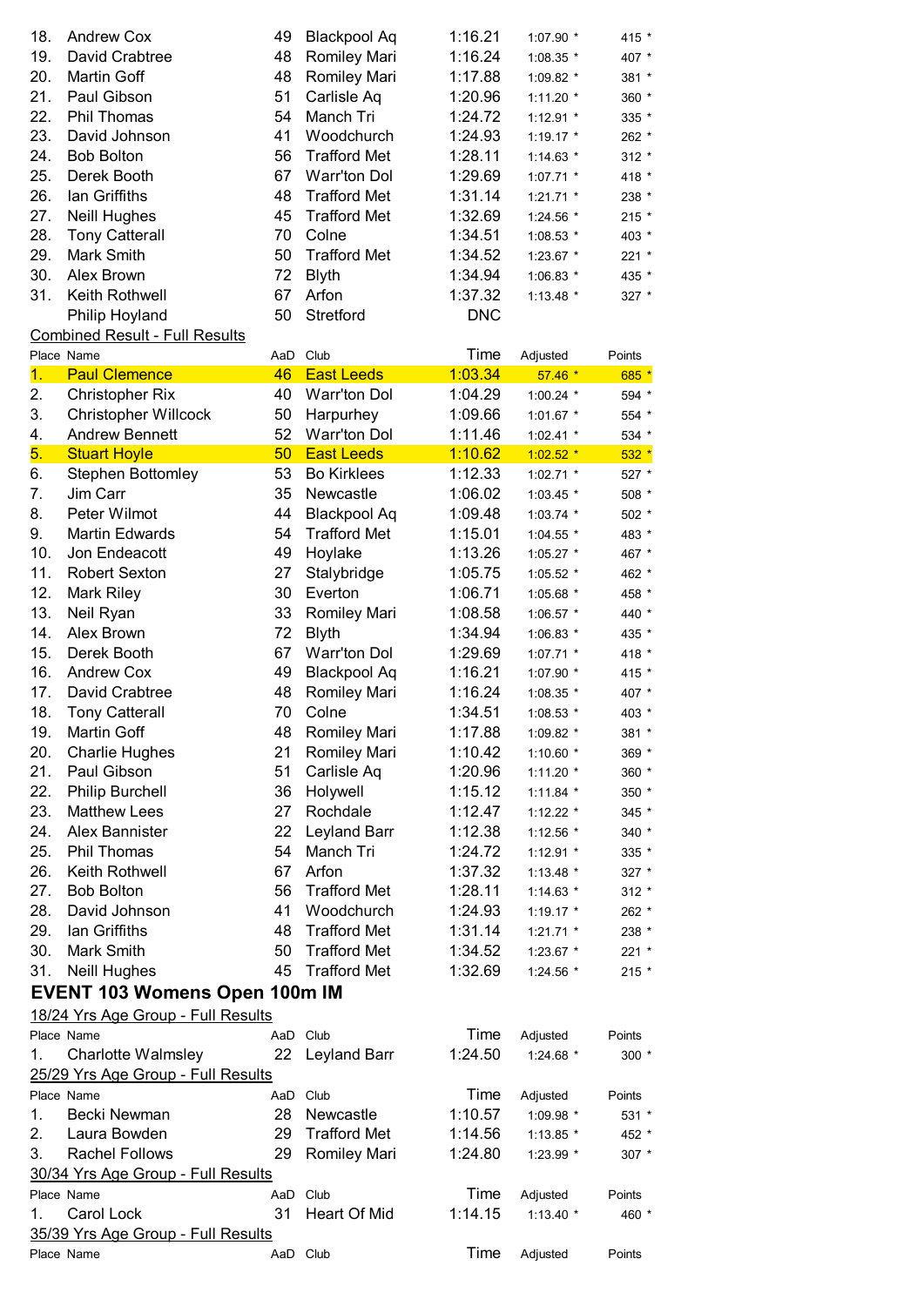| Place | Name | AaD | Club | Time | Adjusted | Points |
|---|---|---|---|---|---|---|
| 18. | Andrew Cox | 49 | Blackpool Aq | 1:16.21 | 1:07.90 * | 415 * |
| 19. | David Crabtree | 48 | Romiley Mari | 1:16.24 | 1:08.35 * | 407 * |
| 20. | Martin Goff | 48 | Romiley Mari | 1:17.88 | 1:09.82 * | 381 * |
| 21. | Paul Gibson | 51 | Carlisle Aq | 1:20.96 | 1:11.20 * | 360 * |
| 22. | Phil Thomas | 54 | Manch Tri | 1:24.72 | 1:12.91 * | 335 * |
| 23. | David Johnson | 41 | Woodchurch | 1:24.93 | 1:19.17 * | 262 * |
| 24. | Bob Bolton | 56 | Trafford Met | 1:28.11 | 1:14.63 * | 312 * |
| 25. | Derek Booth | 67 | Warr'ton Dol | 1:29.69 | 1:07.71 * | 418 * |
| 26. | Ian Griffiths | 48 | Trafford Met | 1:31.14 | 1:21.71 * | 238 * |
| 27. | Neill Hughes | 45 | Trafford Met | 1:32.69 | 1:24.56 * | 215 * |
| 28. | Tony Catterall | 70 | Colne | 1:34.51 | 1:08.53 * | 403 * |
| 29. | Mark Smith | 50 | Trafford Met | 1:34.52 | 1:23.67 * | 221 * |
| 30. | Alex Brown | 72 | Blyth | 1:34.94 | 1:06.83 * | 435 * |
| 31. | Keith Rothwell | 67 | Arfon | 1:37.32 | 1:13.48 * | 327 * |
| | Philip Hoyland | 50 | Stretford | DNC | | |

Combined Result - Full Results

| Place | Name | AaD | Club | Time | Adjusted | Points |
|---|---|---|---|---|---|---|
| 1. | Paul Clemence | 46 | East Leeds | 1:03.34 | 57.46 * | 685 * |
| 2. | Christopher Rix | 40 | Warr'ton Dol | 1:04.29 | 1:00.24 * | 594 * |
| 3. | Christopher Willcock | 50 | Harpurhey | 1:09.66 | 1:01.67 * | 554 * |
| 4. | Andrew Bennett | 52 | Warr'ton Dol | 1:11.46 | 1:02.41 * | 534 * |
| 5. | Stuart Hoyle | 50 | East Leeds | 1:10.62 | 1:02.52 * | 532 * |
| 6. | Stephen Bottomley | 53 | Bo Kirklees | 1:12.33 | 1:02.71 * | 527 * |
| 7. | Jim Carr | 35 | Newcastle | 1:06.02 | 1:03.45 * | 508 * |
| 8. | Peter Wilmot | 44 | Blackpool Aq | 1:09.48 | 1:03.74 * | 502 * |
| 9. | Martin Edwards | 54 | Trafford Met | 1:15.01 | 1:04.55 * | 483 * |
| 10. | Jon Endeacott | 49 | Hoylake | 1:13.26 | 1:05.27 * | 467 * |
| 11. | Robert Sexton | 27 | Stalybridge | 1:05.75 | 1:05.52 * | 462 * |
| 12. | Mark Riley | 30 | Everton | 1:06.71 | 1:05.68 * | 458 * |
| 13. | Neil Ryan | 33 | Romiley Mari | 1:08.58 | 1:06.57 * | 440 * |
| 14. | Alex Brown | 72 | Blyth | 1:34.94 | 1:06.83 * | 435 * |
| 15. | Derek Booth | 67 | Warr'ton Dol | 1:29.69 | 1:07.71 * | 418 * |
| 16. | Andrew Cox | 49 | Blackpool Aq | 1:16.21 | 1:07.90 * | 415 * |
| 17. | David Crabtree | 48 | Romiley Mari | 1:16.24 | 1:08.35 * | 407 * |
| 18. | Tony Catterall | 70 | Colne | 1:34.51 | 1:08.53 * | 403 * |
| 19. | Martin Goff | 48 | Romiley Mari | 1:17.88 | 1:09.82 * | 381 * |
| 20. | Charlie Hughes | 21 | Romiley Mari | 1:10.42 | 1:10.60 * | 369 * |
| 21. | Paul Gibson | 51 | Carlisle Aq | 1:20.96 | 1:11.20 * | 360 * |
| 22. | Philip Burchell | 36 | Holywell | 1:15.12 | 1:11.84 * | 350 * |
| 23. | Matthew Lees | 27 | Rochdale | 1:12.47 | 1:12.22 * | 345 * |
| 24. | Alex Bannister | 22 | Leyland Barr | 1:12.38 | 1:12.56 * | 340 * |
| 25. | Phil Thomas | 54 | Manch Tri | 1:24.72 | 1:12.91 * | 335 * |
| 26. | Keith Rothwell | 67 | Arfon | 1:37.32 | 1:13.48 * | 327 * |
| 27. | Bob Bolton | 56 | Trafford Met | 1:28.11 | 1:14.63 * | 312 * |
| 28. | David Johnson | 41 | Woodchurch | 1:24.93 | 1:19.17 * | 262 * |
| 29. | Ian Griffiths | 48 | Trafford Met | 1:31.14 | 1:21.71 * | 238 * |
| 30. | Mark Smith | 50 | Trafford Met | 1:34.52 | 1:23.67 * | 221 * |
| 31. | Neill Hughes | 45 | Trafford Met | 1:32.69 | 1:24.56 * | 215 * |

## EVENT 103 Womens Open 100m IM

18/24 Yrs Age Group - Full Results

| Place | Name | AaD | Club | Time | Adjusted | Points |
|---|---|---|---|---|---|---|
| 1. | Charlotte Walmsley | 22 | Leyland Barr | 1:24.50 | 1:24.68 * | 300 * |

25/29 Yrs Age Group - Full Results

| Place | Name | AaD | Club | Time | Adjusted | Points |
|---|---|---|---|---|---|---|
| 1. | Becki Newman | 28 | Newcastle | 1:10.57 | 1:09.98 * | 531 * |
| 2. | Laura Bowden | 29 | Trafford Met | 1:14.56 | 1:13.85 * | 452 * |
| 3. | Rachel Follows | 29 | Romiley Mari | 1:24.80 | 1:23.99 * | 307 * |

30/34 Yrs Age Group - Full Results

| Place | Name | AaD | Club | Time | Adjusted | Points |
|---|---|---|---|---|---|---|
| 1. | Carol Lock | 31 | Heart Of Mid | 1:14.15 | 1:13.40 * | 460 * |

35/39 Yrs Age Group - Full Results

| Place | Name | AaD | Club | Time | Adjusted | Points |
|---|---|---|---|---|---|---|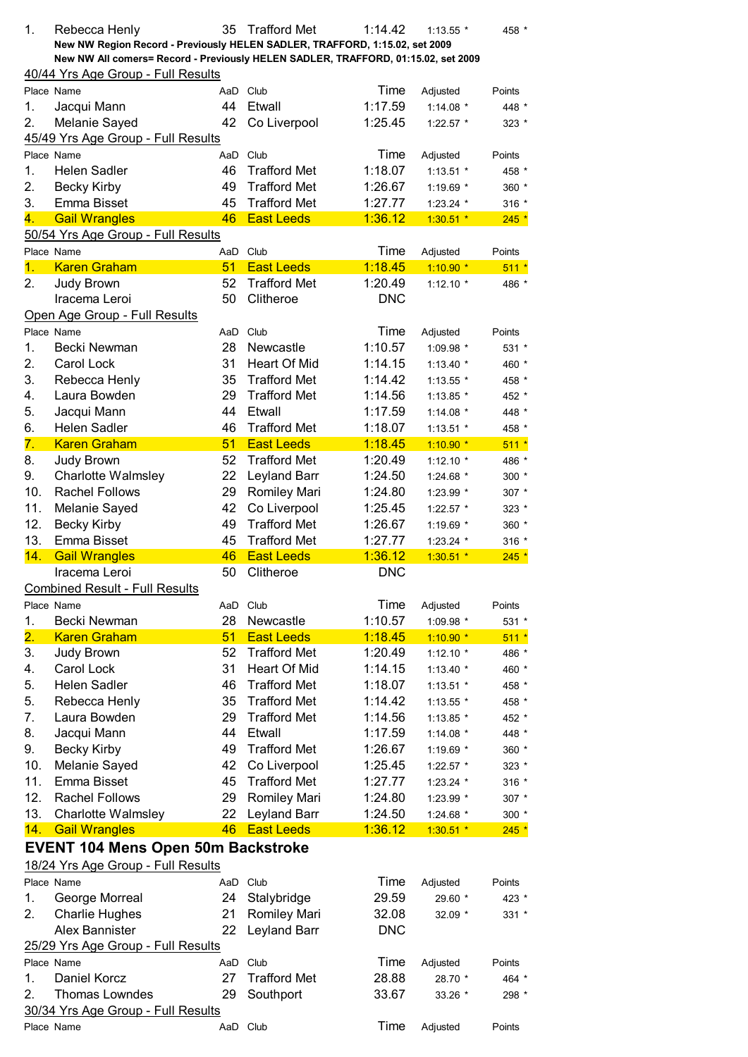| | | | | | | |
|---|---|---|---|---|---|---|
| 1. | Rebecca Henly | 35 | Trafford Met | 1:14.42 | 1:13.55 * | 458 * |

**New NW Region Record - Previously HELEN SADLER, TRAFFORD, 1:15.02, set 2009**

**New NW All comers= Record - Previously HELEN SADLER, TRAFFORD, 01:15.02, set 2009**

40/44 Yrs Age Group - Full Results

| Place | Name | AaD | Club | Time | Adjusted | Points |
|---|---|---|---|---|---|---|
| 1. | Jacqui Mann | 44 | Etwall | 1:17.59 | 1:14.08 * | 448 * |
| 2. | Melanie Sayed | 42 | Co Liverpool | 1:25.45 | 1:22.57 * | 323 * |

45/49 Yrs Age Group - Full Results

| Place | Name | AaD | Club | Time | Adjusted | Points |
|---|---|---|---|---|---|---|
| 1. | Helen Sadler | 46 | Trafford Met | 1:18.07 | 1:13.51 * | 458 * |
| 2. | Becky Kirby | 49 | Trafford Met | 1:26.67 | 1:19.69 * | 360 * |
| 3. | Emma Bisset | 45 | Trafford Met | 1:27.77 | 1:23.24 * | 316 * |
| 4. | Gail Wrangles | 46 | East Leeds | 1:36.12 | 1:30.51 * | 245 * |

50/54 Yrs Age Group - Full Results

| Place | Name | AaD | Club | Time | Adjusted | Points |
|---|---|---|---|---|---|---|
| 1. | Karen Graham | 51 | East Leeds | 1:18.45 | 1:10.90 * | 511 * |
| 2. | Judy Brown | 52 | Trafford Met | 1:20.49 | 1:12.10 * | 486 * |
| | Iracema Leroi | 50 | Clitheroe | DNC | | |

Open Age Group - Full Results

| Place | Name | AaD | Club | Time | Adjusted | Points |
|---|---|---|---|---|---|---|
| 1. | Becki Newman | 28 | Newcastle | 1:10.57 | 1:09.98 * | 531 * |
| 2. | Carol Lock | 31 | Heart Of Mid | 1:14.15 | 1:13.40 * | 460 * |
| 3. | Rebecca Henly | 35 | Trafford Met | 1:14.42 | 1:13.55 * | 458 * |
| 4. | Laura Bowden | 29 | Trafford Met | 1:14.56 | 1:13.85 * | 452 * |
| 5. | Jacqui Mann | 44 | Etwall | 1:17.59 | 1:14.08 * | 448 * |
| 6. | Helen Sadler | 46 | Trafford Met | 1:18.07 | 1:13.51 * | 458 * |
| 7. | Karen Graham | 51 | East Leeds | 1:18.45 | 1:10.90 * | 511 * |
| 8. | Judy Brown | 52 | Trafford Met | 1:20.49 | 1:12.10 * | 486 * |
| 9. | Charlotte Walmsley | 22 | Leyland Barr | 1:24.50 | 1:24.68 * | 300 * |
| 10. | Rachel Follows | 29 | Romiley Mari | 1:24.80 | 1:23.99 * | 307 * |
| 11. | Melanie Sayed | 42 | Co Liverpool | 1:25.45 | 1:22.57 * | 323 * |
| 12. | Becky Kirby | 49 | Trafford Met | 1:26.67 | 1:19.69 * | 360 * |
| 13. | Emma Bisset | 45 | Trafford Met | 1:27.77 | 1:23.24 * | 316 * |
| 14. | Gail Wrangles | 46 | East Leeds | 1:36.12 | 1:30.51 * | 245 * |
| | Iracema Leroi | 50 | Clitheroe | DNC | | |

Combined Result - Full Results

| Place | Name | AaD | Club | Time | Adjusted | Points |
|---|---|---|---|---|---|---|
| 1. | Becki Newman | 28 | Newcastle | 1:10.57 | 1:09.98 * | 531 * |
| 2. | Karen Graham | 51 | East Leeds | 1:18.45 | 1:10.90 * | 511 * |
| 3. | Judy Brown | 52 | Trafford Met | 1:20.49 | 1:12.10 * | 486 * |
| 4. | Carol Lock | 31 | Heart Of Mid | 1:14.15 | 1:13.40 * | 460 * |
| 5. | Helen Sadler | 46 | Trafford Met | 1:18.07 | 1:13.51 * | 458 * |
| 5. | Rebecca Henly | 35 | Trafford Met | 1:14.42 | 1:13.55 * | 458 * |
| 7. | Laura Bowden | 29 | Trafford Met | 1:14.56 | 1:13.85 * | 452 * |
| 8. | Jacqui Mann | 44 | Etwall | 1:17.59 | 1:14.08 * | 448 * |
| 9. | Becky Kirby | 49 | Trafford Met | 1:26.67 | 1:19.69 * | 360 * |
| 10. | Melanie Sayed | 42 | Co Liverpool | 1:25.45 | 1:22.57 * | 323 * |
| 11. | Emma Bisset | 45 | Trafford Met | 1:27.77 | 1:23.24 * | 316 * |
| 12. | Rachel Follows | 29 | Romiley Mari | 1:24.80 | 1:23.99 * | 307 * |
| 13. | Charlotte Walmsley | 22 | Leyland Barr | 1:24.50 | 1:24.68 * | 300 * |
| 14. | Gail Wrangles | 46 | East Leeds | 1:36.12 | 1:30.51 * | 245 * |

## EVENT 104 Mens Open 50m Backstroke

18/24 Yrs Age Group - Full Results

| Place | Name | AaD | Club | Time | Adjusted | Points |
|---|---|---|---|---|---|---|
| 1. | George Morreal | 24 | Stalybridge | 29.59 | 29.60 * | 423 * |
| 2. | Charlie Hughes | 21 | Romiley Mari | 32.08 | 32.09 * | 331 * |
| | Alex Bannister | 22 | Leyland Barr | DNC | | |

25/29 Yrs Age Group - Full Results

| Place | Name | AaD | Club | Time | Adjusted | Points |
|---|---|---|---|---|---|---|
| 1. | Daniel Korcz | 27 | Trafford Met | 28.88 | 28.70 * | 464 * |
| 2. | Thomas Lowndes | 29 | Southport | 33.67 | 33.26 * | 298 * |

30/34 Yrs Age Group - Full Results

| Place | Name | AaD | Club | Time | Adjusted | Points |
|---|---|---|---|---|---|---|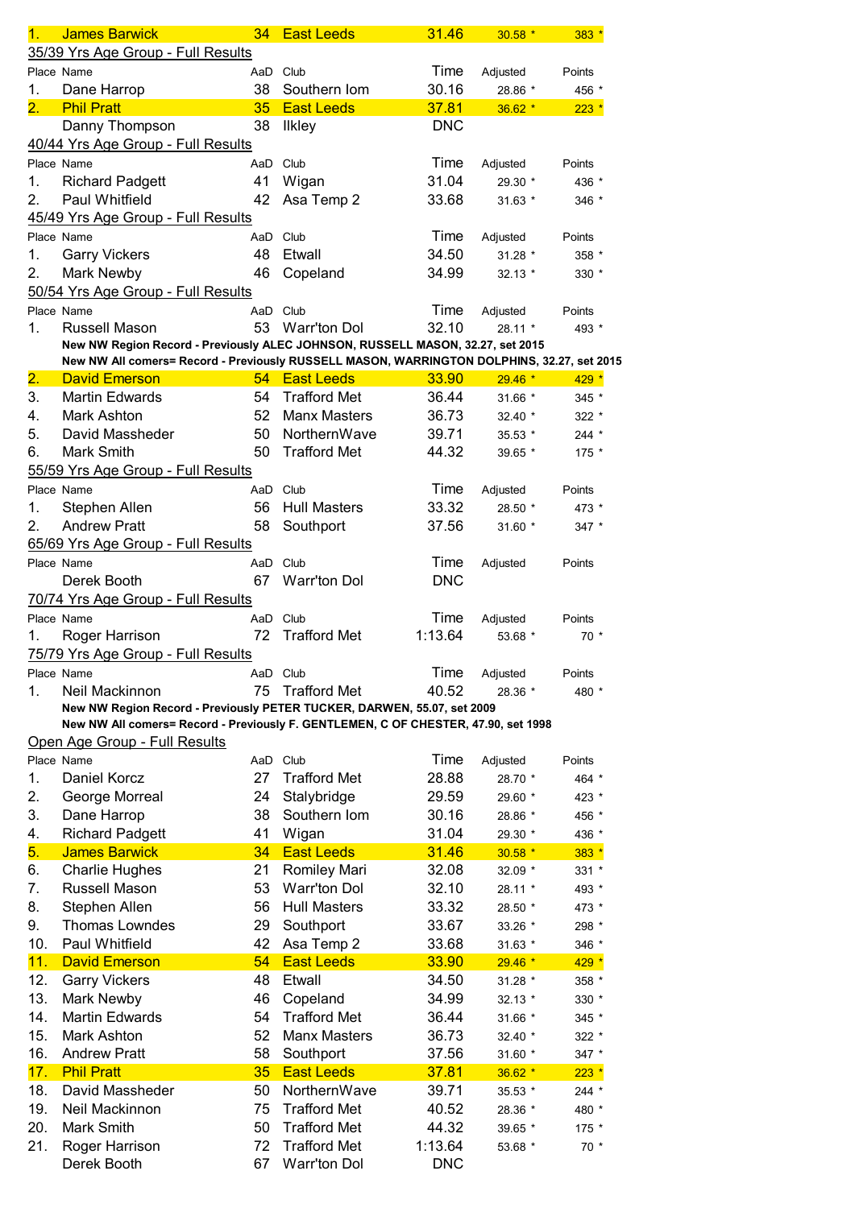| 1. | James Barwick | 34 | East Leeds | 31.46 | 30.58 * | 383 * |
|---|---|---|---|---|---|---|

## 35/39 Yrs Age Group - Full Results

| Place | Name | AaD | Club | Time | Adjusted | Points |
|---|---|---|---|---|---|---|
| 1. | Dane Harrop | 38 | Southern Iom | 30.16 | 28.86 * | 456 * |
| 2. | Phil Pratt | 35 | East Leeds | 37.81 | 36.62 * | 223 * |
| | Danny Thompson | 38 | Ilkley | DNC | | |

## 40/44 Yrs Age Group - Full Results

| Place | Name | AaD | Club | Time | Adjusted | Points |
|---|---|---|---|---|---|---|
| 1. | Richard Padgett | 41 | Wigan | 31.04 | 29.30 * | 436 * |
| 2. | Paul Whitfield | 42 | Asa Temp 2 | 33.68 | 31.63 * | 346 * |

## 45/49 Yrs Age Group - Full Results

| Place | Name | AaD | Club | Time | Adjusted | Points |
|---|---|---|---|---|---|---|
| 1. | Garry Vickers | 48 | Etwall | 34.50 | 31.28 * | 358 * |
| 2. | Mark Newby | 46 | Copeland | 34.99 | 32.13 * | 330 * |

## 50/54 Yrs Age Group - Full Results

| Place | Name | AaD | Club | Time | Adjusted | Points |
|---|---|---|---|---|---|---|
| 1. | Russell Mason | 53 | Warr'ton Dol | 32.10 | 28.11 * | 493 * |

**New NW Region Record - Previously ALEC JOHNSON, RUSSELL MASON, 32.27, set 2015**
**New NW All comers= Record - Previously RUSSELL MASON, WARRINGTON DOLPHINS, 32.27, set 2015**

| Place | Name | AaD | Club | Time | Adjusted | Points |
|---|---|---|---|---|---|---|
| 2. | David Emerson | 54 | East Leeds | 33.90 | 29.46 * | 429 * |
| 3. | Martin Edwards | 54 | Trafford Met | 36.44 | 31.66 * | 345 * |
| 4. | Mark Ashton | 52 | Manx Masters | 36.73 | 32.40 * | 322 * |
| 5. | David Massheder | 50 | NorthernWave | 39.71 | 35.53 * | 244 * |
| 6. | Mark Smith | 50 | Trafford Met | 44.32 | 39.65 * | 175 * |

## 55/59 Yrs Age Group - Full Results

| Place | Name | AaD | Club | Time | Adjusted | Points |
|---|---|---|---|---|---|---|
| 1. | Stephen Allen | 56 | Hull Masters | 33.32 | 28.50 * | 473 * |
| 2. | Andrew Pratt | 58 | Southport | 37.56 | 31.60 * | 347 * |

## 65/69 Yrs Age Group - Full Results

| Place | Name | AaD | Club | Time | Adjusted | Points |
|---|---|---|---|---|---|---|
| | Derek Booth | 67 | Warr'ton Dol | DNC | | |

## 70/74 Yrs Age Group - Full Results

| Place | Name | AaD | Club | Time | Adjusted | Points |
|---|---|---|---|---|---|---|
| 1. | Roger Harrison | 72 | Trafford Met | 1:13.64 | 53.68 * | 70 * |

## 75/79 Yrs Age Group - Full Results

| Place | Name | AaD | Club | Time | Adjusted | Points |
|---|---|---|---|---|---|---|
| 1. | Neil Mackinnon | 75 | Trafford Met | 40.52 | 28.36 * | 480 * |

**New NW Region Record - Previously PETER TUCKER, DARWEN, 55.07, set 2009**
**New NW All comers= Record - Previously F. GENTLEMEN, C OF CHESTER, 47.90, set 1998**

## Open Age Group - Full Results

| Place | Name | AaD | Club | Time | Adjusted | Points |
|---|---|---|---|---|---|---|
| 1. | Daniel Korcz | 27 | Trafford Met | 28.88 | 28.70 * | 464 * |
| 2. | George Morreal | 24 | Stalybridge | 29.59 | 29.60 * | 423 * |
| 3. | Dane Harrop | 38 | Southern Iom | 30.16 | 28.86 * | 456 * |
| 4. | Richard Padgett | 41 | Wigan | 31.04 | 29.30 * | 436 * |
| 5. | James Barwick | 34 | East Leeds | 31.46 | 30.58 * | 383 * |
| 6. | Charlie Hughes | 21 | Romiley Mari | 32.08 | 32.09 * | 331 * |
| 7. | Russell Mason | 53 | Warr'ton Dol | 32.10 | 28.11 * | 493 * |
| 8. | Stephen Allen | 56 | Hull Masters | 33.32 | 28.50 * | 473 * |
| 9. | Thomas Lowndes | 29 | Southport | 33.67 | 33.26 * | 298 * |
| 10. | Paul Whitfield | 42 | Asa Temp 2 | 33.68 | 31.63 * | 346 * |
| 11. | David Emerson | 54 | East Leeds | 33.90 | 29.46 * | 429 * |
| 12. | Garry Vickers | 48 | Etwall | 34.50 | 31.28 * | 358 * |
| 13. | Mark Newby | 46 | Copeland | 34.99 | 32.13 * | 330 * |
| 14. | Martin Edwards | 54 | Trafford Met | 36.44 | 31.66 * | 345 * |
| 15. | Mark Ashton | 52 | Manx Masters | 36.73 | 32.40 * | 322 * |
| 16. | Andrew Pratt | 58 | Southport | 37.56 | 31.60 * | 347 * |
| 17. | Phil Pratt | 35 | East Leeds | 37.81 | 36.62 * | 223 * |
| 18. | David Massheder | 50 | NorthernWave | 39.71 | 35.53 * | 244 * |
| 19. | Neil Mackinnon | 75 | Trafford Met | 40.52 | 28.36 * | 480 * |
| 20. | Mark Smith | 50 | Trafford Met | 44.32 | 39.65 * | 175 * |
| 21. | Roger Harrison | 72 | Trafford Met | 1:13.64 | 53.68 * | 70 * |
| | Derek Booth | 67 | Warr'ton Dol | DNC | | |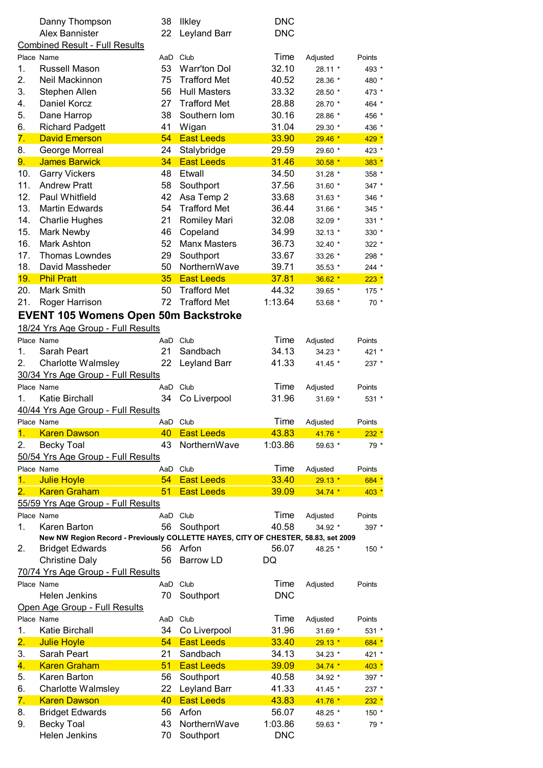| Place | Name | AaD | Club | Time | Adjusted | Points |
|---|---|---|---|---|---|---|
| | Danny Thompson | 38 | Ilkley | DNC | | |
| | Alex Bannister | 22 | Leyland Barr | DNC | | |

Combined Result - Full Results

| Place | Name | AaD | Club | Time | Adjusted | Points |
|---|---|---|---|---|---|---|
| 1. | Russell Mason | 53 | Warr'ton Dol | 32.10 | 28.11 * | 493 * |
| 2. | Neil Mackinnon | 75 | Trafford Met | 40.52 | 28.36 * | 480 * |
| 3. | Stephen Allen | 56 | Hull Masters | 33.32 | 28.50 * | 473 * |
| 4. | Daniel Korcz | 27 | Trafford Met | 28.88 | 28.70 * | 464 * |
| 5. | Dane Harrop | 38 | Southern Iom | 30.16 | 28.86 * | 456 * |
| 6. | Richard Padgett | 41 | Wigan | 31.04 | 29.30 * | 436 * |
| 7. | David Emerson | 54 | East Leeds | 33.90 | 29.46 * | 429 * |
| 8. | George Morreal | 24 | Stalybridge | 29.59 | 29.60 * | 423 * |
| 9. | James Barwick | 34 | East Leeds | 31.46 | 30.58 * | 383 * |
| 10. | Garry Vickers | 48 | Etwall | 34.50 | 31.28 * | 358 * |
| 11. | Andrew Pratt | 58 | Southport | 37.56 | 31.60 * | 347 * |
| 12. | Paul Whitfield | 42 | Asa Temp 2 | 33.68 | 31.63 * | 346 * |
| 13. | Martin Edwards | 54 | Trafford Met | 36.44 | 31.66 * | 345 * |
| 14. | Charlie Hughes | 21 | Romiley Mari | 32.08 | 32.09 * | 331 * |
| 15. | Mark Newby | 46 | Copeland | 34.99 | 32.13 * | 330 * |
| 16. | Mark Ashton | 52 | Manx Masters | 36.73 | 32.40 * | 322 * |
| 17. | Thomas Lowndes | 29 | Southport | 33.67 | 33.26 * | 298 * |
| 18. | David Massheder | 50 | NorthernWave | 39.71 | 35.53 * | 244 * |
| 19. | Phil Pratt | 35 | East Leeds | 37.81 | 36.62 * | 223 * |
| 20. | Mark Smith | 50 | Trafford Met | 44.32 | 39.65 * | 175 * |
| 21. | Roger Harrison | 72 | Trafford Met | 1:13.64 | 53.68 * | 70 * |

## EVENT 105 Womens Open 50m Backstroke

18/24 Yrs Age Group - Full Results

| Place | Name | AaD | Club | Time | Adjusted | Points |
|---|---|---|---|---|---|---|
| 1. | Sarah Peart | 21 | Sandbach | 34.13 | 34.23 * | 421 * |
| 2. | Charlotte Walmsley | 22 | Leyland Barr | 41.33 | 41.45 * | 237 * |

30/34 Yrs Age Group - Full Results

| Place | Name | AaD | Club | Time | Adjusted | Points |
|---|---|---|---|---|---|---|
| 1. | Katie Birchall | 34 | Co Liverpool | 31.96 | 31.69 * | 531 * |

40/44 Yrs Age Group - Full Results

| Place | Name | AaD | Club | Time | Adjusted | Points |
|---|---|---|---|---|---|---|
| 1. | Karen Dawson | 40 | East Leeds | 43.83 | 41.76 * | 232 * |
| 2. | Becky Toal | 43 | NorthernWave | 1:03.86 | 59.63 * | 79 * |

50/54 Yrs Age Group - Full Results

| Place | Name | AaD | Club | Time | Adjusted | Points |
|---|---|---|---|---|---|---|
| 1. | Julie Hoyle | 54 | East Leeds | 33.40 | 29.13 * | 684 * |
| 2. | Karen Graham | 51 | East Leeds | 39.09 | 34.74 * | 403 * |

55/59 Yrs Age Group - Full Results

| Place | Name | AaD | Club | Time | Adjusted | Points |
|---|---|---|---|---|---|---|
| 1. | Karen Barton | 56 | Southport | 40.58 | 34.92 * | 397 * |
| | **New NW Region Record - Previously COLLETTE HAYES, CITY OF CHESTER, 58.83, set 2009** | | | | | |
| 2. | Bridget Edwards | 56 | Arfon | 56.07 | 48.25 * | 150 * |
| | Christine Daly | 56 | Barrow LD | DQ | | |

70/74 Yrs Age Group - Full Results

| Place | Name | AaD | Club | Time | Adjusted | Points |
|---|---|---|---|---|---|---|
| | Helen Jenkins | 70 | Southport | DNC | | |

Open Age Group - Full Results

| Place | Name | AaD | Club | Time | Adjusted | Points |
|---|---|---|---|---|---|---|
| 1. | Katie Birchall | 34 | Co Liverpool | 31.96 | 31.69 * | 531 * |
| 2. | Julie Hoyle | 54 | East Leeds | 33.40 | 29.13 * | 684 * |
| 3. | Sarah Peart | 21 | Sandbach | 34.13 | 34.23 * | 421 * |
| 4. | Karen Graham | 51 | East Leeds | 39.09 | 34.74 * | 403 * |
| 5. | Karen Barton | 56 | Southport | 40.58 | 34.92 * | 397 * |
| 6. | Charlotte Walmsley | 22 | Leyland Barr | 41.33 | 41.45 * | 237 * |
| 7. | Karen Dawson | 40 | East Leeds | 43.83 | 41.76 * | 232 * |
| 8. | Bridget Edwards | 56 | Arfon | 56.07 | 48.25 * | 150 * |
| 9. | Becky Toal | 43 | NorthernWave | 1:03.86 | 59.63 * | 79 * |
| | Helen Jenkins | 70 | Southport | DNC | | |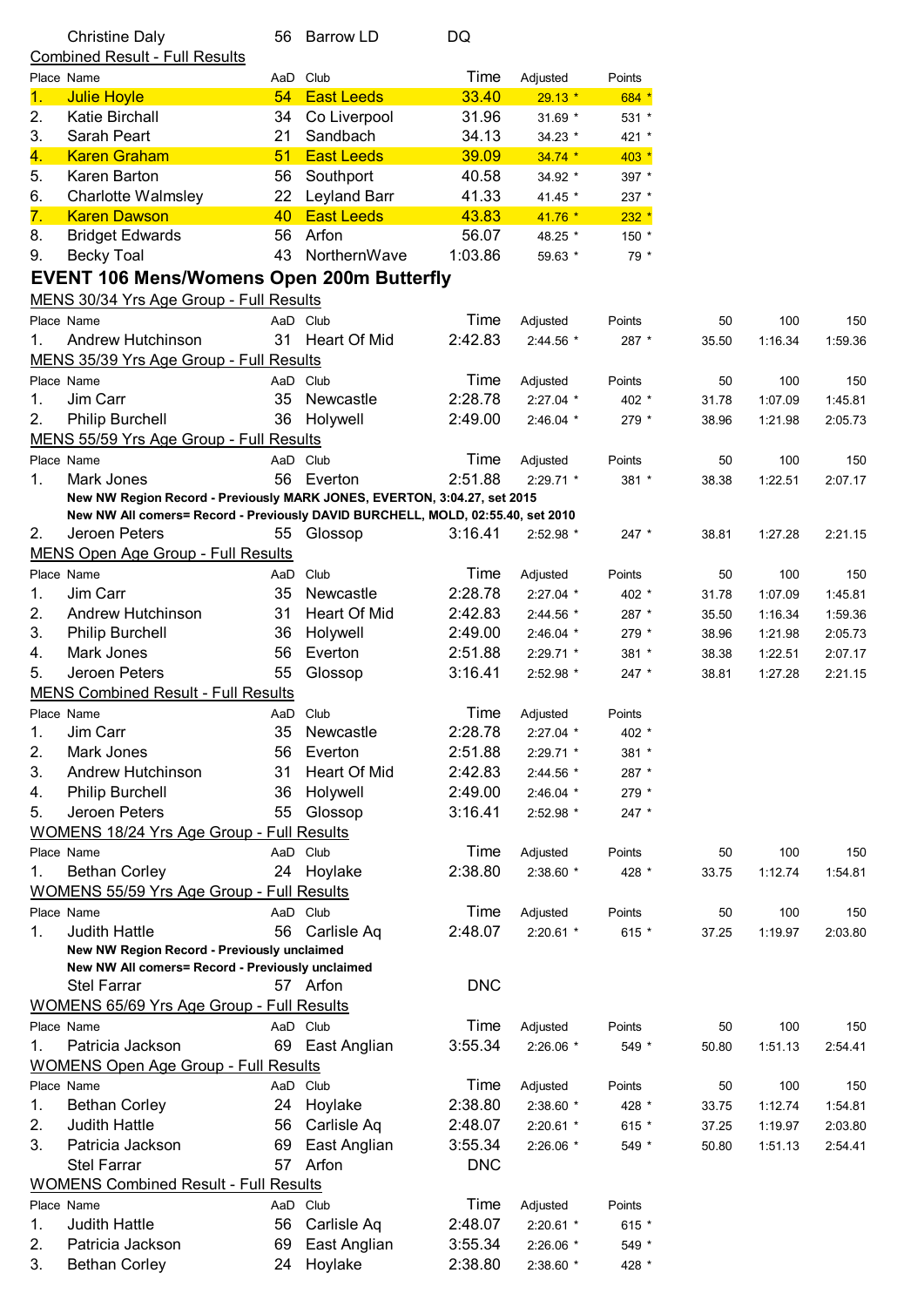| | Name | AaD | Club | Time | | |
|---|---|---|---|---|---|---|
| | Christine Daly | 56 | Barrow LD | DQ | | |

Combined Result - Full Results

| Place | Name | AaD | Club | Time | Adjusted | Points |
|---|---|---|---|---|---|---|
| 1. | Julie Hoyle | 54 | East Leeds | 33.40 | 29.13 * | 684 * |
| 2. | Katie Birchall | 34 | Co Liverpool | 31.96 | 31.69 * | 531 * |
| 3. | Sarah Peart | 21 | Sandbach | 34.13 | 34.23 * | 421 * |
| 4. | Karen Graham | 51 | East Leeds | 39.09 | 34.74 * | 403 * |
| 5. | Karen Barton | 56 | Southport | 40.58 | 34.92 * | 397 * |
| 6. | Charlotte Walmsley | 22 | Leyland Barr | 41.33 | 41.45 * | 237 * |
| 7. | Karen Dawson | 40 | East Leeds | 43.83 | 41.76 * | 232 * |
| 8. | Bridget Edwards | 56 | Arfon | 56.07 | 48.25 * | 150 * |
| 9. | Becky Toal | 43 | NorthernWave | 1:03.86 | 59.63 * | 79 * |

## EVENT 106 Mens/Womens Open 200m Butterfly

MENS 30/34 Yrs Age Group - Full Results

| Place | Name | AaD | Club | Time | Adjusted | Points | 50 | 100 | 150 |
|---|---|---|---|---|---|---|---|---|---|
| 1. | Andrew Hutchinson | 31 | Heart Of Mid | 2:42.83 | 2:44.56 * | 287 * | 35.50 | 1:16.34 | 1:59.36 |

MENS 35/39 Yrs Age Group - Full Results

| Place | Name | AaD | Club | Time | Adjusted | Points | 50 | 100 | 150 |
|---|---|---|---|---|---|---|---|---|---|
| 1. | Jim Carr | 35 | Newcastle | 2:28.78 | 2:27.04 * | 402 * | 31.78 | 1:07.09 | 1:45.81 |
| 2. | Philip Burchell | 36 | Holywell | 2:49.00 | 2:46.04 * | 279 * | 38.96 | 1:21.98 | 2:05.73 |

MENS 55/59 Yrs Age Group - Full Results

| Place | Name | AaD | Club | Time | Adjusted | Points | 50 | 100 | 150 |
|---|---|---|---|---|---|---|---|---|---|
| 1. | Mark Jones | 56 | Everton | 2:51.88 | 2:29.71 * | 381 * | 38.38 | 1:22.51 | 2:07.17 |
| | **New NW Region Record - Previously MARK JONES, EVERTON, 3:04.27, set 2015** | | | | | | | | |
| | **New NW All comers= Record - Previously DAVID BURCHELL, MOLD, 02:55.40, set 2010** | | | | | | | | |
| 2. | Jeroen Peters | 55 | Glossop | 3:16.41 | 2:52.98 * | 247 * | 38.81 | 1:27.28 | 2:21.15 |

MENS Open Age Group - Full Results

| Place | Name | AaD | Club | Time | Adjusted | Points | 50 | 100 | 150 |
|---|---|---|---|---|---|---|---|---|---|
| 1. | Jim Carr | 35 | Newcastle | 2:28.78 | 2:27.04 * | 402 * | 31.78 | 1:07.09 | 1:45.81 |
| 2. | Andrew Hutchinson | 31 | Heart Of Mid | 2:42.83 | 2:44.56 * | 287 * | 35.50 | 1:16.34 | 1:59.36 |
| 3. | Philip Burchell | 36 | Holywell | 2:49.00 | 2:46.04 * | 279 * | 38.96 | 1:21.98 | 2:05.73 |
| 4. | Mark Jones | 56 | Everton | 2:51.88 | 2:29.71 * | 381 * | 38.38 | 1:22.51 | 2:07.17 |
| 5. | Jeroen Peters | 55 | Glossop | 3:16.41 | 2:52.98 * | 247 * | 38.81 | 1:27.28 | 2:21.15 |

MENS Combined Result - Full Results

| Place | Name | AaD | Club | Time | Adjusted | Points |
|---|---|---|---|---|---|---|
| 1. | Jim Carr | 35 | Newcastle | 2:28.78 | 2:27.04 * | 402 * |
| 2. | Mark Jones | 56 | Everton | 2:51.88 | 2:29.71 * | 381 * |
| 3. | Andrew Hutchinson | 31 | Heart Of Mid | 2:42.83 | 2:44.56 * | 287 * |
| 4. | Philip Burchell | 36 | Holywell | 2:49.00 | 2:46.04 * | 279 * |
| 5. | Jeroen Peters | 55 | Glossop | 3:16.41 | 2:52.98 * | 247 * |

WOMENS 18/24 Yrs Age Group - Full Results

| Place | Name | AaD | Club | Time | Adjusted | Points | 50 | 100 | 150 |
|---|---|---|---|---|---|---|---|---|---|
| 1. | Bethan Corley | 24 | Hoylake | 2:38.80 | 2:38.60 * | 428 * | 33.75 | 1:12.74 | 1:54.81 |

WOMENS 55/59 Yrs Age Group - Full Results

| Place | Name | AaD | Club | Time | Adjusted | Points | 50 | 100 | 150 |
|---|---|---|---|---|---|---|---|---|---|
| 1. | Judith Hattle | 56 | Carlisle Aq | 2:48.07 | 2:20.61 * | 615 * | 37.25 | 1:19.97 | 2:03.80 |
| | **New NW Region Record - Previously unclaimed** | | | | | | | | |
| | **New NW All comers= Record - Previously unclaimed** | | | | | | | | |
| | Stel Farrar | 57 | Arfon | DNC | | | | | |

WOMENS 65/69 Yrs Age Group - Full Results

| Place | Name | AaD | Club | Time | Adjusted | Points | 50 | 100 | 150 |
|---|---|---|---|---|---|---|---|---|---|
| 1. | Patricia Jackson | 69 | East Anglian | 3:55.34 | 2:26.06 * | 549 * | 50.80 | 1:51.13 | 2:54.41 |

WOMENS Open Age Group - Full Results

| Place | Name | AaD | Club | Time | Adjusted | Points | 50 | 100 | 150 |
|---|---|---|---|---|---|---|---|---|---|
| 1. | Bethan Corley | 24 | Hoylake | 2:38.80 | 2:38.60 * | 428 * | 33.75 | 1:12.74 | 1:54.81 |
| 2. | Judith Hattle | 56 | Carlisle Aq | 2:48.07 | 2:20.61 * | 615 * | 37.25 | 1:19.97 | 2:03.80 |
| 3. | Patricia Jackson | 69 | East Anglian | 3:55.34 | 2:26.06 * | 549 * | 50.80 | 1:51.13 | 2:54.41 |
| | Stel Farrar | 57 | Arfon | DNC | | | | | |

WOMENS Combined Result - Full Results

| Place | Name | AaD | Club | Time | Adjusted | Points |
|---|---|---|---|---|---|---|
| 1. | Judith Hattle | 56 | Carlisle Aq | 2:48.07 | 2:20.61 * | 615 * |
| 2. | Patricia Jackson | 69 | East Anglian | 3:55.34 | 2:26.06 * | 549 * |
| 3. | Bethan Corley | 24 | Hoylake | 2:38.80 | 2:38.60 * | 428 * |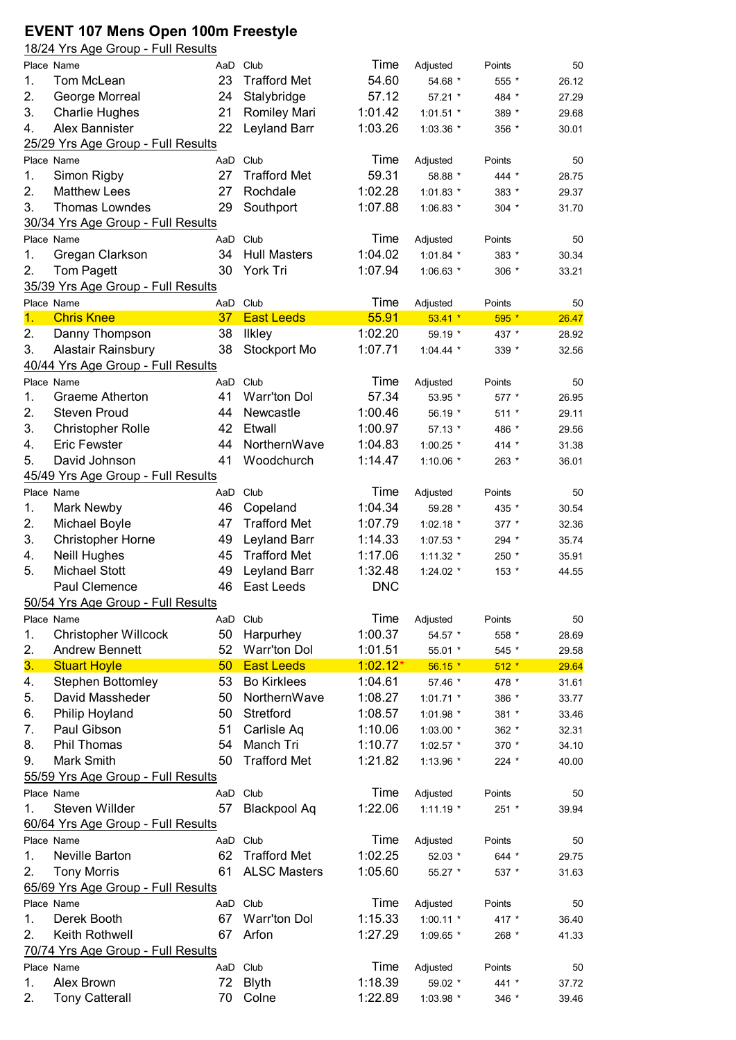# EVENT 107 Mens Open 100m Freestyle

18/24 Yrs Age Group - Full Results

| Place | Name | AaD | Club | Time | Adjusted | Points | 50 |
|---|---|---|---|---|---|---|---|
| 1. | Tom McLean | 23 | Trafford Met | 54.60 | 54.68 * | 555 * | 26.12 |
| 2. | George Morreal | 24 | Stalybridge | 57.12 | 57.21 * | 484 * | 27.29 |
| 3. | Charlie Hughes | 21 | Romiley Mari | 1:01.42 | 1:01.51 * | 389 * | 29.68 |
| 4. | Alex Bannister | 22 | Leyland Barr | 1:03.26 | 1:03.36 * | 356 * | 30.01 |

25/29 Yrs Age Group - Full Results

| Place | Name | AaD | Club | Time | Adjusted | Points | 50 |
|---|---|---|---|---|---|---|---|
| 1. | Simon Rigby | 27 | Trafford Met | 59.31 | 58.88 * | 444 * | 28.75 |
| 2. | Matthew Lees | 27 | Rochdale | 1:02.28 | 1:01.83 * | 383 * | 29.37 |
| 3. | Thomas Lowndes | 29 | Southport | 1:07.88 | 1:06.83 * | 304 * | 31.70 |

30/34 Yrs Age Group - Full Results

| Place | Name | AaD | Club | Time | Adjusted | Points | 50 |
|---|---|---|---|---|---|---|---|
| 1. | Gregan Clarkson | 34 | Hull Masters | 1:04.02 | 1:01.84 * | 383 * | 30.34 |
| 2. | Tom Pagett | 30 | York Tri | 1:07.94 | 1:06.63 * | 306 * | 33.21 |

35/39 Yrs Age Group - Full Results

| Place | Name | AaD | Club | Time | Adjusted | Points | 50 |
|---|---|---|---|---|---|---|---|
| 1. | Chris Knee | 37 | East Leeds | 55.91 | 53.41 * | 595 * | 26.47 |
| 2. | Danny Thompson | 38 | Ilkley | 1:02.20 | 59.19 * | 437 * | 28.92 |
| 3. | Alastair Rainsbury | 38 | Stockport Mo | 1:07.71 | 1:04.44 * | 339 * | 32.56 |

40/44 Yrs Age Group - Full Results

| Place | Name | AaD | Club | Time | Adjusted | Points | 50 |
|---|---|---|---|---|---|---|---|
| 1. | Graeme Atherton | 41 | Warr'ton Dol | 57.34 | 53.95 * | 577 * | 26.95 |
| 2. | Steven Proud | 44 | Newcastle | 1:00.46 | 56.19 * | 511 * | 29.11 |
| 3. | Christopher Rolle | 42 | Etwall | 1:00.97 | 57.13 * | 486 * | 29.56 |
| 4. | Eric Fewster | 44 | NorthernWave | 1:04.83 | 1:00.25 * | 414 * | 31.38 |
| 5. | David Johnson | 41 | Woodchurch | 1:14.47 | 1:10.06 * | 263 * | 36.01 |

45/49 Yrs Age Group - Full Results

| Place | Name | AaD | Club | Time | Adjusted | Points | 50 |
|---|---|---|---|---|---|---|---|
| 1. | Mark Newby | 46 | Copeland | 1:04.34 | 59.28 * | 435 * | 30.54 |
| 2. | Michael Boyle | 47 | Trafford Met | 1:07.79 | 1:02.18 * | 377 * | 32.36 |
| 3. | Christopher Horne | 49 | Leyland Barr | 1:14.33 | 1:07.53 * | 294 * | 35.74 |
| 4. | Neill Hughes | 45 | Trafford Met | 1:17.06 | 1:11.32 * | 250 * | 35.91 |
| 5. | Michael Stott | 49 | Leyland Barr | 1:32.48 | 1:24.02 * | 153 * | 44.55 |
| | Paul Clemence | 46 | East Leeds | DNC | | | |

50/54 Yrs Age Group - Full Results

| Place | Name | AaD | Club | Time | Adjusted | Points | 50 |
|---|---|---|---|---|---|---|---|
| 1. | Christopher Willcock | 50 | Harpurhey | 1:00.37 | 54.57 * | 558 * | 28.69 |
| 2. | Andrew Bennett | 52 | Warr'ton Dol | 1:01.51 | 55.01 * | 545 * | 29.58 |
| 3. | Stuart Hoyle | 50 | East Leeds | 1:02.12* | 56.15 * | 512 * | 29.64 |
| 4. | Stephen Bottomley | 53 | Bo Kirklees | 1:04.61 | 57.46 * | 478 * | 31.61 |
| 5. | David Massheder | 50 | NorthernWave | 1:08.27 | 1:01.71 * | 386 * | 33.77 |
| 6. | Philip Hoyland | 50 | Stretford | 1:08.57 | 1:01.98 * | 381 * | 33.46 |
| 7. | Paul Gibson | 51 | Carlisle Aq | 1:10.06 | 1:03.00 * | 362 * | 32.31 |
| 8. | Phil Thomas | 54 | Manch Tri | 1:10.77 | 1:02.57 * | 370 * | 34.10 |
| 9. | Mark Smith | 50 | Trafford Met | 1:21.82 | 1:13.96 * | 224 * | 40.00 |

55/59 Yrs Age Group - Full Results

| Place | Name | AaD | Club | Time | Adjusted | Points | 50 |
|---|---|---|---|---|---|---|---|
| 1. | Steven Willder | 57 | Blackpool Aq | 1:22.06 | 1:11.19 * | 251 * | 39.94 |

60/64 Yrs Age Group - Full Results

| Place | Name | AaD | Club | Time | Adjusted | Points | 50 |
|---|---|---|---|---|---|---|---|
| 1. | Neville Barton | 62 | Trafford Met | 1:02.25 | 52.03 * | 644 * | 29.75 |
| 2. | Tony Morris | 61 | ALSC Masters | 1:05.60 | 55.27 * | 537 * | 31.63 |

65/69 Yrs Age Group - Full Results

| Place | Name | AaD | Club | Time | Adjusted | Points | 50 |
|---|---|---|---|---|---|---|---|
| 1. | Derek Booth | 67 | Warr'ton Dol | 1:15.33 | 1:00.11 * | 417 * | 36.40 |
| 2. | Keith Rothwell | 67 | Arfon | 1:27.29 | 1:09.65 * | 268 * | 41.33 |

70/74 Yrs Age Group - Full Results

| Place | Name | AaD | Club | Time | Adjusted | Points | 50 |
|---|---|---|---|---|---|---|---|
| 1. | Alex Brown | 72 | Blyth | 1:18.39 | 59.02 * | 441 * | 37.72 |
| 2. | Tony Catterall | 70 | Colne | 1:22.89 | 1:03.98 * | 346 * | 39.46 |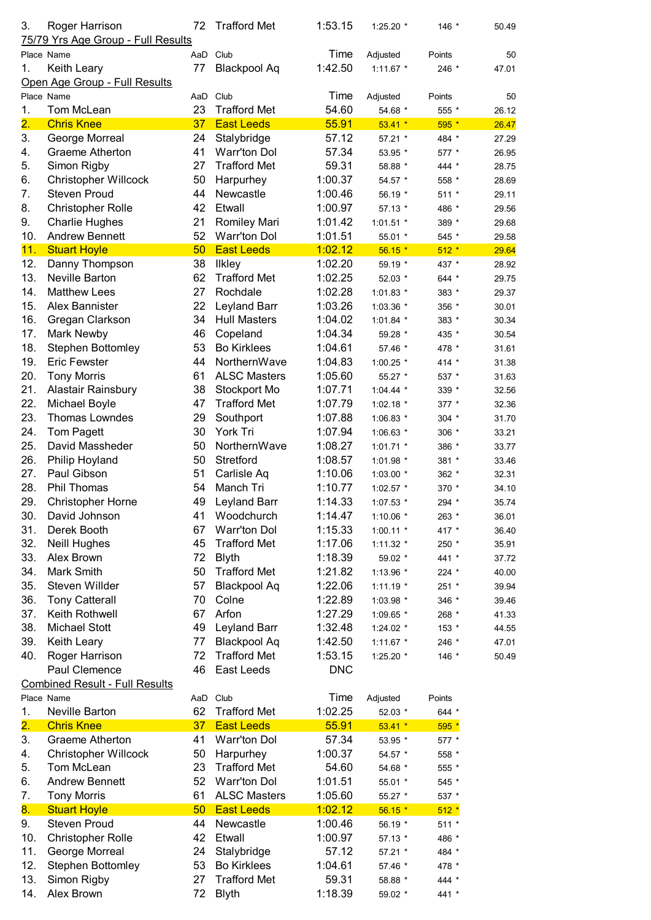| 3. | Roger Harrison | 72 | Trafford Met | 1:53.15 | 1:25.20 * | 146 * | 50.49 |
|---|---|---|---|---|---|---|---|

75/79 Yrs Age Group - Full Results

| Place | Name | AaD | Club | Time | Adjusted | Points | 50 |
|---|---|---|---|---|---|---|---|
| 1. | Keith Leary | 77 | Blackpool Aq | 1:42.50 | 1:11.67 * | 246 * | 47.01 |

Open Age Group - Full Results

| Place | Name | AaD | Club | Time | Adjusted | Points | 50 |
|---|---|---|---|---|---|---|---|
| 1. | Tom McLean | 23 | Trafford Met | 54.60 | 54.68 * | 555 * | 26.12 |
| 2. | Chris Knee | 37 | East Leeds | 55.91 | 53.41 * | 595 * | 26.47 |
| 3. | George Morreal | 24 | Stalybridge | 57.12 | 57.21 * | 484 * | 27.29 |
| 4. | Graeme Atherton | 41 | Warr'ton Dol | 57.34 | 53.95 * | 577 * | 26.95 |
| 5. | Simon Rigby | 27 | Trafford Met | 59.31 | 58.88 * | 444 * | 28.75 |
| 6. | Christopher Willcock | 50 | Harpurhey | 1:00.37 | 54.57 * | 558 * | 28.69 |
| 7. | Steven Proud | 44 | Newcastle | 1:00.46 | 56.19 * | 511 * | 29.11 |
| 8. | Christopher Rolle | 42 | Etwall | 1:00.97 | 57.13 * | 486 * | 29.56 |
| 9. | Charlie Hughes | 21 | Romiley Mari | 1:01.42 | 1:01.51 * | 389 * | 29.68 |
| 10. | Andrew Bennett | 52 | Warr'ton Dol | 1:01.51 | 55.01 * | 545 * | 29.58 |
| 11. | Stuart Hoyle | 50 | East Leeds | 1:02.12 | 56.15 * | 512 * | 29.64 |
| 12. | Danny Thompson | 38 | Ilkley | 1:02.20 | 59.19 * | 437 * | 28.92 |
| 13. | Neville Barton | 62 | Trafford Met | 1:02.25 | 52.03 * | 644 * | 29.75 |
| 14. | Matthew Lees | 27 | Rochdale | 1:02.28 | 1:01.83 * | 383 * | 29.37 |
| 15. | Alex Bannister | 22 | Leyland Barr | 1:03.26 | 1:03.36 * | 356 * | 30.01 |
| 16. | Gregan Clarkson | 34 | Hull Masters | 1:04.02 | 1:01.84 * | 383 * | 30.34 |
| 17. | Mark Newby | 46 | Copeland | 1:04.34 | 59.28 * | 435 * | 30.54 |
| 18. | Stephen Bottomley | 53 | Bo Kirklees | 1:04.61 | 57.46 * | 478 * | 31.61 |
| 19. | Eric Fewster | 44 | NorthernWave | 1:04.83 | 1:00.25 * | 414 * | 31.38 |
| 20. | Tony Morris | 61 | ALSC Masters | 1:05.60 | 55.27 * | 537 * | 31.63 |
| 21. | Alastair Rainsbury | 38 | Stockport Mo | 1:07.71 | 1:04.44 * | 339 * | 32.56 |
| 22. | Michael Boyle | 47 | Trafford Met | 1:07.79 | 1:02.18 * | 377 * | 32.36 |
| 23. | Thomas Lowndes | 29 | Southport | 1:07.88 | 1:06.83 * | 304 * | 31.70 |
| 24. | Tom Pagett | 30 | York Tri | 1:07.94 | 1:06.63 * | 306 * | 33.21 |
| 25. | David Massheder | 50 | NorthernWave | 1:08.27 | 1:01.71 * | 386 * | 33.77 |
| 26. | Philip Hoyland | 50 | Stretford | 1:08.57 | 1:01.98 * | 381 * | 33.46 |
| 27. | Paul Gibson | 51 | Carlisle Aq | 1:10.06 | 1:03.00 * | 362 * | 32.31 |
| 28. | Phil Thomas | 54 | Manch Tri | 1:10.77 | 1:02.57 * | 370 * | 34.10 |
| 29. | Christopher Horne | 49 | Leyland Barr | 1:14.33 | 1:07.53 * | 294 * | 35.74 |
| 30. | David Johnson | 41 | Woodchurch | 1:14.47 | 1:10.06 * | 263 * | 36.01 |
| 31. | Derek Booth | 67 | Warr'ton Dol | 1:15.33 | 1:00.11 * | 417 * | 36.40 |
| 32. | Neill Hughes | 45 | Trafford Met | 1:17.06 | 1:11.32 * | 250 * | 35.91 |
| 33. | Alex Brown | 72 | Blyth | 1:18.39 | 59.02 * | 441 * | 37.72 |
| 34. | Mark Smith | 50 | Trafford Met | 1:21.82 | 1:13.96 * | 224 * | 40.00 |
| 35. | Steven Willder | 57 | Blackpool Aq | 1:22.06 | 1:11.19 * | 251 * | 39.94 |
| 36. | Tony Catterall | 70 | Colne | 1:22.89 | 1:03.98 * | 346 * | 39.46 |
| 37. | Keith Rothwell | 67 | Arfon | 1:27.29 | 1:09.65 * | 268 * | 41.33 |
| 38. | Michael Stott | 49 | Leyland Barr | 1:32.48 | 1:24.02 * | 153 * | 44.55 |
| 39. | Keith Leary | 77 | Blackpool Aq | 1:42.50 | 1:11.67 * | 246 * | 47.01 |
| 40. | Roger Harrison | 72 | Trafford Met | 1:53.15 | 1:25.20 * | 146 * | 50.49 |
| | Paul Clemence | 46 | East Leeds | DNC | | | |

Combined Result - Full Results

| Place | Name | AaD | Club | Time | Adjusted | Points |
|---|---|---|---|---|---|---|
| 1. | Neville Barton | 62 | Trafford Met | 1:02.25 | 52.03 * | 644 * |
| 2. | Chris Knee | 37 | East Leeds | 55.91 | 53.41 * | 595 * |
| 3. | Graeme Atherton | 41 | Warr'ton Dol | 57.34 | 53.95 * | 577 * |
| 4. | Christopher Willcock | 50 | Harpurhey | 1:00.37 | 54.57 * | 558 * |
| 5. | Tom McLean | 23 | Trafford Met | 54.60 | 54.68 * | 555 * |
| 6. | Andrew Bennett | 52 | Warr'ton Dol | 1:01.51 | 55.01 * | 545 * |
| 7. | Tony Morris | 61 | ALSC Masters | 1:05.60 | 55.27 * | 537 * |
| 8. | Stuart Hoyle | 50 | East Leeds | 1:02.12 | 56.15 * | 512 * |
| 9. | Steven Proud | 44 | Newcastle | 1:00.46 | 56.19 * | 511 * |
| 10. | Christopher Rolle | 42 | Etwall | 1:00.97 | 57.13 * | 486 * |
| 11. | George Morreal | 24 | Stalybridge | 57.12 | 57.21 * | 484 * |
| 12. | Stephen Bottomley | 53 | Bo Kirklees | 1:04.61 | 57.46 * | 478 * |
| 13. | Simon Rigby | 27 | Trafford Met | 59.31 | 58.88 * | 444 * |
| 14. | Alex Brown | 72 | Blyth | 1:18.39 | 59.02 * | 441 * |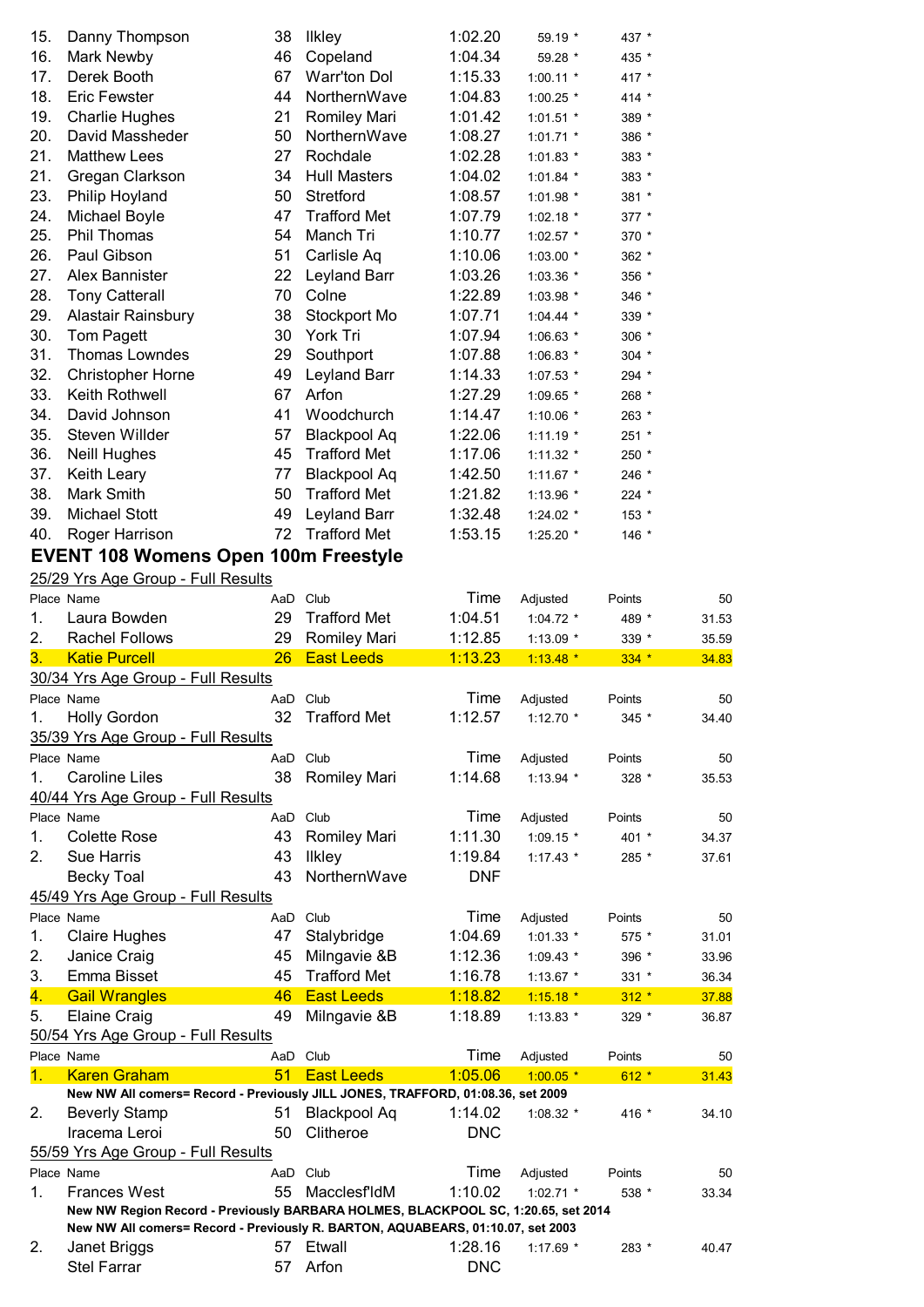| Place | Name | AaD | Club | Time | Adjusted | Points |
|---|---|---|---|---|---|---|
| 15. | Danny Thompson | 38 | Ilkley | 1:02.20 | 59.19 * | 437 * |
| 16. | Mark Newby | 46 | Copeland | 1:04.34 | 59.28 * | 435 * |
| 17. | Derek Booth | 67 | Warr'ton Dol | 1:15.33 | 1:00.11 * | 417 * |
| 18. | Eric Fewster | 44 | NorthernWave | 1:04.83 | 1:00.25 * | 414 * |
| 19. | Charlie Hughes | 21 | Romiley Mari | 1:01.42 | 1:01.51 * | 389 * |
| 20. | David Massheder | 50 | NorthernWave | 1:08.27 | 1:01.71 * | 386 * |
| 21. | Matthew Lees | 27 | Rochdale | 1:02.28 | 1:01.83 * | 383 * |
| 21. | Gregan Clarkson | 34 | Hull Masters | 1:04.02 | 1:01.84 * | 383 * |
| 23. | Philip Hoyland | 50 | Stretford | 1:08.57 | 1:01.98 * | 381 * |
| 24. | Michael Boyle | 47 | Trafford Met | 1:07.79 | 1:02.18 * | 377 * |
| 25. | Phil Thomas | 54 | Manch Tri | 1:10.77 | 1:02.57 * | 370 * |
| 26. | Paul Gibson | 51 | Carlisle Aq | 1:10.06 | 1:03.00 * | 362 * |
| 27. | Alex Bannister | 22 | Leyland Barr | 1:03.26 | 1:03.36 * | 356 * |
| 28. | Tony Catterall | 70 | Colne | 1:22.89 | 1:03.98 * | 346 * |
| 29. | Alastair Rainsbury | 38 | Stockport Mo | 1:07.71 | 1:04.44 * | 339 * |
| 30. | Tom Pagett | 30 | York Tri | 1:07.94 | 1:06.63 * | 306 * |
| 31. | Thomas Lowndes | 29 | Southport | 1:07.88 | 1:06.83 * | 304 * |
| 32. | Christopher Horne | 49 | Leyland Barr | 1:14.33 | 1:07.53 * | 294 * |
| 33. | Keith Rothwell | 67 | Arfon | 1:27.29 | 1:09.65 * | 268 * |
| 34. | David Johnson | 41 | Woodchurch | 1:14.47 | 1:10.06 * | 263 * |
| 35. | Steven Willder | 57 | Blackpool Aq | 1:22.06 | 1:11.19 * | 251 * |
| 36. | Neill Hughes | 45 | Trafford Met | 1:17.06 | 1:11.32 * | 250 * |
| 37. | Keith Leary | 77 | Blackpool Aq | 1:42.50 | 1:11.67 * | 246 * |
| 38. | Mark Smith | 50 | Trafford Met | 1:21.82 | 1:13.96 * | 224 * |
| 39. | Michael Stott | 49 | Leyland Barr | 1:32.48 | 1:24.02 * | 153 * |
| 40. | Roger Harrison | 72 | Trafford Met | 1:53.15 | 1:25.20 * | 146 * |

## EVENT 108 Womens Open 100m Freestyle

25/29 Yrs Age Group - Full Results

| Place | Name | AaD | Club | Time | Adjusted | Points | 50 |
|---|---|---|---|---|---|---|---|
| 1. | Laura Bowden | 29 | Trafford Met | 1:04.51 | 1:04.72 * | 489 * | 31.53 |
| 2. | Rachel Follows | 29 | Romiley Mari | 1:12.85 | 1:13.09 * | 339 * | 35.59 |
| 3. | Katie Purcell | 26 | East Leeds | 1:13.23 | 1:13.48 * | 334 * | 34.83 |

30/34 Yrs Age Group - Full Results

| Place | Name | AaD | Club | Time | Adjusted | Points | 50 |
|---|---|---|---|---|---|---|---|
| 1. | Holly Gordon | 32 | Trafford Met | 1:12.57 | 1:12.70 * | 345 * | 34.40 |

35/39 Yrs Age Group - Full Results

| Place | Name | AaD | Club | Time | Adjusted | Points | 50 |
|---|---|---|---|---|---|---|---|
| 1. | Caroline Liles | 38 | Romiley Mari | 1:14.68 | 1:13.94 * | 328 * | 35.53 |

40/44 Yrs Age Group - Full Results

| Place | Name | AaD | Club | Time | Adjusted | Points | 50 |
|---|---|---|---|---|---|---|---|
| 1. | Colette Rose | 43 | Romiley Mari | 1:11.30 | 1:09.15 * | 401 * | 34.37 |
| 2. | Sue Harris | 43 | Ilkley | 1:19.84 | 1:17.43 * | 285 * | 37.61 |
| | Becky Toal | 43 | NorthernWave | DNF | | | |

45/49 Yrs Age Group - Full Results

| Place | Name | AaD | Club | Time | Adjusted | Points | 50 |
|---|---|---|---|---|---|---|---|
| 1. | Claire Hughes | 47 | Stalybridge | 1:04.69 | 1:01.33 * | 575 * | 31.01 |
| 2. | Janice Craig | 45 | Milngavie &B | 1:12.36 | 1:09.43 * | 396 * | 33.96 |
| 3. | Emma Bisset | 45 | Trafford Met | 1:16.78 | 1:13.67 * | 331 * | 36.34 |
| 4. | Gail Wrangles | 46 | East Leeds | 1:18.82 | 1:15.18 * | 312 * | 37.88 |
| 5. | Elaine Craig | 49 | Milngavie &B | 1:18.89 | 1:13.83 * | 329 * | 36.87 |

50/54 Yrs Age Group - Full Results

| Place | Name | AaD | Club | Time | Adjusted | Points | 50 |
|---|---|---|---|---|---|---|---|
| 1. | Karen Graham | 51 | East Leeds | 1:05.06 | 1:00.05 * | 612 * | 31.43 |
| | **New NW All comers= Record - Previously JILL JONES, TRAFFORD, 01:08.36, set 2009** | | | | | | |
| 2. | Beverly Stamp | 51 | Blackpool Aq | 1:14.02 | 1:08.32 * | 416 * | 34.10 |
| | Iracema Leroi | 50 | Clitheroe | DNC | | | |

55/59 Yrs Age Group - Full Results

| Place | Name | AaD | Club | Time | Adjusted | Points | 50 |
|---|---|---|---|---|---|---|---|
| 1. | Frances West | 55 | Macclesf'ldM | 1:10.02 | 1:02.71 * | 538 * | 33.34 |
| | **New NW Region Record - Previously BARBARA HOLMES, BLACKPOOL SC, 1:20.65, set 2014** | | | | | | |
| | **New NW All comers= Record - Previously R. BARTON, AQUABEARS, 01:10.07, set 2003** | | | | | | |
| 2. | Janet Briggs | 57 | Etwall | 1:28.16 | 1:17.69 * | 283 * | 40.47 |
| | Stel Farrar | 57 | Arfon | DNC | | | |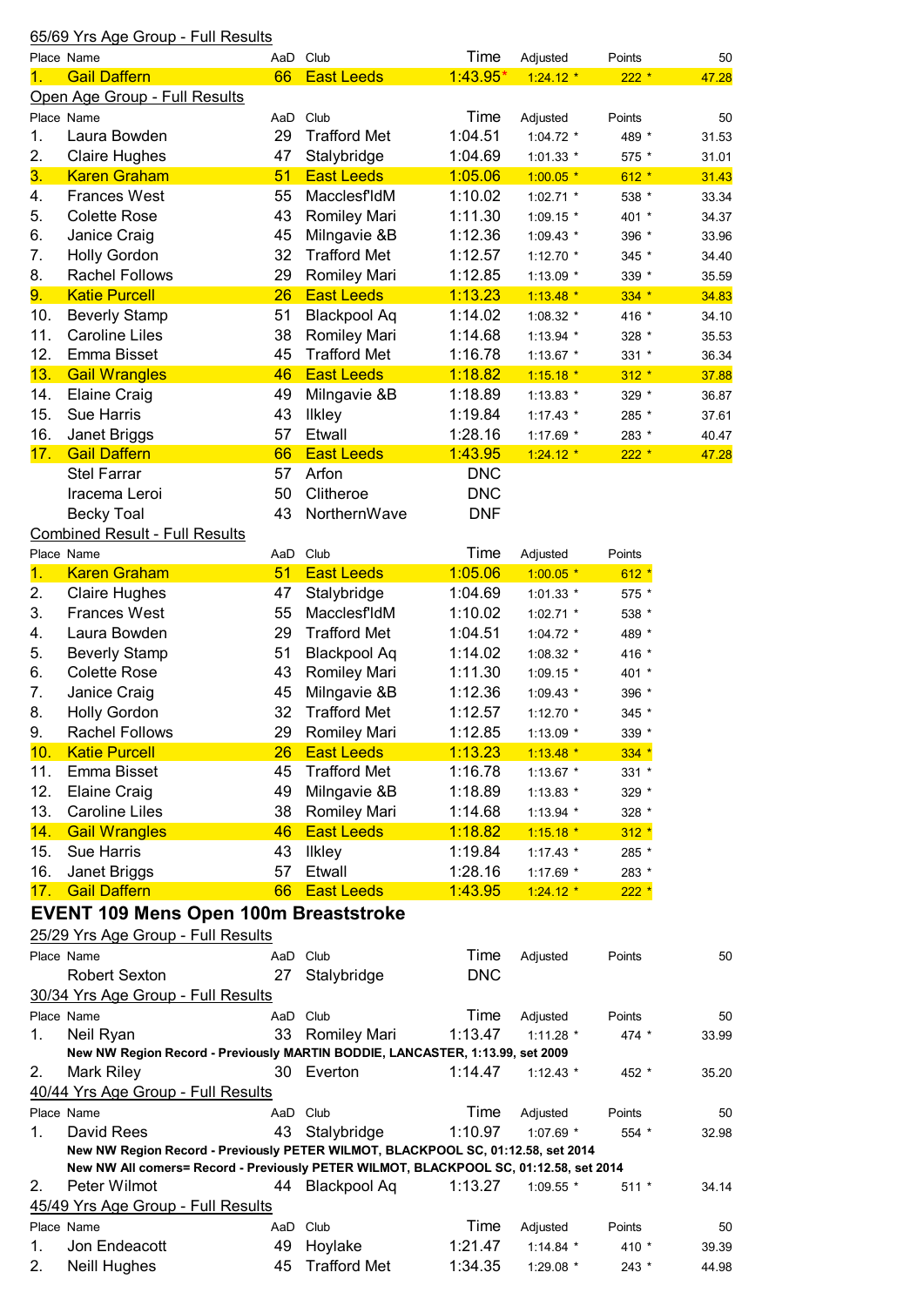65/69 Yrs Age Group - Full Results

| Place | Name | AaD | Club | Time | Adjusted | Points | 50 |
|---|---|---|---|---|---|---|---|
| 1. | Gail Daffern | 66 | East Leeds | 1:43.95* | 1:24.12 * | 222 * | 47.28 |

Open Age Group - Full Results

| Place | Name | AaD | Club | Time | Adjusted | Points | 50 |
|---|---|---|---|---|---|---|---|
| 1. | Laura Bowden | 29 | Trafford Met | 1:04.51 | 1:04.72 * | 489 * | 31.53 |
| 2. | Claire Hughes | 47 | Stalybridge | 1:04.69 | 1:01.33 * | 575 * | 31.01 |
| 3. | Karen Graham | 51 | East Leeds | 1:05.06 | 1:00.05 * | 612 * | 31.43 |
| 4. | Frances West | 55 | Macclesf'ldM | 1:10.02 | 1:02.71 * | 538 * | 33.34 |
| 5. | Colette Rose | 43 | Romiley Mari | 1:11.30 | 1:09.15 * | 401 * | 34.37 |
| 6. | Janice Craig | 45 | Milngavie &B | 1:12.36 | 1:09.43 * | 396 * | 33.96 |
| 7. | Holly Gordon | 32 | Trafford Met | 1:12.57 | 1:12.70 * | 345 * | 34.40 |
| 8. | Rachel Follows | 29 | Romiley Mari | 1:12.85 | 1:13.09 * | 339 * | 35.59 |
| 9. | Katie Purcell | 26 | East Leeds | 1:13.23 | 1:13.48 * | 334 * | 34.83 |
| 10. | Beverly Stamp | 51 | Blackpool Aq | 1:14.02 | 1:08.32 * | 416 * | 34.10 |
| 11. | Caroline Liles | 38 | Romiley Mari | 1:14.68 | 1:13.94 * | 328 * | 35.53 |
| 12. | Emma Bisset | 45 | Trafford Met | 1:16.78 | 1:13.67 * | 331 * | 36.34 |
| 13. | Gail Wrangles | 46 | East Leeds | 1:18.82 | 1:15.18 * | 312 * | 37.88 |
| 14. | Elaine Craig | 49 | Milngavie &B | 1:18.89 | 1:13.83 * | 329 * | 36.87 |
| 15. | Sue Harris | 43 | Ilkley | 1:19.84 | 1:17.43 * | 285 * | 37.61 |
| 16. | Janet Briggs | 57 | Etwall | 1:28.16 | 1:17.69 * | 283 * | 40.47 |
| 17. | Gail Daffern | 66 | East Leeds | 1:43.95 | 1:24.12 * | 222 * | 47.28 |
| | Stel Farrar | 57 | Arfon | DNC | | | |
| | Iracema Leroi | 50 | Clitheroe | DNC | | | |
| | Becky Toal | 43 | NorthernWave | DNF | | | |

Combined Result - Full Results

| Place | Name | AaD | Club | Time | Adjusted | Points |
|---|---|---|---|---|---|---|
| 1. | Karen Graham | 51 | East Leeds | 1:05.06 | 1:00.05 * | 612 * |
| 2. | Claire Hughes | 47 | Stalybridge | 1:04.69 | 1:01.33 * | 575 * |
| 3. | Frances West | 55 | Macclesf'ldM | 1:10.02 | 1:02.71 * | 538 * |
| 4. | Laura Bowden | 29 | Trafford Met | 1:04.51 | 1:04.72 * | 489 * |
| 5. | Beverly Stamp | 51 | Blackpool Aq | 1:14.02 | 1:08.32 * | 416 * |
| 6. | Colette Rose | 43 | Romiley Mari | 1:11.30 | 1:09.15 * | 401 * |
| 7. | Janice Craig | 45 | Milngavie &B | 1:12.36 | 1:09.43 * | 396 * |
| 8. | Holly Gordon | 32 | Trafford Met | 1:12.57 | 1:12.70 * | 345 * |
| 9. | Rachel Follows | 29 | Romiley Mari | 1:12.85 | 1:13.09 * | 339 * |
| 10. | Katie Purcell | 26 | East Leeds | 1:13.23 | 1:13.48 * | 334 * |
| 11. | Emma Bisset | 45 | Trafford Met | 1:16.78 | 1:13.67 * | 331 * |
| 12. | Elaine Craig | 49 | Milngavie &B | 1:18.89 | 1:13.83 * | 329 * |
| 13. | Caroline Liles | 38 | Romiley Mari | 1:14.68 | 1:13.94 * | 328 * |
| 14. | Gail Wrangles | 46 | East Leeds | 1:18.82 | 1:15.18 * | 312 * |
| 15. | Sue Harris | 43 | Ilkley | 1:19.84 | 1:17.43 * | 285 * |
| 16. | Janet Briggs | 57 | Etwall | 1:28.16 | 1:17.69 * | 283 * |
| 17. | Gail Daffern | 66 | East Leeds | 1:43.95 | 1:24.12 * | 222 * |

## EVENT 109 Mens Open 100m Breaststroke

25/29 Yrs Age Group - Full Results

| Place | Name | AaD | Club | Time | Adjusted | Points | 50 |
|---|---|---|---|---|---|---|---|
| | Robert Sexton | 27 | Stalybridge | DNC | | | |

30/34 Yrs Age Group - Full Results

| Place | Name | AaD | Club | Time | Adjusted | Points | 50 |
|---|---|---|---|---|---|---|---|
| 1. | Neil Ryan | 33 | Romiley Mari | 1:13.47 | 1:11.28 * | 474 * | 33.99 |
| | New NW Region Record - Previously MARTIN BODDIE, LANCASTER, 1:13.99, set 2009 | | | | | | |
| 2. | Mark Riley | 30 | Everton | 1:14.47 | 1:12.43 * | 452 * | 35.20 |

40/44 Yrs Age Group - Full Results

| Place | Name | AaD | Club | Time | Adjusted | Points | 50 |
|---|---|---|---|---|---|---|---|
| 1. | David Rees | 43 | Stalybridge | 1:10.97 | 1:07.69 * | 554 * | 32.98 |
| | New NW Region Record - Previously PETER WILMOT, BLACKPOOL SC, 01:12.58, set 2014 | | | | | | |
| | New NW All comers= Record - Previously PETER WILMOT, BLACKPOOL SC, 01:12.58, set 2014 | | | | | | |
| 2. | Peter Wilmot | 44 | Blackpool Aq | 1:13.27 | 1:09.55 * | 511 * | 34.14 |

45/49 Yrs Age Group - Full Results

| Place | Name | AaD | Club | Time | Adjusted | Points | 50 |
|---|---|---|---|---|---|---|---|
| 1. | Jon Endeacott | 49 | Hoylake | 1:21.47 | 1:14.84 * | 410 * | 39.39 |
| 2. | Neill Hughes | 45 | Trafford Met | 1:34.35 | 1:29.08 * | 243 * | 44.98 |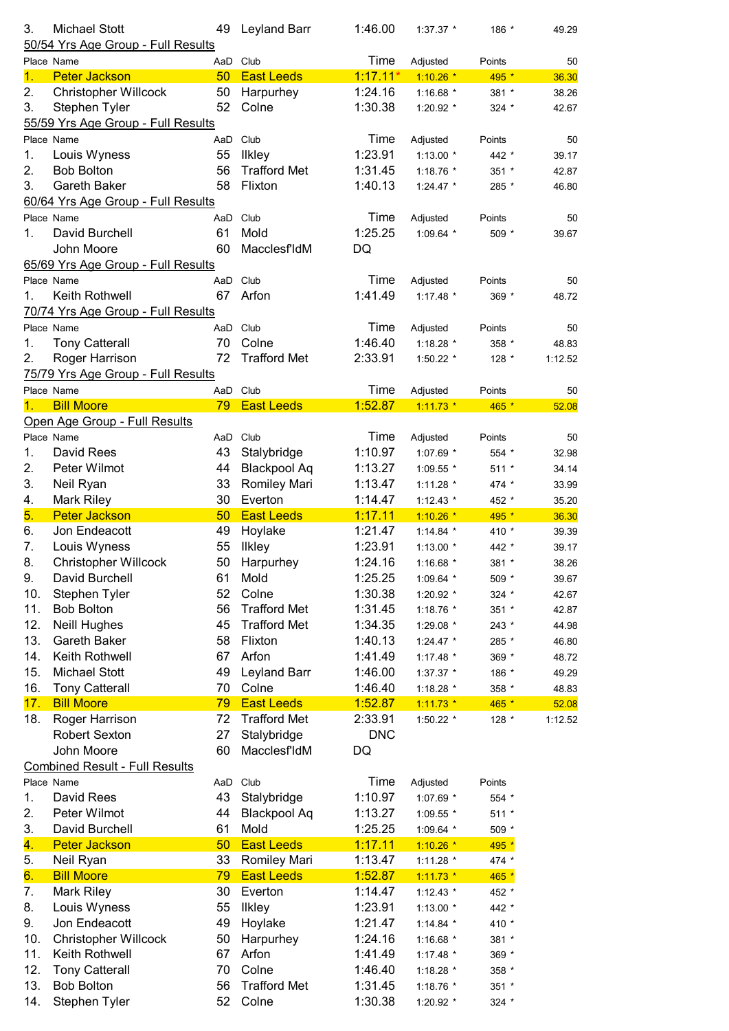| | | | | | | | |
|---|---|---|---|---|---|---|---|
| 3. | Michael Stott | 49 | Leyland Barr | 1:46.00 | 1:37.37 * | 186 * | 49.29 |

50/54 Yrs Age Group - Full Results

| Place | Name | AaD | Club | Time | Adjusted | Points | 50 |
|---|---|---|---|---|---|---|---|
| 1. | Peter Jackson | 50 | East Leeds | 1:17.11* | 1:10.26 * | 495 * | 36.30 |
| 2. | Christopher Willcock | 50 | Harpurhey | 1:24.16 | 1:16.68 * | 381 * | 38.26 |
| 3. | Stephen Tyler | 52 | Colne | 1:30.38 | 1:20.92 * | 324 * | 42.67 |

55/59 Yrs Age Group - Full Results

| Place | Name | AaD | Club | Time | Adjusted | Points | 50 |
|---|---|---|---|---|---|---|---|
| 1. | Louis Wyness | 55 | Ilkley | 1:23.91 | 1:13.00 * | 442 * | 39.17 |
| 2. | Bob Bolton | 56 | Trafford Met | 1:31.45 | 1:18.76 * | 351 * | 42.87 |
| 3. | Gareth Baker | 58 | Flixton | 1:40.13 | 1:24.47 * | 285 * | 46.80 |

60/64 Yrs Age Group - Full Results

| Place | Name | AaD | Club | Time | Adjusted | Points | 50 |
|---|---|---|---|---|---|---|---|
| 1. | David Burchell | 61 | Mold | 1:25.25 | 1:09.64 * | 509 * | 39.67 |
| | John Moore | 60 | Macclesf'ldM | DQ | | | |

65/69 Yrs Age Group - Full Results

| Place | Name | AaD | Club | Time | Adjusted | Points | 50 |
|---|---|---|---|---|---|---|---|
| 1. | Keith Rothwell | 67 | Arfon | 1:41.49 | 1:17.48 * | 369 * | 48.72 |

70/74 Yrs Age Group - Full Results

| Place | Name | AaD | Club | Time | Adjusted | Points | 50 |
|---|---|---|---|---|---|---|---|
| 1. | Tony Catterall | 70 | Colne | 1:46.40 | 1:18.28 * | 358 * | 48.83 |
| 2. | Roger Harrison | 72 | Trafford Met | 2:33.91 | 1:50.22 * | 128 * | 1:12.52 |

75/79 Yrs Age Group - Full Results

| Place | Name | AaD | Club | Time | Adjusted | Points | 50 |
|---|---|---|---|---|---|---|---|
| 1. | Bill Moore | 79 | East Leeds | 1:52.87 | 1:11.73 * | 465 * | 52.08 |

Open Age Group - Full Results

| Place | Name | AaD | Club | Time | Adjusted | Points | 50 |
|---|---|---|---|---|---|---|---|
| 1. | David Rees | 43 | Stalybridge | 1:10.97 | 1:07.69 * | 554 * | 32.98 |
| 2. | Peter Wilmot | 44 | Blackpool Aq | 1:13.27 | 1:09.55 * | 511 * | 34.14 |
| 3. | Neil Ryan | 33 | Romiley Mari | 1:13.47 | 1:11.28 * | 474 * | 33.99 |
| 4. | Mark Riley | 30 | Everton | 1:14.47 | 1:12.43 * | 452 * | 35.20 |
| 5. | Peter Jackson | 50 | East Leeds | 1:17.11 | 1:10.26 * | 495 * | 36.30 |
| 6. | Jon Endeacott | 49 | Hoylake | 1:21.47 | 1:14.84 * | 410 * | 39.39 |
| 7. | Louis Wyness | 55 | Ilkley | 1:23.91 | 1:13.00 * | 442 * | 39.17 |
| 8. | Christopher Willcock | 50 | Harpurhey | 1:24.16 | 1:16.68 * | 381 * | 38.26 |
| 9. | David Burchell | 61 | Mold | 1:25.25 | 1:09.64 * | 509 * | 39.67 |
| 10. | Stephen Tyler | 52 | Colne | 1:30.38 | 1:20.92 * | 324 * | 42.67 |
| 11. | Bob Bolton | 56 | Trafford Met | 1:31.45 | 1:18.76 * | 351 * | 42.87 |
| 12. | Neill Hughes | 45 | Trafford Met | 1:34.35 | 1:29.08 * | 243 * | 44.98 |
| 13. | Gareth Baker | 58 | Flixton | 1:40.13 | 1:24.47 * | 285 * | 46.80 |
| 14. | Keith Rothwell | 67 | Arfon | 1:41.49 | 1:17.48 * | 369 * | 48.72 |
| 15. | Michael Stott | 49 | Leyland Barr | 1:46.00 | 1:37.37 * | 186 * | 49.29 |
| 16. | Tony Catterall | 70 | Colne | 1:46.40 | 1:18.28 * | 358 * | 48.83 |
| 17. | Bill Moore | 79 | East Leeds | 1:52.87 | 1:11.73 * | 465 * | 52.08 |
| 18. | Roger Harrison | 72 | Trafford Met | 2:33.91 | 1:50.22 * | 128 * | 1:12.52 |
| | Robert Sexton | 27 | Stalybridge | DNC | | | |
| | John Moore | 60 | Macclesf'ldM | DQ | | | |

Combined Result - Full Results

| Place | Name | AaD | Club | Time | Adjusted | Points |
|---|---|---|---|---|---|---|
| 1. | David Rees | 43 | Stalybridge | 1:10.97 | 1:07.69 * | 554 * |
| 2. | Peter Wilmot | 44 | Blackpool Aq | 1:13.27 | 1:09.55 * | 511 * |
| 3. | David Burchell | 61 | Mold | 1:25.25 | 1:09.64 * | 509 * |
| 4. | Peter Jackson | 50 | East Leeds | 1:17.11 | 1:10.26 * | 495 * |
| 5. | Neil Ryan | 33 | Romiley Mari | 1:13.47 | 1:11.28 * | 474 * |
| 6. | Bill Moore | 79 | East Leeds | 1:52.87 | 1:11.73 * | 465 * |
| 7. | Mark Riley | 30 | Everton | 1:14.47 | 1:12.43 * | 452 * |
| 8. | Louis Wyness | 55 | Ilkley | 1:23.91 | 1:13.00 * | 442 * |
| 9. | Jon Endeacott | 49 | Hoylake | 1:21.47 | 1:14.84 * | 410 * |
| 10. | Christopher Willcock | 50 | Harpurhey | 1:24.16 | 1:16.68 * | 381 * |
| 11. | Keith Rothwell | 67 | Arfon | 1:41.49 | 1:17.48 * | 369 * |
| 12. | Tony Catterall | 70 | Colne | 1:46.40 | 1:18.28 * | 358 * |
| 13. | Bob Bolton | 56 | Trafford Met | 1:31.45 | 1:18.76 * | 351 * |
| 14. | Stephen Tyler | 52 | Colne | 1:30.38 | 1:20.92 * | 324 * |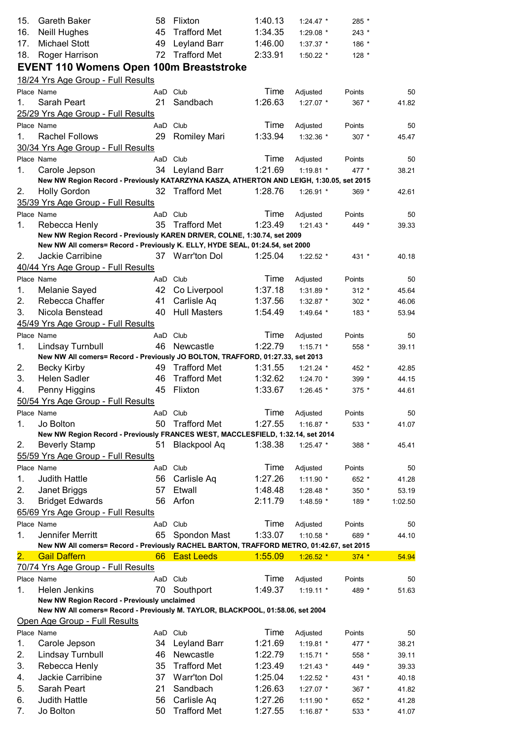| | | | | | | | |
|---|---|---|---|---|---|---|---|
| 15. | Gareth Baker | 58 | Flixton | 1:40.13 | 1:24.47 * | 285 * | |
| 16. | Neill Hughes | 45 | Trafford Met | 1:34.35 | 1:29.08 * | 243 * | |
| 17. | Michael Stott | 49 | Leyland Barr | 1:46.00 | 1:37.37 * | 186 * | |
| 18. | Roger Harrison | 72 | Trafford Met | 2:33.91 | 1:50.22 * | 128 * | |

## EVENT 110 Womens Open 100m Breaststroke

18/24 Yrs Age Group - Full Results

| Place | Name | AaD | Club | Time | Adjusted | Points | 50 |
|---|---|---|---|---|---|---|---|
| 1. | Sarah Peart | 21 | Sandbach | 1:26.63 | 1:27.07 * | 367 * | 41.82 |

25/29 Yrs Age Group - Full Results

| Place | Name | AaD | Club | Time | Adjusted | Points | 50 |
|---|---|---|---|---|---|---|---|
| 1. | Rachel Follows | 29 | Romiley Mari | 1:33.94 | 1:32.36 * | 307 * | 45.47 |

30/34 Yrs Age Group - Full Results

| Place | Name | AaD | Club | Time | Adjusted | Points | 50 |
|---|---|---|---|---|---|---|---|
| 1. | Carole Jepson | 34 | Leyland Barr | 1:21.69 | 1:19.81 * | 477 * | 38.21 |
| | **New NW Region Record - Previously KATARZYNA KASZA, ATHERTON AND LEIGH, 1:30.05, set 2015** | | | | | | |
| 2. | Holly Gordon | 32 | Trafford Met | 1:28.76 | 1:26.91 * | 369 * | 42.61 |

35/39 Yrs Age Group - Full Results

| Place | Name | AaD | Club | Time | Adjusted | Points | 50 |
|---|---|---|---|---|---|---|---|
| 1. | Rebecca Henly | 35 | Trafford Met | 1:23.49 | 1:21.43 * | 449 * | 39.33 |
| | **New NW Region Record - Previously KAREN DRIVER, COLNE, 1:30.74, set 2009** | | | | | | |
| | **New NW All comers= Record - Previously K. ELLY, HYDE SEAL, 01:24.54, set 2000** | | | | | | |
| 2. | Jackie Carribine | 37 | Warr'ton Dol | 1:25.04 | 1:22.52 * | 431 * | 40.18 |

40/44 Yrs Age Group - Full Results

| Place | Name | AaD | Club | Time | Adjusted | Points | 50 |
|---|---|---|---|---|---|---|---|
| 1. | Melanie Sayed | 42 | Co Liverpool | 1:37.18 | 1:31.89 * | 312 * | 45.64 |
| 2. | Rebecca Chaffer | 41 | Carlisle Aq | 1:37.56 | 1:32.87 * | 302 * | 46.06 |
| 3. | Nicola Benstead | 40 | Hull Masters | 1:54.49 | 1:49.64 * | 183 * | 53.94 |

45/49 Yrs Age Group - Full Results

| Place | Name | AaD | Club | Time | Adjusted | Points | 50 |
|---|---|---|---|---|---|---|---|
| 1. | Lindsay Turnbull | 46 | Newcastle | 1:22.79 | 1:15.71 * | 558 * | 39.11 |
| | **New NW All comers= Record - Previously JO BOLTON, TRAFFORD, 01:27.33, set 2013** | | | | | | |
| 2. | Becky Kirby | 49 | Trafford Met | 1:31.55 | 1:21.24 * | 452 * | 42.85 |
| 3. | Helen Sadler | 46 | Trafford Met | 1:32.62 | 1:24.70 * | 399 * | 44.15 |
| 4. | Penny Higgins | 45 | Flixton | 1:33.67 | 1:26.45 * | 375 * | 44.61 |

50/54 Yrs Age Group - Full Results

| Place | Name | AaD | Club | Time | Adjusted | Points | 50 |
|---|---|---|---|---|---|---|---|
| 1. | Jo Bolton | 50 | Trafford Met | 1:27.55 | 1:16.87 * | 533 * | 41.07 |
| | **New NW Region Record - Previously FRANCES WEST, MACCLESFIELD, 1:32.14, set 2014** | | | | | | |
| 2. | Beverly Stamp | 51 | Blackpool Aq | 1:38.38 | 1:25.47 * | 388 * | 45.41 |

55/59 Yrs Age Group - Full Results

| Place | Name | AaD | Club | Time | Adjusted | Points | 50 |
|---|---|---|---|---|---|---|---|
| 1. | Judith Hattle | 56 | Carlisle Aq | 1:27.26 | 1:11.90 * | 652 * | 41.28 |
| 2. | Janet Briggs | 57 | Etwall | 1:48.48 | 1:28.48 * | 350 * | 53.19 |
| 3. | Bridget Edwards | 56 | Arfon | 2:11.79 | 1:48.59 * | 189 * | 1:02.50 |

65/69 Yrs Age Group - Full Results

| Place | Name | AaD | Club | Time | Adjusted | Points | 50 |
|---|---|---|---|---|---|---|---|
| 1. | Jennifer Merritt | 65 | Spondon Mast | 1:33.07 | 1:10.58 * | 689 * | 44.10 |
| | **New NW All comers= Record - Previously RACHEL BARTON, TRAFFORD METRO, 01:42.67, set 2015** | | | | | | |
| 2. | Gail Daffern | 66 | East Leeds | 1:55.09 | 1:26.52 * | 374 * | 54.94 |

70/74 Yrs Age Group - Full Results

| Place | Name | AaD | Club | Time | Adjusted | Points | 50 |
|---|---|---|---|---|---|---|---|
| 1. | Helen Jenkins | 70 | Southport | 1:49.37 | 1:19.11 * | 489 * | 51.63 |
| | **New NW Region Record - Previously unclaimed** | | | | | | |
| | **New NW All comers= Record - Previously M. TAYLOR, BLACKPOOL, 01:58.06, set 2004** | | | | | | |

Open Age Group - Full Results

| Place | Name | AaD | Club | Time | Adjusted | Points | 50 |
|---|---|---|---|---|---|---|---|
| 1. | Carole Jepson | 34 | Leyland Barr | 1:21.69 | 1:19.81 * | 477 * | 38.21 |
| 2. | Lindsay Turnbull | 46 | Newcastle | 1:22.79 | 1:15.71 * | 558 * | 39.11 |
| 3. | Rebecca Henly | 35 | Trafford Met | 1:23.49 | 1:21.43 * | 449 * | 39.33 |
| 4. | Jackie Carribine | 37 | Warr'ton Dol | 1:25.04 | 1:22.52 * | 431 * | 40.18 |
| 5. | Sarah Peart | 21 | Sandbach | 1:26.63 | 1:27.07 * | 367 * | 41.82 |
| 6. | Judith Hattle | 56 | Carlisle Aq | 1:27.26 | 1:11.90 * | 652 * | 41.28 |
| 7. | Jo Bolton | 50 | Trafford Met | 1:27.55 | 1:16.87 * | 533 * | 41.07 |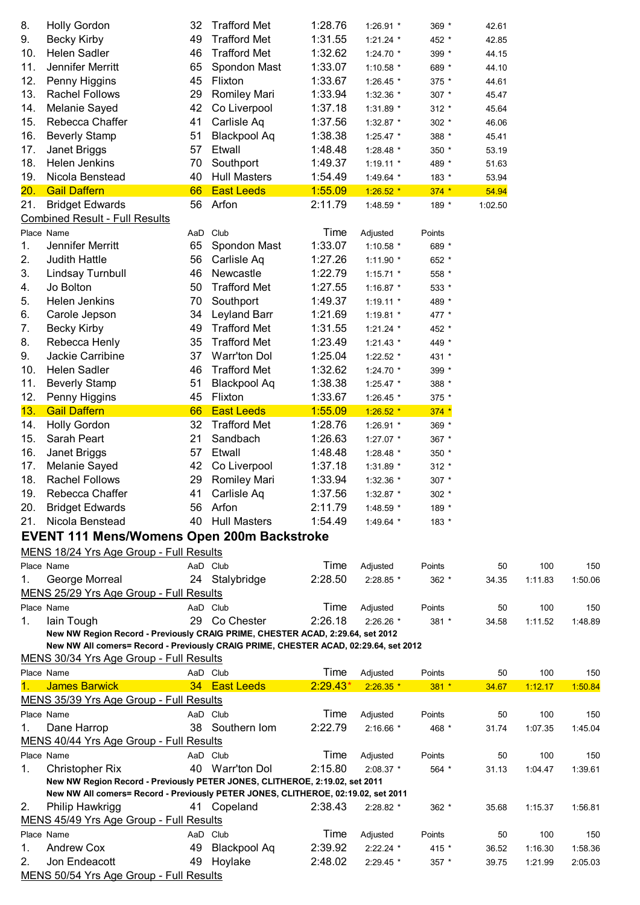| Place | Name | AaD | Club | Time | Adjusted | Points | 50 |
|---|---|---|---|---|---|---|---|
| 8. | Holly Gordon | 32 | Trafford Met | 1:28.76 | 1:26.91 * | 369 * | 42.61 |
| 9. | Becky Kirby | 49 | Trafford Met | 1:31.55 | 1:21.24 * | 452 * | 42.85 |
| 10. | Helen Sadler | 46 | Trafford Met | 1:32.62 | 1:24.70 * | 399 * | 44.15 |
| 11. | Jennifer Merritt | 65 | Spondon Mast | 1:33.07 | 1:10.58 * | 689 * | 44.10 |
| 12. | Penny Higgins | 45 | Flixton | 1:33.67 | 1:26.45 * | 375 * | 44.61 |
| 13. | Rachel Follows | 29 | Romiley Mari | 1:33.94 | 1:32.36 * | 307 * | 45.47 |
| 14. | Melanie Sayed | 42 | Co Liverpool | 1:37.18 | 1:31.89 * | 312 * | 45.64 |
| 15. | Rebecca Chaffer | 41 | Carlisle Aq | 1:37.56 | 1:32.87 * | 302 * | 46.06 |
| 16. | Beverly Stamp | 51 | Blackpool Aq | 1:38.38 | 1:25.47 * | 388 * | 45.41 |
| 17. | Janet Briggs | 57 | Etwall | 1:48.48 | 1:28.48 * | 350 * | 53.19 |
| 18. | Helen Jenkins | 70 | Southport | 1:49.37 | 1:19.11 * | 489 * | 51.63 |
| 19. | Nicola Benstead | 40 | Hull Masters | 1:54.49 | 1:49.64 * | 183 * | 53.94 |
| 20. | Gail Daffern | 66 | East Leeds | 1:55.09 | 1:26.52 * | 374 * | 54.94 |
| 21. | Bridget Edwards | 56 | Arfon | 2:11.79 | 1:48.59 * | 189 * | 1:02.50 |

Combined Result - Full Results

| Place | Name | AaD | Club | Time | Adjusted | Points |
|---|---|---|---|---|---|---|
| 1. | Jennifer Merritt | 65 | Spondon Mast | 1:33.07 | 1:10.58 * | 689 * |
| 2. | Judith Hattle | 56 | Carlisle Aq | 1:27.26 | 1:11.90 * | 652 * |
| 3. | Lindsay Turnbull | 46 | Newcastle | 1:22.79 | 1:15.71 * | 558 * |
| 4. | Jo Bolton | 50 | Trafford Met | 1:27.55 | 1:16.87 * | 533 * |
| 5. | Helen Jenkins | 70 | Southport | 1:49.37 | 1:19.11 * | 489 * |
| 6. | Carole Jepson | 34 | Leyland Barr | 1:21.69 | 1:19.81 * | 477 * |
| 7. | Becky Kirby | 49 | Trafford Met | 1:31.55 | 1:21.24 * | 452 * |
| 8. | Rebecca Henly | 35 | Trafford Met | 1:23.49 | 1:21.43 * | 449 * |
| 9. | Jackie Carribine | 37 | Warr'ton Dol | 1:25.04 | 1:22.52 * | 431 * |
| 10. | Helen Sadler | 46 | Trafford Met | 1:32.62 | 1:24.70 * | 399 * |
| 11. | Beverly Stamp | 51 | Blackpool Aq | 1:38.38 | 1:25.47 * | 388 * |
| 12. | Penny Higgins | 45 | Flixton | 1:33.67 | 1:26.45 * | 375 * |
| 13. | Gail Daffern | 66 | East Leeds | 1:55.09 | 1:26.52 * | 374 * |
| 14. | Holly Gordon | 32 | Trafford Met | 1:28.76 | 1:26.91 * | 369 * |
| 15. | Sarah Peart | 21 | Sandbach | 1:26.63 | 1:27.07 * | 367 * |
| 16. | Janet Briggs | 57 | Etwall | 1:48.48 | 1:28.48 * | 350 * |
| 17. | Melanie Sayed | 42 | Co Liverpool | 1:37.18 | 1:31.89 * | 312 * |
| 18. | Rachel Follows | 29 | Romiley Mari | 1:33.94 | 1:32.36 * | 307 * |
| 19. | Rebecca Chaffer | 41 | Carlisle Aq | 1:37.56 | 1:32.87 * | 302 * |
| 20. | Bridget Edwards | 56 | Arfon | 2:11.79 | 1:48.59 * | 189 * |
| 21. | Nicola Benstead | 40 | Hull Masters | 1:54.49 | 1:49.64 * | 183 * |

## EVENT 111 Mens/Womens Open 200m Backstroke

MENS 18/24 Yrs Age Group - Full Results

| Place | Name | AaD | Club | Time | Adjusted | Points | 50 | 100 | 150 |
|---|---|---|---|---|---|---|---|---|---|
| 1. | George Morreal | 24 | Stalybridge | 2:28.50 | 2:28.85 * | 362 * | 34.35 | 1:11.83 | 1:50.06 |

MENS 25/29 Yrs Age Group - Full Results

| Place | Name | AaD | Club | Time | Adjusted | Points | 50 | 100 | 150 |
|---|---|---|---|---|---|---|---|---|---|
| 1. | Iain Tough | 29 | Co Chester | 2:26.18 | 2:26.26 * | 381 * | 34.58 | 1:11.52 | 1:48.89 |

**New NW Region Record - Previously CRAIG PRIME, CHESTER ACAD, 2:29.64, set 2012**
**New NW All comers= Record - Previously CRAIG PRIME, CHESTER ACAD, 02:29.64, set 2012**

MENS 30/34 Yrs Age Group - Full Results

| Place | Name | AaD | Club | Time | Adjusted | Points | 50 | 100 | 150 |
|---|---|---|---|---|---|---|---|---|---|
| 1. | James Barwick | 34 | East Leeds | 2:29.43* | 2:26.35 * | 381 * | 34.67 | 1:12.17 | 1:50.84 |

MENS 35/39 Yrs Age Group - Full Results

| Place | Name | AaD | Club | Time | Adjusted | Points | 50 | 100 | 150 |
|---|---|---|---|---|---|---|---|---|---|
| 1. | Dane Harrop | 38 | Southern Iom | 2:22.79 | 2:16.66 * | 468 * | 31.74 | 1:07.35 | 1:45.04 |

MENS 40/44 Yrs Age Group - Full Results

| Place | Name | AaD | Club | Time | Adjusted | Points | 50 | 100 | 150 |
|---|---|---|---|---|---|---|---|---|---|
| 1. | Christopher Rix | 40 | Warr'ton Dol | 2:15.80 | 2:08.37 * | 564 * | 31.13 | 1:04.47 | 1:39.61 |

**New NW Region Record - Previously PETER JONES, CLITHEROE, 2:19.02, set 2011**
**New NW All comers= Record - Previously PETER JONES, CLITHEROE, 02:19.02, set 2011**

| Place | Name | AaD | Club | Time | Adjusted | Points | 50 | 100 | 150 |
|---|---|---|---|---|---|---|---|---|---|
| 2. | Philip Hawkrigg | 41 | Copeland | 2:38.43 | 2:28.82 * | 362 * | 35.68 | 1:15.37 | 1:56.81 |

MENS 45/49 Yrs Age Group - Full Results

| Place | Name | AaD | Club | Time | Adjusted | Points | 50 | 100 | 150 |
|---|---|---|---|---|---|---|---|---|---|
| 1. | Andrew Cox | 49 | Blackpool Aq | 2:39.92 | 2:22.24 * | 415 * | 36.52 | 1:16.30 | 1:58.36 |
| 2. | Jon Endeacott | 49 | Hoylake | 2:48.02 | 2:29.45 * | 357 * | 39.75 | 1:21.99 | 2:05.03 |

MENS 50/54 Yrs Age Group - Full Results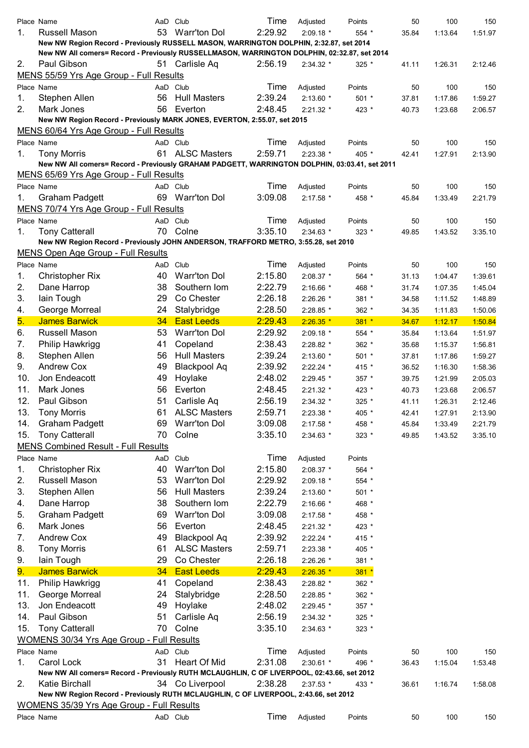| Place | Name | AaD | Club | Time | Adjusted | Points | 50 | 100 | 150 |
|---|---|---|---|---|---|---|---|---|---|
| 1. | Russell Mason | 53 | Warr'ton Dol | 2:29.92 | 2:09.18 * | 554 * | 35.84 | 1:13.64 | 1:51.97 |

**New NW Region Record - Previously RUSSELL MASON, WARRINGTON DOLPHIN, 2:32.87, set 2014**

**New NW All comers= Record - Previously RUSSELLMASON, WARRINGTON DOLPHIN, 02:32.87, set 2014**

| Place | Name | AaD | Club | Time | Adjusted | Points | 50 | 100 | 150 |
|---|---|---|---|---|---|---|---|---|---|
| 2. | Paul Gibson | 51 | Carlisle Aq | 2:56.19 | 2:34.32 * | 325 * | 41.11 | 1:26.31 | 2:12.46 |

## MENS 55/59 Yrs Age Group - Full Results

| Place | Name | AaD | Club | Time | Adjusted | Points | 50 | 100 | 150 |
|---|---|---|---|---|---|---|---|---|---|
| 1. | Stephen Allen | 56 | Hull Masters | 2:39.24 | 2:13.60 * | 501 * | 37.81 | 1:17.86 | 1:59.27 |
| 2. | Mark Jones | 56 | Everton | 2:48.45 | 2:21.32 * | 423 * | 40.73 | 1:23.68 | 2:06.57 |

**New NW Region Record - Previously MARK JONES, EVERTON, 2:55.07, set 2015**

## MENS 60/64 Yrs Age Group - Full Results

| Place | Name | AaD | Club | Time | Adjusted | Points | 50 | 100 | 150 |
|---|---|---|---|---|---|---|---|---|---|
| 1. | Tony Morris | 61 | ALSC Masters | 2:59.71 | 2:23.38 * | 405 * | 42.41 | 1:27.91 | 2:13.90 |

**New NW All comers= Record - Previously GRAHAM PADGETT, WARRINGTON DOLPHIN, 03:03.41, set 2011**

## MENS 65/69 Yrs Age Group - Full Results

| Place | Name | AaD | Club | Time | Adjusted | Points | 50 | 100 | 150 |
|---|---|---|---|---|---|---|---|---|---|
| 1. | Graham Padgett | 69 | Warr'ton Dol | 3:09.08 | 2:17.58 * | 458 * | 45.84 | 1:33.49 | 2:21.79 |

## MENS 70/74 Yrs Age Group - Full Results

| Place | Name | AaD | Club | Time | Adjusted | Points | 50 | 100 | 150 |
|---|---|---|---|---|---|---|---|---|---|
| 1. | Tony Catterall | 70 | Colne | 3:35.10 | 2:34.63 * | 323 * | 49.85 | 1:43.52 | 3:35.10 |

**New NW Region Record - Previously JOHN ANDERSON, TRAFFORD METRO, 3:55.28, set 2010**

## MENS Open Age Group - Full Results

| Place | Name | AaD | Club | Time | Adjusted | Points | 50 | 100 | 150 |
|---|---|---|---|---|---|---|---|---|---|
| 1. | Christopher Rix | 40 | Warr'ton Dol | 2:15.80 | 2:08.37 * | 564 * | 31.13 | 1:04.47 | 1:39.61 |
| 2. | Dane Harrop | 38 | Southern Iom | 2:22.79 | 2:16.66 * | 468 * | 31.74 | 1:07.35 | 1:45.04 |
| 3. | Iain Tough | 29 | Co Chester | 2:26.18 | 2:26.26 * | 381 * | 34.58 | 1:11.52 | 1:48.89 |
| 4. | George Morreal | 24 | Stalybridge | 2:28.50 | 2:28.85 * | 362 * | 34.35 | 1:11.83 | 1:50.06 |
| 5. | James Barwick | 34 | East Leeds | 2:29.43 | 2:26.35 * | 381 * | 34.67 | 1:12.17 | 1:50.84 |
| 6. | Russell Mason | 53 | Warr'ton Dol | 2:29.92 | 2:09.18 * | 554 * | 35.84 | 1:13.64 | 1:51.97 |
| 7. | Philip Hawkrigg | 41 | Copeland | 2:38.43 | 2:28.82 * | 362 * | 35.68 | 1:15.37 | 1:56.81 |
| 8. | Stephen Allen | 56 | Hull Masters | 2:39.24 | 2:13.60 * | 501 * | 37.81 | 1:17.86 | 1:59.27 |
| 9. | Andrew Cox | 49 | Blackpool Aq | 2:39.92 | 2:22.24 * | 415 * | 36.52 | 1:16.30 | 1:58.36 |
| 10. | Jon Endeacott | 49 | Hoylake | 2:48.02 | 2:29.45 * | 357 * | 39.75 | 1:21.99 | 2:05.03 |
| 11. | Mark Jones | 56 | Everton | 2:48.45 | 2:21.32 * | 423 * | 40.73 | 1:23.68 | 2:06.57 |
| 12. | Paul Gibson | 51 | Carlisle Aq | 2:56.19 | 2:34.32 * | 325 * | 41.11 | 1:26.31 | 2:12.46 |
| 13. | Tony Morris | 61 | ALSC Masters | 2:59.71 | 2:23.38 * | 405 * | 42.41 | 1:27.91 | 2:13.90 |
| 14. | Graham Padgett | 69 | Warr'ton Dol | 3:09.08 | 2:17.58 * | 458 * | 45.84 | 1:33.49 | 2:21.79 |
| 15. | Tony Catterall | 70 | Colne | 3:35.10 | 2:34.63 * | 323 * | 49.85 | 1:43.52 | 3:35.10 |

## MENS Combined Result - Full Results

| Place | Name | AaD | Club | Time | Adjusted | Points |
|---|---|---|---|---|---|---|
| 1. | Christopher Rix | 40 | Warr'ton Dol | 2:15.80 | 2:08.37 * | 564 * |
| 2. | Russell Mason | 53 | Warr'ton Dol | 2:29.92 | 2:09.18 * | 554 * |
| 3. | Stephen Allen | 56 | Hull Masters | 2:39.24 | 2:13.60 * | 501 * |
| 4. | Dane Harrop | 38 | Southern Iom | 2:22.79 | 2:16.66 * | 468 * |
| 5. | Graham Padgett | 69 | Warr'ton Dol | 3:09.08 | 2:17.58 * | 458 * |
| 6. | Mark Jones | 56 | Everton | 2:48.45 | 2:21.32 * | 423 * |
| 7. | Andrew Cox | 49 | Blackpool Aq | 2:39.92 | 2:22.24 * | 415 * |
| 8. | Tony Morris | 61 | ALSC Masters | 2:59.71 | 2:23.38 * | 405 * |
| 9. | Iain Tough | 29 | Co Chester | 2:26.18 | 2:26.26 * | 381 * |
| 9. | James Barwick | 34 | East Leeds | 2:29.43 | 2:26.35 * | 381 * |
| 11. | Philip Hawkrigg | 41 | Copeland | 2:38.43 | 2:28.82 * | 362 * |
| 11. | George Morreal | 24 | Stalybridge | 2:28.50 | 2:28.85 * | 362 * |
| 13. | Jon Endeacott | 49 | Hoylake | 2:48.02 | 2:29.45 * | 357 * |
| 14. | Paul Gibson | 51 | Carlisle Aq | 2:56.19 | 2:34.32 * | 325 * |
| 15. | Tony Catterall | 70 | Colne | 3:35.10 | 2:34.63 * | 323 * |

## WOMENS 30/34 Yrs Age Group - Full Results

| Place | Name | AaD | Club | Time | Adjusted | Points | 50 | 100 | 150 |
|---|---|---|---|---|---|---|---|---|---|
| 1. | Carol Lock | 31 | Heart Of Mid | 2:31.08 | 2:30.61 * | 496 * | 36.43 | 1:15.04 | 1:53.48 |

**New NW All comers= Record - Previously RUTH MCLAUGHLIN, C OF LIVERPOOL, 02:43.66, set 2012**

| Place | Name | AaD | Club | Time | Adjusted | Points | 50 | 100 | 150 |
|---|---|---|---|---|---|---|---|---|---|
| 2. | Katie Birchall | 34 | Co Liverpool | 2:38.28 | 2:37.53 * | 433 * | 36.61 | 1:16.74 | 1:58.08 |

**New NW Region Record - Previously RUTH MCLAUGHLIN, C OF LIVERPOOL, 2:43.66, set 2012**

## WOMENS 35/39 Yrs Age Group - Full Results

| Place | Name | AaD | Club | Time | Adjusted | Points | 50 | 100 | 150 |
|---|---|---|---|---|---|---|---|---|---|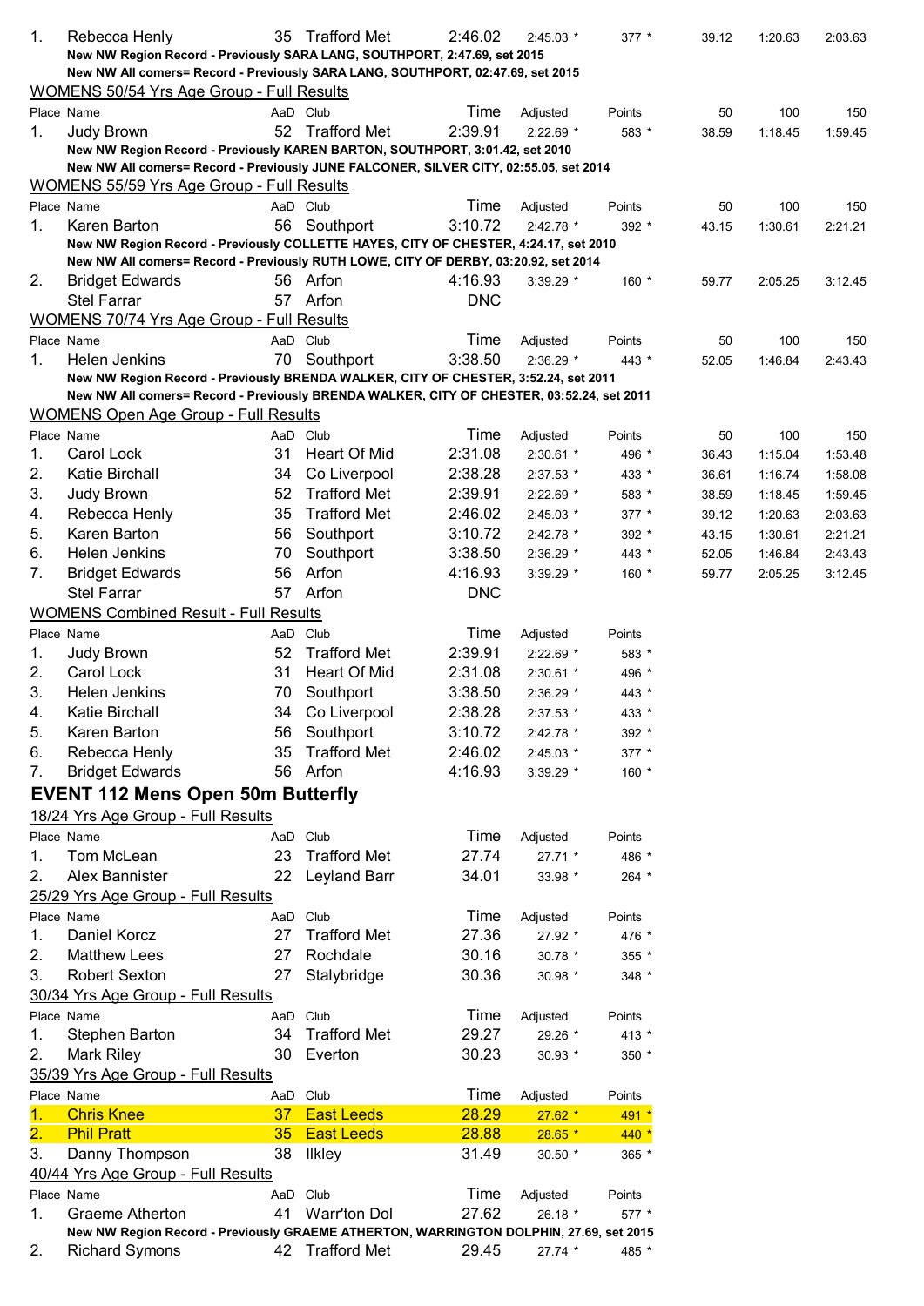| Place | Name | AaD | Club | Time | Adjusted | Points | 50 | 100 | 150 |
|---|---|---|---|---|---|---|---|---|---|
| 1. | Rebecca Henly | 35 | Trafford Met | 2:46.02 | 2:45.03 * | 377 * | 39.12 | 1:20.63 | 2:03.63 |

**New NW Region Record - Previously SARA LANG, SOUTHPORT, 2:47.69, set 2015**
**New NW All comers= Record - Previously SARA LANG, SOUTHPORT, 02:47.69, set 2015**

WOMENS 50/54 Yrs Age Group - Full Results

| Place | Name | AaD | Club | Time | Adjusted | Points | 50 | 100 | 150 |
|---|---|---|---|---|---|---|---|---|---|
| 1. | Judy Brown | 52 | Trafford Met | 2:39.91 | 2:22.69 * | 583 * | 38.59 | 1:18.45 | 1:59.45 |

**New NW Region Record - Previously KAREN BARTON, SOUTHPORT, 3:01.42, set 2010**
**New NW All comers= Record - Previously JUNE FALCONER, SILVER CITY, 02:55.05, set 2014**

WOMENS 55/59 Yrs Age Group - Full Results

| Place | Name | AaD | Club | Time | Adjusted | Points | 50 | 100 | 150 |
|---|---|---|---|---|---|---|---|---|---|
| 1. | Karen Barton | 56 | Southport | 3:10.72 | 2:42.78 * | 392 * | 43.15 | 1:30.61 | 2:21.21 |

**New NW Region Record - Previously COLLETTE HAYES, CITY OF CHESTER, 4:24.17, set 2010**
**New NW All comers= Record - Previously RUTH LOWE, CITY OF DERBY, 03:20.92, set 2014**

| Place | Name | AaD | Club | Time | Adjusted | Points | 50 | 100 | 150 |
|---|---|---|---|---|---|---|---|---|---|
| 2. | Bridget Edwards | 56 | Arfon | 4:16.93 | 3:39.29 * | 160 * | 59.77 | 2:05.25 | 3:12.45 |
| | Stel Farrar | 57 | Arfon | DNC | | | | | |

WOMENS 70/74 Yrs Age Group - Full Results

| Place | Name | AaD | Club | Time | Adjusted | Points | 50 | 100 | 150 |
|---|---|---|---|---|---|---|---|---|---|
| 1. | Helen Jenkins | 70 | Southport | 3:38.50 | 2:36.29 * | 443 * | 52.05 | 1:46.84 | 2:43.43 |

**New NW Region Record - Previously BRENDA WALKER, CITY OF CHESTER, 3:52.24, set 2011**
**New NW All comers= Record - Previously BRENDA WALKER, CITY OF CHESTER, 03:52.24, set 2011**

WOMENS Open Age Group - Full Results

| Place | Name | AaD | Club | Time | Adjusted | Points | 50 | 100 | 150 |
|---|---|---|---|---|---|---|---|---|---|
| 1. | Carol Lock | 31 | Heart Of Mid | 2:31.08 | 2:30.61 * | 496 * | 36.43 | 1:15.04 | 1:53.48 |
| 2. | Katie Birchall | 34 | Co Liverpool | 2:38.28 | 2:37.53 * | 433 * | 36.61 | 1:16.74 | 1:58.08 |
| 3. | Judy Brown | 52 | Trafford Met | 2:39.91 | 2:22.69 * | 583 * | 38.59 | 1:18.45 | 1:59.45 |
| 4. | Rebecca Henly | 35 | Trafford Met | 2:46.02 | 2:45.03 * | 377 * | 39.12 | 1:20.63 | 2:03.63 |
| 5. | Karen Barton | 56 | Southport | 3:10.72 | 2:42.78 * | 392 * | 43.15 | 1:30.61 | 2:21.21 |
| 6. | Helen Jenkins | 70 | Southport | 3:38.50 | 2:36.29 * | 443 * | 52.05 | 1:46.84 | 2:43.43 |
| 7. | Bridget Edwards | 56 | Arfon | 4:16.93 | 3:39.29 * | 160 * | 59.77 | 2:05.25 | 3:12.45 |
| | Stel Farrar | 57 | Arfon | DNC | | | | | |

WOMENS Combined Result - Full Results

| Place | Name | AaD | Club | Time | Adjusted | Points |
|---|---|---|---|---|---|---|
| 1. | Judy Brown | 52 | Trafford Met | 2:39.91 | 2:22.69 * | 583 * |
| 2. | Carol Lock | 31 | Heart Of Mid | 2:31.08 | 2:30.61 * | 496 * |
| 3. | Helen Jenkins | 70 | Southport | 3:38.50 | 2:36.29 * | 443 * |
| 4. | Katie Birchall | 34 | Co Liverpool | 2:38.28 | 2:37.53 * | 433 * |
| 5. | Karen Barton | 56 | Southport | 3:10.72 | 2:42.78 * | 392 * |
| 6. | Rebecca Henly | 35 | Trafford Met | 2:46.02 | 2:45.03 * | 377 * |
| 7. | Bridget Edwards | 56 | Arfon | 4:16.93 | 3:39.29 * | 160 * |

## EVENT 112 Mens Open 50m Butterfly

18/24 Yrs Age Group - Full Results

| Place | Name | AaD | Club | Time | Adjusted | Points |
|---|---|---|---|---|---|---|
| 1. | Tom McLean | 23 | Trafford Met | 27.74 | 27.71 * | 486 * |
| 2. | Alex Bannister | 22 | Leyland Barr | 34.01 | 33.98 * | 264 * |

25/29 Yrs Age Group - Full Results

| Place | Name | AaD | Club | Time | Adjusted | Points |
|---|---|---|---|---|---|---|
| 1. | Daniel Korcz | 27 | Trafford Met | 27.36 | 27.92 * | 476 * |
| 2. | Matthew Lees | 27 | Rochdale | 30.16 | 30.78 * | 355 * |
| 3. | Robert Sexton | 27 | Stalybridge | 30.36 | 30.98 * | 348 * |

30/34 Yrs Age Group - Full Results

| Place | Name | AaD | Club | Time | Adjusted | Points |
|---|---|---|---|---|---|---|
| 1. | Stephen Barton | 34 | Trafford Met | 29.27 | 29.26 * | 413 * |
| 2. | Mark Riley | 30 | Everton | 30.23 | 30.93 * | 350 * |

35/39 Yrs Age Group - Full Results

| Place | Name | AaD | Club | Time | Adjusted | Points |
|---|---|---|---|---|---|---|
| 1. | Chris Knee | 37 | East Leeds | 28.29 | 27.62 * | 491 * |
| 2. | Phil Pratt | 35 | East Leeds | 28.88 | 28.65 * | 440 * |
| 3. | Danny Thompson | 38 | Ilkley | 31.49 | 30.50 * | 365 * |

40/44 Yrs Age Group - Full Results

| Place | Name | AaD | Club | Time | Adjusted | Points |
|---|---|---|---|---|---|---|
| 1. | Graeme Atherton | 41 | Warr'ton Dol | 27.62 | 26.18 * | 577 * |

**New NW Region Record - Previously GRAEME ATHERTON, WARRINGTON DOLPHIN, 27.69, set 2015**

| Place | Name | AaD | Club | Time | Adjusted | Points |
|---|---|---|---|---|---|---|
| 2. | Richard Symons | 42 | Trafford Met | 29.45 | 27.74 * | 485 * |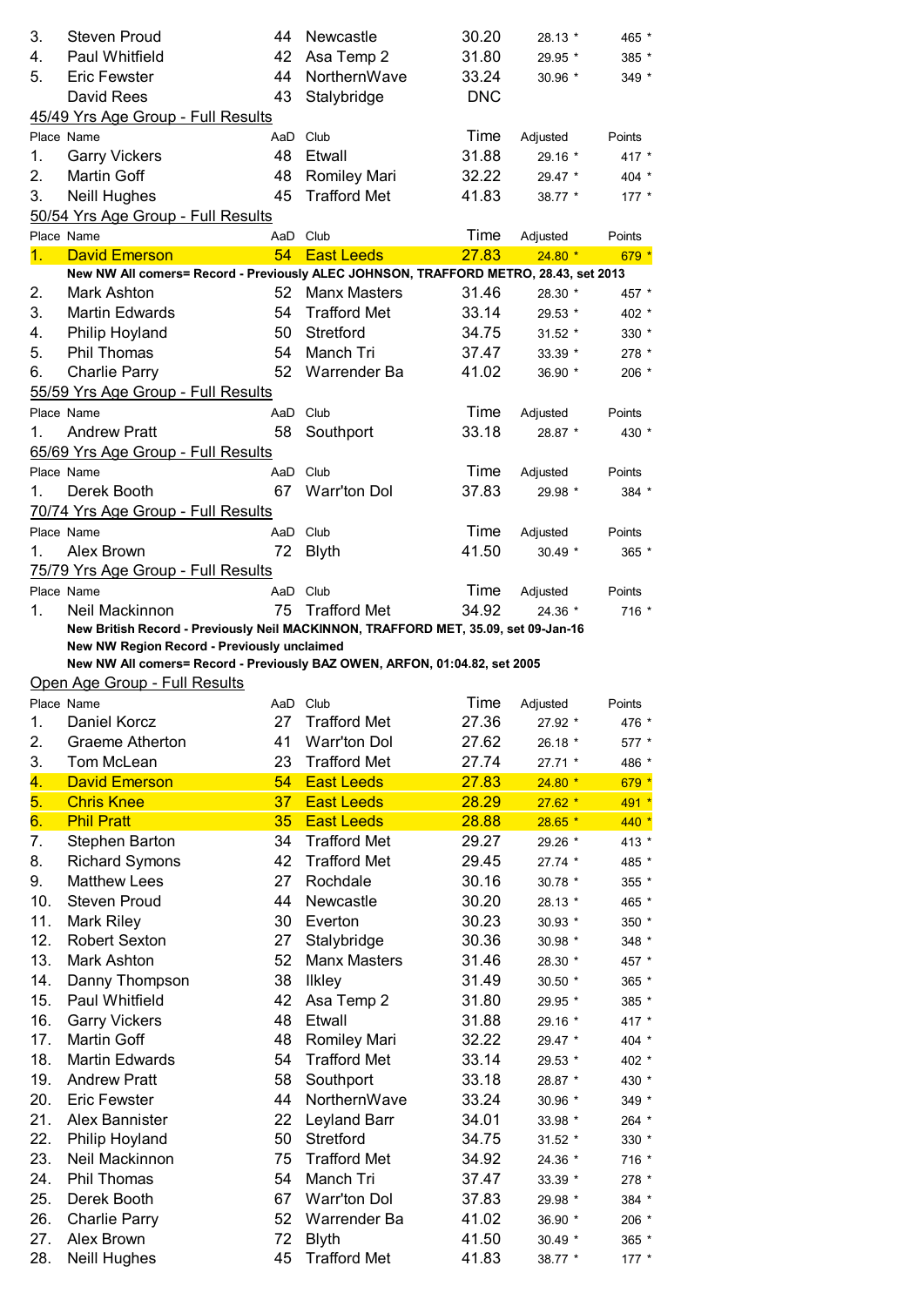| Place | Name | AaD | Club | Time | Adjusted | Points |
|---|---|---|---|---|---|---|
| 3. | Steven Proud | 44 | Newcastle | 30.20 | 28.13 * | 465 * |
| 4. | Paul Whitfield | 42 | Asa Temp 2 | 31.80 | 29.95 * | 385 * |
| 5. | Eric Fewster | 44 | NorthernWave | 33.24 | 30.96 * | 349 * |
| | David Rees | 43 | Stalybridge | DNC | | |

45/49 Yrs Age Group - Full Results

| Place | Name | AaD | Club | Time | Adjusted | Points |
|---|---|---|---|---|---|---|
| 1. | Garry Vickers | 48 | Etwall | 31.88 | 29.16 * | 417 * |
| 2. | Martin Goff | 48 | Romiley Mari | 32.22 | 29.47 * | 404 * |
| 3. | Neill Hughes | 45 | Trafford Met | 41.83 | 38.77 * | 177 * |

50/54 Yrs Age Group - Full Results

| Place | Name | AaD | Club | Time | Adjusted | Points |
|---|---|---|---|---|---|---|
| 1. | David Emerson | 54 | East Leeds | 27.83 | 24.80 * | 679 * |
| | **New NW All comers= Record - Previously ALEC JOHNSON, TRAFFORD METRO, 28.43, set 2013** | | | | | |
| 2. | Mark Ashton | 52 | Manx Masters | 31.46 | 28.30 * | 457 * |
| 3. | Martin Edwards | 54 | Trafford Met | 33.14 | 29.53 * | 402 * |
| 4. | Philip Hoyland | 50 | Stretford | 34.75 | 31.52 * | 330 * |
| 5. | Phil Thomas | 54 | Manch Tri | 37.47 | 33.39 * | 278 * |
| 6. | Charlie Parry | 52 | Warrender Ba | 41.02 | 36.90 * | 206 * |

55/59 Yrs Age Group - Full Results

| Place | Name | AaD | Club | Time | Adjusted | Points |
|---|---|---|---|---|---|---|
| 1. | Andrew Pratt | 58 | Southport | 33.18 | 28.87 * | 430 * |

65/69 Yrs Age Group - Full Results

| Place | Name | AaD | Club | Time | Adjusted | Points |
|---|---|---|---|---|---|---|
| 1. | Derek Booth | 67 | Warr'ton Dol | 37.83 | 29.98 * | 384 * |

70/74 Yrs Age Group - Full Results

| Place | Name | AaD | Club | Time | Adjusted | Points |
|---|---|---|---|---|---|---|
| 1. | Alex Brown | 72 | Blyth | 41.50 | 30.49 * | 365 * |

75/79 Yrs Age Group - Full Results

| Place | Name | AaD | Club | Time | Adjusted | Points |
|---|---|---|---|---|---|---|
| 1. | Neil Mackinnon | 75 | Trafford Met | 34.92 | 24.36 * | 716 * |
| | **New British Record - Previously Neil MACKINNON, TRAFFORD MET, 35.09, set 09-Jan-16** | | | | | |
| | **New NW Region Record - Previously unclaimed** | | | | | |
| | **New NW All comers= Record - Previously BAZ OWEN, ARFON, 01:04.82, set 2005** | | | | | |

Open Age Group - Full Results

| Place | Name | AaD | Club | Time | Adjusted | Points |
|---|---|---|---|---|---|---|
| 1. | Daniel Korcz | 27 | Trafford Met | 27.36 | 27.92 * | 476 * |
| 2. | Graeme Atherton | 41 | Warr'ton Dol | 27.62 | 26.18 * | 577 * |
| 3. | Tom McLean | 23 | Trafford Met | 27.74 | 27.71 * | 486 * |
| 4. | David Emerson | 54 | East Leeds | 27.83 | 24.80 * | 679 * |
| 5. | Chris Knee | 37 | East Leeds | 28.29 | 27.62 * | 491 * |
| 6. | Phil Pratt | 35 | East Leeds | 28.88 | 28.65 * | 440 * |
| 7. | Stephen Barton | 34 | Trafford Met | 29.27 | 29.26 * | 413 * |
| 8. | Richard Symons | 42 | Trafford Met | 29.45 | 27.74 * | 485 * |
| 9. | Matthew Lees | 27 | Rochdale | 30.16 | 30.78 * | 355 * |
| 10. | Steven Proud | 44 | Newcastle | 30.20 | 28.13 * | 465 * |
| 11. | Mark Riley | 30 | Everton | 30.23 | 30.93 * | 350 * |
| 12. | Robert Sexton | 27 | Stalybridge | 30.36 | 30.98 * | 348 * |
| 13. | Mark Ashton | 52 | Manx Masters | 31.46 | 28.30 * | 457 * |
| 14. | Danny Thompson | 38 | Ilkley | 31.49 | 30.50 * | 365 * |
| 15. | Paul Whitfield | 42 | Asa Temp 2 | 31.80 | 29.95 * | 385 * |
| 16. | Garry Vickers | 48 | Etwall | 31.88 | 29.16 * | 417 * |
| 17. | Martin Goff | 48 | Romiley Mari | 32.22 | 29.47 * | 404 * |
| 18. | Martin Edwards | 54 | Trafford Met | 33.14 | 29.53 * | 402 * |
| 19. | Andrew Pratt | 58 | Southport | 33.18 | 28.87 * | 430 * |
| 20. | Eric Fewster | 44 | NorthernWave | 33.24 | 30.96 * | 349 * |
| 21. | Alex Bannister | 22 | Leyland Barr | 34.01 | 33.98 * | 264 * |
| 22. | Philip Hoyland | 50 | Stretford | 34.75 | 31.52 * | 330 * |
| 23. | Neil Mackinnon | 75 | Trafford Met | 34.92 | 24.36 * | 716 * |
| 24. | Phil Thomas | 54 | Manch Tri | 37.47 | 33.39 * | 278 * |
| 25. | Derek Booth | 67 | Warr'ton Dol | 37.83 | 29.98 * | 384 * |
| 26. | Charlie Parry | 52 | Warrender Ba | 41.02 | 36.90 * | 206 * |
| 27. | Alex Brown | 72 | Blyth | 41.50 | 30.49 * | 365 * |
| 28. | Neill Hughes | 45 | Trafford Met | 41.83 | 38.77 * | 177 * |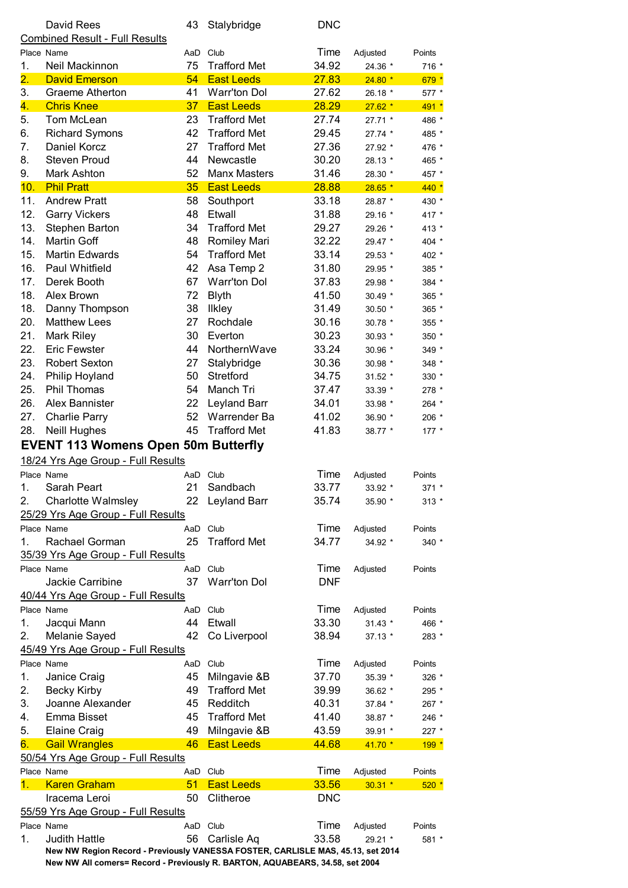| | David Rees | 43 | Stalybridge | DNC | | |
|---|---|---|---|---|---|---|

Combined Result - Full Results

| Place | Name | AaD | Club | Time | Adjusted | Points |
|---|---|---|---|---|---|---|
| 1. | Neil Mackinnon | 75 | Trafford Met | 34.92 | 24.36 * | 716 * |
| 2. | David Emerson | 54 | East Leeds | 27.83 | 24.80 * | 679 * |
| 3. | Graeme Atherton | 41 | Warr'ton Dol | 27.62 | 26.18 * | 577 * |
| 4. | Chris Knee | 37 | East Leeds | 28.29 | 27.62 * | 491 * |
| 5. | Tom McLean | 23 | Trafford Met | 27.74 | 27.71 * | 486 * |
| 6. | Richard Symons | 42 | Trafford Met | 29.45 | 27.74 * | 485 * |
| 7. | Daniel Korcz | 27 | Trafford Met | 27.36 | 27.92 * | 476 * |
| 8. | Steven Proud | 44 | Newcastle | 30.20 | 28.13 * | 465 * |
| 9. | Mark Ashton | 52 | Manx Masters | 31.46 | 28.30 * | 457 * |
| 10. | Phil Pratt | 35 | East Leeds | 28.88 | 28.65 * | 440 * |
| 11. | Andrew Pratt | 58 | Southport | 33.18 | 28.87 * | 430 * |
| 12. | Garry Vickers | 48 | Etwall | 31.88 | 29.16 * | 417 * |
| 13. | Stephen Barton | 34 | Trafford Met | 29.27 | 29.26 * | 413 * |
| 14. | Martin Goff | 48 | Romiley Mari | 32.22 | 29.47 * | 404 * |
| 15. | Martin Edwards | 54 | Trafford Met | 33.14 | 29.53 * | 402 * |
| 16. | Paul Whitfield | 42 | Asa Temp 2 | 31.80 | 29.95 * | 385 * |
| 17. | Derek Booth | 67 | Warr'ton Dol | 37.83 | 29.98 * | 384 * |
| 18. | Alex Brown | 72 | Blyth | 41.50 | 30.49 * | 365 * |
| 18. | Danny Thompson | 38 | Ilkley | 31.49 | 30.50 * | 365 * |
| 20. | Matthew Lees | 27 | Rochdale | 30.16 | 30.78 * | 355 * |
| 21. | Mark Riley | 30 | Everton | 30.23 | 30.93 * | 350 * |
| 22. | Eric Fewster | 44 | NorthernWave | 33.24 | 30.96 * | 349 * |
| 23. | Robert Sexton | 27 | Stalybridge | 30.36 | 30.98 * | 348 * |
| 24. | Philip Hoyland | 50 | Stretford | 34.75 | 31.52 * | 330 * |
| 25. | Phil Thomas | 54 | Manch Tri | 37.47 | 33.39 * | 278 * |
| 26. | Alex Bannister | 22 | Leyland Barr | 34.01 | 33.98 * | 264 * |
| 27. | Charlie Parry | 52 | Warrender Ba | 41.02 | 36.90 * | 206 * |
| 28. | Neill Hughes | 45 | Trafford Met | 41.83 | 38.77 * | 177 * |

## EVENT 113 Womens Open 50m Butterfly

18/24 Yrs Age Group - Full Results

| Place | Name | AaD | Club | Time | Adjusted | Points |
|---|---|---|---|---|---|---|
| 1. | Sarah Peart | 21 | Sandbach | 33.77 | 33.92 * | 371 * |
| 2. | Charlotte Walmsley | 22 | Leyland Barr | 35.74 | 35.90 * | 313 * |

25/29 Yrs Age Group - Full Results

| Place | Name | AaD | Club | Time | Adjusted | Points |
|---|---|---|---|---|---|---|
| 1. | Rachael Gorman | 25 | Trafford Met | 34.77 | 34.92 * | 340 * |

35/39 Yrs Age Group - Full Results

| Place | Name | AaD | Club | Time | Adjusted | Points |
|---|---|---|---|---|---|---|
| | Jackie Carribine | 37 | Warr'ton Dol | DNF | | |

40/44 Yrs Age Group - Full Results

| Place | Name | AaD | Club | Time | Adjusted | Points |
|---|---|---|---|---|---|---|
| 1. | Jacqui Mann | 44 | Etwall | 33.30 | 31.43 * | 466 * |
| 2. | Melanie Sayed | 42 | Co Liverpool | 38.94 | 37.13 * | 283 * |

45/49 Yrs Age Group - Full Results

| Place | Name | AaD | Club | Time | Adjusted | Points |
|---|---|---|---|---|---|---|
| 1. | Janice Craig | 45 | Milngavie &B | 37.70 | 35.39 * | 326 * |
| 2. | Becky Kirby | 49 | Trafford Met | 39.99 | 36.62 * | 295 * |
| 3. | Joanne Alexander | 45 | Redditch | 40.31 | 37.84 * | 267 * |
| 4. | Emma Bisset | 45 | Trafford Met | 41.40 | 38.87 * | 246 * |
| 5. | Elaine Craig | 49 | Milngavie &B | 43.59 | 39.91 * | 227 * |
| 6. | Gail Wrangles | 46 | East Leeds | 44.68 | 41.70 * | 199 * |

50/54 Yrs Age Group - Full Results

| Place | Name | AaD | Club | Time | Adjusted | Points |
|---|---|---|---|---|---|---|
| 1. | Karen Graham | 51 | East Leeds | 33.56 | 30.31 * | 520 * |
| | Iracema Leroi | 50 | Clitheroe | DNC | | |

55/59 Yrs Age Group - Full Results

| Place | Name | AaD | Club | Time | Adjusted | Points |
|---|---|---|---|---|---|---|
| 1. | Judith Hattle | 56 | Carlisle Aq | 33.58 | 29.21 * | 581 * |

**New NW Region Record - Previously VANESSA FOSTER, CARLISLE MAS, 45.13, set 2014**

**New NW All comers= Record - Previously R. BARTON, AQUABEARS, 34.58, set 2004**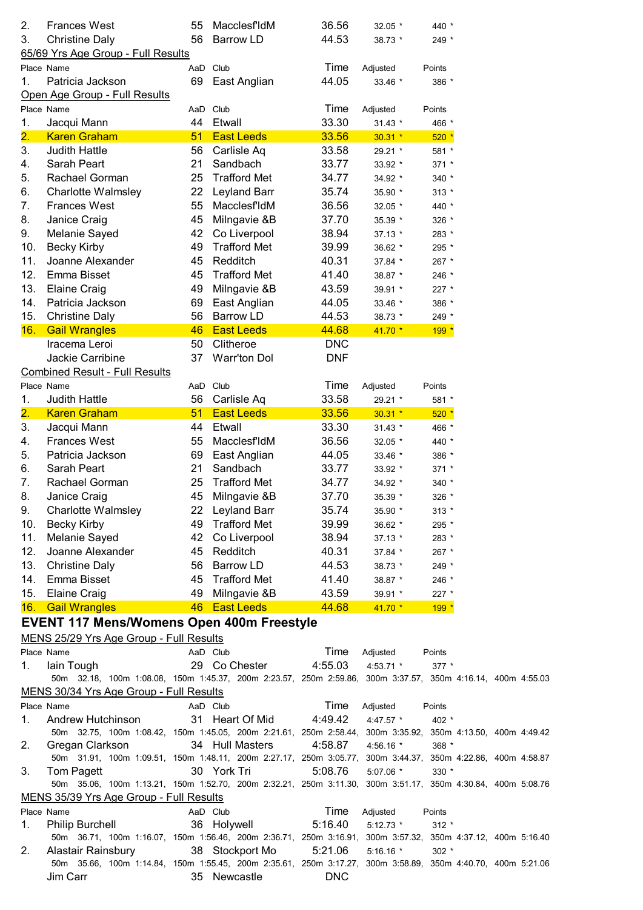| Place | Name | AaD | Club | Time | Adjusted | Points |
|---|---|---|---|---|---|---|
| 2. | Frances West | 55 | Macclesf'ldM | 36.56 | 32.05 * | 440 * |
| 3. | Christine Daly | 56 | Barrow LD | 44.53 | 38.73 * | 249 * |

65/69 Yrs Age Group - Full Results

| Place | Name | AaD | Club | Time | Adjusted | Points |
|---|---|---|---|---|---|---|
| 1. | Patricia Jackson | 69 | East Anglian | 44.05 | 33.46 * | 386 * |

Open Age Group - Full Results

| Place | Name | AaD | Club | Time | Adjusted | Points |
|---|---|---|---|---|---|---|
| 1. | Jacqui Mann | 44 | Etwall | 33.30 | 31.43 * | 466 * |
| 2. | Karen Graham | 51 | East Leeds | 33.56 | 30.31 * | 520 * |
| 3. | Judith Hattle | 56 | Carlisle Aq | 33.58 | 29.21 * | 581 * |
| 4. | Sarah Peart | 21 | Sandbach | 33.77 | 33.92 * | 371 * |
| 5. | Rachael Gorman | 25 | Trafford Met | 34.77 | 34.92 * | 340 * |
| 6. | Charlotte Walmsley | 22 | Leyland Barr | 35.74 | 35.90 * | 313 * |
| 7. | Frances West | 55 | Macclesf'ldM | 36.56 | 32.05 * | 440 * |
| 8. | Janice Craig | 45 | Milngavie &B | 37.70 | 35.39 * | 326 * |
| 9. | Melanie Sayed | 42 | Co Liverpool | 38.94 | 37.13 * | 283 * |
| 10. | Becky Kirby | 49 | Trafford Met | 39.99 | 36.62 * | 295 * |
| 11. | Joanne Alexander | 45 | Redditch | 40.31 | 37.84 * | 267 * |
| 12. | Emma Bisset | 45 | Trafford Met | 41.40 | 38.87 * | 246 * |
| 13. | Elaine Craig | 49 | Milngavie &B | 43.59 | 39.91 * | 227 * |
| 14. | Patricia Jackson | 69 | East Anglian | 44.05 | 33.46 * | 386 * |
| 15. | Christine Daly | 56 | Barrow LD | 44.53 | 38.73 * | 249 * |
| 16. | Gail Wrangles | 46 | East Leeds | 44.68 | 41.70 * | 199 * |
| | Iracema Leroi | 50 | Clitheroe | DNC | | |
| | Jackie Carribine | 37 | Warr'ton Dol | DNF | | |

Combined Result - Full Results

| Place | Name | AaD | Club | Time | Adjusted | Points |
|---|---|---|---|---|---|---|
| 1. | Judith Hattle | 56 | Carlisle Aq | 33.58 | 29.21 * | 581 * |
| 2. | Karen Graham | 51 | East Leeds | 33.56 | 30.31 * | 520 * |
| 3. | Jacqui Mann | 44 | Etwall | 33.30 | 31.43 * | 466 * |
| 4. | Frances West | 55 | Macclesf'ldM | 36.56 | 32.05 * | 440 * |
| 5. | Patricia Jackson | 69 | East Anglian | 44.05 | 33.46 * | 386 * |
| 6. | Sarah Peart | 21 | Sandbach | 33.77 | 33.92 * | 371 * |
| 7. | Rachael Gorman | 25 | Trafford Met | 34.77 | 34.92 * | 340 * |
| 8. | Janice Craig | 45 | Milngavie &B | 37.70 | 35.39 * | 326 * |
| 9. | Charlotte Walmsley | 22 | Leyland Barr | 35.74 | 35.90 * | 313 * |
| 10. | Becky Kirby | 49 | Trafford Met | 39.99 | 36.62 * | 295 * |
| 11. | Melanie Sayed | 42 | Co Liverpool | 38.94 | 37.13 * | 283 * |
| 12. | Joanne Alexander | 45 | Redditch | 40.31 | 37.84 * | 267 * |
| 13. | Christine Daly | 56 | Barrow LD | 44.53 | 38.73 * | 249 * |
| 14. | Emma Bisset | 45 | Trafford Met | 41.40 | 38.87 * | 246 * |
| 15. | Elaine Craig | 49 | Milngavie &B | 43.59 | 39.91 * | 227 * |
| 16. | Gail Wrangles | 46 | East Leeds | 44.68 | 41.70 * | 199 * |

## EVENT 117 Mens/Womens Open 400m Freestyle

MENS 25/29 Yrs Age Group - Full Results

| Place | Name | AaD | Club | Time | Adjusted | Points |
|---|---|---|---|---|---|---|
| 1. | Iain Tough | 29 | Co Chester | 4:55.03 | 4:53.71 * | 377 * |

50m 32.18, 100m 1:08.08, 150m 1:45.37, 200m 2:23.57, 250m 2:59.86, 300m 3:37.57, 350m 4:16.14, 400m 4:55.03

MENS 30/34 Yrs Age Group - Full Results

| Place | Name | AaD | Club | Time | Adjusted | Points |
|---|---|---|---|---|---|---|
| 1. | Andrew Hutchinson | 31 | Heart Of Mid | 4:49.42 | 4:47.57 * | 402 * |
| | 50m 32.75, 100m 1:08.42, 150m 1:45.05, 200m 2:21.61, 250m 2:58.44, 300m 3:35.92, 350m 4:13.50, 400m 4:49.42 | | | | | |
| 2. | Gregan Clarkson | 34 | Hull Masters | 4:58.87 | 4:56.16 * | 368 * |
| | 50m 31.91, 100m 1:09.51, 150m 1:48.11, 200m 2:27.17, 250m 3:05.77, 300m 3:44.37, 350m 4:22.86, 400m 4:58.87 | | | | | |
| 3. | Tom Pagett | 30 | York Tri | 5:08.76 | 5:07.06 * | 330 * |
| | 50m 35.06, 100m 1:13.21, 150m 1:52.70, 200m 2:32.21, 250m 3:11.30, 300m 3:51.17, 350m 4:30.84, 400m 5:08.76 | | | | | |

MENS 35/39 Yrs Age Group - Full Results

| Place | Name | AaD | Club | Time | Adjusted | Points |
|---|---|---|---|---|---|---|
| 1. | Philip Burchell | 36 | Holywell | 5:16.40 | 5:12.73 * | 312 * |
| | 50m 36.71, 100m 1:16.07, 150m 1:56.46, 200m 2:36.71, 250m 3:16.91, 300m 3:57.32, 350m 4:37.12, 400m 5:16.40 | | | | | |
| 2. | Alastair Rainsbury | 38 | Stockport Mo | 5:21.06 | 5:16.16 * | 302 * |
| | 50m 35.66, 100m 1:14.84, 150m 1:55.45, 200m 2:35.61, 250m 3:17.27, 300m 3:58.89, 350m 4:40.70, 400m 5:21.06 | | | | | |
| | Jim Carr | 35 | Newcastle | DNC | | |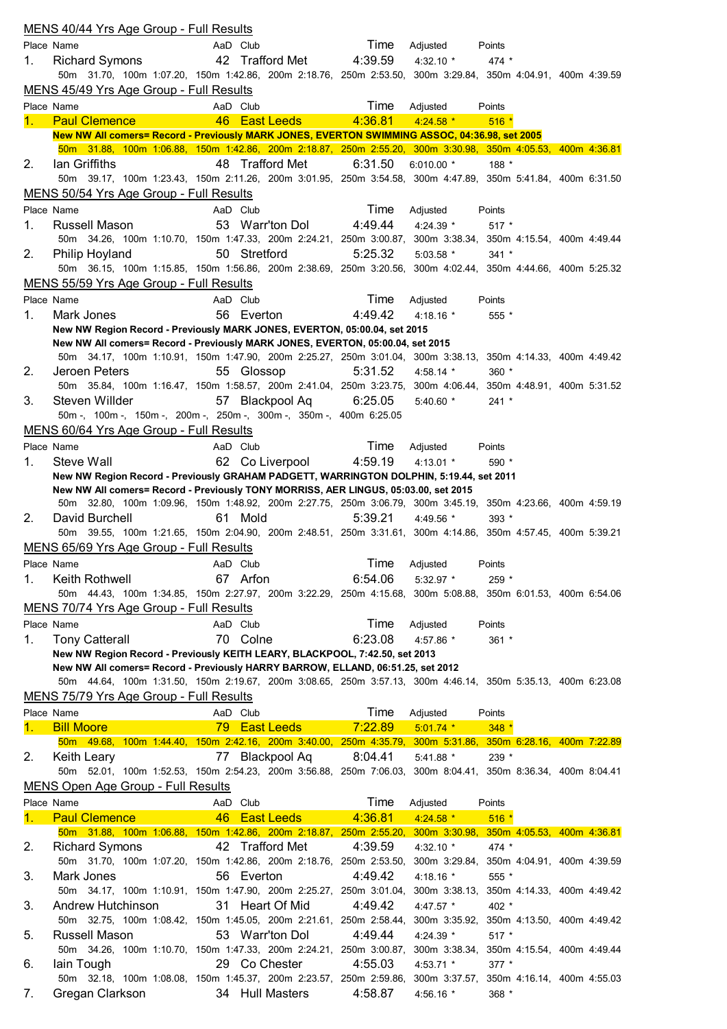## MENS 40/44 Yrs Age Group - Full Results

| Place | Name | AaD | Club | Time | Adjusted | Points |
|---|---|---|---|---|---|---|
| 1. | Richard Symons | 42 | Trafford Met | 4:39.59 | 4:32.10 * | 474 * |

50m 31.70, 100m 1:07.20, 150m 1:42.86, 200m 2:18.76, 250m 2:53.50, 300m 3:29.84, 350m 4:04.91, 400m 4:39.59

## MENS 45/49 Yrs Age Group - Full Results

| Place | Name | AaD | Club | Time | Adjusted | Points |
|---|---|---|---|---|---|---|
| 1. | Paul Clemence | 46 | East Leeds | 4:36.81 | 4:24.58 * | 516 * |

**New NW All comers= Record - Previously MARK JONES, EVERTON SWIMMING ASSOC, 04:36.98, set 2005**

50m 31.88, 100m 1:06.88, 150m 1:42.86, 200m 2:18.87, 250m 2:55.20, 300m 3:30.98, 350m 4:05.53, 400m 4:36.81

| Place | Name | AaD | Club | Time | Adjusted | Points |
|---|---|---|---|---|---|---|
| 2. | Ian Griffiths | 48 | Trafford Met | 6:31.50 | 6:010.00 * | 188 * |

50m 39.17, 100m 1:23.43, 150m 2:11.26, 200m 3:01.95, 250m 3:54.58, 300m 4:47.89, 350m 5:41.84, 400m 6:31.50

## MENS 50/54 Yrs Age Group - Full Results

| Place | Name | AaD | Club | Time | Adjusted | Points |
|---|---|---|---|---|---|---|
| 1. | Russell Mason | 53 | Warr'ton Dol | 4:49.44 | 4:24.39 * | 517 * |

50m 34.26, 100m 1:10.70, 150m 1:47.33, 200m 2:24.21, 250m 3:00.87, 300m 3:38.34, 350m 4:15.54, 400m 4:49.44

| Place | Name | AaD | Club | Time | Adjusted | Points |
|---|---|---|---|---|---|---|
| 2. | Philip Hoyland | 50 | Stretford | 5:25.32 | 5:03.58 * | 341 * |

50m 36.15, 100m 1:15.85, 150m 1:56.86, 200m 2:38.69, 250m 3:20.56, 300m 4:02.44, 350m 4:44.66, 400m 5:25.32

## MENS 55/59 Yrs Age Group - Full Results

| Place | Name | AaD | Club | Time | Adjusted | Points |
|---|---|---|---|---|---|---|
| 1. | Mark Jones | 56 | Everton | 4:49.42 | 4:18.16 * | 555 * |

**New NW Region Record - Previously MARK JONES, EVERTON, 05:00.04, set 2015**

**New NW All comers= Record - Previously MARK JONES, EVERTON, 05:00.04, set 2015**

50m 34.17, 100m 1:10.91, 150m 1:47.90, 200m 2:25.27, 250m 3:01.04, 300m 3:38.13, 350m 4:14.33, 400m 4:49.42

| Place | Name | AaD | Club | Time | Adjusted | Points |
|---|---|---|---|---|---|---|
| 2. | Jeroen Peters | 55 | Glossop | 5:31.52 | 4:58.14 * | 360 * |

50m 35.84, 100m 1:16.47, 150m 1:58.57, 200m 2:41.04, 250m 3:23.75, 300m 4:06.44, 350m 4:48.91, 400m 5:31.52

| Place | Name | AaD | Club | Time | Adjusted | Points |
|---|---|---|---|---|---|---|
| 3. | Steven Willder | 57 | Blackpool Aq | 6:25.05 | 5:40.60 * | 241 * |

50m -, 100m -, 150m -, 200m -, 250m -, 300m -, 350m -, 400m 6:25.05

## MENS 60/64 Yrs Age Group - Full Results

| Place | Name | AaD | Club | Time | Adjusted | Points |
|---|---|---|---|---|---|---|
| 1. | Steve Wall | 62 | Co Liverpool | 4:59.19 | 4:13.01 * | 590 * |

**New NW Region Record - Previously GRAHAM PADGETT, WARRINGTON DOLPHIN, 5:19.44, set 2011**

**New NW All comers= Record - Previously TONY MORRISS, AER LINGUS, 05:03.00, set 2015**

50m 32.80, 100m 1:09.96, 150m 1:48.92, 200m 2:27.75, 250m 3:06.79, 300m 3:45.19, 350m 4:23.66, 400m 4:59.19

| Place | Name | AaD | Club | Time | Adjusted | Points |
|---|---|---|---|---|---|---|
| 2. | David Burchell | 61 | Mold | 5:39.21 | 4:49.56 * | 393 * |

50m 39.55, 100m 1:21.65, 150m 2:04.90, 200m 2:48.51, 250m 3:31.61, 300m 4:14.86, 350m 4:57.45, 400m 5:39.21

## MENS 65/69 Yrs Age Group - Full Results

| Place | Name | AaD | Club | Time | Adjusted | Points |
|---|---|---|---|---|---|---|
| 1. | Keith Rothwell | 67 | Arfon | 6:54.06 | 5:32.97 * | 259 * |

50m 44.43, 100m 1:34.85, 150m 2:27.97, 200m 3:22.29, 250m 4:15.68, 300m 5:08.88, 350m 6:01.53, 400m 6:54.06

## MENS 70/74 Yrs Age Group - Full Results

| Place | Name | AaD | Club | Time | Adjusted | Points |
|---|---|---|---|---|---|---|
| 1. | Tony Catterall | 70 | Colne | 6:23.08 | 4:57.86 * | 361 * |

**New NW Region Record - Previously KEITH LEARY, BLACKPOOL, 7:42.50, set 2013**

**New NW All comers= Record - Previously HARRY BARROW, ELLAND, 06:51.25, set 2012**

50m 44.64, 100m 1:31.50, 150m 2:19.67, 200m 3:08.65, 250m 3:57.13, 300m 4:46.14, 350m 5:35.13, 400m 6:23.08

## MENS 75/79 Yrs Age Group - Full Results

| Place | Name | AaD | Club | Time | Adjusted | Points |
|---|---|---|---|---|---|---|
| 1. | Bill Moore | 79 | East Leeds | 7:22.89 | 5:01.74 * | 348 * |

50m 49.68, 100m 1:44.40, 150m 2:42.16, 200m 3:40.00, 250m 4:35.79, 300m 5:31.86, 350m 6:28.16, 400m 7:22.89

| Place | Name | AaD | Club | Time | Adjusted | Points |
|---|---|---|---|---|---|---|
| 2. | Keith Leary | 77 | Blackpool Aq | 8:04.41 | 5:41.88 * | 239 * |

50m 52.01, 100m 1:52.53, 150m 2:54.23, 200m 3:56.88, 250m 7:06.03, 300m 8:04.41, 350m 8:36.34, 400m 8:04.41

## MENS Open Age Group - Full Results

| Place | Name | AaD | Club | Time | Adjusted | Points |
|---|---|---|---|---|---|---|
| 1. | Paul Clemence | 46 | East Leeds | 4:36.81 | 4:24.58 * | 516 * |

50m 31.88, 100m 1:06.88, 150m 1:42.86, 200m 2:18.87, 250m 2:55.20, 300m 3:30.98, 350m 4:05.53, 400m 4:36.81

| Place | Name | AaD | Club | Time | Adjusted | Points |
|---|---|---|---|---|---|---|
| 2. | Richard Symons | 42 | Trafford Met | 4:39.59 | 4:32.10 * | 474 * |

50m 31.70, 100m 1:07.20, 150m 1:42.86, 200m 2:18.76, 250m 2:53.50, 300m 3:29.84, 350m 4:04.91, 400m 4:39.59

| Place | Name | AaD | Club | Time | Adjusted | Points |
|---|---|---|---|---|---|---|
| 3. | Mark Jones | 56 | Everton | 4:49.42 | 4:18.16 * | 555 * |

50m 34.17, 100m 1:10.91, 150m 1:47.90, 200m 2:25.27, 250m 3:01.04, 300m 3:38.13, 350m 4:14.33, 400m 4:49.42

| Place | Name | AaD | Club | Time | Adjusted | Points |
|---|---|---|---|---|---|---|
| 3. | Andrew Hutchinson | 31 | Heart Of Mid | 4:49.42 | 4:47.57 * | 402 * |

50m 32.75, 100m 1:08.42, 150m 1:45.05, 200m 2:21.61, 250m 2:58.44, 300m 3:35.92, 350m 4:13.50, 400m 4:49.42

| Place | Name | AaD | Club | Time | Adjusted | Points |
|---|---|---|---|---|---|---|
| 5. | Russell Mason | 53 | Warr'ton Dol | 4:49.44 | 4:24.39 * | 517 * |

50m 34.26, 100m 1:10.70, 150m 1:47.33, 200m 2:24.21, 250m 3:00.87, 300m 3:38.34, 350m 4:15.54, 400m 4:49.44

| Place | Name | AaD | Club | Time | Adjusted | Points |
|---|---|---|---|---|---|---|
| 6. | Iain Tough | 29 | Co Chester | 4:55.03 | 4:53.71 * | 377 * |

50m 32.18, 100m 1:08.08, 150m 1:45.37, 200m 2:23.57, 250m 2:59.86, 300m 3:37.57, 350m 4:16.14, 400m 4:55.03

| Place | Name | AaD | Club | Time | Adjusted | Points |
|---|---|---|---|---|---|---|
| 7. | Gregan Clarkson | 34 | Hull Masters | 4:58.87 | 4:56.16 * | 368 * |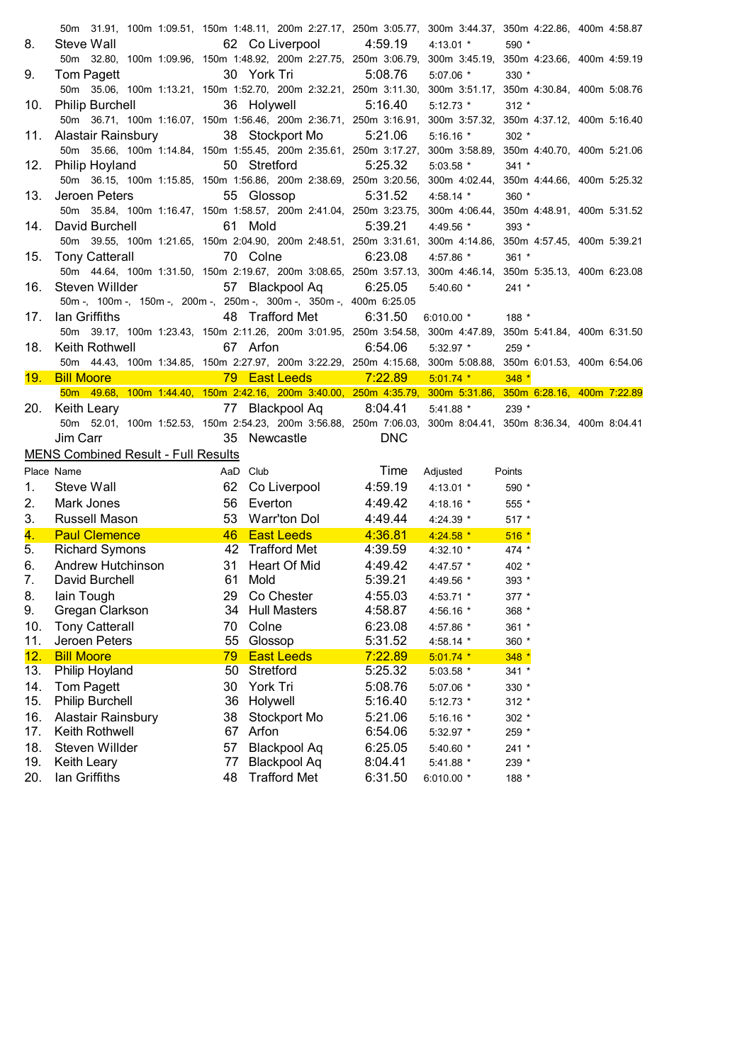50m 31.91, 100m 1:09.51, 150m 1:48.11, 200m 2:27.17, 250m 3:05.77, 300m 3:44.37, 350m 4:22.86, 400m 4:58.87

| Place | Name | AaD | Club | Time | Adjusted | Points |
|---|---|---|---|---|---|---|
| 8. | Steve Wall | 62 | Co Liverpool | 4:59.19 | 4:13.01 * | 590 * |
| | 50m 32.80, 100m 1:09.96, 150m 1:48.92, 200m 2:27.75, 250m 3:06.79, 300m 3:45.19, 350m 4:23.66, 400m 4:59.19 | | | | | |
| 9. | Tom Pagett | 30 | York Tri | 5:08.76 | 5:07.06 * | 330 * |
| | 50m 35.06, 100m 1:13.21, 150m 1:52.70, 200m 2:32.21, 250m 3:11.30, 300m 3:51.17, 350m 4:30.84, 400m 5:08.76 | | | | | |
| 10. | Philip Burchell | 36 | Holywell | 5:16.40 | 5:12.73 * | 312 * |
| | 50m 36.71, 100m 1:16.07, 150m 1:56.46, 200m 2:36.71, 250m 3:16.91, 300m 3:57.32, 350m 4:37.12, 400m 5:16.40 | | | | | |
| 11. | Alastair Rainsbury | 38 | Stockport Mo | 5:21.06 | 5:16.16 * | 302 * |
| | 50m 35.66, 100m 1:14.84, 150m 1:55.45, 200m 2:35.61, 250m 3:17.27, 300m 3:58.89, 350m 4:40.70, 400m 5:21.06 | | | | | |
| 12. | Philip Hoyland | 50 | Stretford | 5:25.32 | 5:03.58 * | 341 * |
| | 50m 36.15, 100m 1:15.85, 150m 1:56.86, 200m 2:38.69, 250m 3:20.56, 300m 4:02.44, 350m 4:44.66, 400m 5:25.32 | | | | | |
| 13. | Jeroen Peters | 55 | Glossop | 5:31.52 | 4:58.14 * | 360 * |
| | 50m 35.84, 100m 1:16.47, 150m 1:58.57, 200m 2:41.04, 250m 3:23.75, 300m 4:06.44, 350m 4:48.91, 400m 5:31.52 | | | | | |
| 14. | David Burchell | 61 | Mold | 5:39.21 | 4:49.56 * | 393 * |
| | 50m 39.55, 100m 1:21.65, 150m 2:04.90, 200m 2:48.51, 250m 3:31.61, 300m 4:14.86, 350m 4:57.45, 400m 5:39.21 | | | | | |
| 15. | Tony Catterall | 70 | Colne | 6:23.08 | 4:57.86 * | 361 * |
| | 50m 44.64, 100m 1:31.50, 150m 2:19.67, 200m 3:08.65, 250m 3:57.13, 300m 4:46.14, 350m 5:35.13, 400m 6:23.08 | | | | | |
| 16. | Steven Willder | 57 | Blackpool Aq | 6:25.05 | 5:40.60 * | 241 * |
| | 50m -, 100m -, 150m -, 200m -, 250m -, 300m -, 350m -, 400m 6:25.05 | | | | | |
| 17. | Ian Griffiths | 48 | Trafford Met | 6:31.50 | 6:010.00 * | 188 * |
| | 50m 39.17, 100m 1:23.43, 150m 2:11.26, 200m 3:01.95, 250m 3:54.58, 300m 4:47.89, 350m 5:41.84, 400m 6:31.50 | | | | | |
| 18. | Keith Rothwell | 67 | Arfon | 6:54.06 | 5:32.97 * | 259 * |
| | 50m 44.43, 100m 1:34.85, 150m 2:27.97, 200m 3:22.29, 250m 4:15.68, 300m 5:08.88, 350m 6:01.53, 400m 6:54.06 | | | | | |
| 19. | Bill Moore | 79 | East Leeds | 7:22.89 | 5:01.74 * | 348 * |
| | 50m 49.68, 100m 1:44.40, 150m 2:42.16, 200m 3:40.00, 250m 4:35.79, 300m 5:31.86, 350m 6:28.16, 400m 7:22.89 | | | | | |
| 20. | Keith Leary | 77 | Blackpool Aq | 8:04.41 | 5:41.88 * | 239 * |
| | 50m 52.01, 100m 1:52.53, 150m 2:54.23, 200m 3:56.88, 250m 7:06.03, 300m 8:04.41, 350m 8:36.34, 400m 8:04.41 | | | | | |
| | Jim Carr | 35 | Newcastle | DNC | | |

## MENS Combined Result - Full Results

| Place | Name | AaD | Club | Time | Adjusted | Points |
|---|---|---|---|---|---|---|
| 1. | Steve Wall | 62 | Co Liverpool | 4:59.19 | 4:13.01 * | 590 * |
| 2. | Mark Jones | 56 | Everton | 4:49.42 | 4:18.16 * | 555 * |
| 3. | Russell Mason | 53 | Warr'ton Dol | 4:49.44 | 4:24.39 * | 517 * |
| 4. | Paul Clemence | 46 | East Leeds | 4:36.81 | 4:24.58 * | 516 * |
| 5. | Richard Symons | 42 | Trafford Met | 4:39.59 | 4:32.10 * | 474 * |
| 6. | Andrew Hutchinson | 31 | Heart Of Mid | 4:49.42 | 4:47.57 * | 402 * |
| 7. | David Burchell | 61 | Mold | 5:39.21 | 4:49.56 * | 393 * |
| 8. | Iain Tough | 29 | Co Chester | 4:55.03 | 4:53.71 * | 377 * |
| 9. | Gregan Clarkson | 34 | Hull Masters | 4:58.87 | 4:56.16 * | 368 * |
| 10. | Tony Catterall | 70 | Colne | 6:23.08 | 4:57.86 * | 361 * |
| 11. | Jeroen Peters | 55 | Glossop | 5:31.52 | 4:58.14 * | 360 * |
| 12. | Bill Moore | 79 | East Leeds | 7:22.89 | 5:01.74 * | 348 * |
| 13. | Philip Hoyland | 50 | Stretford | 5:25.32 | 5:03.58 * | 341 * |
| 14. | Tom Pagett | 30 | York Tri | 5:08.76 | 5:07.06 * | 330 * |
| 15. | Philip Burchell | 36 | Holywell | 5:16.40 | 5:12.73 * | 312 * |
| 16. | Alastair Rainsbury | 38 | Stockport Mo | 5:21.06 | 5:16.16 * | 302 * |
| 17. | Keith Rothwell | 67 | Arfon | 6:54.06 | 5:32.97 * | 259 * |
| 18. | Steven Willder | 57 | Blackpool Aq | 6:25.05 | 5:40.60 * | 241 * |
| 19. | Keith Leary | 77 | Blackpool Aq | 8:04.41 | 5:41.88 * | 239 * |
| 20. | Ian Griffiths | 48 | Trafford Met | 6:31.50 | 6:010.00 * | 188 * |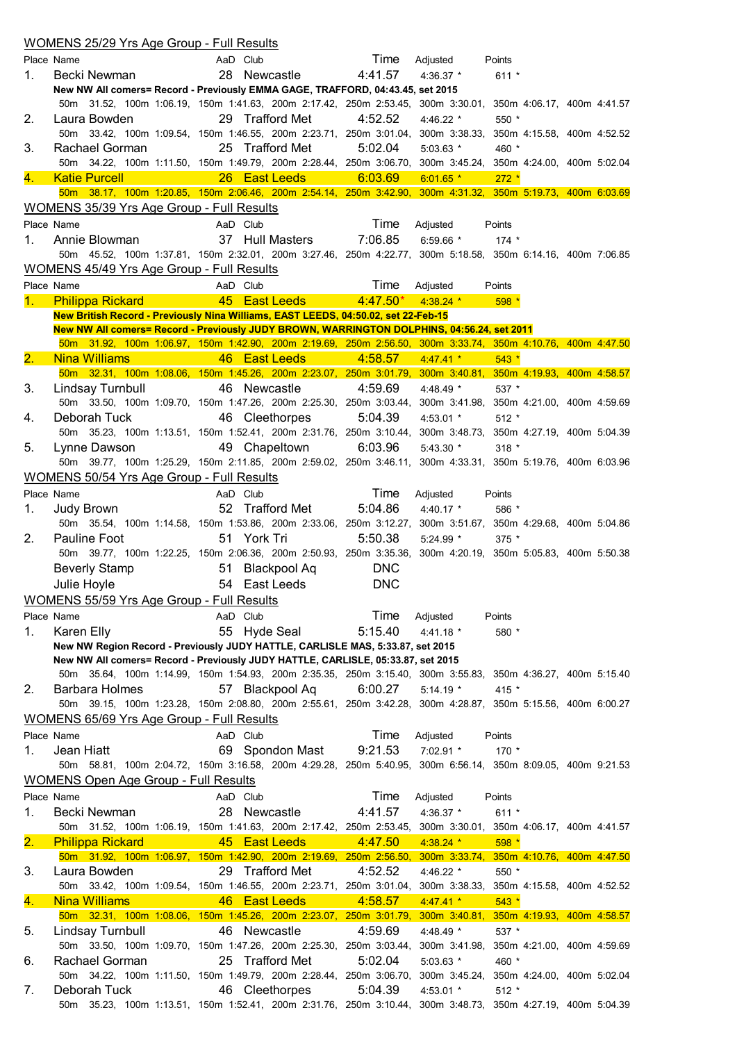## WOMENS 25/29 Yrs Age Group - Full Results

| Place | Name | AaD | Club | Time | Adjusted | Points |
|---|---|---|---|---|---|---|
| 1. | Becki Newman | 28 | Newcastle | 4:41.57 | 4:36.37 * | 611 * |

**New NW All comers= Record - Previously EMMA GAGE, TRAFFORD, 04:43.45, set 2015**

50m 31.52, 100m 1:06.19, 150m 1:41.63, 200m 2:17.42, 250m 2:53.45, 300m 3:30.01, 350m 4:06.17, 400m 4:41.57

| Place | Name | AaD | Club | Time | Adjusted | Points |
|---|---|---|---|---|---|---|
| 2. | Laura Bowden | 29 | Trafford Met | 4:52.52 | 4:46.22 * | 550 * |

50m 33.42, 100m 1:09.54, 150m 1:46.55, 200m 2:23.71, 250m 3:01.04, 300m 3:38.33, 350m 4:15.58, 400m 4:52.52

| Place | Name | AaD | Club | Time | Adjusted | Points |
|---|---|---|---|---|---|---|
| 3. | Rachael Gorman | 25 | Trafford Met | 5:02.04 | 5:03.63 * | 460 * |

50m 34.22, 100m 1:11.50, 150m 1:49.79, 200m 2:28.44, 250m 3:06.70, 300m 3:45.24, 350m 4:24.00, 400m 5:02.04

| Place | Name | AaD | Club | Time | Adjusted | Points |
|---|---|---|---|---|---|---|
| 4. | Katie Purcell | 26 | East Leeds | 6:03.69 | 6:01.65 * | 272 * |

50m 38.17, 100m 1:20.85, 150m 2:06.46, 200m 2:54.14, 250m 3:42.90, 300m 4:31.32, 350m 5:19.73, 400m 6:03.69

## WOMENS 35/39 Yrs Age Group - Full Results

| Place | Name | AaD | Club | Time | Adjusted | Points |
|---|---|---|---|---|---|---|
| 1. | Annie Blowman | 37 | Hull Masters | 7:06.85 | 6:59.66 * | 174 * |

50m 45.52, 100m 1:37.81, 150m 2:32.01, 200m 3:27.46, 250m 4:22.77, 300m 5:18.58, 350m 6:14.16, 400m 7:06.85

## WOMENS 45/49 Yrs Age Group - Full Results

| Place | Name | AaD | Club | Time | Adjusted | Points |
|---|---|---|---|---|---|---|
| 1. | Philippa Rickard | 45 | East Leeds | 4:47.50* | 4:38.24 * | 598 * |

**New British Record - Previously Nina Williams, EAST LEEDS, 04:50.02, set 22-Feb-15**

**New NW All comers= Record - Previously JUDY BROWN, WARRINGTON DOLPHINS, 04:56.24, set 2011**

50m 31.92, 100m 1:06.97, 150m 1:42.90, 200m 2:19.69, 250m 2:56.50, 300m 3:33.74, 350m 4:10.76, 400m 4:47.50

| Place | Name | AaD | Club | Time | Adjusted | Points |
|---|---|---|---|---|---|---|
| 2. | Nina Williams | 46 | East Leeds | 4:58.57 | 4:47.41 * | 543 * |

50m 32.31, 100m 1:08.06, 150m 1:45.26, 200m 2:23.07, 250m 3:01.79, 300m 3:40.81, 350m 4:19.93, 400m 4:58.57

| Place | Name | AaD | Club | Time | Adjusted | Points |
|---|---|---|---|---|---|---|
| 3. | Lindsay Turnbull | 46 | Newcastle | 4:59.69 | 4:48.49 * | 537 * |

50m 33.50, 100m 1:09.70, 150m 1:47.26, 200m 2:25.30, 250m 3:03.44, 300m 3:41.98, 350m 4:21.00, 400m 4:59.69

| Place | Name | AaD | Club | Time | Adjusted | Points |
|---|---|---|---|---|---|---|
| 4. | Deborah Tuck | 46 | Cleethorpes | 5:04.39 | 4:53.01 * | 512 * |

50m 35.23, 100m 1:13.51, 150m 1:52.41, 200m 2:31.76, 250m 3:10.44, 300m 3:48.73, 350m 4:27.19, 400m 5:04.39

| Place | Name | AaD | Club | Time | Adjusted | Points |
|---|---|---|---|---|---|---|
| 5. | Lynne Dawson | 49 | Chapeltown | 6:03.96 | 5:43.30 * | 318 * |

50m 39.77, 100m 1:25.29, 150m 2:11.85, 200m 2:59.02, 250m 3:46.11, 300m 4:33.31, 350m 5:19.76, 400m 6:03.96

## WOMENS 50/54 Yrs Age Group - Full Results

| Place | Name | AaD | Club | Time | Adjusted | Points |
|---|---|---|---|---|---|---|
| 1. | Judy Brown | 52 | Trafford Met | 5:04.86 | 4:40.17 * | 586 * |

50m 35.54, 100m 1:14.58, 150m 1:53.86, 200m 2:33.06, 250m 3:12.27, 300m 3:51.67, 350m 4:29.68, 400m 5:04.86

| Place | Name | AaD | Club | Time | Adjusted | Points |
|---|---|---|---|---|---|---|
| 2. | Pauline Foot | 51 | York Tri | 5:50.38 | 5:24.99 * | 375 * |

50m 39.77, 100m 1:22.25, 150m 2:06.36, 200m 2:50.93, 250m 3:35.36, 300m 4:20.19, 350m 5:05.83, 400m 5:50.38

| Place | Name | AaD | Club | Time | Adjusted | Points |
|---|---|---|---|---|---|---|
| | Beverly Stamp | 51 | Blackpool Aq | DNC | | |
| | Julie Hoyle | 54 | East Leeds | DNC | | |

## WOMENS 55/59 Yrs Age Group - Full Results

| Place | Name | AaD | Club | Time | Adjusted | Points |
|---|---|---|---|---|---|---|
| 1. | Karen Elly | 55 | Hyde Seal | 5:15.40 | 4:41.18 * | 580 * |

**New NW Region Record - Previously JUDY HATTLE, CARLISLE MAS, 5:33.87, set 2015**

**New NW All comers= Record - Previously JUDY HATTLE, CARLISLE, 05:33.87, set 2015**

50m 35.64, 100m 1:14.99, 150m 1:54.93, 200m 2:35.35, 250m 3:15.40, 300m 3:55.83, 350m 4:36.27, 400m 5:15.40

| Place | Name | AaD | Club | Time | Adjusted | Points |
|---|---|---|---|---|---|---|
| 2. | Barbara Holmes | 57 | Blackpool Aq | 6:00.27 | 5:14.19 * | 415 * |

50m 39.15, 100m 1:23.28, 150m 2:08.80, 200m 2:55.61, 250m 3:42.28, 300m 4:28.87, 350m 5:15.56, 400m 6:00.27

## WOMENS 65/69 Yrs Age Group - Full Results

| Place | Name | AaD | Club | Time | Adjusted | Points |
|---|---|---|---|---|---|---|
| 1. | Jean Hiatt | 69 | Spondon Mast | 9:21.53 | 7:02.91 * | 170 * |

50m 58.81, 100m 2:04.72, 150m 3:16.58, 200m 4:29.28, 250m 5:40.95, 300m 6:56.14, 350m 8:09.05, 400m 9:21.53

## WOMENS Open Age Group - Full Results

| Place | Name | AaD | Club | Time | Adjusted | Points |
|---|---|---|---|---|---|---|
| 1. | Becki Newman | 28 | Newcastle | 4:41.57 | 4:36.37 * | 611 * |

50m 31.52, 100m 1:06.19, 150m 1:41.63, 200m 2:17.42, 250m 2:53.45, 300m 3:30.01, 350m 4:06.17, 400m 4:41.57

| Place | Name | AaD | Club | Time | Adjusted | Points |
|---|---|---|---|---|---|---|
| 2. | Philippa Rickard | 45 | East Leeds | 4:47.50 | 4:38.24 * | 598 * |

50m 31.92, 100m 1:06.97, 150m 1:42.90, 200m 2:19.69, 250m 2:56.50, 300m 3:33.74, 350m 4:10.76, 400m 4:47.50

| Place | Name | AaD | Club | Time | Adjusted | Points |
|---|---|---|---|---|---|---|
| 3. | Laura Bowden | 29 | Trafford Met | 4:52.52 | 4:46.22 * | 550 * |

50m 33.42, 100m 1:09.54, 150m 1:46.55, 200m 2:23.71, 250m 3:01.04, 300m 3:38.33, 350m 4:15.58, 400m 4:52.52

| Place | Name | AaD | Club | Time | Adjusted | Points |
|---|---|---|---|---|---|---|
| 4. | Nina Williams | 46 | East Leeds | 4:58.57 | 4:47.41 * | 543 * |

50m 32.31, 100m 1:08.06, 150m 1:45.26, 200m 2:23.07, 250m 3:01.79, 300m 3:40.81, 350m 4:19.93, 400m 4:58.57

| Place | Name | AaD | Club | Time | Adjusted | Points |
|---|---|---|---|---|---|---|
| 5. | Lindsay Turnbull | 46 | Newcastle | 4:59.69 | 4:48.49 * | 537 * |

50m 33.50, 100m 1:09.70, 150m 1:47.26, 200m 2:25.30, 250m 3:03.44, 300m 3:41.98, 350m 4:21.00, 400m 4:59.69

| Place | Name | AaD | Club | Time | Adjusted | Points |
|---|---|---|---|---|---|---|
| 6. | Rachael Gorman | 25 | Trafford Met | 5:02.04 | 5:03.63 * | 460 * |

50m 34.22, 100m 1:11.50, 150m 1:49.79, 200m 2:28.44, 250m 3:06.70, 300m 3:45.24, 350m 4:24.00, 400m 5:02.04

| Place | Name | AaD | Club | Time | Adjusted | Points |
|---|---|---|---|---|---|---|
| 7. | Deborah Tuck | 46 | Cleethorpes | 5:04.39 | 4:53.01 * | 512 * |

50m 35.23, 100m 1:13.51, 150m 1:52.41, 200m 2:31.76, 250m 3:10.44, 300m 3:48.73, 350m 4:27.19, 400m 5:04.39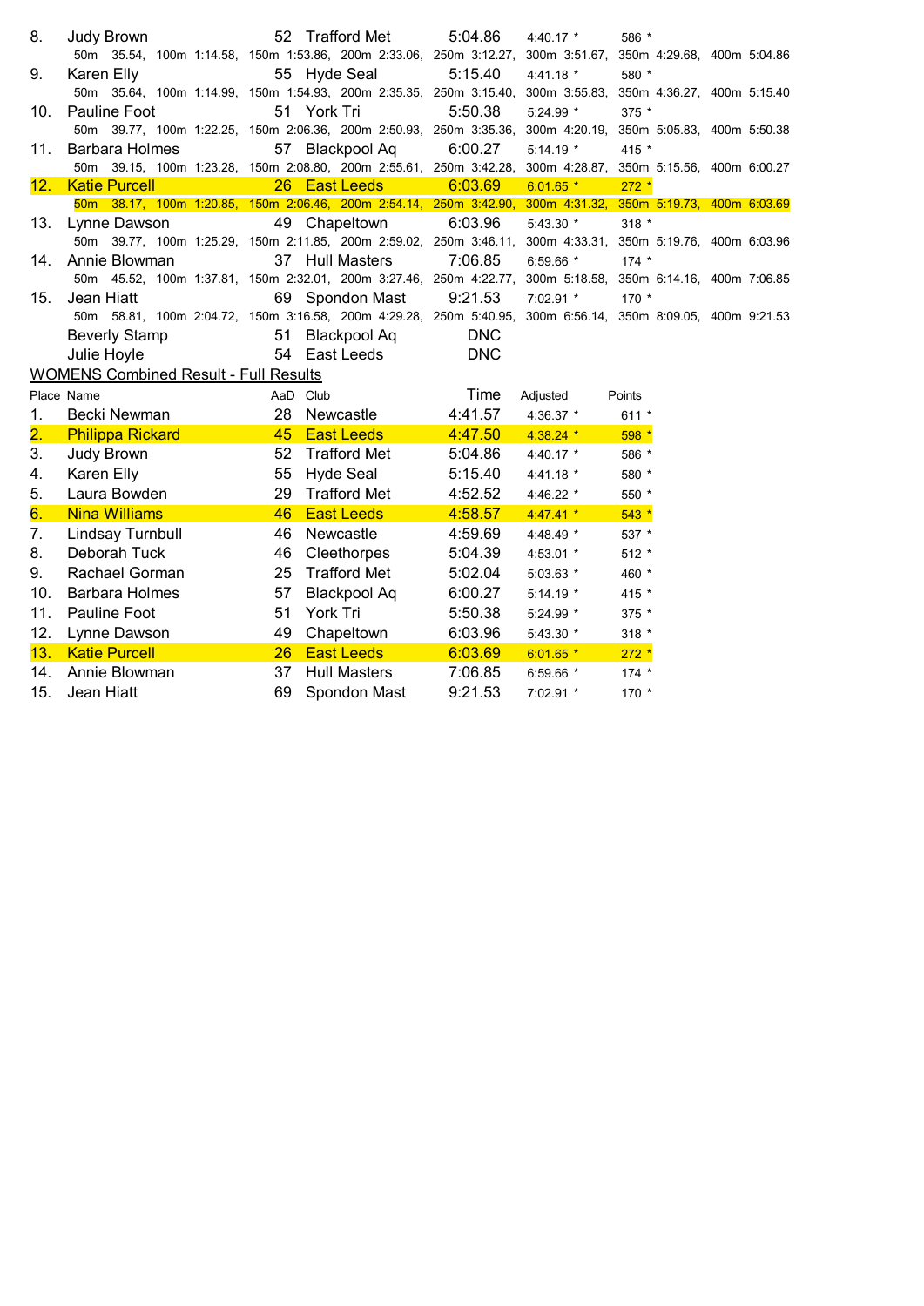| Place | Name | AaD | Club | Time | Adjusted | Points |
|---|---|---|---|---|---|---|
| 8. | Judy Brown | 52 | Trafford Met | 5:04.86 | 4:40.17 * | 586 * |
| | 50m 35.54, 100m 1:14.58, 150m 1:53.86, 200m 2:33.06, 250m 3:12.27, 300m 3:51.67, 350m 4:29.68, 400m 5:04.86 | | | | | |
| 9. | Karen Elly | 55 | Hyde Seal | 5:15.40 | 4:41.18 * | 580 * |
| | 50m 35.64, 100m 1:14.99, 150m 1:54.93, 200m 2:35.35, 250m 3:15.40, 300m 3:55.83, 350m 4:36.27, 400m 5:15.40 | | | | | |
| 10. | Pauline Foot | 51 | York Tri | 5:50.38 | 5:24.99 * | 375 * |
| | 50m 39.77, 100m 1:22.25, 150m 2:06.36, 200m 2:50.93, 250m 3:35.36, 300m 4:20.19, 350m 5:05.83, 400m 5:50.38 | | | | | |
| 11. | Barbara Holmes | 57 | Blackpool Aq | 6:00.27 | 5:14.19 * | 415 * |
| | 50m 39.15, 100m 1:23.28, 150m 2:08.80, 200m 2:55.61, 250m 3:42.28, 300m 4:28.87, 350m 5:15.56, 400m 6:00.27 | | | | | |
| 12. | Katie Purcell | 26 | East Leeds | 6:03.69 | 6:01.65 * | 272 * |
| | 50m 38.17, 100m 1:20.85, 150m 2:06.46, 200m 2:54.14, 250m 3:42.90, 300m 4:31.32, 350m 5:19.73, 400m 6:03.69 | | | | | |
| 13. | Lynne Dawson | 49 | Chapeltown | 6:03.96 | 5:43.30 * | 318 * |
| | 50m 39.77, 100m 1:25.29, 150m 2:11.85, 200m 2:59.02, 250m 3:46.11, 300m 4:33.31, 350m 5:19.76, 400m 6:03.96 | | | | | |
| 14. | Annie Blowman | 37 | Hull Masters | 7:06.85 | 6:59.66 * | 174 * |
| | 50m 45.52, 100m 1:37.81, 150m 2:32.01, 200m 3:27.46, 250m 4:22.77, 300m 5:18.58, 350m 6:14.16, 400m 7:06.85 | | | | | |
| 15. | Jean Hiatt | 69 | Spondon Mast | 9:21.53 | 7:02.91 * | 170 * |
| | 50m 58.81, 100m 2:04.72, 150m 3:16.58, 200m 4:29.28, 250m 5:40.95, 300m 6:56.14, 350m 8:09.05, 400m 9:21.53 | | | | | |
| | Beverly Stamp | 51 | Blackpool Aq | DNC | | |
| | Julie Hoyle | 54 | East Leeds | DNC | | |

## WOMENS Combined Result - Full Results

| Place | Name | AaD | Club | Time | Adjusted | Points |
|---|---|---|---|---|---|---|
| 1. | Becki Newman | 28 | Newcastle | 4:41.57 | 4:36.37 * | 611 * |
| 2. | Philippa Rickard | 45 | East Leeds | 4:47.50 | 4:38.24 * | 598 * |
| 3. | Judy Brown | 52 | Trafford Met | 5:04.86 | 4:40.17 * | 586 * |
| 4. | Karen Elly | 55 | Hyde Seal | 5:15.40 | 4:41.18 * | 580 * |
| 5. | Laura Bowden | 29 | Trafford Met | 4:52.52 | 4:46.22 * | 550 * |
| 6. | Nina Williams | 46 | East Leeds | 4:58.57 | 4:47.41 * | 543 * |
| 7. | Lindsay Turnbull | 46 | Newcastle | 4:59.69 | 4:48.49 * | 537 * |
| 8. | Deborah Tuck | 46 | Cleethorpes | 5:04.39 | 4:53.01 * | 512 * |
| 9. | Rachael Gorman | 25 | Trafford Met | 5:02.04 | 5:03.63 * | 460 * |
| 10. | Barbara Holmes | 57 | Blackpool Aq | 6:00.27 | 5:14.19 * | 415 * |
| 11. | Pauline Foot | 51 | York Tri | 5:50.38 | 5:24.99 * | 375 * |
| 12. | Lynne Dawson | 49 | Chapeltown | 6:03.96 | 5:43.30 * | 318 * |
| 13. | Katie Purcell | 26 | East Leeds | 6:03.69 | 6:01.65 * | 272 * |
| 14. | Annie Blowman | 37 | Hull Masters | 7:06.85 | 6:59.66 * | 174 * |
| 15. | Jean Hiatt | 69 | Spondon Mast | 9:21.53 | 7:02.91 * | 170 * |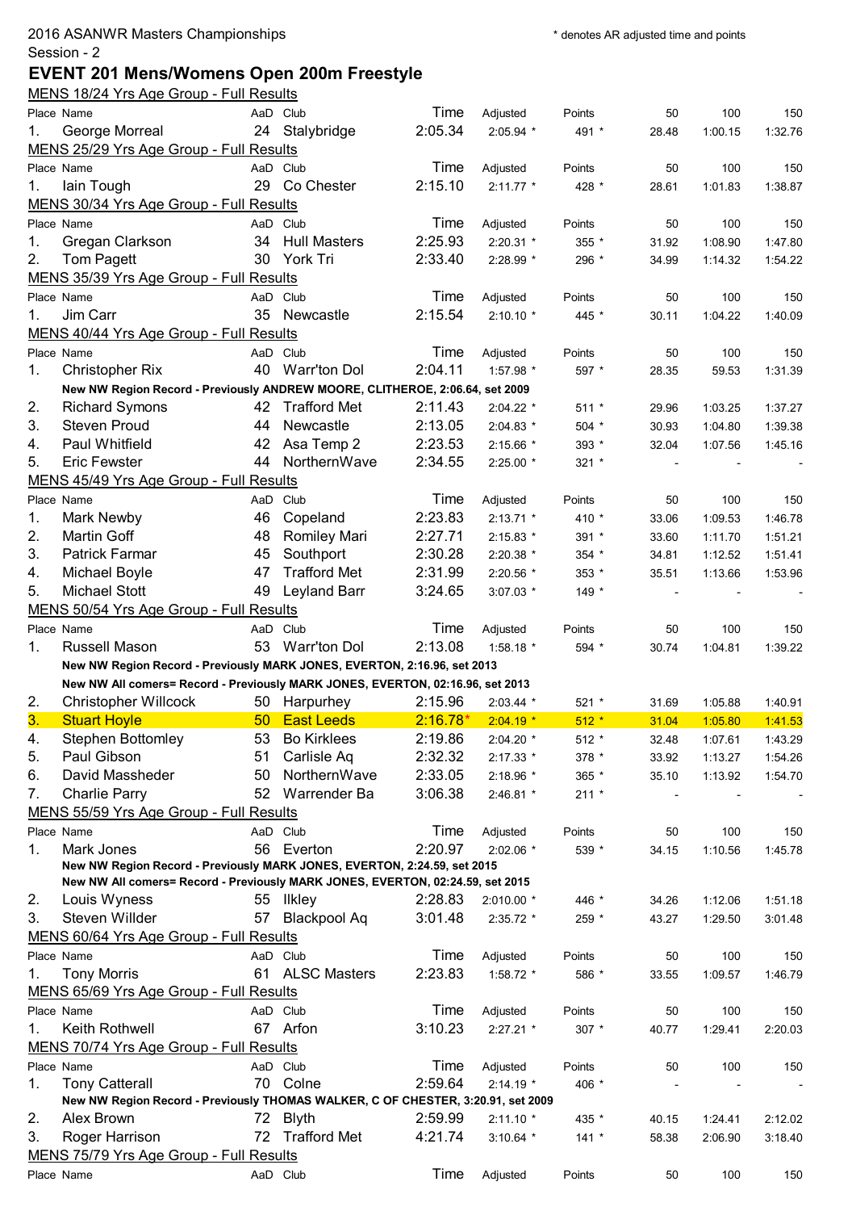2016 ASANWR Masters Championships

Session - 2

\* denotes AR adjusted time and points

# EVENT 201 Mens/Womens Open 200m Freestyle

## MENS 18/24 Yrs Age Group - Full Results

| Place | Name | AaD | Club | Time | Adjusted | Points | 50 | 100 | 150 |
|---|---|---|---|---|---|---|---|---|---|
| 1. | George Morreal | 24 | Stalybridge | 2:05.34 | 2:05.94 * | 491 * | 28.48 | 1:00.15 | 1:32.76 |

## MENS 25/29 Yrs Age Group - Full Results

| Place | Name | AaD | Club | Time | Adjusted | Points | 50 | 100 | 150 |
|---|---|---|---|---|---|---|---|---|---|
| 1. | Iain Tough | 29 | Co Chester | 2:15.10 | 2:11.77 * | 428 * | 28.61 | 1:01.83 | 1:38.87 |

## MENS 30/34 Yrs Age Group - Full Results

| Place | Name | AaD | Club | Time | Adjusted | Points | 50 | 100 | 150 |
|---|---|---|---|---|---|---|---|---|---|
| 1. | Gregan Clarkson | 34 | Hull Masters | 2:25.93 | 2:20.31 * | 355 * | 31.92 | 1:08.90 | 1:47.80 |
| 2. | Tom Pagett | 30 | York Tri | 2:33.40 | 2:28.99 * | 296 * | 34.99 | 1:14.32 | 1:54.22 |

## MENS 35/39 Yrs Age Group - Full Results

| Place | Name | AaD | Club | Time | Adjusted | Points | 50 | 100 | 150 |
|---|---|---|---|---|---|---|---|---|---|
| 1. | Jim Carr | 35 | Newcastle | 2:15.54 | 2:10.10 * | 445 * | 30.11 | 1:04.22 | 1:40.09 |

## MENS 40/44 Yrs Age Group - Full Results

| Place | Name | AaD | Club | Time | Adjusted | Points | 50 | 100 | 150 |
|---|---|---|---|---|---|---|---|---|---|
| 1. | Christopher Rix | 40 | Warr'ton Dol | 2:04.11 | 1:57.98 * | 597 * | 28.35 | 59.53 | 1:31.39 |
| | **New NW Region Record - Previously ANDREW MOORE, CLITHEROE, 2:06.64, set 2009** | | | | | | | | |
| 2. | Richard Symons | 42 | Trafford Met | 2:11.43 | 2:04.22 * | 511 * | 29.96 | 1:03.25 | 1:37.27 |
| 3. | Steven Proud | 44 | Newcastle | 2:13.05 | 2:04.83 * | 504 * | 30.93 | 1:04.80 | 1:39.38 |
| 4. | Paul Whitfield | 42 | Asa Temp 2 | 2:23.53 | 2:15.66 * | 393 * | 32.04 | 1:07.56 | 1:45.16 |
| 5. | Eric Fewster | 44 | NorthernWave | 2:34.55 | 2:25.00 * | 321 * | - | - | - |

## MENS 45/49 Yrs Age Group - Full Results

| Place | Name | AaD | Club | Time | Adjusted | Points | 50 | 100 | 150 |
|---|---|---|---|---|---|---|---|---|---|
| 1. | Mark Newby | 46 | Copeland | 2:23.83 | 2:13.71 * | 410 * | 33.06 | 1:09.53 | 1:46.78 |
| 2. | Martin Goff | 48 | Romiley Mari | 2:27.71 | 2:15.83 * | 391 * | 33.60 | 1:11.70 | 1:51.21 |
| 3. | Patrick Farmar | 45 | Southport | 2:30.28 | 2:20.38 * | 354 * | 34.81 | 1:12.52 | 1:51.41 |
| 4. | Michael Boyle | 47 | Trafford Met | 2:31.99 | 2:20.56 * | 353 * | 35.51 | 1:13.66 | 1:53.96 |
| 5. | Michael Stott | 49 | Leyland Barr | 3:24.65 | 3:07.03 * | 149 * | - | - | - |

## MENS 50/54 Yrs Age Group - Full Results

| Place | Name | AaD | Club | Time | Adjusted | Points | 50 | 100 | 150 |
|---|---|---|---|---|---|---|---|---|---|
| 1. | Russell Mason | 53 | Warr'ton Dol | 2:13.08 | 1:58.18 * | 594 * | 30.74 | 1:04.81 | 1:39.22 |
| | **New NW Region Record - Previously MARK JONES, EVERTON, 2:16.96, set 2013** | | | | | | | | |
| | **New NW All comers= Record - Previously MARK JONES, EVERTON, 02:16.96, set 2013** | | | | | | | | |
| 2. | Christopher Willcock | 50 | Harpurhey | 2:15.96 | 2:03.44 * | 521 * | 31.69 | 1:05.88 | 1:40.91 |
| 3. | Stuart Hoyle | 50 | East Leeds | 2:16.78* | 2:04.19 * | 512 * | 31.04 | 1:05.80 | 1:41.53 |
| 4. | Stephen Bottomley | 53 | Bo Kirklees | 2:19.86 | 2:04.20 * | 512 * | 32.48 | 1:07.61 | 1:43.29 |
| 5. | Paul Gibson | 51 | Carlisle Aq | 2:32.32 | 2:17.33 * | 378 * | 33.92 | 1:13.27 | 1:54.26 |
| 6. | David Massheder | 50 | NorthernWave | 2:33.05 | 2:18.96 * | 365 * | 35.10 | 1:13.92 | 1:54.70 |
| 7. | Charlie Parry | 52 | Warrender Ba | 3:06.38 | 2:46.81 * | 211 * | - | - | - |

## MENS 55/59 Yrs Age Group - Full Results

| Place | Name | AaD | Club | Time | Adjusted | Points | 50 | 100 | 150 |
|---|---|---|---|---|---|---|---|---|---|
| 1. | Mark Jones | 56 | Everton | 2:20.97 | 2:02.06 * | 539 * | 34.15 | 1:10.56 | 1:45.78 |
| | **New NW Region Record - Previously MARK JONES, EVERTON, 2:24.59, set 2015** | | | | | | | | |
| | **New NW All comers= Record - Previously MARK JONES, EVERTON, 02:24.59, set 2015** | | | | | | | | |
| 2. | Louis Wyness | 55 | Ilkley | 2:28.83 | 2:010.00 * | 446 * | 34.26 | 1:12.06 | 1:51.18 |
| 3. | Steven Willder | 57 | Blackpool Aq | 3:01.48 | 2:35.72 * | 259 * | 43.27 | 1:29.50 | 3:01.48 |

## MENS 60/64 Yrs Age Group - Full Results

| Place | Name | AaD | Club | Time | Adjusted | Points | 50 | 100 | 150 |
|---|---|---|---|---|---|---|---|---|---|
| 1. | Tony Morris | 61 | ALSC Masters | 2:23.83 | 1:58.72 * | 586 * | 33.55 | 1:09.57 | 1:46.79 |

## MENS 65/69 Yrs Age Group - Full Results

| Place | Name | AaD | Club | Time | Adjusted | Points | 50 | 100 | 150 |
|---|---|---|---|---|---|---|---|---|---|
| 1. | Keith Rothwell | 67 | Arfon | 3:10.23 | 2:27.21 * | 307 * | 40.77 | 1:29.41 | 2:20.03 |

## MENS 70/74 Yrs Age Group - Full Results

| Place | Name | AaD | Club | Time | Adjusted | Points | 50 | 100 | 150 |
|---|---|---|---|---|---|---|---|---|---|
| 1. | Tony Catterall | 70 | Colne | 2:59.64 | 2:14.19 * | 406 * | - | - | - |
| | **New NW Region Record - Previously THOMAS WALKER, C OF CHESTER, 3:20.91, set 2009** | | | | | | | | |
| 2. | Alex Brown | 72 | Blyth | 2:59.99 | 2:11.10 * | 435 * | 40.15 | 1:24.41 | 2:12.02 |
| 3. | Roger Harrison | 72 | Trafford Met | 4:21.74 | 3:10.64 * | 141 * | 58.38 | 2:06.90 | 3:18.40 |

## MENS 75/79 Yrs Age Group - Full Results

| Place | Name | AaD | Club | Time | Adjusted | Points | 50 | 100 | 150 |
|---|---|---|---|---|---|---|---|---|---|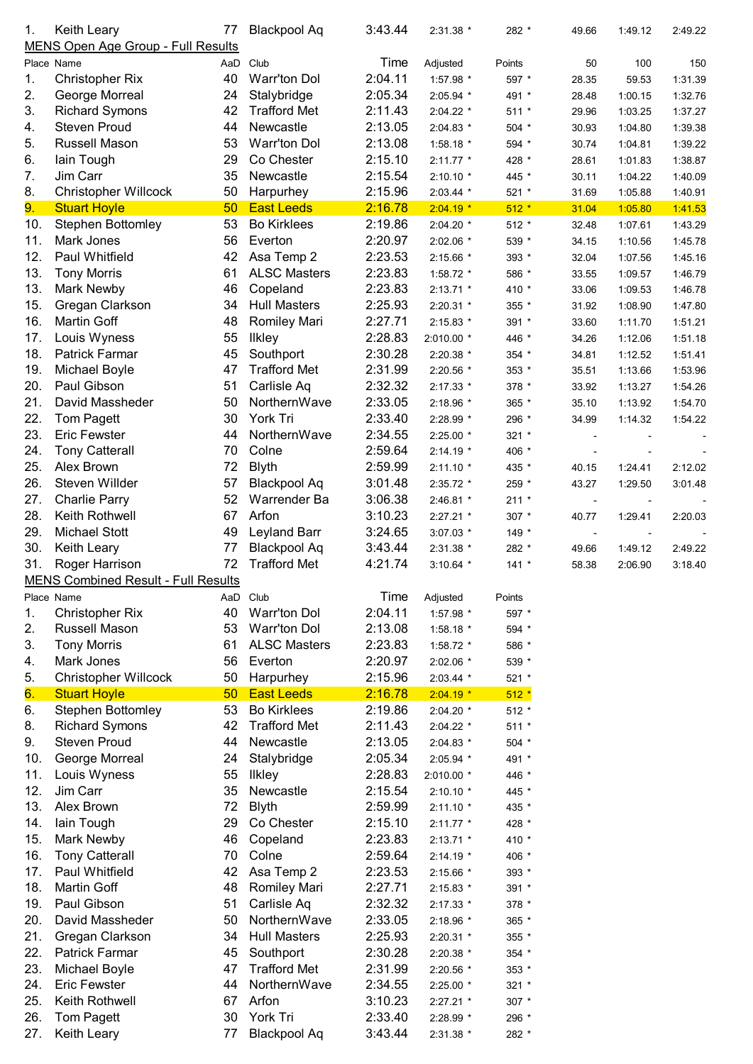| 1. | Keith Leary | 77 | Blackpool Aq | 3:43.44 | 2:31.38 * | 282 * | 49.66 | 1:49.12 | 2:49.22 |
|---|---|---|---|---|---|---|---|---|---|

MENS Open Age Group - Full Results

| Place | Name | AaD | Club | Time | Adjusted | Points | 50 | 100 | 150 |
|---|---|---|---|---|---|---|---|---|---|
| 1. | Christopher Rix | 40 | Warr'ton Dol | 2:04.11 | 1:57.98 * | 597 * | 28.35 | 59.53 | 1:31.39 |
| 2. | George Morreal | 24 | Stalybridge | 2:05.34 | 2:05.94 * | 491 * | 28.48 | 1:00.15 | 1:32.76 |
| 3. | Richard Symons | 42 | Trafford Met | 2:11.43 | 2:04.22 * | 511 * | 29.96 | 1:03.25 | 1:37.27 |
| 4. | Steven Proud | 44 | Newcastle | 2:13.05 | 2:04.83 * | 504 * | 30.93 | 1:04.80 | 1:39.38 |
| 5. | Russell Mason | 53 | Warr'ton Dol | 2:13.08 | 1:58.18 * | 594 * | 30.74 | 1:04.81 | 1:39.22 |
| 6. | Iain Tough | 29 | Co Chester | 2:15.10 | 2:11.77 * | 428 * | 28.61 | 1:01.83 | 1:38.87 |
| 7. | Jim Carr | 35 | Newcastle | 2:15.54 | 2:10.10 * | 445 * | 30.11 | 1:04.22 | 1:40.09 |
| 8. | Christopher Willcock | 50 | Harpurhey | 2:15.96 | 2:03.44 * | 521 * | 31.69 | 1:05.88 | 1:40.91 |
| 9. | Stuart Hoyle | 50 | East Leeds | 2:16.78 | 2:04.19 * | 512 * | 31.04 | 1:05.80 | 1:41.53 |
| 10. | Stephen Bottomley | 53 | Bo Kirklees | 2:19.86 | 2:04.20 * | 512 * | 32.48 | 1:07.61 | 1:43.29 |
| 11. | Mark Jones | 56 | Everton | 2:20.97 | 2:02.06 * | 539 * | 34.15 | 1:10.56 | 1:45.78 |
| 12. | Paul Whitfield | 42 | Asa Temp 2 | 2:23.53 | 2:15.66 * | 393 * | 32.04 | 1:07.56 | 1:45.16 |
| 13. | Tony Morris | 61 | ALSC Masters | 2:23.83 | 1:58.72 * | 586 * | 33.55 | 1:09.57 | 1:46.79 |
| 13. | Mark Newby | 46 | Copeland | 2:23.83 | 2:13.71 * | 410 * | 33.06 | 1:09.53 | 1:46.78 |
| 15. | Gregan Clarkson | 34 | Hull Masters | 2:25.93 | 2:20.31 * | 355 * | 31.92 | 1:08.90 | 1:47.80 |
| 16. | Martin Goff | 48 | Romiley Mari | 2:27.71 | 2:15.83 * | 391 * | 33.60 | 1:11.70 | 1:51.21 |
| 17. | Louis Wyness | 55 | Ilkley | 2:28.83 | 2:010.00 * | 446 * | 34.26 | 1:12.06 | 1:51.18 |
| 18. | Patrick Farmar | 45 | Southport | 2:30.28 | 2:20.38 * | 354 * | 34.81 | 1:12.52 | 1:51.41 |
| 19. | Michael Boyle | 47 | Trafford Met | 2:31.99 | 2:20.56 * | 353 * | 35.51 | 1:13.66 | 1:53.96 |
| 20. | Paul Gibson | 51 | Carlisle Aq | 2:32.32 | 2:17.33 * | 378 * | 33.92 | 1:13.27 | 1:54.26 |
| 21. | David Massheder | 50 | NorthernWave | 2:33.05 | 2:18.96 * | 365 * | 35.10 | 1:13.92 | 1:54.70 |
| 22. | Tom Pagett | 30 | York Tri | 2:33.40 | 2:28.99 * | 296 * | 34.99 | 1:14.32 | 1:54.22 |
| 23. | Eric Fewster | 44 | NorthernWave | 2:34.55 | 2:25.00 * | 321 * | - | - | - |
| 24. | Tony Catterall | 70 | Colne | 2:59.64 | 2:14.19 * | 406 * | - | - | - |
| 25. | Alex Brown | 72 | Blyth | 2:59.99 | 2:11.10 * | 435 * | 40.15 | 1:24.41 | 2:12.02 |
| 26. | Steven Willder | 57 | Blackpool Aq | 3:01.48 | 2:35.72 * | 259 * | 43.27 | 1:29.50 | 3:01.48 |
| 27. | Charlie Parry | 52 | Warrender Ba | 3:06.38 | 2:46.81 * | 211 * | - | - | - |
| 28. | Keith Rothwell | 67 | Arfon | 3:10.23 | 2:27.21 * | 307 * | 40.77 | 1:29.41 | 2:20.03 |
| 29. | Michael Stott | 49 | Leyland Barr | 3:24.65 | 3:07.03 * | 149 * | - | - | - |
| 30. | Keith Leary | 77 | Blackpool Aq | 3:43.44 | 2:31.38 * | 282 * | 49.66 | 1:49.12 | 2:49.22 |
| 31. | Roger Harrison | 72 | Trafford Met | 4:21.74 | 3:10.64 * | 141 * | 58.38 | 2:06.90 | 3:18.40 |

MENS Combined Result - Full Results

| Place | Name | AaD | Club | Time | Adjusted | Points |
|---|---|---|---|---|---|---|
| 1. | Christopher Rix | 40 | Warr'ton Dol | 2:04.11 | 1:57.98 * | 597 * |
| 2. | Russell Mason | 53 | Warr'ton Dol | 2:13.08 | 1:58.18 * | 594 * |
| 3. | Tony Morris | 61 | ALSC Masters | 2:23.83 | 1:58.72 * | 586 * |
| 4. | Mark Jones | 56 | Everton | 2:20.97 | 2:02.06 * | 539 * |
| 5. | Christopher Willcock | 50 | Harpurhey | 2:15.96 | 2:03.44 * | 521 * |
| 6. | Stuart Hoyle | 50 | East Leeds | 2:16.78 | 2:04.19 * | 512 * |
| 6. | Stephen Bottomley | 53 | Bo Kirklees | 2:19.86 | 2:04.20 * | 512 * |
| 8. | Richard Symons | 42 | Trafford Met | 2:11.43 | 2:04.22 * | 511 * |
| 9. | Steven Proud | 44 | Newcastle | 2:13.05 | 2:04.83 * | 504 * |
| 10. | George Morreal | 24 | Stalybridge | 2:05.34 | 2:05.94 * | 491 * |
| 11. | Louis Wyness | 55 | Ilkley | 2:28.83 | 2:010.00 * | 446 * |
| 12. | Jim Carr | 35 | Newcastle | 2:15.54 | 2:10.10 * | 445 * |
| 13. | Alex Brown | 72 | Blyth | 2:59.99 | 2:11.10 * | 435 * |
| 14. | Iain Tough | 29 | Co Chester | 2:15.10 | 2:11.77 * | 428 * |
| 15. | Mark Newby | 46 | Copeland | 2:23.83 | 2:13.71 * | 410 * |
| 16. | Tony Catterall | 70 | Colne | 2:59.64 | 2:14.19 * | 406 * |
| 17. | Paul Whitfield | 42 | Asa Temp 2 | 2:23.53 | 2:15.66 * | 393 * |
| 18. | Martin Goff | 48 | Romiley Mari | 2:27.71 | 2:15.83 * | 391 * |
| 19. | Paul Gibson | 51 | Carlisle Aq | 2:32.32 | 2:17.33 * | 378 * |
| 20. | David Massheder | 50 | NorthernWave | 2:33.05 | 2:18.96 * | 365 * |
| 21. | Gregan Clarkson | 34 | Hull Masters | 2:25.93 | 2:20.31 * | 355 * |
| 22. | Patrick Farmar | 45 | Southport | 2:30.28 | 2:20.38 * | 354 * |
| 23. | Michael Boyle | 47 | Trafford Met | 2:31.99 | 2:20.56 * | 353 * |
| 24. | Eric Fewster | 44 | NorthernWave | 2:34.55 | 2:25.00 * | 321 * |
| 25. | Keith Rothwell | 67 | Arfon | 3:10.23 | 2:27.21 * | 307 * |
| 26. | Tom Pagett | 30 | York Tri | 2:33.40 | 2:28.99 * | 296 * |
| 27. | Keith Leary | 77 | Blackpool Aq | 3:43.44 | 2:31.38 * | 282 * |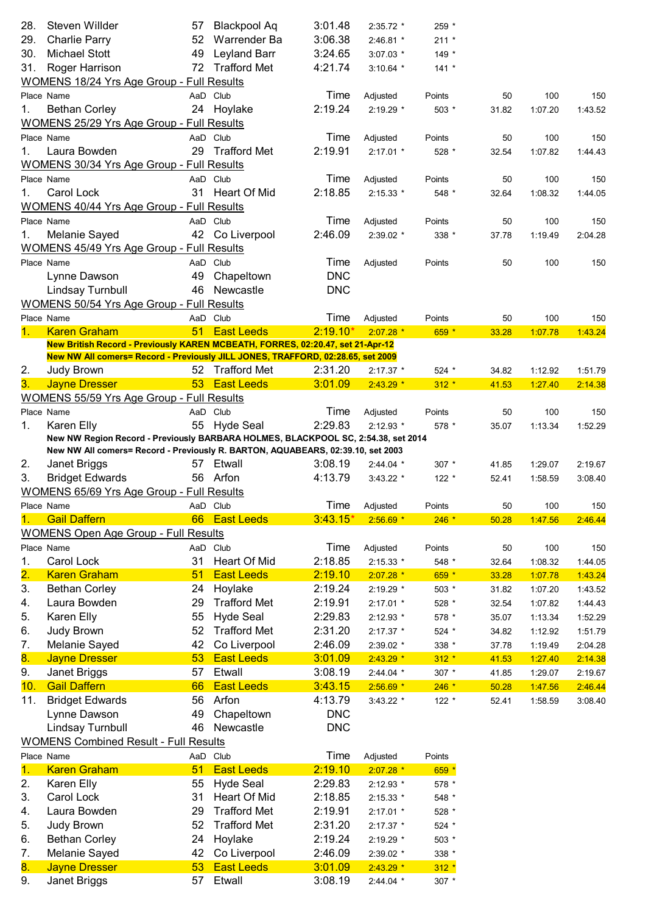| Place | Name | AaD | Club | Time | Adjusted | Points | 50 | 100 | 150 |
|---|---|---|---|---|---|---|---|---|---|
| 28. | Steven Willder | 57 | Blackpool Aq | 3:01.48 | 2:35.72 * | 259 * | | | |
| 29. | Charlie Parry | 52 | Warrender Ba | 3:06.38 | 2:46.81 * | 211 * | | | |
| 30. | Michael Stott | 49 | Leyland Barr | 3:24.65 | 3:07.03 * | 149 * | | | |
| 31. | Roger Harrison | 72 | Trafford Met | 4:21.74 | 3:10.64 * | 141 * | | | |

WOMENS 18/24 Yrs Age Group - Full Results

| Place | Name | AaD | Club | Time | Adjusted | Points | 50 | 100 | 150 |
|---|---|---|---|---|---|---|---|---|---|
| 1. | Bethan Corley | 24 | Hoylake | 2:19.24 | 2:19.29 * | 503 * | 31.82 | 1:07.20 | 1:43.52 |

WOMENS 25/29 Yrs Age Group - Full Results

| Place | Name | AaD | Club | Time | Adjusted | Points | 50 | 100 | 150 |
|---|---|---|---|---|---|---|---|---|---|
| 1. | Laura Bowden | 29 | Trafford Met | 2:19.91 | 2:17.01 * | 528 * | 32.54 | 1:07.82 | 1:44.43 |

WOMENS 30/34 Yrs Age Group - Full Results

| Place | Name | AaD | Club | Time | Adjusted | Points | 50 | 100 | 150 |
|---|---|---|---|---|---|---|---|---|---|
| 1. | Carol Lock | 31 | Heart Of Mid | 2:18.85 | 2:15.33 * | 548 * | 32.64 | 1:08.32 | 1:44.05 |

WOMENS 40/44 Yrs Age Group - Full Results

| Place | Name | AaD | Club | Time | Adjusted | Points | 50 | 100 | 150 |
|---|---|---|---|---|---|---|---|---|---|
| 1. | Melanie Sayed | 42 | Co Liverpool | 2:46.09 | 2:39.02 * | 338 * | 37.78 | 1:19.49 | 2:04.28 |

WOMENS 45/49 Yrs Age Group - Full Results

| Place | Name | AaD | Club | Time | Adjusted | Points | 50 | 100 | 150 |
|---|---|---|---|---|---|---|---|---|---|
| | Lynne Dawson | 49 | Chapeltown | DNC | | | | | |
| | Lindsay Turnbull | 46 | Newcastle | DNC | | | | | |

WOMENS 50/54 Yrs Age Group - Full Results

| Place | Name | AaD | Club | Time | Adjusted | Points | 50 | 100 | 150 |
|---|---|---|---|---|---|---|---|---|---|
| 1. | Karen Graham | 51 | East Leeds | 2:19.10* | 2:07.28 * | 659 * | 33.28 | 1:07.78 | 1:43.24 |
| | **New British Record - Previously KAREN MCBEATH, FORRES, 02:20.47, set 21-Apr-12** | | | | | | | | |
| | **New NW All comers= Record - Previously JILL JONES, TRAFFORD, 02:28.65, set 2009** | | | | | | | | |
| 2. | Judy Brown | 52 | Trafford Met | 2:31.20 | 2:17.37 * | 524 * | 34.82 | 1:12.92 | 1:51.79 |
| 3. | Jayne Dresser | 53 | East Leeds | 3:01.09 | 2:43.29 * | 312 * | 41.53 | 1:27.40 | 2:14.38 |

WOMENS 55/59 Yrs Age Group - Full Results

| Place | Name | AaD | Club | Time | Adjusted | Points | 50 | 100 | 150 |
|---|---|---|---|---|---|---|---|---|---|
| 1. | Karen Elly | 55 | Hyde Seal | 2:29.83 | 2:12.93 * | 578 * | 35.07 | 1:13.34 | 1:52.29 |
| | **New NW Region Record - Previously BARBARA HOLMES, BLACKPOOL SC, 2:54.38, set 2014** | | | | | | | | |
| | **New NW All comers= Record - Previously R. BARTON, AQUABEARS, 02:39.10, set 2003** | | | | | | | | |
| 2. | Janet Briggs | 57 | Etwall | 3:08.19 | 2:44.04 * | 307 * | 41.85 | 1:29.07 | 2:19.67 |
| 3. | Bridget Edwards | 56 | Arfon | 4:13.79 | 3:43.22 * | 122 * | 52.41 | 1:58.59 | 3:08.40 |

WOMENS 65/69 Yrs Age Group - Full Results

| Place | Name | AaD | Club | Time | Adjusted | Points | 50 | 100 | 150 |
|---|---|---|---|---|---|---|---|---|---|
| 1. | Gail Daffern | 66 | East Leeds | 3:43.15* | 2:56.69 * | 246 * | 50.28 | 1:47.56 | 2:46.44 |

WOMENS Open Age Group - Full Results

| Place | Name | AaD | Club | Time | Adjusted | Points | 50 | 100 | 150 |
|---|---|---|---|---|---|---|---|---|---|
| 1. | Carol Lock | 31 | Heart Of Mid | 2:18.85 | 2:15.33 * | 548 * | 32.64 | 1:08.32 | 1:44.05 |
| 2. | Karen Graham | 51 | East Leeds | 2:19.10 | 2:07.28 * | 659 * | 33.28 | 1:07.78 | 1:43.24 |
| 3. | Bethan Corley | 24 | Hoylake | 2:19.24 | 2:19.29 * | 503 * | 31.82 | 1:07.20 | 1:43.52 |
| 4. | Laura Bowden | 29 | Trafford Met | 2:19.91 | 2:17.01 * | 528 * | 32.54 | 1:07.82 | 1:44.43 |
| 5. | Karen Elly | 55 | Hyde Seal | 2:29.83 | 2:12.93 * | 578 * | 35.07 | 1:13.34 | 1:52.29 |
| 6. | Judy Brown | 52 | Trafford Met | 2:31.20 | 2:17.37 * | 524 * | 34.82 | 1:12.92 | 1:51.79 |
| 7. | Melanie Sayed | 42 | Co Liverpool | 2:46.09 | 2:39.02 * | 338 * | 37.78 | 1:19.49 | 2:04.28 |
| 8. | Jayne Dresser | 53 | East Leeds | 3:01.09 | 2:43.29 * | 312 * | 41.53 | 1:27.40 | 2:14.38 |
| 9. | Janet Briggs | 57 | Etwall | 3:08.19 | 2:44.04 * | 307 * | 41.85 | 1:29.07 | 2:19.67 |
| 10. | Gail Daffern | 66 | East Leeds | 3:43.15 | 2:56.69 * | 246 * | 50.28 | 1:47.56 | 2:46.44 |
| 11. | Bridget Edwards | 56 | Arfon | 4:13.79 | 3:43.22 * | 122 * | 52.41 | 1:58.59 | 3:08.40 |
| | Lynne Dawson | 49 | Chapeltown | DNC | | | | | |
| | Lindsay Turnbull | 46 | Newcastle | DNC | | | | | |

WOMENS Combined Result - Full Results

| Place | Name | AaD | Club | Time | Adjusted | Points |
|---|---|---|---|---|---|---|
| 1. | Karen Graham | 51 | East Leeds | 2:19.10 | 2:07.28 * | 659 * |
| 2. | Karen Elly | 55 | Hyde Seal | 2:29.83 | 2:12.93 * | 578 * |
| 3. | Carol Lock | 31 | Heart Of Mid | 2:18.85 | 2:15.33 * | 548 * |
| 4. | Laura Bowden | 29 | Trafford Met | 2:19.91 | 2:17.01 * | 528 * |
| 5. | Judy Brown | 52 | Trafford Met | 2:31.20 | 2:17.37 * | 524 * |
| 6. | Bethan Corley | 24 | Hoylake | 2:19.24 | 2:19.29 * | 503 * |
| 7. | Melanie Sayed | 42 | Co Liverpool | 2:46.09 | 2:39.02 * | 338 * |
| 8. | Jayne Dresser | 53 | East Leeds | 3:01.09 | 2:43.29 * | 312 * |
| 9. | Janet Briggs | 57 | Etwall | 3:08.19 | 2:44.04 * | 307 * |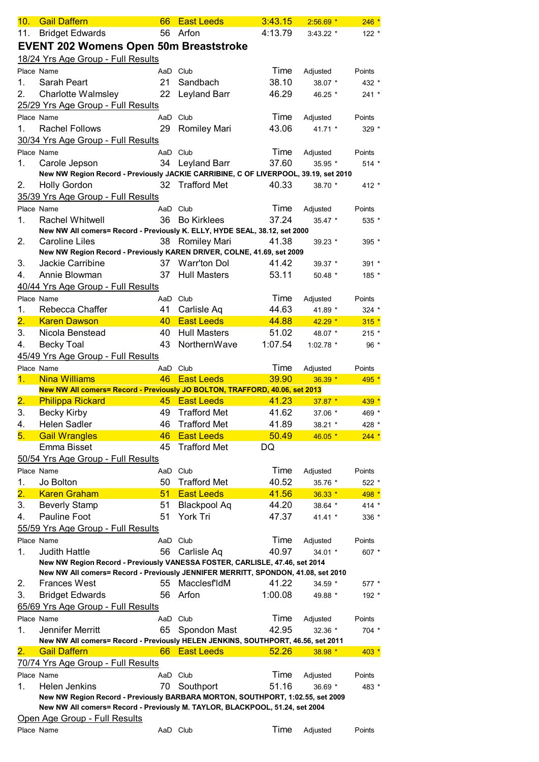| | | | | | | |
|---|---|---|---|---|---|---|
| 10. | Gail Daffern | 66 | East Leeds | 3:43.15 | 2:56.69 * | 246 * |
| 11. | Bridget Edwards | 56 | Arfon | 4:13.79 | 3:43.22 * | 122 * |

## EVENT 202 Womens Open 50m Breaststroke

18/24 Yrs Age Group - Full Results

| Place | Name | AaD | Club | Time | Adjusted | Points |
|---|---|---|---|---|---|---|
| 1. | Sarah Peart | 21 | Sandbach | 38.10 | 38.07 * | 432 * |
| 2. | Charlotte Walmsley | 22 | Leyland Barr | 46.29 | 46.25 * | 241 * |

25/29 Yrs Age Group - Full Results

| Place | Name | AaD | Club | Time | Adjusted | Points |
|---|---|---|---|---|---|---|
| 1. | Rachel Follows | 29 | Romiley Mari | 43.06 | 41.71 * | 329 * |

30/34 Yrs Age Group - Full Results

| Place | Name | AaD | Club | Time | Adjusted | Points |
|---|---|---|---|---|---|---|
| 1. | Carole Jepson | 34 | Leyland Barr | 37.60 | 35.95 * | 514 * |
| | **New NW Region Record - Previously JACKIE CARRIBINE, C OF LIVERPOOL, 39.19, set 2010** | | | | | |
| 2. | Holly Gordon | 32 | Trafford Met | 40.33 | 38.70 * | 412 * |

35/39 Yrs Age Group - Full Results

| Place | Name | AaD | Club | Time | Adjusted | Points |
|---|---|---|---|---|---|---|
| 1. | Rachel Whitwell | 36 | Bo Kirklees | 37.24 | 35.47 * | 535 * |
| | **New NW All comers= Record - Previously K. ELLY, HYDE SEAL, 38.12, set 2000** | | | | | |
| 2. | Caroline Liles | 38 | Romiley Mari | 41.38 | 39.23 * | 395 * |
| | **New NW Region Record - Previously KAREN DRIVER, COLNE, 41.69, set 2009** | | | | | |
| 3. | Jackie Carribine | 37 | Warr'ton Dol | 41.42 | 39.37 * | 391 * |
| 4. | Annie Blowman | 37 | Hull Masters | 53.11 | 50.48 * | 185 * |

40/44 Yrs Age Group - Full Results

| Place | Name | AaD | Club | Time | Adjusted | Points |
|---|---|---|---|---|---|---|
| 1. | Rebecca Chaffer | 41 | Carlisle Aq | 44.63 | 41.89 * | 324 * |
| 2. | Karen Dawson | 40 | East Leeds | 44.88 | 42.29 * | 315 * |
| 3. | Nicola Benstead | 40 | Hull Masters | 51.02 | 48.07 * | 215 * |
| 4. | Becky Toal | 43 | NorthernWave | 1:07.54 | 1:02.78 * | 96 * |

45/49 Yrs Age Group - Full Results

| Place | Name | AaD | Club | Time | Adjusted | Points |
|---|---|---|---|---|---|---|
| 1. | Nina Williams | 46 | East Leeds | 39.90 | 36.39 * | 495 * |
| | **New NW All comers= Record - Previously JO BOLTON, TRAFFORD, 40.06, set 2013** | | | | | |
| 2. | Philippa Rickard | 45 | East Leeds | 41.23 | 37.87 * | 439 * |
| 3. | Becky Kirby | 49 | Trafford Met | 41.62 | 37.06 * | 469 * |
| 4. | Helen Sadler | 46 | Trafford Met | 41.89 | 38.21 * | 428 * |
| 5. | Gail Wrangles | 46 | East Leeds | 50.49 | 46.05 * | 244 * |
| | Emma Bisset | 45 | Trafford Met | DQ | | |

50/54 Yrs Age Group - Full Results

| Place | Name | AaD | Club | Time | Adjusted | Points |
|---|---|---|---|---|---|---|
| 1. | Jo Bolton | 50 | Trafford Met | 40.52 | 35.76 * | 522 * |
| 2. | Karen Graham | 51 | East Leeds | 41.56 | 36.33 * | 498 * |
| 3. | Beverly Stamp | 51 | Blackpool Aq | 44.20 | 38.64 * | 414 * |
| 4. | Pauline Foot | 51 | York Tri | 47.37 | 41.41 * | 336 * |

55/59 Yrs Age Group - Full Results

| Place | Name | AaD | Club | Time | Adjusted | Points |
|---|---|---|---|---|---|---|
| 1. | Judith Hattle | 56 | Carlisle Aq | 40.97 | 34.01 * | 607 * |
| | **New NW Region Record - Previously VANESSA FOSTER, CARLISLE, 47.46, set 2014** | | | | | |
| | **New NW All comers= Record - Previously JENNIFER MERRITT, SPONDON, 41.08, set 2010** | | | | | |
| 2. | Frances West | 55 | Macclesf'ldM | 41.22 | 34.59 * | 577 * |
| 3. | Bridget Edwards | 56 | Arfon | 1:00.08 | 49.88 * | 192 * |

65/69 Yrs Age Group - Full Results

| Place | Name | AaD | Club | Time | Adjusted | Points |
|---|---|---|---|---|---|---|
| 1. | Jennifer Merritt | 65 | Spondon Mast | 42.95 | 32.36 * | 704 * |
| | **New NW All comers= Record - Previously HELEN JENKINS, SOUTHPORT, 46.56, set 2011** | | | | | |
| 2. | Gail Daffern | 66 | East Leeds | 52.26 | 38.98 * | 403 * |

70/74 Yrs Age Group - Full Results

| Place | Name | AaD | Club | Time | Adjusted | Points |
|---|---|---|---|---|---|---|
| 1. | Helen Jenkins | 70 | Southport | 51.16 | 36.69 * | 483 * |
| | **New NW Region Record - Previously BARBARA MORTON, SOUTHPORT, 1:02.55, set 2009** | | | | | |
| | **New NW All comers= Record - Previously M. TAYLOR, BLACKPOOL, 51.24, set 2004** | | | | | |

Open Age Group - Full Results

| Place | Name | AaD | Club | Time | Adjusted | Points |
|---|---|---|---|---|---|---|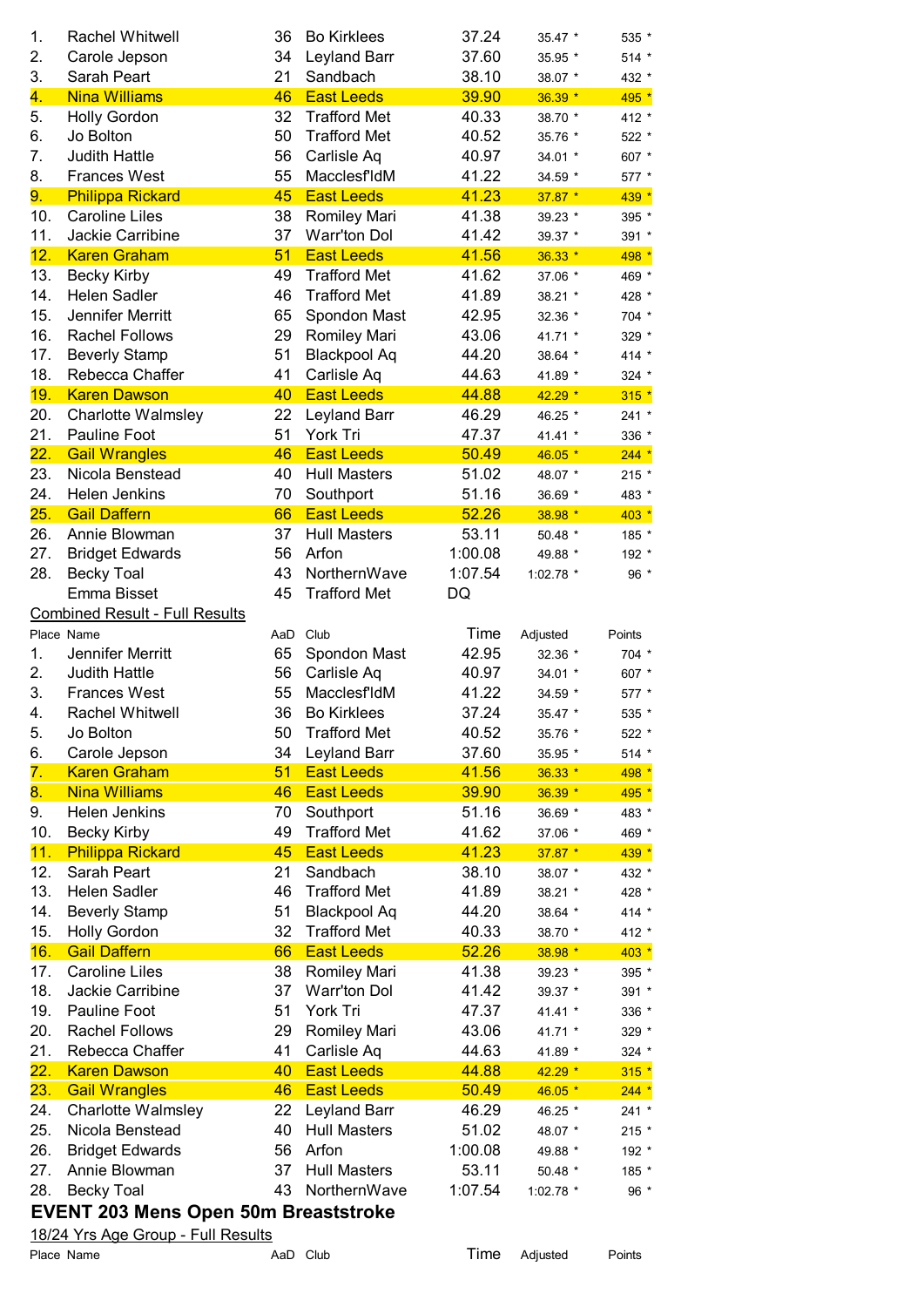| Place | Name | AaD | Club | Time | Adjusted | Points |
|---|---|---|---|---|---|---|
| 1. | Rachel Whitwell | 36 | Bo Kirklees | 37.24 | 35.47 * | 535 * |
| 2. | Carole Jepson | 34 | Leyland Barr | 37.60 | 35.95 * | 514 * |
| 3. | Sarah Peart | 21 | Sandbach | 38.10 | 38.07 * | 432 * |
| 4. | Nina Williams | 46 | East Leeds | 39.90 | 36.39 * | 495 * |
| 5. | Holly Gordon | 32 | Trafford Met | 40.33 | 38.70 * | 412 * |
| 6. | Jo Bolton | 50 | Trafford Met | 40.52 | 35.76 * | 522 * |
| 7. | Judith Hattle | 56 | Carlisle Aq | 40.97 | 34.01 * | 607 * |
| 8. | Frances West | 55 | Macclesf'ldM | 41.22 | 34.59 * | 577 * |
| 9. | Philippa Rickard | 45 | East Leeds | 41.23 | 37.87 * | 439 * |
| 10. | Caroline Liles | 38 | Romiley Mari | 41.38 | 39.23 * | 395 * |
| 11. | Jackie Carribine | 37 | Warr'ton Dol | 41.42 | 39.37 * | 391 * |
| 12. | Karen Graham | 51 | East Leeds | 41.56 | 36.33 * | 498 * |
| 13. | Becky Kirby | 49 | Trafford Met | 41.62 | 37.06 * | 469 * |
| 14. | Helen Sadler | 46 | Trafford Met | 41.89 | 38.21 * | 428 * |
| 15. | Jennifer Merritt | 65 | Spondon Mast | 42.95 | 32.36 * | 704 * |
| 16. | Rachel Follows | 29 | Romiley Mari | 43.06 | 41.71 * | 329 * |
| 17. | Beverly Stamp | 51 | Blackpool Aq | 44.20 | 38.64 * | 414 * |
| 18. | Rebecca Chaffer | 41 | Carlisle Aq | 44.63 | 41.89 * | 324 * |
| 19. | Karen Dawson | 40 | East Leeds | 44.88 | 42.29 * | 315 * |
| 20. | Charlotte Walmsley | 22 | Leyland Barr | 46.29 | 46.25 * | 241 * |
| 21. | Pauline Foot | 51 | York Tri | 47.37 | 41.41 * | 336 * |
| 22. | Gail Wrangles | 46 | East Leeds | 50.49 | 46.05 * | 244 * |
| 23. | Nicola Benstead | 40 | Hull Masters | 51.02 | 48.07 * | 215 * |
| 24. | Helen Jenkins | 70 | Southport | 51.16 | 36.69 * | 483 * |
| 25. | Gail Daffern | 66 | East Leeds | 52.26 | 38.98 * | 403 * |
| 26. | Annie Blowman | 37 | Hull Masters | 53.11 | 50.48 * | 185 * |
| 27. | Bridget Edwards | 56 | Arfon | 1:00.08 | 49.88 * | 192 * |
| 28. | Becky Toal | 43 | NorthernWave | 1:07.54 | 1:02.78 * | 96 * |
| | Emma Bisset | 45 | Trafford Met | DQ | | |

Combined Result - Full Results

| Place | Name | AaD | Club | Time | Adjusted | Points |
|---|---|---|---|---|---|---|
| 1. | Jennifer Merritt | 65 | Spondon Mast | 42.95 | 32.36 * | 704 * |
| 2. | Judith Hattle | 56 | Carlisle Aq | 40.97 | 34.01 * | 607 * |
| 3. | Frances West | 55 | Macclesf'ldM | 41.22 | 34.59 * | 577 * |
| 4. | Rachel Whitwell | 36 | Bo Kirklees | 37.24 | 35.47 * | 535 * |
| 5. | Jo Bolton | 50 | Trafford Met | 40.52 | 35.76 * | 522 * |
| 6. | Carole Jepson | 34 | Leyland Barr | 37.60 | 35.95 * | 514 * |
| 7. | Karen Graham | 51 | East Leeds | 41.56 | 36.33 * | 498 * |
| 8. | Nina Williams | 46 | East Leeds | 39.90 | 36.39 * | 495 * |
| 9. | Helen Jenkins | 70 | Southport | 51.16 | 36.69 * | 483 * |
| 10. | Becky Kirby | 49 | Trafford Met | 41.62 | 37.06 * | 469 * |
| 11. | Philippa Rickard | 45 | East Leeds | 41.23 | 37.87 * | 439 * |
| 12. | Sarah Peart | 21 | Sandbach | 38.10 | 38.07 * | 432 * |
| 13. | Helen Sadler | 46 | Trafford Met | 41.89 | 38.21 * | 428 * |
| 14. | Beverly Stamp | 51 | Blackpool Aq | 44.20 | 38.64 * | 414 * |
| 15. | Holly Gordon | 32 | Trafford Met | 40.33 | 38.70 * | 412 * |
| 16. | Gail Daffern | 66 | East Leeds | 52.26 | 38.98 * | 403 * |
| 17. | Caroline Liles | 38 | Romiley Mari | 41.38 | 39.23 * | 395 * |
| 18. | Jackie Carribine | 37 | Warr'ton Dol | 41.42 | 39.37 * | 391 * |
| 19. | Pauline Foot | 51 | York Tri | 47.37 | 41.41 * | 336 * |
| 20. | Rachel Follows | 29 | Romiley Mari | 43.06 | 41.71 * | 329 * |
| 21. | Rebecca Chaffer | 41 | Carlisle Aq | 44.63 | 41.89 * | 324 * |
| 22. | Karen Dawson | 40 | East Leeds | 44.88 | 42.29 * | 315 * |
| 23. | Gail Wrangles | 46 | East Leeds | 50.49 | 46.05 * | 244 * |
| 24. | Charlotte Walmsley | 22 | Leyland Barr | 46.29 | 46.25 * | 241 * |
| 25. | Nicola Benstead | 40 | Hull Masters | 51.02 | 48.07 * | 215 * |
| 26. | Bridget Edwards | 56 | Arfon | 1:00.08 | 49.88 * | 192 * |
| 27. | Annie Blowman | 37 | Hull Masters | 53.11 | 50.48 * | 185 * |
| 28. | Becky Toal | 43 | NorthernWave | 1:07.54 | 1:02.78 * | 96 * |

## EVENT 203 Mens Open 50m Breaststroke

18/24 Yrs Age Group - Full Results

| Place | Name | AaD | Club | Time | Adjusted | Points |
|---|---|---|---|---|---|---|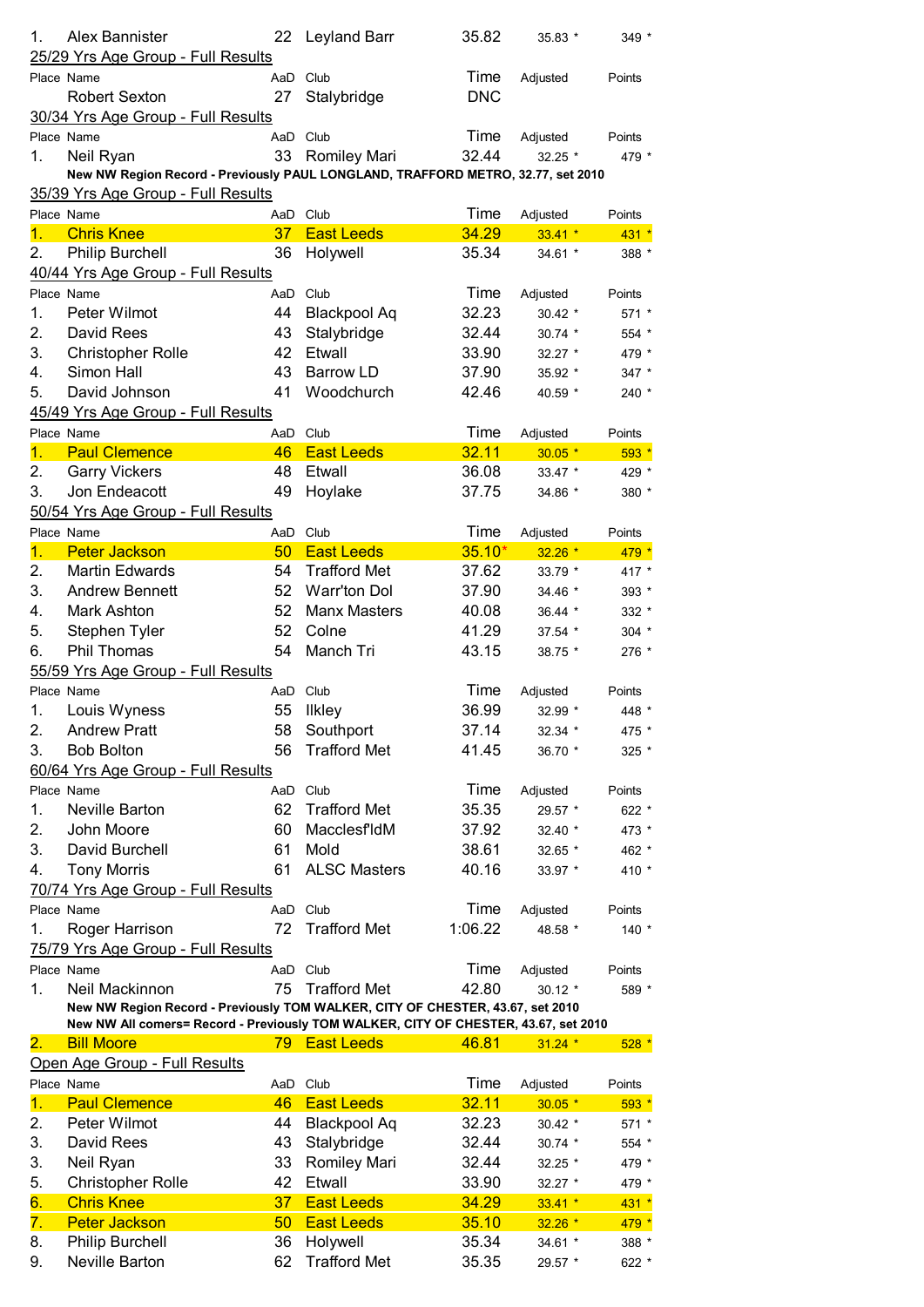| | | | | | | |
|---|---|---|---|---|---|---|
| 1. | Alex Bannister | 22 | Leyland Barr | 35.82 | 35.83 * | 349 * |

## 25/29 Yrs Age Group - Full Results

| Place | Name | AaD | Club | Time | Adjusted | Points |
|---|---|---|---|---|---|---|
| | Robert Sexton | 27 | Stalybridge | DNC | | |

## 30/34 Yrs Age Group - Full Results

| Place | Name | AaD | Club | Time | Adjusted | Points |
|---|---|---|---|---|---|---|
| 1. | Neil Ryan | 33 | Romiley Mari | 32.44 | 32.25 * | 479 * |

**New NW Region Record - Previously PAUL LONGLAND, TRAFFORD METRO, 32.77, set 2010**

## 35/39 Yrs Age Group - Full Results

| Place | Name | AaD | Club | Time | Adjusted | Points |
|---|---|---|---|---|---|---|
| 1. | Chris Knee | 37 | East Leeds | 34.29 | 33.41 * | 431 * |
| 2. | Philip Burchell | 36 | Holywell | 35.34 | 34.61 * | 388 * |

## 40/44 Yrs Age Group - Full Results

| Place | Name | AaD | Club | Time | Adjusted | Points |
|---|---|---|---|---|---|---|
| 1. | Peter Wilmot | 44 | Blackpool Aq | 32.23 | 30.42 * | 571 * |
| 2. | David Rees | 43 | Stalybridge | 32.44 | 30.74 * | 554 * |
| 3. | Christopher Rolle | 42 | Etwall | 33.90 | 32.27 * | 479 * |
| 4. | Simon Hall | 43 | Barrow LD | 37.90 | 35.92 * | 347 * |
| 5. | David Johnson | 41 | Woodchurch | 42.46 | 40.59 * | 240 * |

## 45/49 Yrs Age Group - Full Results

| Place | Name | AaD | Club | Time | Adjusted | Points |
|---|---|---|---|---|---|---|
| 1. | Paul Clemence | 46 | East Leeds | 32.11 | 30.05 * | 593 * |
| 2. | Garry Vickers | 48 | Etwall | 36.08 | 33.47 * | 429 * |
| 3. | Jon Endeacott | 49 | Hoylake | 37.75 | 34.86 * | 380 * |

## 50/54 Yrs Age Group - Full Results

| Place | Name | AaD | Club | Time | Adjusted | Points |
|---|---|---|---|---|---|---|
| 1. | Peter Jackson | 50 | East Leeds | 35.10* | 32.26 * | 479 * |
| 2. | Martin Edwards | 54 | Trafford Met | 37.62 | 33.79 * | 417 * |
| 3. | Andrew Bennett | 52 | Warr'ton Dol | 37.90 | 34.46 * | 393 * |
| 4. | Mark Ashton | 52 | Manx Masters | 40.08 | 36.44 * | 332 * |
| 5. | Stephen Tyler | 52 | Colne | 41.29 | 37.54 * | 304 * |
| 6. | Phil Thomas | 54 | Manch Tri | 43.15 | 38.75 * | 276 * |

## 55/59 Yrs Age Group - Full Results

| Place | Name | AaD | Club | Time | Adjusted | Points |
|---|---|---|---|---|---|---|
| 1. | Louis Wyness | 55 | Ilkley | 36.99 | 32.99 * | 448 * |
| 2. | Andrew Pratt | 58 | Southport | 37.14 | 32.34 * | 475 * |
| 3. | Bob Bolton | 56 | Trafford Met | 41.45 | 36.70 * | 325 * |

## 60/64 Yrs Age Group - Full Results

| Place | Name | AaD | Club | Time | Adjusted | Points |
|---|---|---|---|---|---|---|
| 1. | Neville Barton | 62 | Trafford Met | 35.35 | 29.57 * | 622 * |
| 2. | John Moore | 60 | Macclesf'ldM | 37.92 | 32.40 * | 473 * |
| 3. | David Burchell | 61 | Mold | 38.61 | 32.65 * | 462 * |
| 4. | Tony Morris | 61 | ALSC Masters | 40.16 | 33.97 * | 410 * |

## 70/74 Yrs Age Group - Full Results

| Place | Name | AaD | Club | Time | Adjusted | Points |
|---|---|---|---|---|---|---|
| 1. | Roger Harrison | 72 | Trafford Met | 1:06.22 | 48.58 * | 140 * |

## 75/79 Yrs Age Group - Full Results

| Place | Name | AaD | Club | Time | Adjusted | Points |
|---|---|---|---|---|---|---|
| 1. | Neil Mackinnon | 75 | Trafford Met | 42.80 | 30.12 * | 589 * |

**New NW Region Record - Previously TOM WALKER, CITY OF CHESTER, 43.67, set 2010**
**New NW All comers= Record - Previously TOM WALKER, CITY OF CHESTER, 43.67, set 2010**

| Place | Name | AaD | Club | Time | Adjusted | Points |
|---|---|---|---|---|---|---|
| 2. | Bill Moore | 79 | East Leeds | 46.81 | 31.24 * | 528 * |

## Open Age Group - Full Results

| Place | Name | AaD | Club | Time | Adjusted | Points |
|---|---|---|---|---|---|---|
| 1. | Paul Clemence | 46 | East Leeds | 32.11 | 30.05 * | 593 * |
| 2. | Peter Wilmot | 44 | Blackpool Aq | 32.23 | 30.42 * | 571 * |
| 3. | David Rees | 43 | Stalybridge | 32.44 | 30.74 * | 554 * |
| 3. | Neil Ryan | 33 | Romiley Mari | 32.44 | 32.25 * | 479 * |
| 5. | Christopher Rolle | 42 | Etwall | 33.90 | 32.27 * | 479 * |
| 6. | Chris Knee | 37 | East Leeds | 34.29 | 33.41 * | 431 * |
| 7. | Peter Jackson | 50 | East Leeds | 35.10 | 32.26 * | 479 * |
| 8. | Philip Burchell | 36 | Holywell | 35.34 | 34.61 * | 388 * |
| 9. | Neville Barton | 62 | Trafford Met | 35.35 | 29.57 * | 622 * |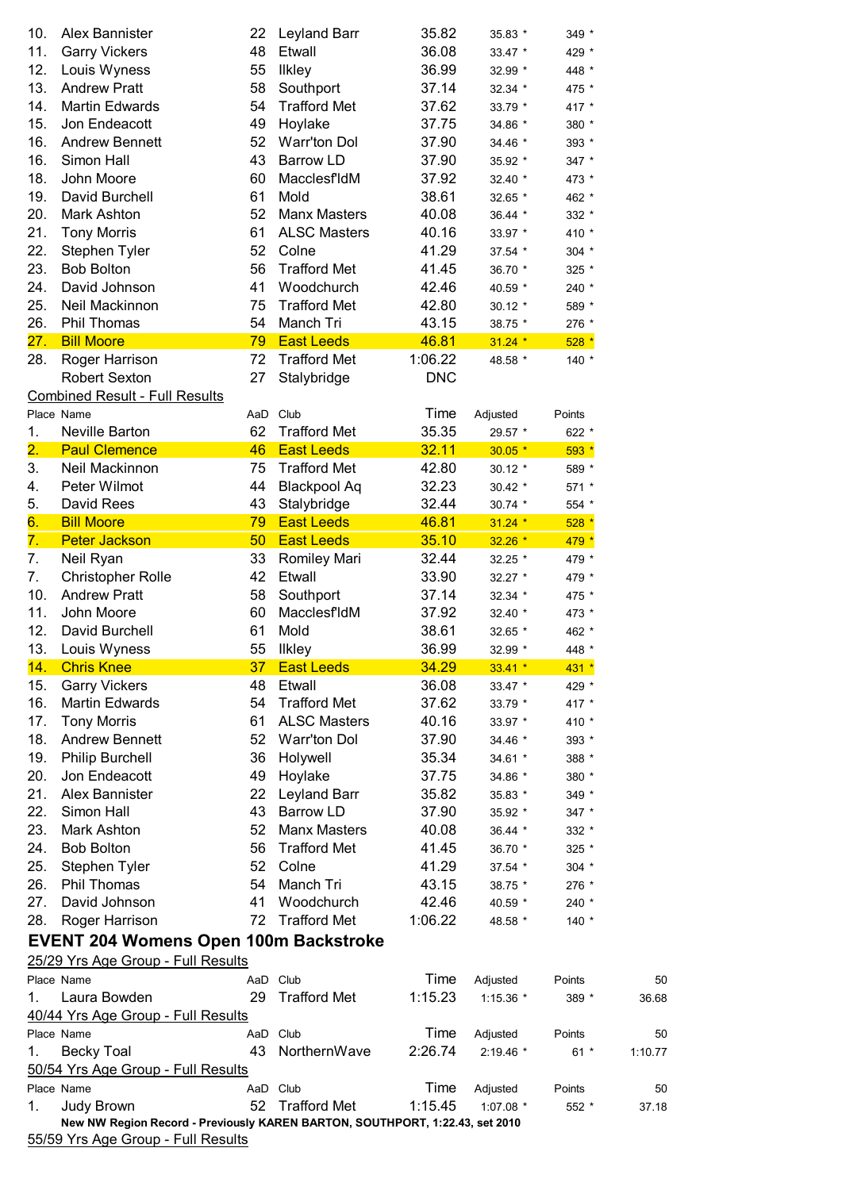| Place | Name | AaD | Club | Time | Adjusted | Points |
|---|---|---|---|---|---|---|
| 10. | Alex Bannister | 22 | Leyland Barr | 35.82 | 35.83 * | 349 * |
| 11. | Garry Vickers | 48 | Etwall | 36.08 | 33.47 * | 429 * |
| 12. | Louis Wyness | 55 | Ilkley | 36.99 | 32.99 * | 448 * |
| 13. | Andrew Pratt | 58 | Southport | 37.14 | 32.34 * | 475 * |
| 14. | Martin Edwards | 54 | Trafford Met | 37.62 | 33.79 * | 417 * |
| 15. | Jon Endeacott | 49 | Hoylake | 37.75 | 34.86 * | 380 * |
| 16. | Andrew Bennett | 52 | Warr'ton Dol | 37.90 | 34.46 * | 393 * |
| 16. | Simon Hall | 43 | Barrow LD | 37.90 | 35.92 * | 347 * |
| 18. | John Moore | 60 | Macclesf'ldM | 37.92 | 32.40 * | 473 * |
| 19. | David Burchell | 61 | Mold | 38.61 | 32.65 * | 462 * |
| 20. | Mark Ashton | 52 | Manx Masters | 40.08 | 36.44 * | 332 * |
| 21. | Tony Morris | 61 | ALSC Masters | 40.16 | 33.97 * | 410 * |
| 22. | Stephen Tyler | 52 | Colne | 41.29 | 37.54 * | 304 * |
| 23. | Bob Bolton | 56 | Trafford Met | 41.45 | 36.70 * | 325 * |
| 24. | David Johnson | 41 | Woodchurch | 42.46 | 40.59 * | 240 * |
| 25. | Neil Mackinnon | 75 | Trafford Met | 42.80 | 30.12 * | 589 * |
| 26. | Phil Thomas | 54 | Manch Tri | 43.15 | 38.75 * | 276 * |
| 27. | Bill Moore | 79 | East Leeds | 46.81 | 31.24 * | 528 * |
| 28. | Roger Harrison | 72 | Trafford Met | 1:06.22 | 48.58 * | 140 * |
| | Robert Sexton | 27 | Stalybridge | DNC | | |

Combined Result - Full Results

| Place | Name | AaD | Club | Time | Adjusted | Points |
|---|---|---|---|---|---|---|
| 1. | Neville Barton | 62 | Trafford Met | 35.35 | 29.57 * | 622 * |
| 2. | Paul Clemence | 46 | East Leeds | 32.11 | 30.05 * | 593 * |
| 3. | Neil Mackinnon | 75 | Trafford Met | 42.80 | 30.12 * | 589 * |
| 4. | Peter Wilmot | 44 | Blackpool Aq | 32.23 | 30.42 * | 571 * |
| 5. | David Rees | 43 | Stalybridge | 32.44 | 30.74 * | 554 * |
| 6. | Bill Moore | 79 | East Leeds | 46.81 | 31.24 * | 528 * |
| 7. | Peter Jackson | 50 | East Leeds | 35.10 | 32.26 * | 479 * |
| 7. | Neil Ryan | 33 | Romiley Mari | 32.44 | 32.25 * | 479 * |
| 7. | Christopher Rolle | 42 | Etwall | 33.90 | 32.27 * | 479 * |
| 10. | Andrew Pratt | 58 | Southport | 37.14 | 32.34 * | 475 * |
| 11. | John Moore | 60 | Macclesf'ldM | 37.92 | 32.40 * | 473 * |
| 12. | David Burchell | 61 | Mold | 38.61 | 32.65 * | 462 * |
| 13. | Louis Wyness | 55 | Ilkley | 36.99 | 32.99 * | 448 * |
| 14. | Chris Knee | 37 | East Leeds | 34.29 | 33.41 * | 431 * |
| 15. | Garry Vickers | 48 | Etwall | 36.08 | 33.47 * | 429 * |
| 16. | Martin Edwards | 54 | Trafford Met | 37.62 | 33.79 * | 417 * |
| 17. | Tony Morris | 61 | ALSC Masters | 40.16 | 33.97 * | 410 * |
| 18. | Andrew Bennett | 52 | Warr'ton Dol | 37.90 | 34.46 * | 393 * |
| 19. | Philip Burchell | 36 | Holywell | 35.34 | 34.61 * | 388 * |
| 20. | Jon Endeacott | 49 | Hoylake | 37.75 | 34.86 * | 380 * |
| 21. | Alex Bannister | 22 | Leyland Barr | 35.82 | 35.83 * | 349 * |
| 22. | Simon Hall | 43 | Barrow LD | 37.90 | 35.92 * | 347 * |
| 23. | Mark Ashton | 52 | Manx Masters | 40.08 | 36.44 * | 332 * |
| 24. | Bob Bolton | 56 | Trafford Met | 41.45 | 36.70 * | 325 * |
| 25. | Stephen Tyler | 52 | Colne | 41.29 | 37.54 * | 304 * |
| 26. | Phil Thomas | 54 | Manch Tri | 43.15 | 38.75 * | 276 * |
| 27. | David Johnson | 41 | Woodchurch | 42.46 | 40.59 * | 240 * |
| 28. | Roger Harrison | 72 | Trafford Met | 1:06.22 | 48.58 * | 140 * |

## EVENT 204 Womens Open 100m Backstroke

25/29 Yrs Age Group - Full Results

| Place | Name | AaD | Club | Time | Adjusted | Points | 50 |
|---|---|---|---|---|---|---|---|
| 1. | Laura Bowden | 29 | Trafford Met | 1:15.23 | 1:15.36 * | 389 * | 36.68 |

40/44 Yrs Age Group - Full Results

| Place | Name | AaD | Club | Time | Adjusted | Points | 50 |
|---|---|---|---|---|---|---|---|
| 1. | Becky Toal | 43 | NorthernWave | 2:26.74 | 2:19.46 * | 61 * | 1:10.77 |

50/54 Yrs Age Group - Full Results

| Place | Name | AaD | Club | Time | Adjusted | Points | 50 |
|---|---|---|---|---|---|---|---|
| 1. | Judy Brown | 52 | Trafford Met | 1:15.45 | 1:07.08 * | 552 * | 37.18 |

**New NW Region Record - Previously KAREN BARTON, SOUTHPORT, 1:22.43, set 2010**

55/59 Yrs Age Group - Full Results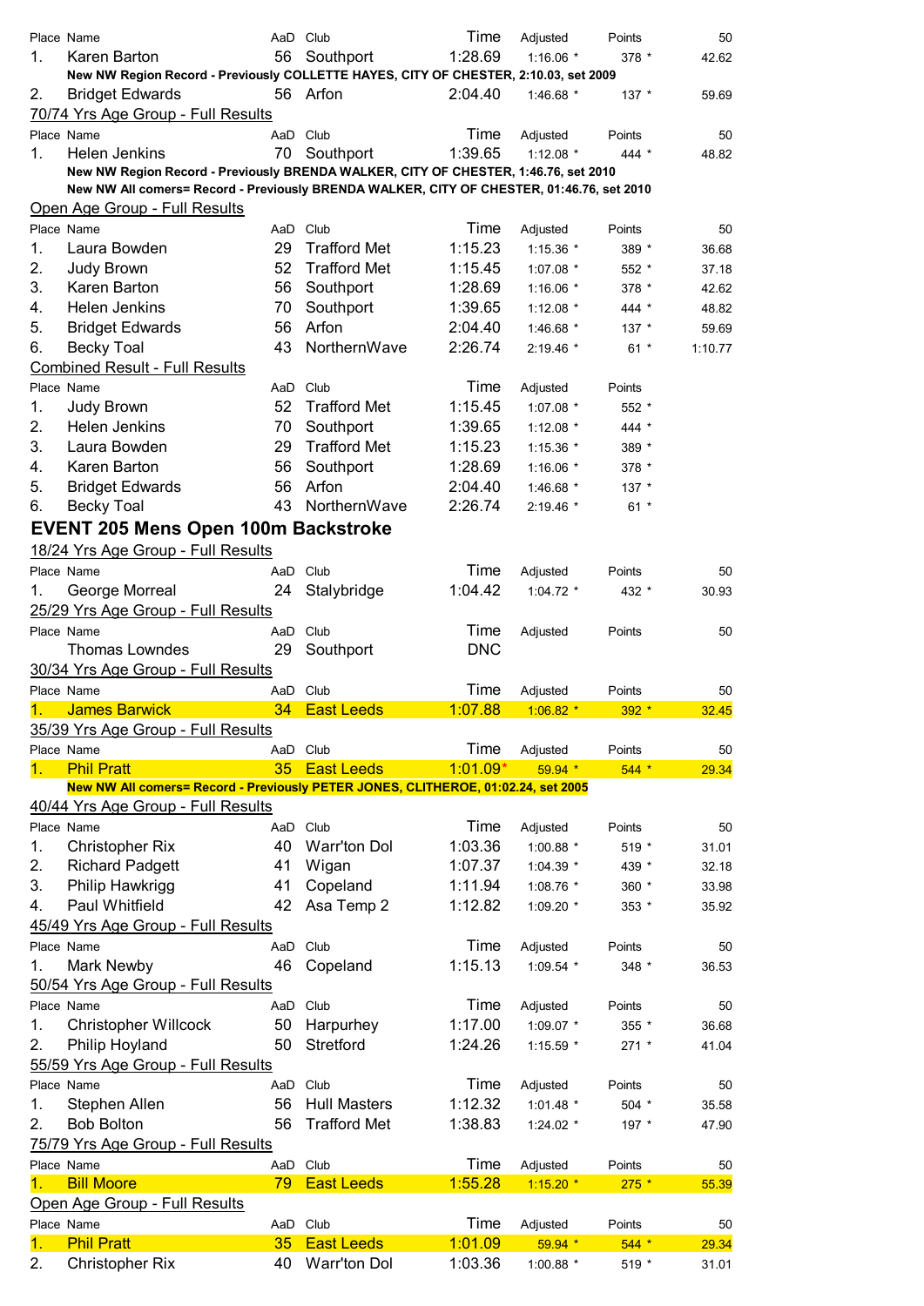| Place | Name | AaD | Club | Time | Adjusted | Points | 50 |
|---|---|---|---|---|---|---|---|
| 1. | Karen Barton | 56 | Southport | 1:28.69 | 1:16.06 * | 378 * | 42.62 |

**New NW Region Record - Previously COLLETTE HAYES, CITY OF CHESTER, 2:10.03, set 2009**

| Place | Name | AaD | Club | Time | Adjusted | Points | 50 |
|---|---|---|---|---|---|---|---|
| 2. | Bridget Edwards | 56 | Arfon | 2:04.40 | 1:46.68 * | 137 * | 59.69 |

70/74 Yrs Age Group - Full Results

| Place | Name | AaD | Club | Time | Adjusted | Points | 50 |
|---|---|---|---|---|---|---|---|
| 1. | Helen Jenkins | 70 | Southport | 1:39.65 | 1:12.08 * | 444 * | 48.82 |

**New NW Region Record - Previously BRENDA WALKER, CITY OF CHESTER, 1:46.76, set 2010**
**New NW All comers= Record - Previously BRENDA WALKER, CITY OF CHESTER, 01:46.76, set 2010**

Open Age Group - Full Results

| Place | Name | AaD | Club | Time | Adjusted | Points | 50 |
|---|---|---|---|---|---|---|---|
| 1. | Laura Bowden | 29 | Trafford Met | 1:15.23 | 1:15.36 * | 389 * | 36.68 |
| 2. | Judy Brown | 52 | Trafford Met | 1:15.45 | 1:07.08 * | 552 * | 37.18 |
| 3. | Karen Barton | 56 | Southport | 1:28.69 | 1:16.06 * | 378 * | 42.62 |
| 4. | Helen Jenkins | 70 | Southport | 1:39.65 | 1:12.08 * | 444 * | 48.82 |
| 5. | Bridget Edwards | 56 | Arfon | 2:04.40 | 1:46.68 * | 137 * | 59.69 |
| 6. | Becky Toal | 43 | NorthernWave | 2:26.74 | 2:19.46 * | 61 * | 1:10.77 |

Combined Result - Full Results

| Place | Name | AaD | Club | Time | Adjusted | Points |
|---|---|---|---|---|---|---|
| 1. | Judy Brown | 52 | Trafford Met | 1:15.45 | 1:07.08 * | 552 * |
| 2. | Helen Jenkins | 70 | Southport | 1:39.65 | 1:12.08 * | 444 * |
| 3. | Laura Bowden | 29 | Trafford Met | 1:15.23 | 1:15.36 * | 389 * |
| 4. | Karen Barton | 56 | Southport | 1:28.69 | 1:16.06 * | 378 * |
| 5. | Bridget Edwards | 56 | Arfon | 2:04.40 | 1:46.68 * | 137 * |
| 6. | Becky Toal | 43 | NorthernWave | 2:26.74 | 2:19.46 * | 61 * |

## EVENT 205 Mens Open 100m Backstroke

18/24 Yrs Age Group - Full Results

| Place | Name | AaD | Club | Time | Adjusted | Points | 50 |
|---|---|---|---|---|---|---|---|
| 1. | George Morreal | 24 | Stalybridge | 1:04.42 | 1:04.72 * | 432 * | 30.93 |

25/29 Yrs Age Group - Full Results

| Place | Name | AaD | Club | Time | Adjusted | Points | 50 |
|---|---|---|---|---|---|---|---|
| | Thomas Lowndes | 29 | Southport | DNC | | | |

30/34 Yrs Age Group - Full Results

| Place | Name | AaD | Club | Time | Adjusted | Points | 50 |
|---|---|---|---|---|---|---|---|
| 1. | James Barwick | 34 | East Leeds | 1:07.88 | 1:06.82 * | 392 * | 32.45 |

35/39 Yrs Age Group - Full Results

| Place | Name | AaD | Club | Time | Adjusted | Points | 50 |
|---|---|---|---|---|---|---|---|
| 1. | Phil Pratt | 35 | East Leeds | 1:01.09* | 59.94 * | 544 * | 29.34 |

**New NW All comers= Record - Previously PETER JONES, CLITHEROE, 01:02.24, set 2005**

40/44 Yrs Age Group - Full Results

| Place | Name | AaD | Club | Time | Adjusted | Points | 50 |
|---|---|---|---|---|---|---|---|
| 1. | Christopher Rix | 40 | Warr'ton Dol | 1:03.36 | 1:00.88 * | 519 * | 31.01 |
| 2. | Richard Padgett | 41 | Wigan | 1:07.37 | 1:04.39 * | 439 * | 32.18 |
| 3. | Philip Hawkrigg | 41 | Copeland | 1:11.94 | 1:08.76 * | 360 * | 33.98 |
| 4. | Paul Whitfield | 42 | Asa Temp 2 | 1:12.82 | 1:09.20 * | 353 * | 35.92 |

45/49 Yrs Age Group - Full Results

| Place | Name | AaD | Club | Time | Adjusted | Points | 50 |
|---|---|---|---|---|---|---|---|
| 1. | Mark Newby | 46 | Copeland | 1:15.13 | 1:09.54 * | 348 * | 36.53 |

50/54 Yrs Age Group - Full Results

| Place | Name | AaD | Club | Time | Adjusted | Points | 50 |
|---|---|---|---|---|---|---|---|
| 1. | Christopher Willcock | 50 | Harpurhey | 1:17.00 | 1:09.07 * | 355 * | 36.68 |
| 2. | Philip Hoyland | 50 | Stretford | 1:24.26 | 1:15.59 * | 271 * | 41.04 |

55/59 Yrs Age Group - Full Results

| Place | Name | AaD | Club | Time | Adjusted | Points | 50 |
|---|---|---|---|---|---|---|---|
| 1. | Stephen Allen | 56 | Hull Masters | 1:12.32 | 1:01.48 * | 504 * | 35.58 |
| 2. | Bob Bolton | 56 | Trafford Met | 1:38.83 | 1:24.02 * | 197 * | 47.90 |

75/79 Yrs Age Group - Full Results

| Place | Name | AaD | Club | Time | Adjusted | Points | 50 |
|---|---|---|---|---|---|---|---|
| 1. | Bill Moore | 79 | East Leeds | 1:55.28 | 1:15.20 * | 275 * | 55.39 |

Open Age Group - Full Results

| Place | Name | AaD | Club | Time | Adjusted | Points | 50 |
|---|---|---|---|---|---|---|---|
| 1. | Phil Pratt | 35 | East Leeds | 1:01.09 | 59.94 * | 544 * | 29.34 |
| 2. | Christopher Rix | 40 | Warr'ton Dol | 1:03.36 | 1:00.88 * | 519 * | 31.01 |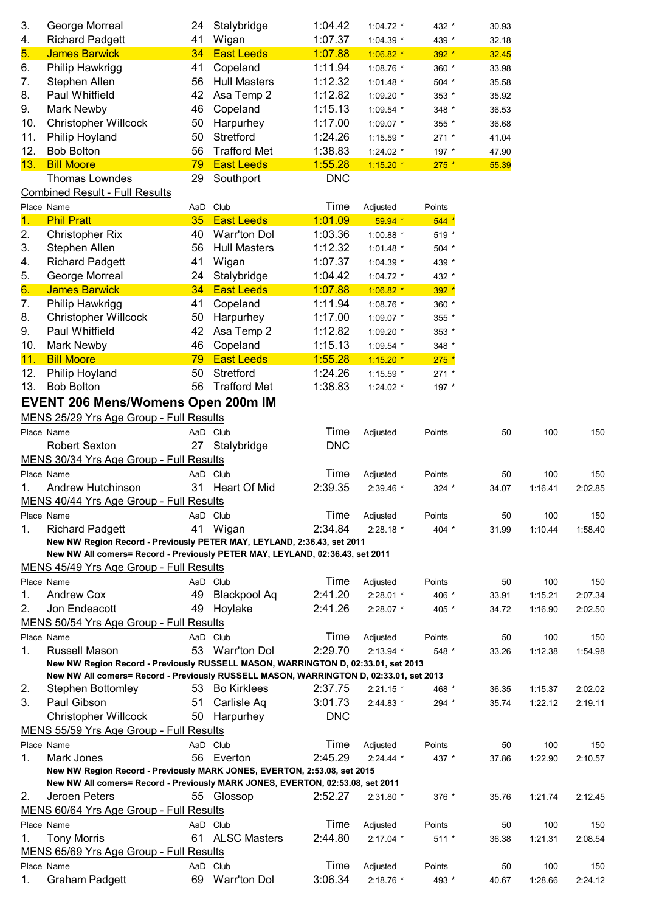| Place | Name | AaD | Club | Time | Adjusted | Points | 50 |
|---|---|---|---|---|---|---|---|
| 3. | George Morreal | 24 | Stalybridge | 1:04.42 | 1:04.72 * | 432 * | 30.93 |
| 4. | Richard Padgett | 41 | Wigan | 1:07.37 | 1:04.39 * | 439 * | 32.18 |
| 5. | James Barwick | 34 | East Leeds | 1:07.88 | 1:06.82 * | 392 * | 32.45 |
| 6. | Philip Hawkrigg | 41 | Copeland | 1:11.94 | 1:08.76 * | 360 * | 33.98 |
| 7. | Stephen Allen | 56 | Hull Masters | 1:12.32 | 1:01.48 * | 504 * | 35.58 |
| 8. | Paul Whitfield | 42 | Asa Temp 2 | 1:12.82 | 1:09.20 * | 353 * | 35.92 |
| 9. | Mark Newby | 46 | Copeland | 1:15.13 | 1:09.54 * | 348 * | 36.53 |
| 10. | Christopher Willcock | 50 | Harpurhey | 1:17.00 | 1:09.07 * | 355 * | 36.68 |
| 11. | Philip Hoyland | 50 | Stretford | 1:24.26 | 1:15.59 * | 271 * | 41.04 |
| 12. | Bob Bolton | 56 | Trafford Met | 1:38.83 | 1:24.02 * | 197 * | 47.90 |
| 13. | Bill Moore | 79 | East Leeds | 1:55.28 | 1:15.20 * | 275 * | 55.39 |
| | Thomas Lowndes | 29 | Southport | DNC | | | |

Combined Result - Full Results

| Place | Name | AaD | Club | Time | Adjusted | Points |
|---|---|---|---|---|---|---|
| 1. | Phil Pratt | 35 | East Leeds | 1:01.09 | 59.94 * | 544 * |
| 2. | Christopher Rix | 40 | Warr'ton Dol | 1:03.36 | 1:00.88 * | 519 * |
| 3. | Stephen Allen | 56 | Hull Masters | 1:12.32 | 1:01.48 * | 504 * |
| 4. | Richard Padgett | 41 | Wigan | 1:07.37 | 1:04.39 * | 439 * |
| 5. | George Morreal | 24 | Stalybridge | 1:04.42 | 1:04.72 * | 432 * |
| 6. | James Barwick | 34 | East Leeds | 1:07.88 | 1:06.82 * | 392 * |
| 7. | Philip Hawkrigg | 41 | Copeland | 1:11.94 | 1:08.76 * | 360 * |
| 8. | Christopher Willcock | 50 | Harpurhey | 1:17.00 | 1:09.07 * | 355 * |
| 9. | Paul Whitfield | 42 | Asa Temp 2 | 1:12.82 | 1:09.20 * | 353 * |
| 10. | Mark Newby | 46 | Copeland | 1:15.13 | 1:09.54 * | 348 * |
| 11. | Bill Moore | 79 | East Leeds | 1:55.28 | 1:15.20 * | 275 * |
| 12. | Philip Hoyland | 50 | Stretford | 1:24.26 | 1:15.59 * | 271 * |
| 13. | Bob Bolton | 56 | Trafford Met | 1:38.83 | 1:24.02 * | 197 * |

## EVENT 206 Mens/Womens Open 200m IM

MENS 25/29 Yrs Age Group - Full Results

| Place | Name | AaD | Club | Time | Adjusted | Points | 50 | 100 | 150 |
|---|---|---|---|---|---|---|---|---|---|
| | Robert Sexton | 27 | Stalybridge | DNC | | | | | |

MENS 30/34 Yrs Age Group - Full Results

| Place | Name | AaD | Club | Time | Adjusted | Points | 50 | 100 | 150 |
|---|---|---|---|---|---|---|---|---|---|
| 1. | Andrew Hutchinson | 31 | Heart Of Mid | 2:39.35 | 2:39.46 * | 324 * | 34.07 | 1:16.41 | 2:02.85 |

MENS 40/44 Yrs Age Group - Full Results

| Place | Name | AaD | Club | Time | Adjusted | Points | 50 | 100 | 150 |
|---|---|---|---|---|---|---|---|---|---|
| 1. | Richard Padgett | 41 | Wigan | 2:34.84 | 2:28.18 * | 404 * | 31.99 | 1:10.44 | 1:58.40 |

**New NW Region Record - Previously PETER MAY, LEYLAND, 2:36.43, set 2011**
**New NW All comers= Record - Previously PETER MAY, LEYLAND, 02:36.43, set 2011**

MENS 45/49 Yrs Age Group - Full Results

| Place | Name | AaD | Club | Time | Adjusted | Points | 50 | 100 | 150 |
|---|---|---|---|---|---|---|---|---|---|
| 1. | Andrew Cox | 49 | Blackpool Aq | 2:41.20 | 2:28.01 * | 406 * | 33.91 | 1:15.21 | 2:07.34 |
| 2. | Jon Endeacott | 49 | Hoylake | 2:41.26 | 2:28.07 * | 405 * | 34.72 | 1:16.90 | 2:02.50 |

MENS 50/54 Yrs Age Group - Full Results

| Place | Name | AaD | Club | Time | Adjusted | Points | 50 | 100 | 150 |
|---|---|---|---|---|---|---|---|---|---|
| 1. | Russell Mason | 53 | Warr'ton Dol | 2:29.70 | 2:13.94 * | 548 * | 33.26 | 1:12.38 | 1:54.98 |

**New NW Region Record - Previously RUSSELL MASON, WARRINGTON D, 02:33.01, set 2013**
**New NW All comers= Record - Previously RUSSELL MASON, WARRINGTON D, 02:33.01, set 2013**

| Place | Name | AaD | Club | Time | Adjusted | Points | 50 | 100 | 150 |
|---|---|---|---|---|---|---|---|---|---|
| 2. | Stephen Bottomley | 53 | Bo Kirklees | 2:37.75 | 2:21.15 * | 468 * | 36.35 | 1:15.37 | 2:02.02 |
| 3. | Paul Gibson | 51 | Carlisle Aq | 3:01.73 | 2:44.83 * | 294 * | 35.74 | 1:22.12 | 2:19.11 |
| | Christopher Willcock | 50 | Harpurhey | DNC | | | | | |

MENS 55/59 Yrs Age Group - Full Results

| Place | Name | AaD | Club | Time | Adjusted | Points | 50 | 100 | 150 |
|---|---|---|---|---|---|---|---|---|---|
| 1. | Mark Jones | 56 | Everton | 2:45.29 | 2:24.44 * | 437 * | 37.86 | 1:22.90 | 2:10.57 |

**New NW Region Record - Previously MARK JONES, EVERTON, 2:53.08, set 2015**
**New NW All comers= Record - Previously MARK JONES, EVERTON, 02:53.08, set 2011**

| Place | Name | AaD | Club | Time | Adjusted | Points | 50 | 100 | 150 |
|---|---|---|---|---|---|---|---|---|---|
| 2. | Jeroen Peters | 55 | Glossop | 2:52.27 | 2:31.80 * | 376 * | 35.76 | 1:21.74 | 2:12.45 |

MENS 60/64 Yrs Age Group - Full Results

| Place | Name | AaD | Club | Time | Adjusted | Points | 50 | 100 | 150 |
|---|---|---|---|---|---|---|---|---|---|
| 1. | Tony Morris | 61 | ALSC Masters | 2:44.80 | 2:17.04 * | 511 * | 36.38 | 1:21.31 | 2:08.54 |

MENS 65/69 Yrs Age Group - Full Results

| Place | Name | AaD | Club | Time | Adjusted | Points | 50 | 100 | 150 |
|---|---|---|---|---|---|---|---|---|---|
| 1. | Graham Padgett | 69 | Warr'ton Dol | 3:06.34 | 2:18.76 * | 493 * | 40.67 | 1:28.66 | 2:24.12 |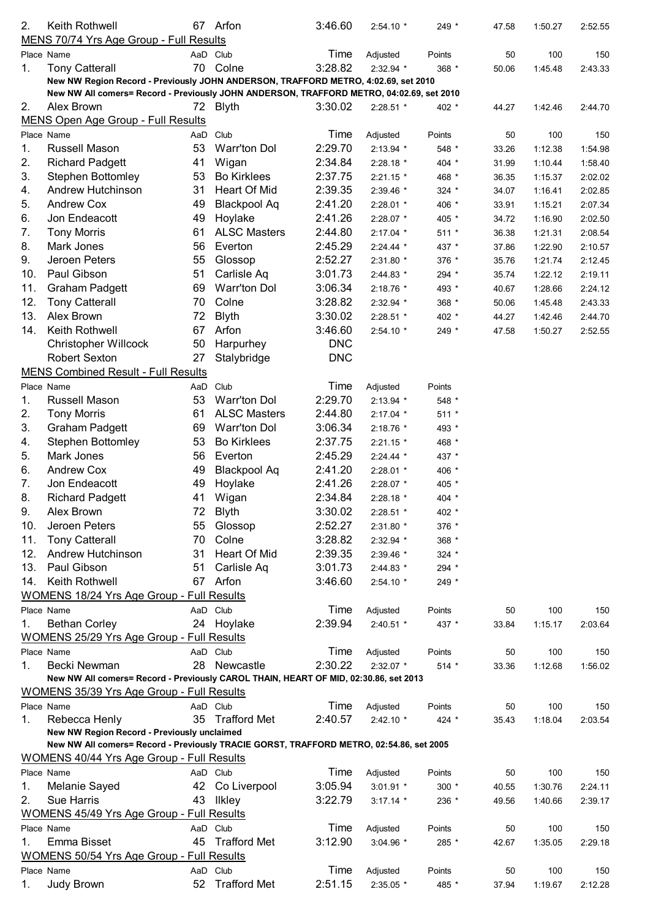| 2. | Keith Rothwell | 67 | Arfon | 3:46.60 | 2:54.10 * | 249 * | 47.58 | 1:50.27 | 2:52.55 |
|---|---|---|---|---|---|---|---|---|---|

**MENS 70/74 Yrs Age Group - Full Results**

| Place | Name | AaD | Club | Time | Adjusted | Points | 50 | 100 | 150 |
|---|---|---|---|---|---|---|---|---|---|
| 1. | Tony Catterall | 70 | Colne | 3:28.82 | 2:32.94 * | 368 * | 50.06 | 1:45.48 | 2:43.33 |
| | **New NW Region Record - Previously JOHN ANDERSON, TRAFFORD METRO, 4:02.69, set 2010** | | | | | | | | |
| | **New NW All comers= Record - Previously JOHN ANDERSON, TRAFFORD METRO, 04:02.69, set 2010** | | | | | | | | |
| 2. | Alex Brown | 72 | Blyth | 3:30.02 | 2:28.51 * | 402 * | 44.27 | 1:42.46 | 2:44.70 |

**MENS Open Age Group - Full Results**

| Place | Name | AaD | Club | Time | Adjusted | Points | 50 | 100 | 150 |
|---|---|---|---|---|---|---|---|---|---|
| 1. | Russell Mason | 53 | Warr'ton Dol | 2:29.70 | 2:13.94 * | 548 * | 33.26 | 1:12.38 | 1:54.98 |
| 2. | Richard Padgett | 41 | Wigan | 2:34.84 | 2:28.18 * | 404 * | 31.99 | 1:10.44 | 1:58.40 |
| 3. | Stephen Bottomley | 53 | Bo Kirklees | 2:37.75 | 2:21.15 * | 468 * | 36.35 | 1:15.37 | 2:02.02 |
| 4. | Andrew Hutchinson | 31 | Heart Of Mid | 2:39.35 | 2:39.46 * | 324 * | 34.07 | 1:16.41 | 2:02.85 |
| 5. | Andrew Cox | 49 | Blackpool Aq | 2:41.20 | 2:28.01 * | 406 * | 33.91 | 1:15.21 | 2:07.34 |
| 6. | Jon Endeacott | 49 | Hoylake | 2:41.26 | 2:28.07 * | 405 * | 34.72 | 1:16.90 | 2:02.50 |
| 7. | Tony Morris | 61 | ALSC Masters | 2:44.80 | 2:17.04 * | 511 * | 36.38 | 1:21.31 | 2:08.54 |
| 8. | Mark Jones | 56 | Everton | 2:45.29 | 2:24.44 * | 437 * | 37.86 | 1:22.90 | 2:10.57 |
| 9. | Jeroen Peters | 55 | Glossop | 2:52.27 | 2:31.80 * | 376 * | 35.76 | 1:21.74 | 2:12.45 |
| 10. | Paul Gibson | 51 | Carlisle Aq | 3:01.73 | 2:44.83 * | 294 * | 35.74 | 1:22.12 | 2:19.11 |
| 11. | Graham Padgett | 69 | Warr'ton Dol | 3:06.34 | 2:18.76 * | 493 * | 40.67 | 1:28.66 | 2:24.12 |
| 12. | Tony Catterall | 70 | Colne | 3:28.82 | 2:32.94 * | 368 * | 50.06 | 1:45.48 | 2:43.33 |
| 13. | Alex Brown | 72 | Blyth | 3:30.02 | 2:28.51 * | 402 * | 44.27 | 1:42.46 | 2:44.70 |
| 14. | Keith Rothwell | 67 | Arfon | 3:46.60 | 2:54.10 * | 249 * | 47.58 | 1:50.27 | 2:52.55 |
| | Christopher Willcock | 50 | Harpurhey | DNC | | | | | |
| | Robert Sexton | 27 | Stalybridge | DNC | | | | | |

**MENS Combined Result - Full Results**

| Place | Name | AaD | Club | Time | Adjusted | Points |
|---|---|---|---|---|---|---|
| 1. | Russell Mason | 53 | Warr'ton Dol | 2:29.70 | 2:13.94 * | 548 * |
| 2. | Tony Morris | 61 | ALSC Masters | 2:44.80 | 2:17.04 * | 511 * |
| 3. | Graham Padgett | 69 | Warr'ton Dol | 3:06.34 | 2:18.76 * | 493 * |
| 4. | Stephen Bottomley | 53 | Bo Kirklees | 2:37.75 | 2:21.15 * | 468 * |
| 5. | Mark Jones | 56 | Everton | 2:45.29 | 2:24.44 * | 437 * |
| 6. | Andrew Cox | 49 | Blackpool Aq | 2:41.20 | 2:28.01 * | 406 * |
| 7. | Jon Endeacott | 49 | Hoylake | 2:41.26 | 2:28.07 * | 405 * |
| 8. | Richard Padgett | 41 | Wigan | 2:34.84 | 2:28.18 * | 404 * |
| 9. | Alex Brown | 72 | Blyth | 3:30.02 | 2:28.51 * | 402 * |
| 10. | Jeroen Peters | 55 | Glossop | 2:52.27 | 2:31.80 * | 376 * |
| 11. | Tony Catterall | 70 | Colne | 3:28.82 | 2:32.94 * | 368 * |
| 12. | Andrew Hutchinson | 31 | Heart Of Mid | 2:39.35 | 2:39.46 * | 324 * |
| 13. | Paul Gibson | 51 | Carlisle Aq | 3:01.73 | 2:44.83 * | 294 * |
| 14. | Keith Rothwell | 67 | Arfon | 3:46.60 | 2:54.10 * | 249 * |

**WOMENS 18/24 Yrs Age Group - Full Results**

| Place | Name | AaD | Club | Time | Adjusted | Points | 50 | 100 | 150 |
|---|---|---|---|---|---|---|---|---|---|
| 1. | Bethan Corley | 24 | Hoylake | 2:39.94 | 2:40.51 * | 437 * | 33.84 | 1:15.17 | 2:03.64 |

**WOMENS 25/29 Yrs Age Group - Full Results**

| Place | Name | AaD | Club | Time | Adjusted | Points | 50 | 100 | 150 |
|---|---|---|---|---|---|---|---|---|---|
| 1. | Becki Newman | 28 | Newcastle | 2:30.22 | 2:32.07 * | 514 * | 33.36 | 1:12.68 | 1:56.02 |
| | **New NW All comers= Record - Previously CAROL THAIN, HEART OF MID, 02:30.86, set 2013** | | | | | | | | |

**WOMENS 35/39 Yrs Age Group - Full Results**

| Place | Name | AaD | Club | Time | Adjusted | Points | 50 | 100 | 150 |
|---|---|---|---|---|---|---|---|---|---|
| 1. | Rebecca Henly | 35 | Trafford Met | 2:40.57 | 2:42.10 * | 424 * | 35.43 | 1:18.04 | 2:03.54 |
| | **New NW Region Record - Previously unclaimed** | | | | | | | | |
| | **New NW All comers= Record - Previously TRACIE GORST, TRAFFORD METRO, 02:54.86, set 2005** | | | | | | | | |

**WOMENS 40/44 Yrs Age Group - Full Results**

| Place | Name | AaD | Club | Time | Adjusted | Points | 50 | 100 | 150 |
|---|---|---|---|---|---|---|---|---|---|
| 1. | Melanie Sayed | 42 | Co Liverpool | 3:05.94 | 3:01.91 * | 300 * | 40.55 | 1:30.76 | 2:24.11 |
| 2. | Sue Harris | 43 | Ilkley | 3:22.79 | 3:17.14 * | 236 * | 49.56 | 1:40.66 | 2:39.17 |

**WOMENS 45/49 Yrs Age Group - Full Results**

| Place | Name | AaD | Club | Time | Adjusted | Points | 50 | 100 | 150 |
|---|---|---|---|---|---|---|---|---|---|
| 1. | Emma Bisset | 45 | Trafford Met | 3:12.90 | 3:04.96 * | 285 * | 42.67 | 1:35.05 | 2:29.18 |

**WOMENS 50/54 Yrs Age Group - Full Results**

| Place | Name | AaD | Club | Time | Adjusted | Points | 50 | 100 | 150 |
|---|---|---|---|---|---|---|---|---|---|
| 1. | Judy Brown | 52 | Trafford Met | 2:51.15 | 2:35.05 * | 485 * | 37.94 | 1:19.67 | 2:12.28 |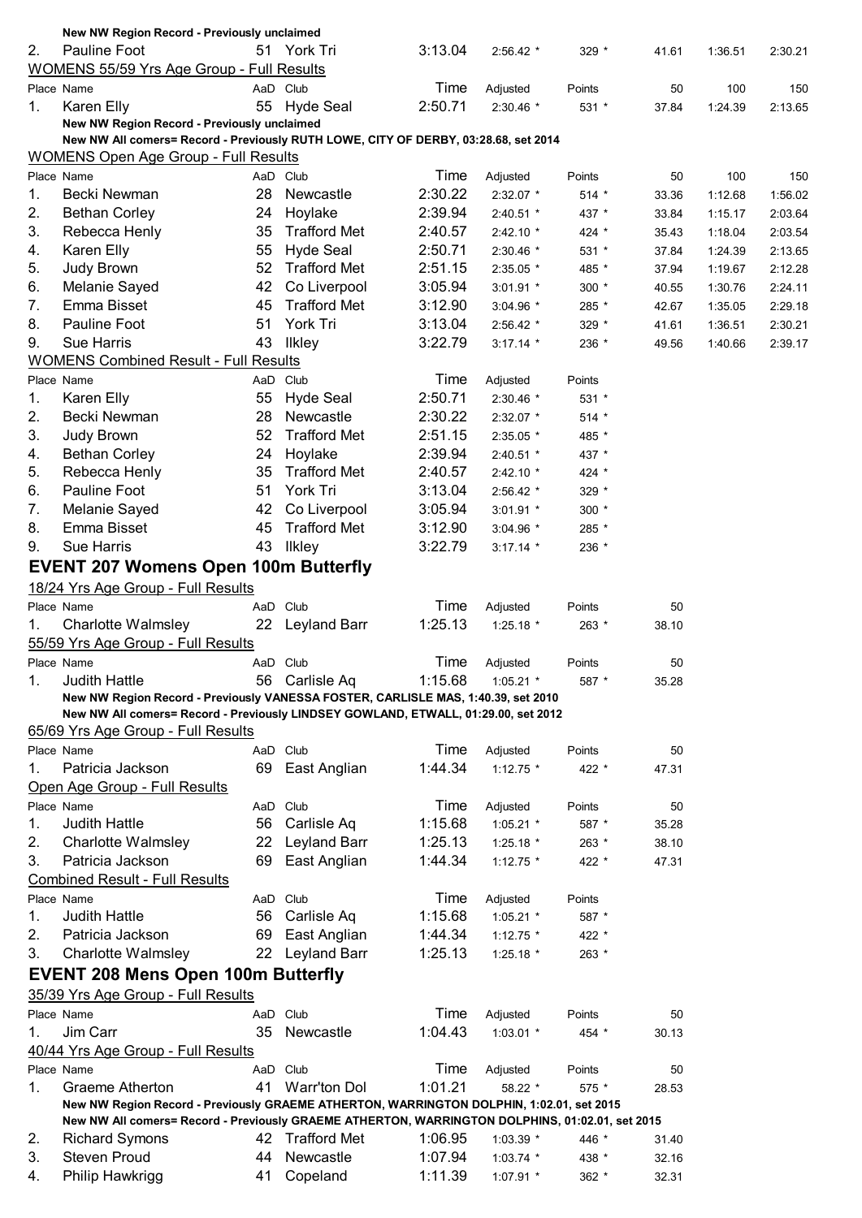New NW Region Record - Previously unclaimed

| Place | Name | AaD | Club | Time | Adjusted | Points | 50 | 100 | 150 |
|---|---|---|---|---|---|---|---|---|---|
| 2. | Pauline Foot | 51 | York Tri | 3:13.04 | 2:56.42 * | 329 * | 41.61 | 1:36.51 | 2:30.21 |

WOMENS 55/59 Yrs Age Group - Full Results

| Place | Name | AaD | Club | Time | Adjusted | Points | 50 | 100 | 150 |
|---|---|---|---|---|---|---|---|---|---|
| 1. | Karen Elly | 55 | Hyde Seal | 2:50.71 | 2:30.46 * | 531 * | 37.84 | 1:24.39 | 2:13.65 |

New NW Region Record - Previously unclaimed

New NW All comers= Record - Previously RUTH LOWE, CITY OF DERBY, 03:28.68, set 2014

WOMENS Open Age Group - Full Results

| Place | Name | AaD | Club | Time | Adjusted | Points | 50 | 100 | 150 |
|---|---|---|---|---|---|---|---|---|---|
| 1. | Becki Newman | 28 | Newcastle | 2:30.22 | 2:32.07 * | 514 * | 33.36 | 1:12.68 | 1:56.02 |
| 2. | Bethan Corley | 24 | Hoylake | 2:39.94 | 2:40.51 * | 437 * | 33.84 | 1:15.17 | 2:03.64 |
| 3. | Rebecca Henly | 35 | Trafford Met | 2:40.57 | 2:42.10 * | 424 * | 35.43 | 1:18.04 | 2:03.54 |
| 4. | Karen Elly | 55 | Hyde Seal | 2:50.71 | 2:30.46 * | 531 * | 37.84 | 1:24.39 | 2:13.65 |
| 5. | Judy Brown | 52 | Trafford Met | 2:51.15 | 2:35.05 * | 485 * | 37.94 | 1:19.67 | 2:12.28 |
| 6. | Melanie Sayed | 42 | Co Liverpool | 3:05.94 | 3:01.91 * | 300 * | 40.55 | 1:30.76 | 2:24.11 |
| 7. | Emma Bisset | 45 | Trafford Met | 3:12.90 | 3:04.96 * | 285 * | 42.67 | 1:35.05 | 2:29.18 |
| 8. | Pauline Foot | 51 | York Tri | 3:13.04 | 2:56.42 * | 329 * | 41.61 | 1:36.51 | 2:30.21 |
| 9. | Sue Harris | 43 | Ilkley | 3:22.79 | 3:17.14 * | 236 * | 49.56 | 1:40.66 | 2:39.17 |

WOMENS Combined Result - Full Results

| Place | Name | AaD | Club | Time | Adjusted | Points |
|---|---|---|---|---|---|---|
| 1. | Karen Elly | 55 | Hyde Seal | 2:50.71 | 2:30.46 * | 531 * |
| 2. | Becki Newman | 28 | Newcastle | 2:30.22 | 2:32.07 * | 514 * |
| 3. | Judy Brown | 52 | Trafford Met | 2:51.15 | 2:35.05 * | 485 * |
| 4. | Bethan Corley | 24 | Hoylake | 2:39.94 | 2:40.51 * | 437 * |
| 5. | Rebecca Henly | 35 | Trafford Met | 2:40.57 | 2:42.10 * | 424 * |
| 6. | Pauline Foot | 51 | York Tri | 3:13.04 | 2:56.42 * | 329 * |
| 7. | Melanie Sayed | 42 | Co Liverpool | 3:05.94 | 3:01.91 * | 300 * |
| 8. | Emma Bisset | 45 | Trafford Met | 3:12.90 | 3:04.96 * | 285 * |
| 9. | Sue Harris | 43 | Ilkley | 3:22.79 | 3:17.14 * | 236 * |

## EVENT 207 Womens Open 100m Butterfly

18/24 Yrs Age Group - Full Results

| Place | Name | AaD | Club | Time | Adjusted | Points | 50 |
|---|---|---|---|---|---|---|---|
| 1. | Charlotte Walmsley | 22 | Leyland Barr | 1:25.13 | 1:25.18 * | 263 * | 38.10 |

55/59 Yrs Age Group - Full Results

| Place | Name | AaD | Club | Time | Adjusted | Points | 50 |
|---|---|---|---|---|---|---|---|
| 1. | Judith Hattle | 56 | Carlisle Aq | 1:15.68 | 1:05.21 * | 587 * | 35.28 |

New NW Region Record - Previously VANESSA FOSTER, CARLISLE MAS, 1:40.39, set 2010

New NW All comers= Record - Previously LINDSEY GOWLAND, ETWALL, 01:29.00, set 2012

65/69 Yrs Age Group - Full Results

| Place | Name | AaD | Club | Time | Adjusted | Points | 50 |
|---|---|---|---|---|---|---|---|
| 1. | Patricia Jackson | 69 | East Anglian | 1:44.34 | 1:12.75 * | 422 * | 47.31 |

Open Age Group - Full Results

| Place | Name | AaD | Club | Time | Adjusted | Points | 50 |
|---|---|---|---|---|---|---|---|
| 1. | Judith Hattle | 56 | Carlisle Aq | 1:15.68 | 1:05.21 * | 587 * | 35.28 |
| 2. | Charlotte Walmsley | 22 | Leyland Barr | 1:25.13 | 1:25.18 * | 263 * | 38.10 |
| 3. | Patricia Jackson | 69 | East Anglian | 1:44.34 | 1:12.75 * | 422 * | 47.31 |

Combined Result - Full Results

| Place | Name | AaD | Club | Time | Adjusted | Points |
|---|---|---|---|---|---|---|
| 1. | Judith Hattle | 56 | Carlisle Aq | 1:15.68 | 1:05.21 * | 587 * |
| 2. | Patricia Jackson | 69 | East Anglian | 1:44.34 | 1:12.75 * | 422 * |
| 3. | Charlotte Walmsley | 22 | Leyland Barr | 1:25.13 | 1:25.18 * | 263 * |

## EVENT 208 Mens Open 100m Butterfly

35/39 Yrs Age Group - Full Results

| Place | Name | AaD | Club | Time | Adjusted | Points | 50 |
|---|---|---|---|---|---|---|---|
| 1. | Jim Carr | 35 | Newcastle | 1:04.43 | 1:03.01 * | 454 * | 30.13 |

40/44 Yrs Age Group - Full Results

| Place | Name | AaD | Club | Time | Adjusted | Points | 50 |
|---|---|---|---|---|---|---|---|
| 1. | Graeme Atherton | 41 | Warr'ton Dol | 1:01.21 | 58.22 * | 575 * | 28.53 |

New NW Region Record - Previously GRAEME ATHERTON, WARRINGTON DOLPHIN, 1:02.01, set 2015

New NW All comers= Record - Previously GRAEME ATHERTON, WARRINGTON DOLPHINS, 01:02.01, set 2015

| Place | Name | AaD | Club | Time | Adjusted | Points | 50 |
|---|---|---|---|---|---|---|---|
| 2. | Richard Symons | 42 | Trafford Met | 1:06.95 | 1:03.39 * | 446 * | 31.40 |
| 3. | Steven Proud | 44 | Newcastle | 1:07.94 | 1:03.74 * | 438 * | 32.16 |
| 4. | Philip Hawkrigg | 41 | Copeland | 1:11.39 | 1:07.91 * | 362 * | 32.31 |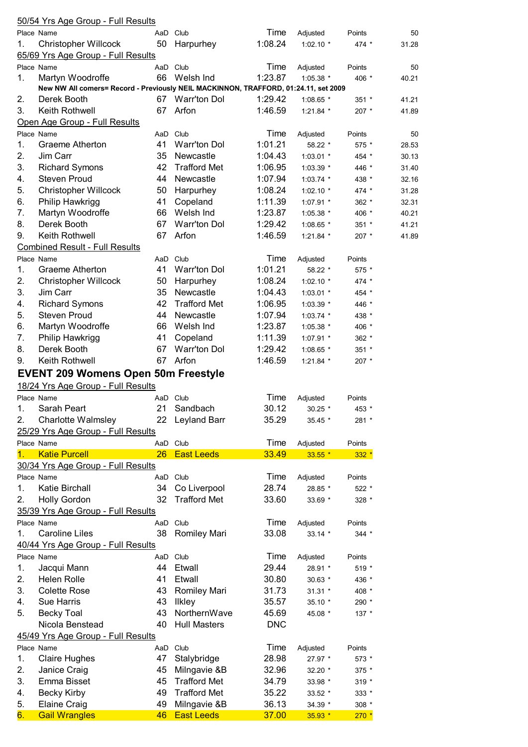50/54 Yrs Age Group - Full Results

| Place | Name | AaD | Club | Time | Adjusted | Points | 50 |
|---|---|---|---|---|---|---|---|
| 1. | Christopher Willcock | 50 | Harpurhey | 1:08.24 | 1:02.10 * | 474 * | 31.28 |

65/69 Yrs Age Group - Full Results

| Place | Name | AaD | Club | Time | Adjusted | Points | 50 |
|---|---|---|---|---|---|---|---|
| 1. | Martyn Woodroffe | 66 | Welsh Ind | 1:23.87 | 1:05.38 * | 406 * | 40.21 |
| | **New NW All comers= Record - Previously NEIL MACKINNON, TRAFFORD, 01:24.11, set 2009** | | | | | | |
| 2. | Derek Booth | 67 | Warr'ton Dol | 1:29.42 | 1:08.65 * | 351 * | 41.21 |
| 3. | Keith Rothwell | 67 | Arfon | 1:46.59 | 1:21.84 * | 207 * | 41.89 |

Open Age Group - Full Results

| Place | Name | AaD | Club | Time | Adjusted | Points | 50 |
|---|---|---|---|---|---|---|---|
| 1. | Graeme Atherton | 41 | Warr'ton Dol | 1:01.21 | 58.22 * | 575 * | 28.53 |
| 2. | Jim Carr | 35 | Newcastle | 1:04.43 | 1:03.01 * | 454 * | 30.13 |
| 3. | Richard Symons | 42 | Trafford Met | 1:06.95 | 1:03.39 * | 446 * | 31.40 |
| 4. | Steven Proud | 44 | Newcastle | 1:07.94 | 1:03.74 * | 438 * | 32.16 |
| 5. | Christopher Willcock | 50 | Harpurhey | 1:08.24 | 1:02.10 * | 474 * | 31.28 |
| 6. | Philip Hawkrigg | 41 | Copeland | 1:11.39 | 1:07.91 * | 362 * | 32.31 |
| 7. | Martyn Woodroffe | 66 | Welsh Ind | 1:23.87 | 1:05.38 * | 406 * | 40.21 |
| 8. | Derek Booth | 67 | Warr'ton Dol | 1:29.42 | 1:08.65 * | 351 * | 41.21 |
| 9. | Keith Rothwell | 67 | Arfon | 1:46.59 | 1:21.84 * | 207 * | 41.89 |

Combined Result - Full Results

| Place | Name | AaD | Club | Time | Adjusted | Points |
|---|---|---|---|---|---|---|
| 1. | Graeme Atherton | 41 | Warr'ton Dol | 1:01.21 | 58.22 * | 575 * |
| 2. | Christopher Willcock | 50 | Harpurhey | 1:08.24 | 1:02.10 * | 474 * |
| 3. | Jim Carr | 35 | Newcastle | 1:04.43 | 1:03.01 * | 454 * |
| 4. | Richard Symons | 42 | Trafford Met | 1:06.95 | 1:03.39 * | 446 * |
| 5. | Steven Proud | 44 | Newcastle | 1:07.94 | 1:03.74 * | 438 * |
| 6. | Martyn Woodroffe | 66 | Welsh Ind | 1:23.87 | 1:05.38 * | 406 * |
| 7. | Philip Hawkrigg | 41 | Copeland | 1:11.39 | 1:07.91 * | 362 * |
| 8. | Derek Booth | 67 | Warr'ton Dol | 1:29.42 | 1:08.65 * | 351 * |
| 9. | Keith Rothwell | 67 | Arfon | 1:46.59 | 1:21.84 * | 207 * |

## EVENT 209 Womens Open 50m Freestyle

18/24 Yrs Age Group - Full Results

| Place | Name | AaD | Club | Time | Adjusted | Points |
|---|---|---|---|---|---|---|
| 1. | Sarah Peart | 21 | Sandbach | 30.12 | 30.25 * | 453 * |
| 2. | Charlotte Walmsley | 22 | Leyland Barr | 35.29 | 35.45 * | 281 * |

25/29 Yrs Age Group - Full Results

| Place | Name | AaD | Club | Time | Adjusted | Points |
|---|---|---|---|---|---|---|
| 1. | Katie Purcell | 26 | East Leeds | 33.49 | 33.55 * | 332 * |

30/34 Yrs Age Group - Full Results

| Place | Name | AaD | Club | Time | Adjusted | Points |
|---|---|---|---|---|---|---|
| 1. | Katie Birchall | 34 | Co Liverpool | 28.74 | 28.85 * | 522 * |
| 2. | Holly Gordon | 32 | Trafford Met | 33.60 | 33.69 * | 328 * |

35/39 Yrs Age Group - Full Results

| Place | Name | AaD | Club | Time | Adjusted | Points |
|---|---|---|---|---|---|---|
| 1. | Caroline Liles | 38 | Romiley Mari | 33.08 | 33.14 * | 344 * |

40/44 Yrs Age Group - Full Results

| Place | Name | AaD | Club | Time | Adjusted | Points |
|---|---|---|---|---|---|---|
| 1. | Jacqui Mann | 44 | Etwall | 29.44 | 28.91 * | 519 * |
| 2. | Helen Rolle | 41 | Etwall | 30.80 | 30.63 * | 436 * |
| 3. | Colette Rose | 43 | Romiley Mari | 31.73 | 31.31 * | 408 * |
| 4. | Sue Harris | 43 | Ilkley | 35.57 | 35.10 * | 290 * |
| 5. | Becky Toal | 43 | NorthernWave | 45.69 | 45.08 * | 137 * |
| | Nicola Benstead | 40 | Hull Masters | DNC | | |

45/49 Yrs Age Group - Full Results

| Place | Name | AaD | Club | Time | Adjusted | Points |
|---|---|---|---|---|---|---|
| 1. | Claire Hughes | 47 | Stalybridge | 28.98 | 27.97 * | 573 * |
| 2. | Janice Craig | 45 | Milngavie &B | 32.96 | 32.20 * | 375 * |
| 3. | Emma Bisset | 45 | Trafford Met | 34.79 | 33.98 * | 319 * |
| 4. | Becky Kirby | 49 | Trafford Met | 35.22 | 33.52 * | 333 * |
| 5. | Elaine Craig | 49 | Milngavie &B | 36.13 | 34.39 * | 308 * |
| 6. | Gail Wrangles | 46 | East Leeds | 37.00 | 35.93 * | 270 * |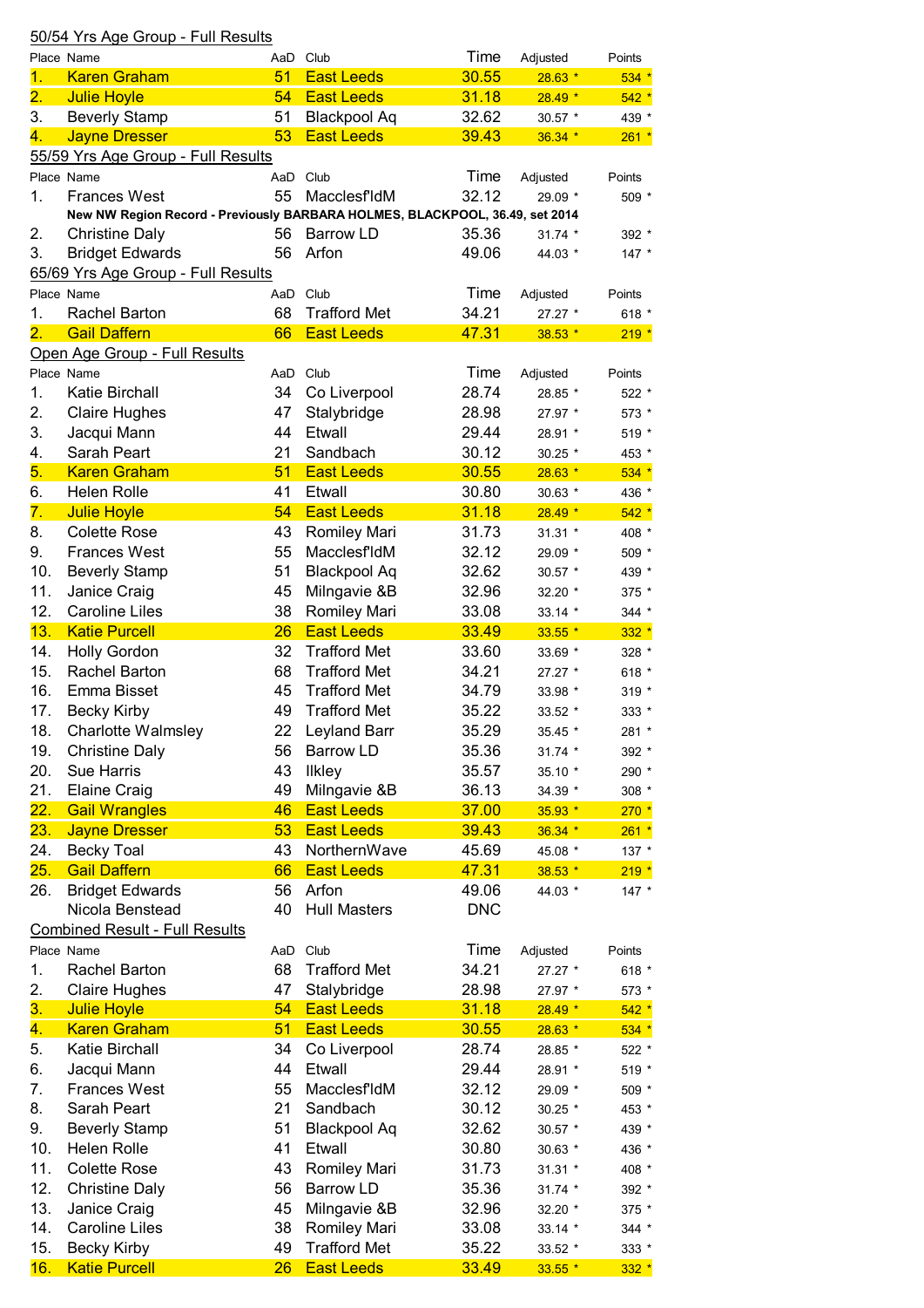## 50/54 Yrs Age Group - Full Results

| Place | Name | AaD | Club | Time | Adjusted | Points |
|---|---|---|---|---|---|---|
| 1. | Karen Graham | 51 | East Leeds | 30.55 | 28.63 * | 534 * |
| 2. | Julie Hoyle | 54 | East Leeds | 31.18 | 28.49 * | 542 * |
| 3. | Beverly Stamp | 51 | Blackpool Aq | 32.62 | 30.57 * | 439 * |
| 4. | Jayne Dresser | 53 | East Leeds | 39.43 | 36.34 * | 261 * |

## 55/59 Yrs Age Group - Full Results

| Place | Name | AaD | Club | Time | Adjusted | Points |
|---|---|---|---|---|---|---|
| 1. | Frances West | 55 | Macclesf'ldM | 32.12 | 29.09 * | 509 * |
| | **New NW Region Record - Previously BARBARA HOLMES, BLACKPOOL, 36.49, set 2014** | | | | | |
| 2. | Christine Daly | 56 | Barrow LD | 35.36 | 31.74 * | 392 * |
| 3. | Bridget Edwards | 56 | Arfon | 49.06 | 44.03 * | 147 * |

## 65/69 Yrs Age Group - Full Results

| Place | Name | AaD | Club | Time | Adjusted | Points |
|---|---|---|---|---|---|---|
| 1. | Rachel Barton | 68 | Trafford Met | 34.21 | 27.27 * | 618 * |
| 2. | Gail Daffern | 66 | East Leeds | 47.31 | 38.53 * | 219 * |

## Open Age Group - Full Results

| Place | Name | AaD | Club | Time | Adjusted | Points |
|---|---|---|---|---|---|---|
| 1. | Katie Birchall | 34 | Co Liverpool | 28.74 | 28.85 * | 522 * |
| 2. | Claire Hughes | 47 | Stalybridge | 28.98 | 27.97 * | 573 * |
| 3. | Jacqui Mann | 44 | Etwall | 29.44 | 28.91 * | 519 * |
| 4. | Sarah Peart | 21 | Sandbach | 30.12 | 30.25 * | 453 * |
| 5. | Karen Graham | 51 | East Leeds | 30.55 | 28.63 * | 534 * |
| 6. | Helen Rolle | 41 | Etwall | 30.80 | 30.63 * | 436 * |
| 7. | Julie Hoyle | 54 | East Leeds | 31.18 | 28.49 * | 542 * |
| 8. | Colette Rose | 43 | Romiley Mari | 31.73 | 31.31 * | 408 * |
| 9. | Frances West | 55 | Macclesf'ldM | 32.12 | 29.09 * | 509 * |
| 10. | Beverly Stamp | 51 | Blackpool Aq | 32.62 | 30.57 * | 439 * |
| 11. | Janice Craig | 45 | Milngavie &B | 32.96 | 32.20 * | 375 * |
| 12. | Caroline Liles | 38 | Romiley Mari | 33.08 | 33.14 * | 344 * |
| 13. | Katie Purcell | 26 | East Leeds | 33.49 | 33.55 * | 332 * |
| 14. | Holly Gordon | 32 | Trafford Met | 33.60 | 33.69 * | 328 * |
| 15. | Rachel Barton | 68 | Trafford Met | 34.21 | 27.27 * | 618 * |
| 16. | Emma Bisset | 45 | Trafford Met | 34.79 | 33.98 * | 319 * |
| 17. | Becky Kirby | 49 | Trafford Met | 35.22 | 33.52 * | 333 * |
| 18. | Charlotte Walmsley | 22 | Leyland Barr | 35.29 | 35.45 * | 281 * |
| 19. | Christine Daly | 56 | Barrow LD | 35.36 | 31.74 * | 392 * |
| 20. | Sue Harris | 43 | Ilkley | 35.57 | 35.10 * | 290 * |
| 21. | Elaine Craig | 49 | Milngavie &B | 36.13 | 34.39 * | 308 * |
| 22. | Gail Wrangles | 46 | East Leeds | 37.00 | 35.93 * | 270 * |
| 23. | Jayne Dresser | 53 | East Leeds | 39.43 | 36.34 * | 261 * |
| 24. | Becky Toal | 43 | NorthernWave | 45.69 | 45.08 * | 137 * |
| 25. | Gail Daffern | 66 | East Leeds | 47.31 | 38.53 * | 219 * |
| 26. | Bridget Edwards | 56 | Arfon | 49.06 | 44.03 * | 147 * |
| | Nicola Benstead | 40 | Hull Masters | DNC | | |

## Combined Result - Full Results

| Place | Name | AaD | Club | Time | Adjusted | Points |
|---|---|---|---|---|---|---|
| 1. | Rachel Barton | 68 | Trafford Met | 34.21 | 27.27 * | 618 * |
| 2. | Claire Hughes | 47 | Stalybridge | 28.98 | 27.97 * | 573 * |
| 3. | Julie Hoyle | 54 | East Leeds | 31.18 | 28.49 * | 542 * |
| 4. | Karen Graham | 51 | East Leeds | 30.55 | 28.63 * | 534 * |
| 5. | Katie Birchall | 34 | Co Liverpool | 28.74 | 28.85 * | 522 * |
| 6. | Jacqui Mann | 44 | Etwall | 29.44 | 28.91 * | 519 * |
| 7. | Frances West | 55 | Macclesf'ldM | 32.12 | 29.09 * | 509 * |
| 8. | Sarah Peart | 21 | Sandbach | 30.12 | 30.25 * | 453 * |
| 9. | Beverly Stamp | 51 | Blackpool Aq | 32.62 | 30.57 * | 439 * |
| 10. | Helen Rolle | 41 | Etwall | 30.80 | 30.63 * | 436 * |
| 11. | Colette Rose | 43 | Romiley Mari | 31.73 | 31.31 * | 408 * |
| 12. | Christine Daly | 56 | Barrow LD | 35.36 | 31.74 * | 392 * |
| 13. | Janice Craig | 45 | Milngavie &B | 32.96 | 32.20 * | 375 * |
| 14. | Caroline Liles | 38 | Romiley Mari | 33.08 | 33.14 * | 344 * |
| 15. | Becky Kirby | 49 | Trafford Met | 35.22 | 33.52 * | 333 * |
| 16. | Katie Purcell | 26 | East Leeds | 33.49 | 33.55 * | 332 * |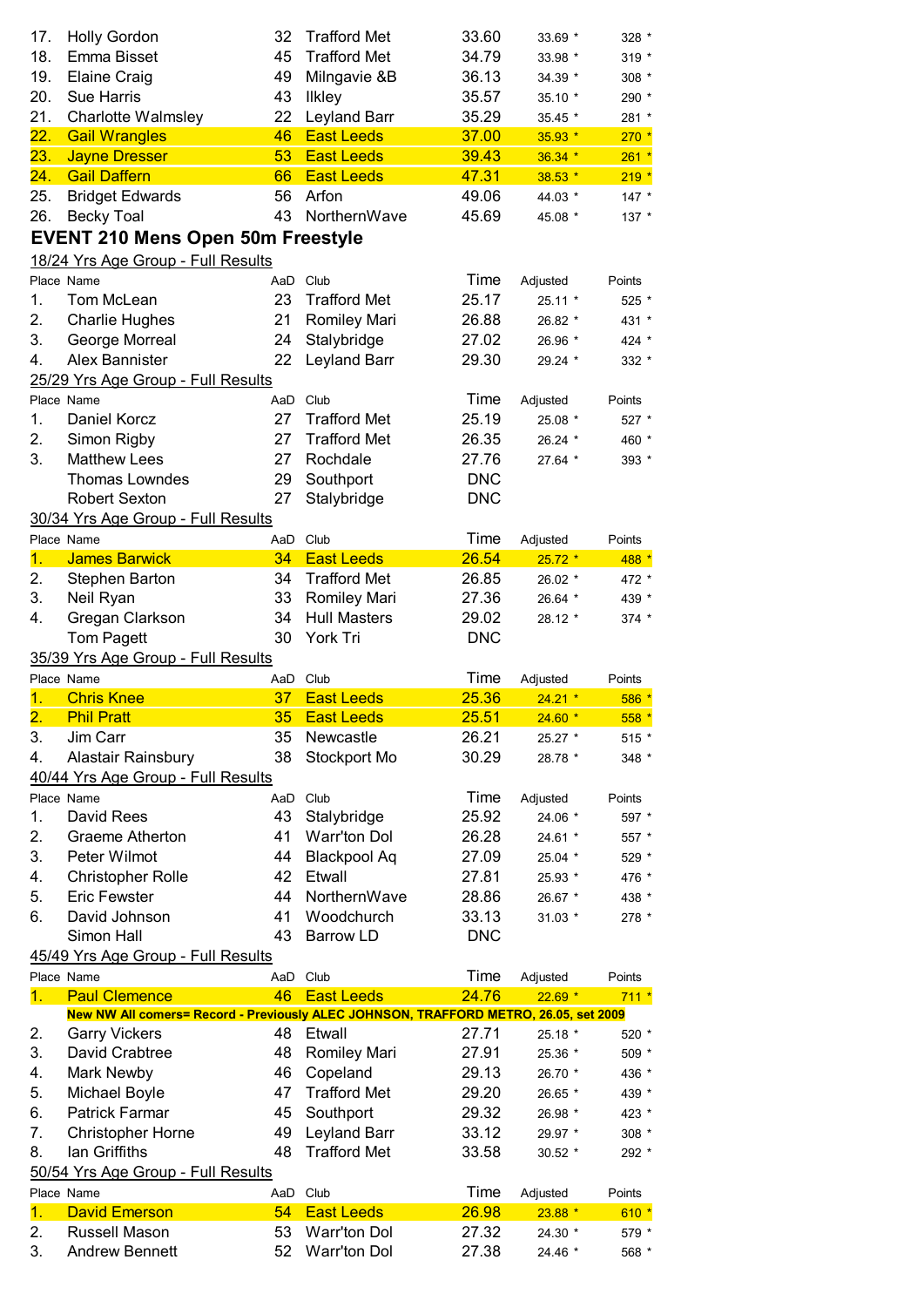| | | | | | | |
|---|---|---|---|---|---|---|
| 17. | Holly Gordon | 32 | Trafford Met | 33.60 | 33.69 * | 328 * |
| 18. | Emma Bisset | 45 | Trafford Met | 34.79 | 33.98 * | 319 * |
| 19. | Elaine Craig | 49 | Milngavie &B | 36.13 | 34.39 * | 308 * |
| 20. | Sue Harris | 43 | Ilkley | 35.57 | 35.10 * | 290 * |
| 21. | Charlotte Walmsley | 22 | Leyland Barr | 35.29 | 35.45 * | 281 * |
| 22. | Gail Wrangles | 46 | East Leeds | 37.00 | 35.93 * | 270 * |
| 23. | Jayne Dresser | 53 | East Leeds | 39.43 | 36.34 * | 261 * |
| 24. | Gail Daffern | 66 | East Leeds | 47.31 | 38.53 * | 219 * |
| 25. | Bridget Edwards | 56 | Arfon | 49.06 | 44.03 * | 147 * |
| 26. | Becky Toal | 43 | NorthernWave | 45.69 | 45.08 * | 137 * |

## EVENT 210 Mens Open 50m Freestyle

18/24 Yrs Age Group - Full Results

| Place | Name | AaD | Club | Time | Adjusted | Points |
|---|---|---|---|---|---|---|
| 1. | Tom McLean | 23 | Trafford Met | 25.17 | 25.11 * | 525 * |
| 2. | Charlie Hughes | 21 | Romiley Mari | 26.88 | 26.82 * | 431 * |
| 3. | George Morreal | 24 | Stalybridge | 27.02 | 26.96 * | 424 * |
| 4. | Alex Bannister | 22 | Leyland Barr | 29.30 | 29.24 * | 332 * |

25/29 Yrs Age Group - Full Results

| Place | Name | AaD | Club | Time | Adjusted | Points |
|---|---|---|---|---|---|---|
| 1. | Daniel Korcz | 27 | Trafford Met | 25.19 | 25.08 * | 527 * |
| 2. | Simon Rigby | 27 | Trafford Met | 26.35 | 26.24 * | 460 * |
| 3. | Matthew Lees | 27 | Rochdale | 27.76 | 27.64 * | 393 * |
| | Thomas Lowndes | 29 | Southport | DNC | | |
| | Robert Sexton | 27 | Stalybridge | DNC | | |

30/34 Yrs Age Group - Full Results

| Place | Name | AaD | Club | Time | Adjusted | Points |
|---|---|---|---|---|---|---|
| 1. | James Barwick | 34 | East Leeds | 26.54 | 25.72 * | 488 * |
| 2. | Stephen Barton | 34 | Trafford Met | 26.85 | 26.02 * | 472 * |
| 3. | Neil Ryan | 33 | Romiley Mari | 27.36 | 26.64 * | 439 * |
| 4. | Gregan Clarkson | 34 | Hull Masters | 29.02 | 28.12 * | 374 * |
| | Tom Pagett | 30 | York Tri | DNC | | |

35/39 Yrs Age Group - Full Results

| Place | Name | AaD | Club | Time | Adjusted | Points |
|---|---|---|---|---|---|---|
| 1. | Chris Knee | 37 | East Leeds | 25.36 | 24.21 * | 586 * |
| 2. | Phil Pratt | 35 | East Leeds | 25.51 | 24.60 * | 558 * |
| 3. | Jim Carr | 35 | Newcastle | 26.21 | 25.27 * | 515 * |
| 4. | Alastair Rainsbury | 38 | Stockport Mo | 30.29 | 28.78 * | 348 * |

40/44 Yrs Age Group - Full Results

| Place | Name | AaD | Club | Time | Adjusted | Points |
|---|---|---|---|---|---|---|
| 1. | David Rees | 43 | Stalybridge | 25.92 | 24.06 * | 597 * |
| 2. | Graeme Atherton | 41 | Warr'ton Dol | 26.28 | 24.61 * | 557 * |
| 3. | Peter Wilmot | 44 | Blackpool Aq | 27.09 | 25.04 * | 529 * |
| 4. | Christopher Rolle | 42 | Etwall | 27.81 | 25.93 * | 476 * |
| 5. | Eric Fewster | 44 | NorthernWave | 28.86 | 26.67 * | 438 * |
| 6. | David Johnson | 41 | Woodchurch | 33.13 | 31.03 * | 278 * |
| | Simon Hall | 43 | Barrow LD | DNC | | |

45/49 Yrs Age Group - Full Results

| Place | Name | AaD | Club | Time | Adjusted | Points |
|---|---|---|---|---|---|---|
| 1. | Paul Clemence | 46 | East Leeds | 24.76 | 22.69 * | 711 * |
| | New NW All comers= Record - Previously ALEC JOHNSON, TRAFFORD METRO, 26.05, set 2009 | | | | | |
| 2. | Garry Vickers | 48 | Etwall | 27.71 | 25.18 * | 520 * |
| 3. | David Crabtree | 48 | Romiley Mari | 27.91 | 25.36 * | 509 * |
| 4. | Mark Newby | 46 | Copeland | 29.13 | 26.70 * | 436 * |
| 5. | Michael Boyle | 47 | Trafford Met | 29.20 | 26.65 * | 439 * |
| 6. | Patrick Farmar | 45 | Southport | 29.32 | 26.98 * | 423 * |
| 7. | Christopher Horne | 49 | Leyland Barr | 33.12 | 29.97 * | 308 * |
| 8. | Ian Griffiths | 48 | Trafford Met | 33.58 | 30.52 * | 292 * |

50/54 Yrs Age Group - Full Results

| Place | Name | AaD | Club | Time | Adjusted | Points |
|---|---|---|---|---|---|---|
| 1. | David Emerson | 54 | East Leeds | 26.98 | 23.88 * | 610 * |
| 2. | Russell Mason | 53 | Warr'ton Dol | 27.32 | 24.30 * | 579 * |
| 3. | Andrew Bennett | 52 | Warr'ton Dol | 27.38 | 24.46 * | 568 * |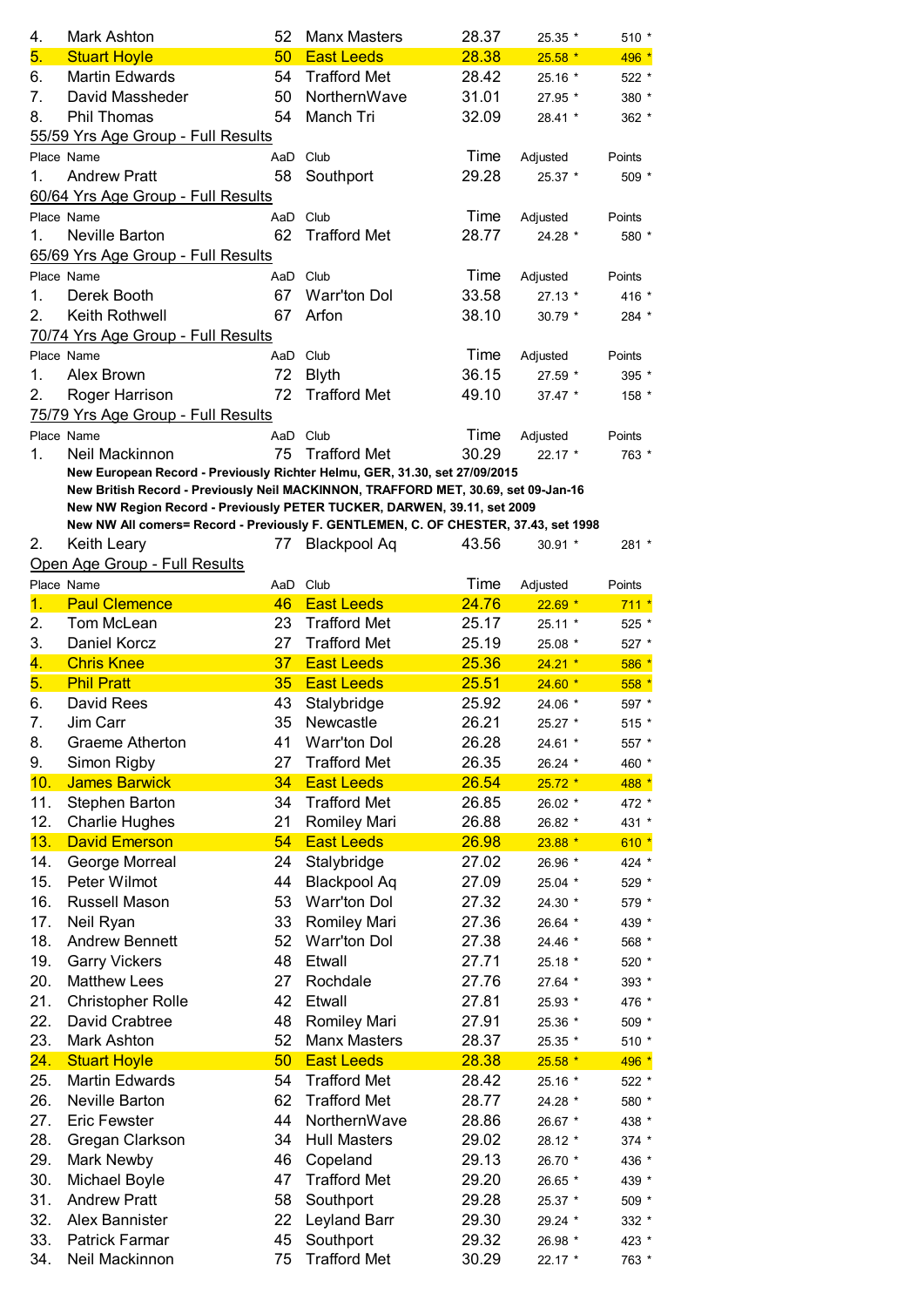| Place | Name | AaD | Club | Time | Adjusted | Points |
|---|---|---|---|---|---|---|
| 4. | Mark Ashton | 52 | Manx Masters | 28.37 | 25.35 * | 510 * |
| 5. | Stuart Hoyle | 50 | East Leeds | 28.38 | 25.58 * | 496 * |
| 6. | Martin Edwards | 54 | Trafford Met | 28.42 | 25.16 * | 522 * |
| 7. | David Massheder | 50 | NorthernWave | 31.01 | 27.95 * | 380 * |
| 8. | Phil Thomas | 54 | Manch Tri | 32.09 | 28.41 * | 362 * |

55/59 Yrs Age Group - Full Results

| Place | Name | AaD | Club | Time | Adjusted | Points |
|---|---|---|---|---|---|---|
| 1. | Andrew Pratt | 58 | Southport | 29.28 | 25.37 * | 509 * |

60/64 Yrs Age Group - Full Results

| Place | Name | AaD | Club | Time | Adjusted | Points |
|---|---|---|---|---|---|---|
| 1. | Neville Barton | 62 | Trafford Met | 28.77 | 24.28 * | 580 * |

65/69 Yrs Age Group - Full Results

| Place | Name | AaD | Club | Time | Adjusted | Points |
|---|---|---|---|---|---|---|
| 1. | Derek Booth | 67 | Warr'ton Dol | 33.58 | 27.13 * | 416 * |
| 2. | Keith Rothwell | 67 | Arfon | 38.10 | 30.79 * | 284 * |

70/74 Yrs Age Group - Full Results

| Place | Name | AaD | Club | Time | Adjusted | Points |
|---|---|---|---|---|---|---|
| 1. | Alex Brown | 72 | Blyth | 36.15 | 27.59 * | 395 * |
| 2. | Roger Harrison | 72 | Trafford Met | 49.10 | 37.47 * | 158 * |

75/79 Yrs Age Group - Full Results

| Place | Name | AaD | Club | Time | Adjusted | Points |
|---|---|---|---|---|---|---|
| 1. | Neil Mackinnon | 75 | Trafford Met | 30.29 | 22.17 * | 763 * |

**New European Record - Previously Richter Helmu, GER, 31.30, set 27/09/2015**
**New British Record - Previously Neil MACKINNON, TRAFFORD MET, 30.69, set 09-Jan-16**
**New NW Region Record - Previously PETER TUCKER, DARWEN, 39.11, set 2009**
**New NW All comers= Record - Previously F. GENTLEMEN, C. OF CHESTER, 37.43, set 1998**

| Place | Name | AaD | Club | Time | Adjusted | Points |
|---|---|---|---|---|---|---|
| 2. | Keith Leary | 77 | Blackpool Aq | 43.56 | 30.91 * | 281 * |

Open Age Group - Full Results

| Place | Name | AaD | Club | Time | Adjusted | Points |
|---|---|---|---|---|---|---|
| 1. | Paul Clemence | 46 | East Leeds | 24.76 | 22.69 * | 711 * |
| 2. | Tom McLean | 23 | Trafford Met | 25.17 | 25.11 * | 525 * |
| 3. | Daniel Korcz | 27 | Trafford Met | 25.19 | 25.08 * | 527 * |
| 4. | Chris Knee | 37 | East Leeds | 25.36 | 24.21 * | 586 * |
| 5. | Phil Pratt | 35 | East Leeds | 25.51 | 24.60 * | 558 * |
| 6. | David Rees | 43 | Stalybridge | 25.92 | 24.06 * | 597 * |
| 7. | Jim Carr | 35 | Newcastle | 26.21 | 25.27 * | 515 * |
| 8. | Graeme Atherton | 41 | Warr'ton Dol | 26.28 | 24.61 * | 557 * |
| 9. | Simon Rigby | 27 | Trafford Met | 26.35 | 26.24 * | 460 * |
| 10. | James Barwick | 34 | East Leeds | 26.54 | 25.72 * | 488 * |
| 11. | Stephen Barton | 34 | Trafford Met | 26.85 | 26.02 * | 472 * |
| 12. | Charlie Hughes | 21 | Romiley Mari | 26.88 | 26.82 * | 431 * |
| 13. | David Emerson | 54 | East Leeds | 26.98 | 23.88 * | 610 * |
| 14. | George Morreal | 24 | Stalybridge | 27.02 | 26.96 * | 424 * |
| 15. | Peter Wilmot | 44 | Blackpool Aq | 27.09 | 25.04 * | 529 * |
| 16. | Russell Mason | 53 | Warr'ton Dol | 27.32 | 24.30 * | 579 * |
| 17. | Neil Ryan | 33 | Romiley Mari | 27.36 | 26.64 * | 439 * |
| 18. | Andrew Bennett | 52 | Warr'ton Dol | 27.38 | 24.46 * | 568 * |
| 19. | Garry Vickers | 48 | Etwall | 27.71 | 25.18 * | 520 * |
| 20. | Matthew Lees | 27 | Rochdale | 27.76 | 27.64 * | 393 * |
| 21. | Christopher Rolle | 42 | Etwall | 27.81 | 25.93 * | 476 * |
| 22. | David Crabtree | 48 | Romiley Mari | 27.91 | 25.36 * | 509 * |
| 23. | Mark Ashton | 52 | Manx Masters | 28.37 | 25.35 * | 510 * |
| 24. | Stuart Hoyle | 50 | East Leeds | 28.38 | 25.58 * | 496 * |
| 25. | Martin Edwards | 54 | Trafford Met | 28.42 | 25.16 * | 522 * |
| 26. | Neville Barton | 62 | Trafford Met | 28.77 | 24.28 * | 580 * |
| 27. | Eric Fewster | 44 | NorthernWave | 28.86 | 26.67 * | 438 * |
| 28. | Gregan Clarkson | 34 | Hull Masters | 29.02 | 28.12 * | 374 * |
| 29. | Mark Newby | 46 | Copeland | 29.13 | 26.70 * | 436 * |
| 30. | Michael Boyle | 47 | Trafford Met | 29.20 | 26.65 * | 439 * |
| 31. | Andrew Pratt | 58 | Southport | 29.28 | 25.37 * | 509 * |
| 32. | Alex Bannister | 22 | Leyland Barr | 29.30 | 29.24 * | 332 * |
| 33. | Patrick Farmar | 45 | Southport | 29.32 | 26.98 * | 423 * |
| 34. | Neil Mackinnon | 75 | Trafford Met | 30.29 | 22.17 * | 763 * |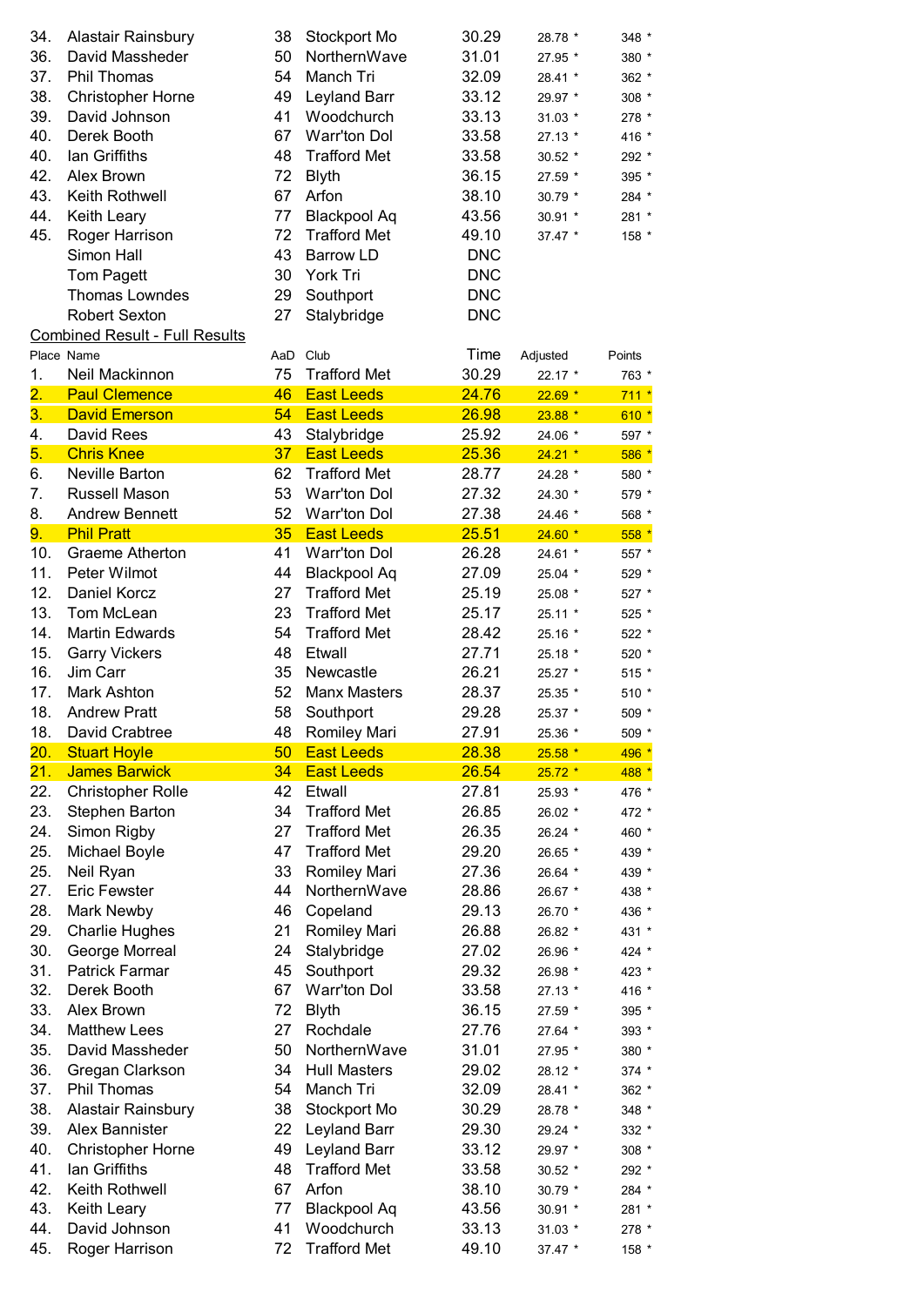| | | | | | | |
|---|---|---|---|---|---|---|
| 34. | Alastair Rainsbury | 38 | Stockport Mo | 30.29 | 28.78 * | 348 * |
| 36. | David Massheder | 50 | NorthernWave | 31.01 | 27.95 * | 380 * |
| 37. | Phil Thomas | 54 | Manch Tri | 32.09 | 28.41 * | 362 * |
| 38. | Christopher Horne | 49 | Leyland Barr | 33.12 | 29.97 * | 308 * |
| 39. | David Johnson | 41 | Woodchurch | 33.13 | 31.03 * | 278 * |
| 40. | Derek Booth | 67 | Warr'ton Dol | 33.58 | 27.13 * | 416 * |
| 40. | Ian Griffiths | 48 | Trafford Met | 33.58 | 30.52 * | 292 * |
| 42. | Alex Brown | 72 | Blyth | 36.15 | 27.59 * | 395 * |
| 43. | Keith Rothwell | 67 | Arfon | 38.10 | 30.79 * | 284 * |
| 44. | Keith Leary | 77 | Blackpool Aq | 43.56 | 30.91 * | 281 * |
| 45. | Roger Harrison | 72 | Trafford Met | 49.10 | 37.47 * | 158 * |
| | Simon Hall | 43 | Barrow LD | DNC | | |
| | Tom Pagett | 30 | York Tri | DNC | | |
| | Thomas Lowndes | 29 | Southport | DNC | | |
| | Robert Sexton | 27 | Stalybridge | DNC | | |

Combined Result - Full Results

| Place | Name | AaD | Club | Time | Adjusted | Points |
|---|---|---|---|---|---|---|
| 1. | Neil Mackinnon | 75 | Trafford Met | 30.29 | 22.17 * | 763 * |
| 2. | Paul Clemence | 46 | East Leeds | 24.76 | 22.69 * | 711 * |
| 3. | David Emerson | 54 | East Leeds | 26.98 | 23.88 * | 610 * |
| 4. | David Rees | 43 | Stalybridge | 25.92 | 24.06 * | 597 * |
| 5. | Chris Knee | 37 | East Leeds | 25.36 | 24.21 * | 586 * |
| 6. | Neville Barton | 62 | Trafford Met | 28.77 | 24.28 * | 580 * |
| 7. | Russell Mason | 53 | Warr'ton Dol | 27.32 | 24.30 * | 579 * |
| 8. | Andrew Bennett | 52 | Warr'ton Dol | 27.38 | 24.46 * | 568 * |
| 9. | Phil Pratt | 35 | East Leeds | 25.51 | 24.60 * | 558 * |
| 10. | Graeme Atherton | 41 | Warr'ton Dol | 26.28 | 24.61 * | 557 * |
| 11. | Peter Wilmot | 44 | Blackpool Aq | 27.09 | 25.04 * | 529 * |
| 12. | Daniel Korcz | 27 | Trafford Met | 25.19 | 25.08 * | 527 * |
| 13. | Tom McLean | 23 | Trafford Met | 25.17 | 25.11 * | 525 * |
| 14. | Martin Edwards | 54 | Trafford Met | 28.42 | 25.16 * | 522 * |
| 15. | Garry Vickers | 48 | Etwall | 27.71 | 25.18 * | 520 * |
| 16. | Jim Carr | 35 | Newcastle | 26.21 | 25.27 * | 515 * |
| 17. | Mark Ashton | 52 | Manx Masters | 28.37 | 25.35 * | 510 * |
| 18. | Andrew Pratt | 58 | Southport | 29.28 | 25.37 * | 509 * |
| 18. | David Crabtree | 48 | Romiley Mari | 27.91 | 25.36 * | 509 * |
| 20. | Stuart Hoyle | 50 | East Leeds | 28.38 | 25.58 * | 496 * |
| 21. | James Barwick | 34 | East Leeds | 26.54 | 25.72 * | 488 * |
| 22. | Christopher Rolle | 42 | Etwall | 27.81 | 25.93 * | 476 * |
| 23. | Stephen Barton | 34 | Trafford Met | 26.85 | 26.02 * | 472 * |
| 24. | Simon Rigby | 27 | Trafford Met | 26.35 | 26.24 * | 460 * |
| 25. | Michael Boyle | 47 | Trafford Met | 29.20 | 26.65 * | 439 * |
| 25. | Neil Ryan | 33 | Romiley Mari | 27.36 | 26.64 * | 439 * |
| 27. | Eric Fewster | 44 | NorthernWave | 28.86 | 26.67 * | 438 * |
| 28. | Mark Newby | 46 | Copeland | 29.13 | 26.70 * | 436 * |
| 29. | Charlie Hughes | 21 | Romiley Mari | 26.88 | 26.82 * | 431 * |
| 30. | George Morreal | 24 | Stalybridge | 27.02 | 26.96 * | 424 * |
| 31. | Patrick Farmar | 45 | Southport | 29.32 | 26.98 * | 423 * |
| 32. | Derek Booth | 67 | Warr'ton Dol | 33.58 | 27.13 * | 416 * |
| 33. | Alex Brown | 72 | Blyth | 36.15 | 27.59 * | 395 * |
| 34. | Matthew Lees | 27 | Rochdale | 27.76 | 27.64 * | 393 * |
| 35. | David Massheder | 50 | NorthernWave | 31.01 | 27.95 * | 380 * |
| 36. | Gregan Clarkson | 34 | Hull Masters | 29.02 | 28.12 * | 374 * |
| 37. | Phil Thomas | 54 | Manch Tri | 32.09 | 28.41 * | 362 * |
| 38. | Alastair Rainsbury | 38 | Stockport Mo | 30.29 | 28.78 * | 348 * |
| 39. | Alex Bannister | 22 | Leyland Barr | 29.30 | 29.24 * | 332 * |
| 40. | Christopher Horne | 49 | Leyland Barr | 33.12 | 29.97 * | 308 * |
| 41. | Ian Griffiths | 48 | Trafford Met | 33.58 | 30.52 * | 292 * |
| 42. | Keith Rothwell | 67 | Arfon | 38.10 | 30.79 * | 284 * |
| 43. | Keith Leary | 77 | Blackpool Aq | 43.56 | 30.91 * | 281 * |
| 44. | David Johnson | 41 | Woodchurch | 33.13 | 31.03 * | 278 * |
| 45. | Roger Harrison | 72 | Trafford Met | 49.10 | 37.47 * | 158 * |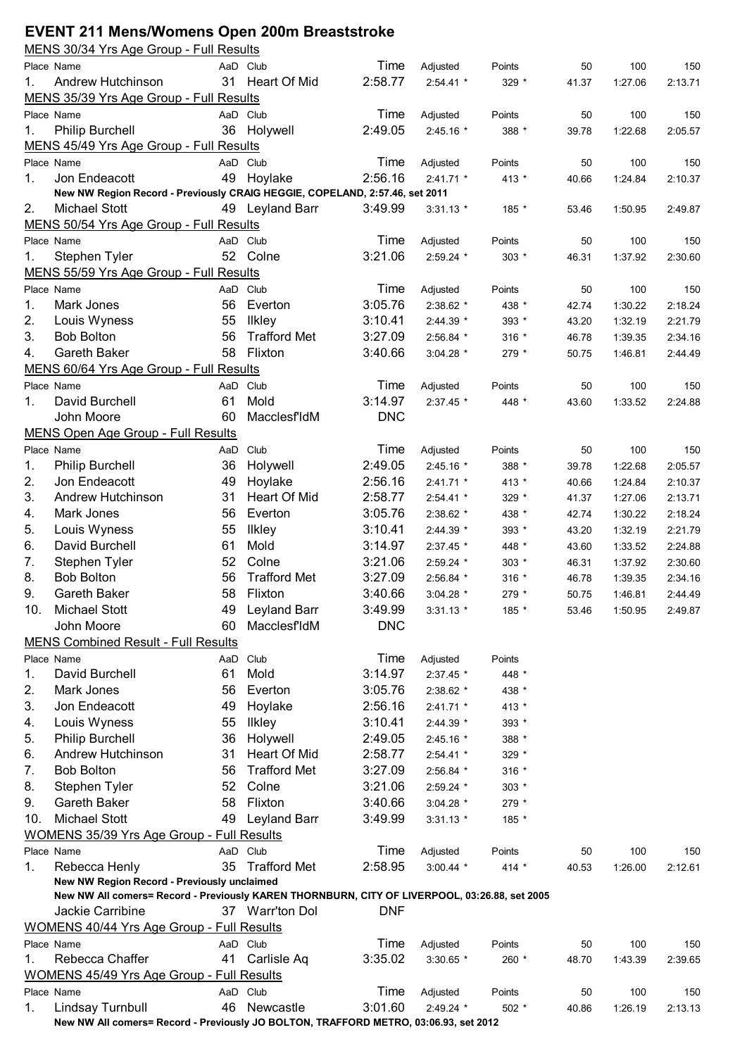# EVENT 211 Mens/Womens Open 200m Breaststroke

## MENS 30/34 Yrs Age Group - Full Results

| Place | Name | AaD | Club | Time | Adjusted | Points | 50 | 100 | 150 |
|---|---|---|---|---|---|---|---|---|---|
| 1. | Andrew Hutchinson | 31 | Heart Of Mid | 2:58.77 | 2:54.41 * | 329 * | 41.37 | 1:27.06 | 2:13.71 |

## MENS 35/39 Yrs Age Group - Full Results

| Place | Name | AaD | Club | Time | Adjusted | Points | 50 | 100 | 150 |
|---|---|---|---|---|---|---|---|---|---|
| 1. | Philip Burchell | 36 | Holywell | 2:49.05 | 2:45.16 * | 388 * | 39.78 | 1:22.68 | 2:05.57 |

## MENS 45/49 Yrs Age Group - Full Results

| Place | Name | AaD | Club | Time | Adjusted | Points | 50 | 100 | 150 |
|---|---|---|---|---|---|---|---|---|---|
| 1. | Jon Endeacott | 49 | Hoylake | 2:56.16 | 2:41.71 * | 413 * | 40.66 | 1:24.84 | 2:10.37 |
| | **New NW Region Record - Previously CRAIG HEGGIE, COPELAND, 2:57.46, set 2011** | | | | | | | | |
| 2. | Michael Stott | 49 | Leyland Barr | 3:49.99 | 3:31.13 * | 185 * | 53.46 | 1:50.95 | 2:49.87 |

## MENS 50/54 Yrs Age Group - Full Results

| Place | Name | AaD | Club | Time | Adjusted | Points | 50 | 100 | 150 |
|---|---|---|---|---|---|---|---|---|---|
| 1. | Stephen Tyler | 52 | Colne | 3:21.06 | 2:59.24 * | 303 * | 46.31 | 1:37.92 | 2:30.60 |

## MENS 55/59 Yrs Age Group - Full Results

| Place | Name | AaD | Club | Time | Adjusted | Points | 50 | 100 | 150 |
|---|---|---|---|---|---|---|---|---|---|
| 1. | Mark Jones | 56 | Everton | 3:05.76 | 2:38.62 * | 438 * | 42.74 | 1:30.22 | 2:18.24 |
| 2. | Louis Wyness | 55 | Ilkley | 3:10.41 | 2:44.39 * | 393 * | 43.20 | 1:32.19 | 2:21.79 |
| 3. | Bob Bolton | 56 | Trafford Met | 3:27.09 | 2:56.84 * | 316 * | 46.78 | 1:39.35 | 2:34.16 |
| 4. | Gareth Baker | 58 | Flixton | 3:40.66 | 3:04.28 * | 279 * | 50.75 | 1:46.81 | 2:44.49 |

## MENS 60/64 Yrs Age Group - Full Results

| Place | Name | AaD | Club | Time | Adjusted | Points | 50 | 100 | 150 |
|---|---|---|---|---|---|---|---|---|---|
| 1. | David Burchell | 61 | Mold | 3:14.97 | 2:37.45 * | 448 * | 43.60 | 1:33.52 | 2:24.88 |
| | John Moore | 60 | Macclesf'ldM | DNC | | | | | |

## MENS Open Age Group - Full Results

| Place | Name | AaD | Club | Time | Adjusted | Points | 50 | 100 | 150 |
|---|---|---|---|---|---|---|---|---|---|
| 1. | Philip Burchell | 36 | Holywell | 2:49.05 | 2:45.16 * | 388 * | 39.78 | 1:22.68 | 2:05.57 |
| 2. | Jon Endeacott | 49 | Hoylake | 2:56.16 | 2:41.71 * | 413 * | 40.66 | 1:24.84 | 2:10.37 |
| 3. | Andrew Hutchinson | 31 | Heart Of Mid | 2:58.77 | 2:54.41 * | 329 * | 41.37 | 1:27.06 | 2:13.71 |
| 4. | Mark Jones | 56 | Everton | 3:05.76 | 2:38.62 * | 438 * | 42.74 | 1:30.22 | 2:18.24 |
| 5. | Louis Wyness | 55 | Ilkley | 3:10.41 | 2:44.39 * | 393 * | 43.20 | 1:32.19 | 2:21.79 |
| 6. | David Burchell | 61 | Mold | 3:14.97 | 2:37.45 * | 448 * | 43.60 | 1:33.52 | 2:24.88 |
| 7. | Stephen Tyler | 52 | Colne | 3:21.06 | 2:59.24 * | 303 * | 46.31 | 1:37.92 | 2:30.60 |
| 8. | Bob Bolton | 56 | Trafford Met | 3:27.09 | 2:56.84 * | 316 * | 46.78 | 1:39.35 | 2:34.16 |
| 9. | Gareth Baker | 58 | Flixton | 3:40.66 | 3:04.28 * | 279 * | 50.75 | 1:46.81 | 2:44.49 |
| 10. | Michael Stott | 49 | Leyland Barr | 3:49.99 | 3:31.13 * | 185 * | 53.46 | 1:50.95 | 2:49.87 |
| | John Moore | 60 | Macclesf'ldM | DNC | | | | | |

## MENS Combined Result - Full Results

| Place | Name | AaD | Club | Time | Adjusted | Points |
|---|---|---|---|---|---|---|
| 1. | David Burchell | 61 | Mold | 3:14.97 | 2:37.45 * | 448 * |
| 2. | Mark Jones | 56 | Everton | 3:05.76 | 2:38.62 * | 438 * |
| 3. | Jon Endeacott | 49 | Hoylake | 2:56.16 | 2:41.71 * | 413 * |
| 4. | Louis Wyness | 55 | Ilkley | 3:10.41 | 2:44.39 * | 393 * |
| 5. | Philip Burchell | 36 | Holywell | 2:49.05 | 2:45.16 * | 388 * |
| 6. | Andrew Hutchinson | 31 | Heart Of Mid | 2:58.77 | 2:54.41 * | 329 * |
| 7. | Bob Bolton | 56 | Trafford Met | 3:27.09 | 2:56.84 * | 316 * |
| 8. | Stephen Tyler | 52 | Colne | 3:21.06 | 2:59.24 * | 303 * |
| 9. | Gareth Baker | 58 | Flixton | 3:40.66 | 3:04.28 * | 279 * |
| 10. | Michael Stott | 49 | Leyland Barr | 3:49.99 | 3:31.13 * | 185 * |

## WOMENS 35/39 Yrs Age Group - Full Results

| Place | Name | AaD | Club | Time | Adjusted | Points | 50 | 100 | 150 |
|---|---|---|---|---|---|---|---|---|---|
| 1. | Rebecca Henly | 35 | Trafford Met | 2:58.95 | 3:00.44 * | 414 * | 40.53 | 1:26.00 | 2:12.61 |
| | **New NW Region Record - Previously unclaimed** | | | | | | | | |
| | **New NW All comers= Record - Previously KAREN THORNBURN, CITY OF LIVERPOOL, 03:26.88, set 2005** | | | | | | | | |
| | Jackie Carribine | 37 | Warr'ton Dol | DNF | | | | | |

## WOMENS 40/44 Yrs Age Group - Full Results

| Place | Name | AaD | Club | Time | Adjusted | Points | 50 | 100 | 150 |
|---|---|---|---|---|---|---|---|---|---|
| 1. | Rebecca Chaffer | 41 | Carlisle Aq | 3:35.02 | 3:30.65 * | 260 * | 48.70 | 1:43.39 | 2:39.65 |

## WOMENS 45/49 Yrs Age Group - Full Results

| Place | Name | AaD | Club | Time | Adjusted | Points | 50 | 100 | 150 |
|---|---|---|---|---|---|---|---|---|---|
| 1. | Lindsay Turnbull | 46 | Newcastle | 3:01.60 | 2:49.24 * | 502 * | 40.86 | 1:26.19 | 2:13.13 |
| | **New NW All comers= Record - Previously JO BOLTON, TRAFFORD METRO, 03:06.93, set 2012** | | | | | | | | |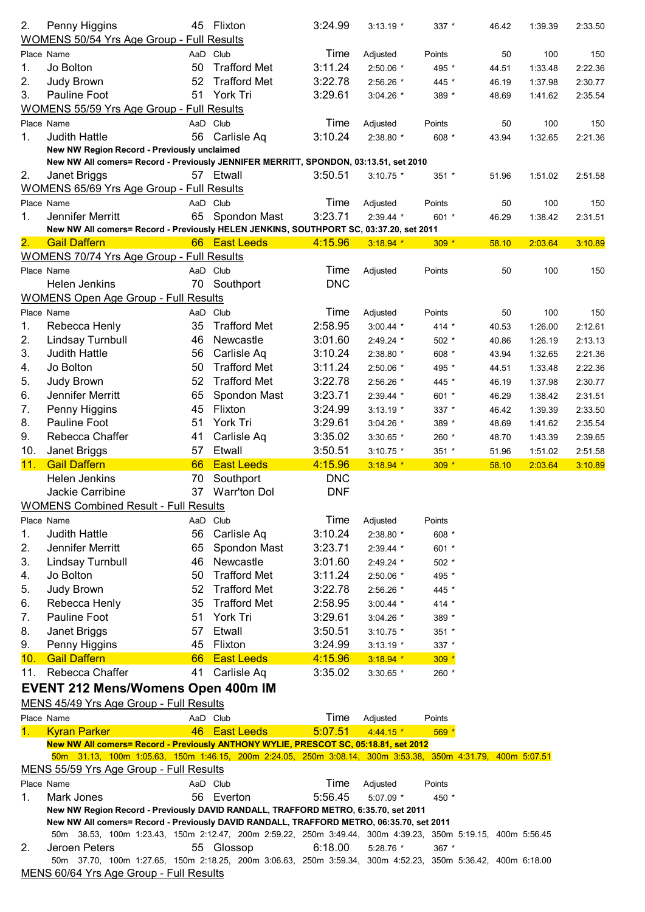| Place | Name | AaD | Club | Time | Adjusted | Points | 50 | 100 | 150 |
|---|---|---|---|---|---|---|---|---|---|
| 2. | Penny Higgins | 45 | Flixton | 3:24.99 | 3:13.19 * | 337 * | 46.42 | 1:39.39 | 2:33.50 |

WOMENS 50/54 Yrs Age Group - Full Results

| Place | Name | AaD | Club | Time | Adjusted | Points | 50 | 100 | 150 |
|---|---|---|---|---|---|---|---|---|---|
| 1. | Jo Bolton | 50 | Trafford Met | 3:11.24 | 2:50.06 * | 495 * | 44.51 | 1:33.48 | 2:22.36 |
| 2. | Judy Brown | 52 | Trafford Met | 3:22.78 | 2:56.26 * | 445 * | 46.19 | 1:37.98 | 2:30.77 |
| 3. | Pauline Foot | 51 | York Tri | 3:29.61 | 3:04.26 * | 389 * | 48.69 | 1:41.62 | 2:35.54 |

WOMENS 55/59 Yrs Age Group - Full Results

| Place | Name | AaD | Club | Time | Adjusted | Points | 50 | 100 | 150 |
|---|---|---|---|---|---|---|---|---|---|
| 1. | Judith Hattle | 56 | Carlisle Aq | 3:10.24 | 2:38.80 * | 608 * | 43.94 | 1:32.65 | 2:21.36 |

**New NW Region Record - Previously unclaimed**
**New NW All comers= Record - Previously JENNIFER MERRITT, SPONDON, 03:13.51, set 2010**

| Place | Name | AaD | Club | Time | Adjusted | Points | 50 | 100 | 150 |
|---|---|---|---|---|---|---|---|---|---|
| 2. | Janet Briggs | 57 | Etwall | 3:50.51 | 3:10.75 * | 351 * | 51.96 | 1:51.02 | 2:51.58 |

WOMENS 65/69 Yrs Age Group - Full Results

| Place | Name | AaD | Club | Time | Adjusted | Points | 50 | 100 | 150 |
|---|---|---|---|---|---|---|---|---|---|
| 1. | Jennifer Merritt | 65 | Spondon Mast | 3:23.71 | 2:39.44 * | 601 * | 46.29 | 1:38.42 | 2:31.51 |

**New NW All comers= Record - Previously HELEN JENKINS, SOUTHPORT SC, 03:37.20, set 2011**

| Place | Name | AaD | Club | Time | Adjusted | Points | 50 | 100 | 150 |
|---|---|---|---|---|---|---|---|---|---|
| 2. | Gail Daffern | 66 | East Leeds | 4:15.96 | 3:18.94 * | 309 * | 58.10 | 2:03.64 | 3:10.89 |

WOMENS 70/74 Yrs Age Group - Full Results

| Place | Name | AaD | Club | Time | Adjusted | Points | 50 | 100 | 150 |
|---|---|---|---|---|---|---|---|---|---|
| | Helen Jenkins | 70 | Southport | DNC | | | | | |

WOMENS Open Age Group - Full Results

| Place | Name | AaD | Club | Time | Adjusted | Points | 50 | 100 | 150 |
|---|---|---|---|---|---|---|---|---|---|
| 1. | Rebecca Henly | 35 | Trafford Met | 2:58.95 | 3:00.44 * | 414 * | 40.53 | 1:26.00 | 2:12.61 |
| 2. | Lindsay Turnbull | 46 | Newcastle | 3:01.60 | 2:49.24 * | 502 * | 40.86 | 1:26.19 | 2:13.13 |
| 3. | Judith Hattle | 56 | Carlisle Aq | 3:10.24 | 2:38.80 * | 608 * | 43.94 | 1:32.65 | 2:21.36 |
| 4. | Jo Bolton | 50 | Trafford Met | 3:11.24 | 2:50.06 * | 495 * | 44.51 | 1:33.48 | 2:22.36 |
| 5. | Judy Brown | 52 | Trafford Met | 3:22.78 | 2:56.26 * | 445 * | 46.19 | 1:37.98 | 2:30.77 |
| 6. | Jennifer Merritt | 65 | Spondon Mast | 3:23.71 | 2:39.44 * | 601 * | 46.29 | 1:38.42 | 2:31.51 |
| 7. | Penny Higgins | 45 | Flixton | 3:24.99 | 3:13.19 * | 337 * | 46.42 | 1:39.39 | 2:33.50 |
| 8. | Pauline Foot | 51 | York Tri | 3:29.61 | 3:04.26 * | 389 * | 48.69 | 1:41.62 | 2:35.54 |
| 9. | Rebecca Chaffer | 41 | Carlisle Aq | 3:35.02 | 3:30.65 * | 260 * | 48.70 | 1:43.39 | 2:39.65 |
| 10. | Janet Briggs | 57 | Etwall | 3:50.51 | 3:10.75 * | 351 * | 51.96 | 1:51.02 | 2:51.58 |
| 11. | Gail Daffern | 66 | East Leeds | 4:15.96 | 3:18.94 * | 309 * | 58.10 | 2:03.64 | 3:10.89 |
| | Helen Jenkins | 70 | Southport | DNC | | | | | |
| | Jackie Carribine | 37 | Warr'ton Dol | DNF | | | | | |

WOMENS Combined Result - Full Results

| Place | Name | AaD | Club | Time | Adjusted | Points |
|---|---|---|---|---|---|---|
| 1. | Judith Hattle | 56 | Carlisle Aq | 3:10.24 | 2:38.80 * | 608 * |
| 2. | Jennifer Merritt | 65 | Spondon Mast | 3:23.71 | 2:39.44 * | 601 * |
| 3. | Lindsay Turnbull | 46 | Newcastle | 3:01.60 | 2:49.24 * | 502 * |
| 4. | Jo Bolton | 50 | Trafford Met | 3:11.24 | 2:50.06 * | 495 * |
| 5. | Judy Brown | 52 | Trafford Met | 3:22.78 | 2:56.26 * | 445 * |
| 6. | Rebecca Henly | 35 | Trafford Met | 2:58.95 | 3:00.44 * | 414 * |
| 7. | Pauline Foot | 51 | York Tri | 3:29.61 | 3:04.26 * | 389 * |
| 8. | Janet Briggs | 57 | Etwall | 3:50.51 | 3:10.75 * | 351 * |
| 9. | Penny Higgins | 45 | Flixton | 3:24.99 | 3:13.19 * | 337 * |
| 10. | Gail Daffern | 66 | East Leeds | 4:15.96 | 3:18.94 * | 309 * |
| 11. | Rebecca Chaffer | 41 | Carlisle Aq | 3:35.02 | 3:30.65 * | 260 * |

## EVENT 212 Mens/Womens Open 400m IM

MENS 45/49 Yrs Age Group - Full Results

| Place | Name | AaD | Club | Time | Adjusted | Points |
|---|---|---|---|---|---|---|
| 1. | Kyran Parker | 46 | East Leeds | 5:07.51 | 4:44.15 * | 569 * |

**New NW All comers= Record - Previously ANTHONY WYLIE, PRESCOT SC, 05:18.81, set 2012**

50m 31.13, 100m 1:05.63, 150m 1:46.15, 200m 2:24.05, 250m 3:08.14, 300m 3:53.38, 350m 4:31.79, 400m 5:07.51

MENS 55/59 Yrs Age Group - Full Results

| Place | Name | AaD | Club | Time | Adjusted | Points |
|---|---|---|---|---|---|---|
| 1. | Mark Jones | 56 | Everton | 5:56.45 | 5:07.09 * | 450 * |

**New NW Region Record - Previously DAVID RANDALL, TRAFFORD METRO, 6:35.70, set 2011**
**New NW All comers= Record - Previously DAVID RANDALL, TRAFFORD METRO, 06:35.70, set 2011**

50m 38.53, 100m 1:23.43, 150m 2:12.47, 200m 2:59.22, 250m 3:49.44, 300m 4:39.23, 350m 5:19.15, 400m 5:56.45

| Place | Name | AaD | Club | Time | Adjusted | Points |
|---|---|---|---|---|---|---|
| 2. | Jeroen Peters | 55 | Glossop | 6:18.00 | 5:28.76 * | 367 * |

50m 37.70, 100m 1:27.65, 150m 2:18.25, 200m 3:06.63, 250m 3:59.34, 300m 4:52.23, 350m 5:36.42, 400m 6:18.00

MENS 60/64 Yrs Age Group - Full Results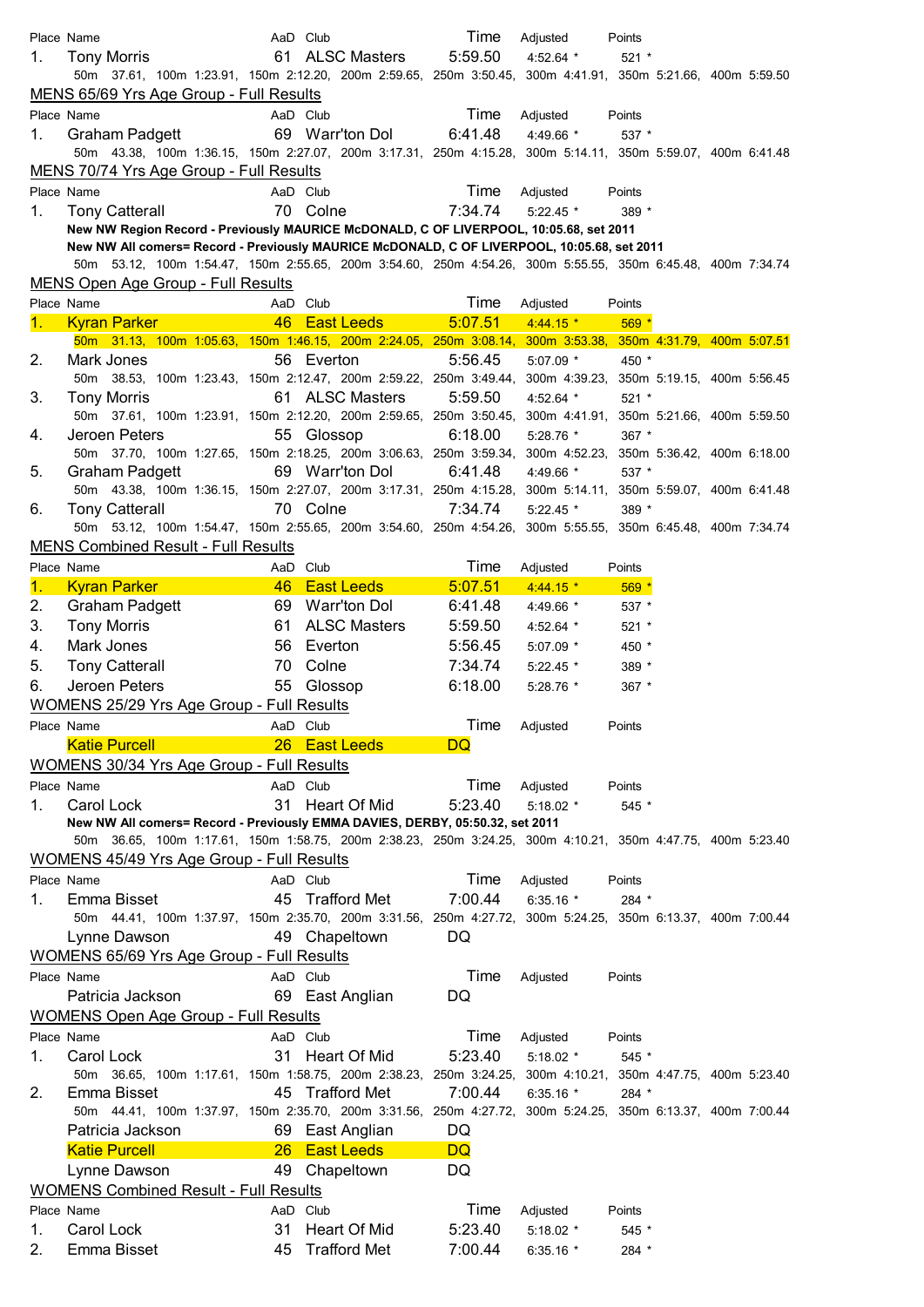| Place | Name | AaD | Club | Time | Adjusted | Points |
|---|---|---|---|---|---|---|
| 1. | Tony Morris | 61 | ALSC Masters | 5:59.50 | 4:52.64 * | 521 * |
| | 50m 37.61, 100m 1:23.91, 150m 2:12.20, 200m 2:59.65, 250m 3:50.45, 300m 4:41.91, 350m 5:21.66, 400m 5:59.50 | | | | | |

## MENS 65/69 Yrs Age Group - Full Results

| Place | Name | AaD | Club | Time | Adjusted | Points |
|---|---|---|---|---|---|---|
| 1. | Graham Padgett | 69 | Warr'ton Dol | 6:41.48 | 4:49.66 * | 537 * |
| | 50m 43.38, 100m 1:36.15, 150m 2:27.07, 200m 3:17.31, 250m 4:15.28, 300m 5:14.11, 350m 5:59.07, 400m 6:41.48 | | | | | |

## MENS 70/74 Yrs Age Group - Full Results

| Place | Name | AaD | Club | Time | Adjusted | Points |
|---|---|---|---|---|---|---|
| 1. | Tony Catterall | 70 | Colne | 7:34.74 | 5:22.45 * | 389 * |
| | **New NW Region Record - Previously MAURICE McDONALD, C OF LIVERPOOL, 10:05.68, set 2011** | | | | | |
| | **New NW All comers= Record - Previously MAURICE McDONALD, C OF LIVERPOOL, 10:05.68, set 2011** | | | | | |
| | 50m 53.12, 100m 1:54.47, 150m 2:55.65, 200m 3:54.60, 250m 4:54.26, 300m 5:55.55, 350m 6:45.48, 400m 7:34.74 | | | | | |

## MENS Open Age Group - Full Results

| Place | Name | AaD | Club | Time | Adjusted | Points |
|---|---|---|---|---|---|---|
| 1. | Kyran Parker | 46 | East Leeds | 5:07.51 | 4:44.15 * | 569 * |
| | 50m 31.13, 100m 1:05.63, 150m 1:46.15, 200m 2:24.05, 250m 3:08.14, 300m 3:53.38, 350m 4:31.79, 400m 5:07.51 | | | | | |
| 2. | Mark Jones | 56 | Everton | 5:56.45 | 5:07.09 * | 450 * |
| | 50m 38.53, 100m 1:23.43, 150m 2:12.47, 200m 2:59.22, 250m 3:49.44, 300m 4:39.23, 350m 5:19.15, 400m 5:56.45 | | | | | |
| 3. | Tony Morris | 61 | ALSC Masters | 5:59.50 | 4:52.64 * | 521 * |
| | 50m 37.61, 100m 1:23.91, 150m 2:12.20, 200m 2:59.65, 250m 3:50.45, 300m 4:41.91, 350m 5:21.66, 400m 5:59.50 | | | | | |
| 4. | Jeroen Peters | 55 | Glossop | 6:18.00 | 5:28.76 * | 367 * |
| | 50m 37.70, 100m 1:27.65, 150m 2:18.25, 200m 3:06.63, 250m 3:59.34, 300m 4:52.23, 350m 5:36.42, 400m 6:18.00 | | | | | |
| 5. | Graham Padgett | 69 | Warr'ton Dol | 6:41.48 | 4:49.66 * | 537 * |
| | 50m 43.38, 100m 1:36.15, 150m 2:27.07, 200m 3:17.31, 250m 4:15.28, 300m 5:14.11, 350m 5:59.07, 400m 6:41.48 | | | | | |
| 6. | Tony Catterall | 70 | Colne | 7:34.74 | 5:22.45 * | 389 * |
| | 50m 53.12, 100m 1:54.47, 150m 2:55.65, 200m 3:54.60, 250m 4:54.26, 300m 5:55.55, 350m 6:45.48, 400m 7:34.74 | | | | | |

## MENS Combined Result - Full Results

| Place | Name | AaD | Club | Time | Adjusted | Points |
|---|---|---|---|---|---|---|
| 1. | Kyran Parker | 46 | East Leeds | 5:07.51 | 4:44.15 * | 569 * |
| 2. | Graham Padgett | 69 | Warr'ton Dol | 6:41.48 | 4:49.66 * | 537 * |
| 3. | Tony Morris | 61 | ALSC Masters | 5:59.50 | 4:52.64 * | 521 * |
| 4. | Mark Jones | 56 | Everton | 5:56.45 | 5:07.09 * | 450 * |
| 5. | Tony Catterall | 70 | Colne | 7:34.74 | 5:22.45 * | 389 * |
| 6. | Jeroen Peters | 55 | Glossop | 6:18.00 | 5:28.76 * | 367 * |

## WOMENS 25/29 Yrs Age Group - Full Results

| Place | Name | AaD | Club | Time | Adjusted | Points |
|---|---|---|---|---|---|---|
| | Katie Purcell | 26 | East Leeds | DQ | | |

## WOMENS 30/34 Yrs Age Group - Full Results

| Place | Name | AaD | Club | Time | Adjusted | Points |
|---|---|---|---|---|---|---|
| 1. | Carol Lock | 31 | Heart Of Mid | 5:23.40 | 5:18.02 * | 545 * |
| | **New NW All comers= Record - Previously EMMA DAVIES, DERBY, 05:50.32, set 2011** | | | | | |
| | 50m 36.65, 100m 1:17.61, 150m 1:58.75, 200m 2:38.23, 250m 3:24.25, 300m 4:10.21, 350m 4:47.75, 400m 5:23.40 | | | | | |

## WOMENS 45/49 Yrs Age Group - Full Results

| Place | Name | AaD | Club | Time | Adjusted | Points |
|---|---|---|---|---|---|---|
| 1. | Emma Bisset | 45 | Trafford Met | 7:00.44 | 6:35.16 * | 284 * |
| | 50m 44.41, 100m 1:37.97, 150m 2:35.70, 200m 3:31.56, 250m 4:27.72, 300m 5:24.25, 350m 6:13.37, 400m 7:00.44 | | | | | |
| | Lynne Dawson | 49 | Chapeltown | DQ | | |

## WOMENS 65/69 Yrs Age Group - Full Results

| Place | Name | AaD | Club | Time | Adjusted | Points |
|---|---|---|---|---|---|---|
| | Patricia Jackson | 69 | East Anglian | DQ | | |

## WOMENS Open Age Group - Full Results

| Place | Name | AaD | Club | Time | Adjusted | Points |
|---|---|---|---|---|---|---|
| 1. | Carol Lock | 31 | Heart Of Mid | 5:23.40 | 5:18.02 * | 545 * |
| | 50m 36.65, 100m 1:17.61, 150m 1:58.75, 200m 2:38.23, 250m 3:24.25, 300m 4:10.21, 350m 4:47.75, 400m 5:23.40 | | | | | |
| 2. | Emma Bisset | 45 | Trafford Met | 7:00.44 | 6:35.16 * | 284 * |
| | 50m 44.41, 100m 1:37.97, 150m 2:35.70, 200m 3:31.56, 250m 4:27.72, 300m 5:24.25, 350m 6:13.37, 400m 7:00.44 | | | | | |
| | Patricia Jackson | 69 | East Anglian | DQ | | |
| | Katie Purcell | 26 | East Leeds | DQ | | |
| | Lynne Dawson | 49 | Chapeltown | DQ | | |

## WOMENS Combined Result - Full Results

| Place | Name | AaD | Club | Time | Adjusted | Points |
|---|---|---|---|---|---|---|
| 1. | Carol Lock | 31 | Heart Of Mid | 5:23.40 | 5:18.02 * | 545 * |
| 2. | Emma Bisset | 45 | Trafford Met | 7:00.44 | 6:35.16 * | 284 * |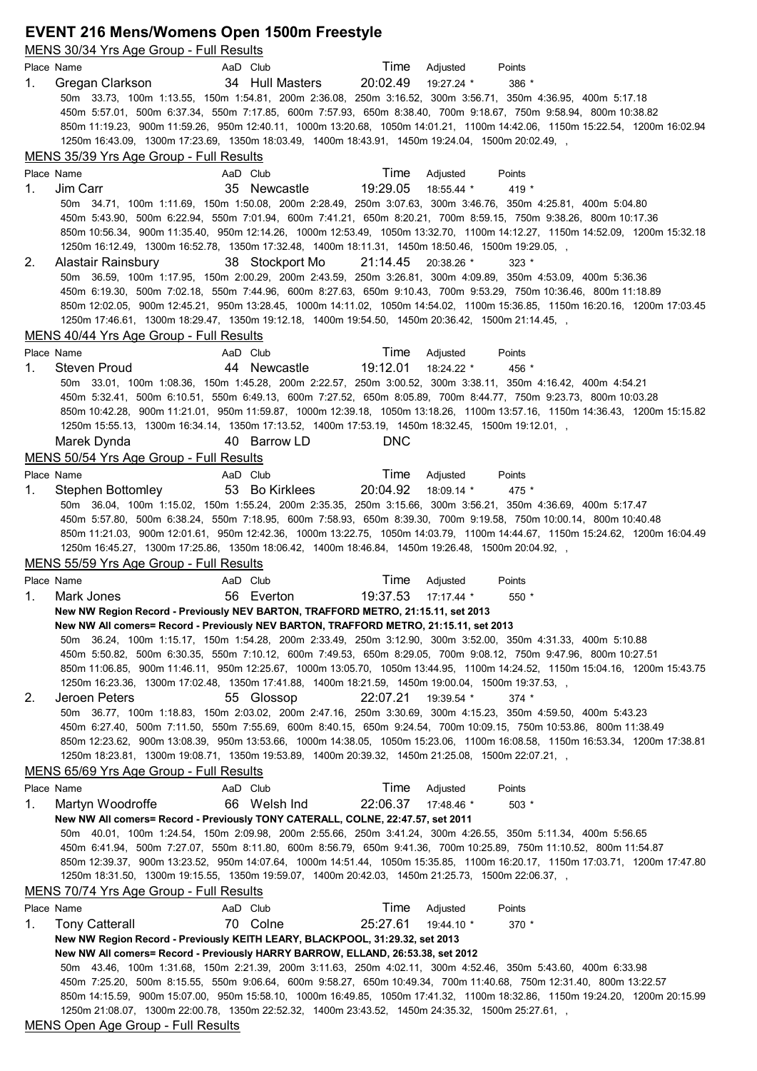## EVENT 216 Mens/Womens Open 1500m Freestyle

### MENS 30/34 Yrs Age Group - Full Results

| Place | Name | AaD | Club | Time | Adjusted | Points |
|---|---|---|---|---|---|---|
| 1. | Gregan Clarkson | 34 | Hull Masters | 20:02.49 | 19:27.24 * | 386 * |

50m 33.73, 100m 1:13.55, 150m 1:54.81, 200m 2:36.08, 250m 3:16.52, 300m 3:56.71, 350m 4:36.95, 400m 5:17.18
450m 5:57.01, 500m 6:37.34, 550m 7:17.85, 600m 7:57.93, 650m 8:38.40, 700m 9:18.67, 750m 9:58.94, 800m 10:38.82
850m 11:19.23, 900m 11:59.26, 950m 12:40.11, 1000m 13:20.68, 1050m 14:01.21, 1100m 14:42.06, 1150m 15:22.54, 1200m 16:02.94
1250m 16:43.09, 1300m 17:23.69, 1350m 18:03.49, 1400m 18:43.91, 1450m 19:24.04, 1500m 20:02.49, ,

### MENS 35/39 Yrs Age Group - Full Results

| Place | Name | AaD | Club | Time | Adjusted | Points |
|---|---|---|---|---|---|---|
| 1. | Jim Carr | 35 | Newcastle | 19:29.05 | 18:55.44 * | 419 * |

50m 34.71, 100m 1:11.69, 150m 1:50.08, 200m 2:28.49, 250m 3:07.63, 300m 3:46.76, 350m 4:25.81, 400m 5:04.80
450m 5:43.90, 500m 6:22.94, 550m 7:01.94, 600m 7:41.21, 650m 8:20.21, 700m 8:59.15, 750m 9:38.26, 800m 10:17.36
850m 10:56.34, 900m 11:35.40, 950m 12:14.26, 1000m 12:53.49, 1050m 13:32.70, 1100m 14:12.27, 1150m 14:52.09, 1200m 15:32.18
1250m 16:12.49, 1300m 16:52.78, 1350m 17:32.48, 1400m 18:11.31, 1450m 18:50.46, 1500m 19:29.05, ,

| Place | Name | AaD | Club | Time | Adjusted | Points |
|---|---|---|---|---|---|---|
| 2. | Alastair Rainsbury | 38 | Stockport Mo | 21:14.45 | 20:38.26 * | 323 * |

50m 36.59, 100m 1:17.95, 150m 2:00.29, 200m 2:43.59, 250m 3:26.81, 300m 4:09.89, 350m 4:53.09, 400m 5:36.36
450m 6:19.30, 500m 7:02.18, 550m 7:44.96, 600m 8:27.63, 650m 9:10.43, 700m 9:53.29, 750m 10:36.46, 800m 11:18.89
850m 12:02.05, 900m 12:45.21, 950m 13:28.45, 1000m 14:11.02, 1050m 14:54.02, 1100m 15:36.85, 1150m 16:20.16, 1200m 17:03.45
1250m 17:46.61, 1300m 18:29.47, 1350m 19:12.18, 1400m 19:54.50, 1450m 20:36.42, 1500m 21:14.45, ,

### MENS 40/44 Yrs Age Group - Full Results

| Place | Name | AaD | Club | Time | Adjusted | Points |
|---|---|---|---|---|---|---|
| 1. | Steven Proud | 44 | Newcastle | 19:12.01 | 18:24.22 * | 456 * |

50m 33.01, 100m 1:08.36, 150m 1:45.28, 200m 2:22.57, 250m 3:00.52, 300m 3:38.11, 350m 4:16.42, 400m 4:54.21
450m 5:32.41, 500m 6:10.51, 550m 6:49.13, 600m 7:27.52, 650m 8:05.89, 700m 8:44.77, 750m 9:23.73, 800m 10:03.28
850m 10:42.28, 900m 11:21.01, 950m 11:59.87, 1000m 12:39.18, 1050m 13:18.26, 1100m 13:57.16, 1150m 14:36.43, 1200m 15:15.82
1250m 15:55.13, 1300m 16:34.14, 1350m 17:13.52, 1400m 17:53.19, 1450m 18:32.45, 1500m 19:12.01, ,

| Place | Name | AaD | Club | Time | Adjusted | Points |
|---|---|---|---|---|---|---|
| | Marek Dynda | 40 | Barrow LD | DNC | | |

### MENS 50/54 Yrs Age Group - Full Results

| Place | Name | AaD | Club | Time | Adjusted | Points |
|---|---|---|---|---|---|---|
| 1. | Stephen Bottomley | 53 | Bo Kirklees | 20:04.92 | 18:09.14 * | 475 * |

50m 36.04, 100m 1:15.02, 150m 1:55.24, 200m 2:35.35, 250m 3:15.66, 300m 3:56.21, 350m 4:36.69, 400m 5:17.47
450m 5:57.80, 500m 6:38.24, 550m 7:18.95, 600m 7:58.93, 650m 8:39.30, 700m 9:19.58, 750m 10:00.14, 800m 10:40.48
850m 11:21.03, 900m 12:01.61, 950m 12:42.36, 1000m 13:22.75, 1050m 14:03.79, 1100m 14:44.67, 1150m 15:24.62, 1200m 16:04.49
1250m 16:45.27, 1300m 17:25.86, 1350m 18:06.42, 1400m 18:46.84, 1450m 19:26.48, 1500m 20:04.92, ,

### MENS 55/59 Yrs Age Group - Full Results

| Place | Name | AaD | Club | Time | Adjusted | Points |
|---|---|---|---|---|---|---|
| 1. | Mark Jones | 56 | Everton | 19:37.53 | 17:17.44 * | 550 * |

**New NW Region Record - Previously NEV BARTON, TRAFFORD METRO, 21:15.11, set 2013**
**New NW All comers= Record - Previously NEV BARTON, TRAFFORD METRO, 21:15.11, set 2013**

50m 36.24, 100m 1:15.17, 150m 1:54.28, 200m 2:33.49, 250m 3:12.90, 300m 3:52.00, 350m 4:31.33, 400m 5:10.88
450m 5:50.82, 500m 6:30.35, 550m 7:10.12, 600m 7:49.53, 650m 8:29.05, 700m 9:08.12, 750m 9:47.96, 800m 10:27.51
850m 11:06.85, 900m 11:46.11, 950m 12:25.67, 1000m 13:05.70, 1050m 13:44.95, 1100m 14:24.52, 1150m 15:04.16, 1200m 15:43.75
1250m 16:23.36, 1300m 17:02.48, 1350m 17:41.88, 1400m 18:21.59, 1450m 19:00.04, 1500m 19:37.53, ,

| Place | Name | AaD | Club | Time | Adjusted | Points |
|---|---|---|---|---|---|---|
| 2. | Jeroen Peters | 55 | Glossop | 22:07.21 | 19:39.54 * | 374 * |

50m 36.77, 100m 1:18.83, 150m 2:03.02, 200m 2:47.16, 250m 3:30.69, 300m 4:15.23, 350m 4:59.50, 400m 5:43.23
450m 6:27.40, 500m 7:11.50, 550m 7:55.69, 600m 8:40.15, 650m 9:24.54, 700m 10:09.15, 750m 10:53.86, 800m 11:38.49
850m 12:23.62, 900m 13:08.39, 950m 13:53.66, 1000m 14:38.05, 1050m 15:23.06, 1100m 16:08.58, 1150m 16:53.34, 1200m 17:38.81
1250m 18:23.81, 1300m 19:08.71, 1350m 19:53.89, 1400m 20:39.32, 1450m 21:25.08, 1500m 22:07.21, ,

### MENS 65/69 Yrs Age Group - Full Results

| Place | Name | AaD | Club | Time | Adjusted | Points |
|---|---|---|---|---|---|---|
| 1. | Martyn Woodroffe | 66 | Welsh Ind | 22:06.37 | 17:48.46 * | 503 * |

**New NW All comers= Record - Previously TONY CATERALL, COLNE, 22:47.57, set 2011**

50m 40.01, 100m 1:24.54, 150m 2:09.98, 200m 2:55.66, 250m 3:41.24, 300m 4:26.55, 350m 5:11.34, 400m 5:56.65
450m 6:41.94, 500m 7:27.07, 550m 8:11.80, 600m 8:56.79, 650m 9:41.36, 700m 10:25.89, 750m 11:10.52, 800m 11:54.87
850m 12:39.37, 900m 13:23.52, 950m 14:07.64, 1000m 14:51.44, 1050m 15:35.85, 1100m 16:20.17, 1150m 17:03.71, 1200m 17:47.80
1250m 18:31.50, 1300m 19:15.55, 1350m 19:59.07, 1400m 20:42.03, 1450m 21:25.73, 1500m 22:06.37, ,

### MENS 70/74 Yrs Age Group - Full Results

| Place | Name | AaD | Club | Time | Adjusted | Points |
|---|---|---|---|---|---|---|
| 1. | Tony Catterall | 70 | Colne | 25:27.61 | 19:44.10 * | 370 * |

**New NW Region Record - Previously KEITH LEARY, BLACKPOOL, 31:29.32, set 2013**
**New NW All comers= Record - Previously HARRY BARROW, ELLAND, 26:53.38, set 2012**

50m 43.46, 100m 1:31.68, 150m 2:21.39, 200m 3:11.63, 250m 4:02.11, 300m 4:52.46, 350m 5:43.60, 400m 6:33.98
450m 7:25.20, 500m 8:15.55, 550m 9:06.64, 600m 9:58.27, 650m 10:49.34, 700m 11:40.68, 750m 12:31.40, 800m 13:22.57
850m 14:15.59, 900m 15:07.00, 950m 15:58.10, 1000m 16:49.85, 1050m 17:41.32, 1100m 18:32.86, 1150m 19:24.20, 1200m 20:15.99
1250m 21:08.07, 1300m 22:00.78, 1350m 22:52.32, 1400m 23:43.52, 1450m 24:35.32, 1500m 25:27.61, ,

### MENS Open Age Group - Full Results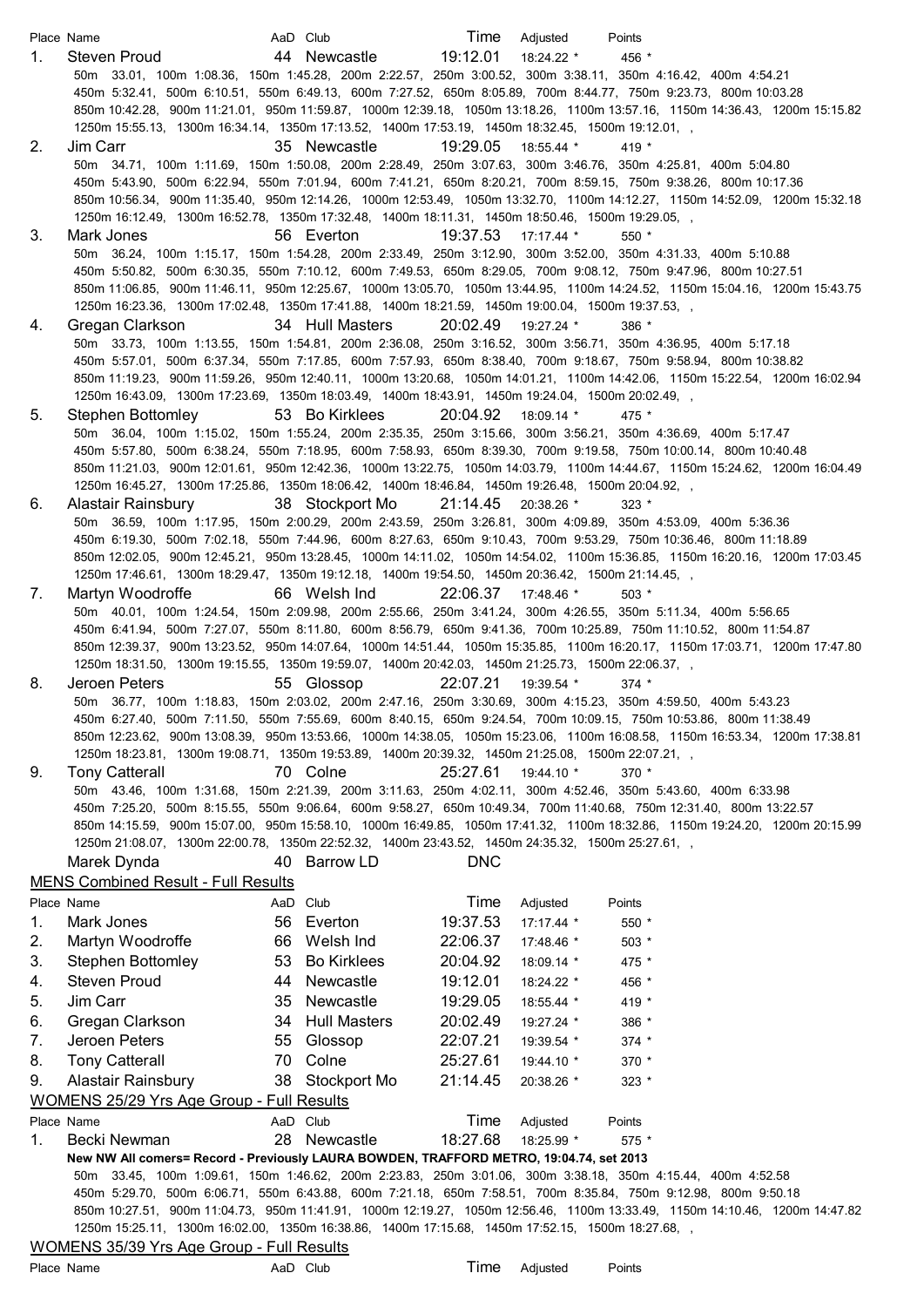| Place | Name | AaD | Club | Time | Adjusted | Points |
|---|---|---|---|---|---|---|
| 1. | Steven Proud | 44 | Newcastle | 19:12.01 | 18:24.22 * | 456 * |

50m 33.01, 100m 1:08.36, 150m 1:45.28, 200m 2:22.57, 250m 3:00.52, 300m 3:38.11, 350m 4:16.42, 400m 4:54.21
450m 5:32.41, 500m 6:10.51, 550m 6:49.13, 600m 7:27.52, 650m 8:05.89, 700m 8:44.77, 750m 9:23.73, 800m 10:03.28
850m 10:42.28, 900m 11:21.01, 950m 11:59.87, 1000m 12:39.18, 1050m 13:18.26, 1100m 13:57.16, 1150m 14:36.43, 1200m 15:15.82
1250m 15:55.13, 1300m 16:34.14, 1350m 17:13.52, 1400m 17:53.19, 1450m 18:32.45, 1500m 19:12.01, ,

| Place | Name | AaD | Club | Time | Adjusted | Points |
|---|---|---|---|---|---|---|
| 2. | Jim Carr | 35 | Newcastle | 19:29.05 | 18:55.44 * | 419 * |

50m 34.71, 100m 1:11.69, 150m 1:50.08, 200m 2:28.49, 250m 3:07.63, 300m 3:46.76, 350m 4:25.81, 400m 5:04.80
450m 5:43.90, 500m 6:22.94, 550m 7:01.94, 600m 7:41.21, 650m 8:20.21, 700m 8:59.15, 750m 9:38.26, 800m 10:17.36
850m 10:56.34, 900m 11:35.40, 950m 12:14.26, 1000m 12:53.49, 1050m 13:32.70, 1100m 14:12.27, 1150m 14:52.09, 1200m 15:32.18
1250m 16:12.49, 1300m 16:52.78, 1350m 17:32.48, 1400m 18:11.31, 1450m 18:50.46, 1500m 19:29.05, ,

| Place | Name | AaD | Club | Time | Adjusted | Points |
|---|---|---|---|---|---|---|
| 3. | Mark Jones | 56 | Everton | 19:37.53 | 17:17.44 * | 550 * |

50m 36.24, 100m 1:15.17, 150m 1:54.28, 200m 2:33.49, 250m 3:12.90, 300m 3:52.00, 350m 4:31.33, 400m 5:10.88
450m 5:50.82, 500m 6:30.35, 550m 7:10.12, 600m 7:49.53, 650m 8:29.05, 700m 9:08.12, 750m 9:47.96, 800m 10:27.51
850m 11:06.85, 900m 11:46.11, 950m 12:25.67, 1000m 13:05.70, 1050m 13:44.95, 1100m 14:24.52, 1150m 15:04.16, 1200m 15:43.75
1250m 16:23.36, 1300m 17:02.48, 1350m 17:41.88, 1400m 18:21.59, 1450m 19:00.04, 1500m 19:37.53, ,

| Place | Name | AaD | Club | Time | Adjusted | Points |
|---|---|---|---|---|---|---|
| 4. | Gregan Clarkson | 34 | Hull Masters | 20:02.49 | 19:27.24 * | 386 * |

50m 33.73, 100m 1:13.55, 150m 1:54.81, 200m 2:36.08, 250m 3:16.52, 300m 3:56.71, 350m 4:36.95, 400m 5:17.18
450m 5:57.01, 500m 6:37.34, 550m 7:17.85, 600m 7:57.93, 650m 8:38.40, 700m 9:18.67, 750m 9:58.94, 800m 10:38.82
850m 11:19.23, 900m 11:59.26, 950m 12:40.11, 1000m 13:20.68, 1050m 14:01.21, 1100m 14:42.06, 1150m 15:22.54, 1200m 16:02.94
1250m 16:43.09, 1300m 17:23.69, 1350m 18:03.49, 1400m 18:43.91, 1450m 19:24.04, 1500m 20:02.49, ,

| Place | Name | AaD | Club | Time | Adjusted | Points |
|---|---|---|---|---|---|---|
| 5. | Stephen Bottomley | 53 | Bo Kirklees | 20:04.92 | 18:09.14 * | 475 * |

50m 36.04, 100m 1:15.02, 150m 1:55.24, 200m 2:35.35, 250m 3:15.66, 300m 3:56.21, 350m 4:36.69, 400m 5:17.47
450m 5:57.80, 500m 6:38.24, 550m 7:18.95, 600m 7:58.93, 650m 8:39.30, 700m 9:19.58, 750m 10:00.14, 800m 10:40.48
850m 11:21.03, 900m 12:01.61, 950m 12:42.36, 1000m 13:22.75, 1050m 14:03.79, 1100m 14:44.67, 1150m 15:24.62, 1200m 16:04.49
1250m 16:45.27, 1300m 17:25.86, 1350m 18:06.42, 1400m 18:46.84, 1450m 19:26.48, 1500m 20:04.92, ,

| Place | Name | AaD | Club | Time | Adjusted | Points |
|---|---|---|---|---|---|---|
| 6. | Alastair Rainsbury | 38 | Stockport Mo | 21:14.45 | 20:38.26 * | 323 * |

50m 36.59, 100m 1:17.95, 150m 2:00.29, 200m 2:43.59, 250m 3:26.81, 300m 4:09.89, 350m 4:53.09, 400m 5:36.36
450m 6:19.30, 500m 7:02.18, 550m 7:44.96, 600m 8:27.63, 650m 9:10.43, 700m 9:53.29, 750m 10:36.46, 800m 11:18.89
850m 12:02.05, 900m 12:45.21, 950m 13:28.45, 1000m 14:11.02, 1050m 14:54.02, 1100m 15:36.85, 1150m 16:20.16, 1200m 17:03.45
1250m 17:46.61, 1300m 18:29.47, 1350m 19:12.18, 1400m 19:54.50, 1450m 20:36.42, 1500m 21:14.45, ,

| Place | Name | AaD | Club | Time | Adjusted | Points |
|---|---|---|---|---|---|---|
| 7. | Martyn Woodroffe | 66 | Welsh Ind | 22:06.37 | 17:48.46 * | 503 * |

50m 40.01, 100m 1:24.54, 150m 2:09.98, 200m 2:55.66, 250m 3:41.24, 300m 4:26.55, 350m 5:11.34, 400m 5:56.65
450m 6:41.94, 500m 7:27.07, 550m 8:11.80, 600m 8:56.79, 650m 9:41.36, 700m 10:25.89, 750m 11:10.52, 800m 11:54.87
850m 12:39.37, 900m 13:23.52, 950m 14:07.64, 1000m 14:51.44, 1050m 15:35.85, 1100m 16:20.17, 1150m 17:03.71, 1200m 17:47.80
1250m 18:31.50, 1300m 19:15.55, 1350m 19:59.07, 1400m 20:42.03, 1450m 21:25.73, 1500m 22:06.37, ,

| Place | Name | AaD | Club | Time | Adjusted | Points |
|---|---|---|---|---|---|---|
| 8. | Jeroen Peters | 55 | Glossop | 22:07.21 | 19:39.54 * | 374 * |

50m 36.77, 100m 1:18.83, 150m 2:03.02, 200m 2:47.16, 250m 3:30.69, 300m 4:15.23, 350m 4:59.50, 400m 5:43.23
450m 6:27.40, 500m 7:11.50, 550m 7:55.69, 600m 8:40.15, 650m 9:24.54, 700m 10:09.15, 750m 10:53.86, 800m 11:38.49
850m 12:23.62, 900m 13:08.39, 950m 13:53.66, 1000m 14:38.05, 1050m 15:23.06, 1100m 16:08.58, 1150m 16:53.34, 1200m 17:38.81
1250m 18:23.81, 1300m 19:08.71, 1350m 19:53.89, 1400m 20:39.32, 1450m 21:25.08, 1500m 22:07.21, ,

| Place | Name | AaD | Club | Time | Adjusted | Points |
|---|---|---|---|---|---|---|
| 9. | Tony Catterall | 70 | Colne | 25:27.61 | 19:44.10 * | 370 * |

50m 43.46, 100m 1:31.68, 150m 2:21.39, 200m 3:11.63, 250m 4:02.11, 300m 4:52.46, 350m 5:43.60, 400m 6:33.98
450m 7:25.20, 500m 8:15.55, 550m 9:06.64, 600m 9:58.27, 650m 10:49.34, 700m 11:40.68, 750m 12:31.40, 800m 13:22.57
850m 14:15.59, 900m 15:07.00, 950m 15:58.10, 1000m 16:49.85, 1050m 17:41.32, 1100m 18:32.86, 1150m 19:24.20, 1200m 20:15.99
1250m 21:08.07, 1300m 22:00.78, 1350m 22:52.32, 1400m 23:43.52, 1450m 24:35.32, 1500m 25:27.61, ,

| Place | Name | AaD | Club | Time | Adjusted | Points |
|---|---|---|---|---|---|---|
| | Marek Dynda | 40 | Barrow LD | DNC | | |

## MENS Combined Result - Full Results

| Place | Name | AaD | Club | Time | Adjusted | Points |
|---|---|---|---|---|---|---|
| 1. | Mark Jones | 56 | Everton | 19:37.53 | 17:17.44 * | 550 * |
| 2. | Martyn Woodroffe | 66 | Welsh Ind | 22:06.37 | 17:48.46 * | 503 * |
| 3. | Stephen Bottomley | 53 | Bo Kirklees | 20:04.92 | 18:09.14 * | 475 * |
| 4. | Steven Proud | 44 | Newcastle | 19:12.01 | 18:24.22 * | 456 * |
| 5. | Jim Carr | 35 | Newcastle | 19:29.05 | 18:55.44 * | 419 * |
| 6. | Gregan Clarkson | 34 | Hull Masters | 20:02.49 | 19:27.24 * | 386 * |
| 7. | Jeroen Peters | 55 | Glossop | 22:07.21 | 19:39.54 * | 374 * |
| 8. | Tony Catterall | 70 | Colne | 25:27.61 | 19:44.10 * | 370 * |
| 9. | Alastair Rainsbury | 38 | Stockport Mo | 21:14.45 | 20:38.26 * | 323 * |

## WOMENS 25/29 Yrs Age Group - Full Results

| Place | Name | AaD | Club | Time | Adjusted | Points |
|---|---|---|---|---|---|---|
| 1. | Becki Newman | 28 | Newcastle | 18:27.68 | 18:25.99 * | 575 * |

**New NW All comers= Record - Previously LAURA BOWDEN, TRAFFORD METRO, 19:04.74, set 2013**

50m 33.45, 100m 1:09.61, 150m 1:46.62, 200m 2:23.83, 250m 3:01.06, 300m 3:38.18, 350m 4:15.44, 400m 4:52.58
450m 5:29.70, 500m 6:06.71, 550m 6:43.88, 600m 7:21.18, 650m 7:58.51, 700m 8:35.84, 750m 9:12.98, 800m 9:50.18
850m 10:27.51, 900m 11:04.73, 950m 11:41.91, 1000m 12:19.27, 1050m 12:56.46, 1100m 13:33.49, 1150m 14:10.46, 1200m 14:47.82
1250m 15:25.11, 1300m 16:02.00, 1350m 16:38.86, 1400m 17:15.68, 1450m 17:52.15, 1500m 18:27.68, ,

## WOMENS 35/39 Yrs Age Group - Full Results

| Place | Name | AaD | Club | Time | Adjusted | Points |
|---|---|---|---|---|---|---|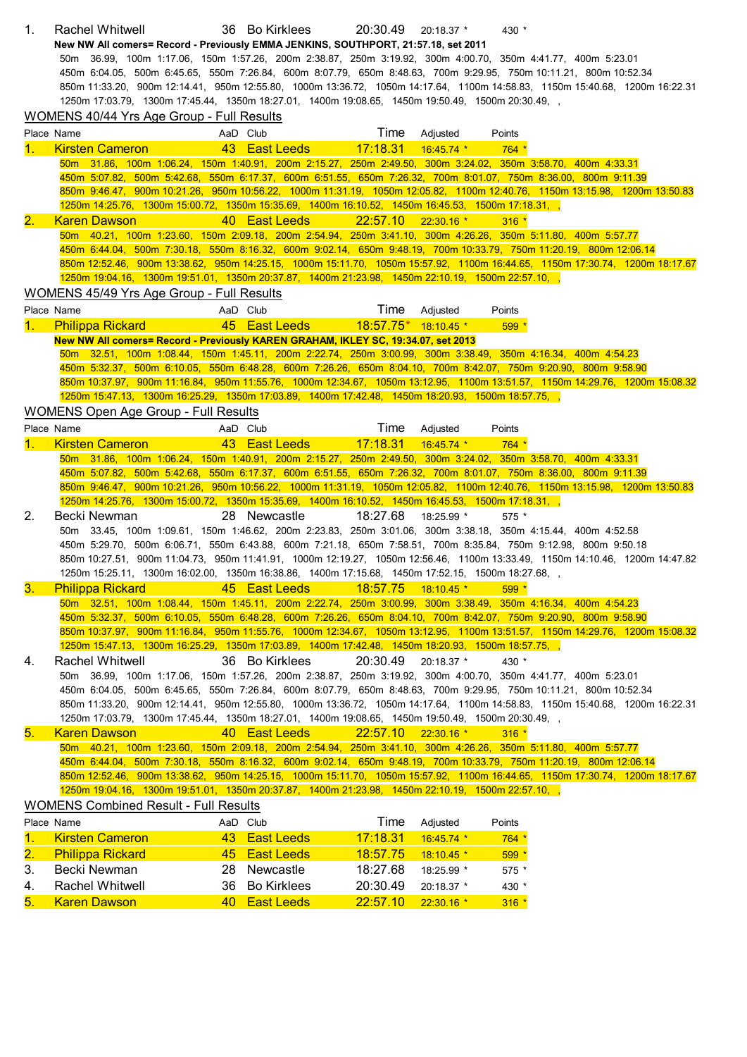1. Rachel Whitwell 36 Bo Kirklees 20:30.49 20:18.37 * 430 *

**New NW All comers= Record - Previously EMMA JENKINS, SOUTHPORT, 21:57.18, set 2011**

50m 36.99, 100m 1:17.06, 150m 1:57.26, 200m 2:38.87, 250m 3:19.92, 300m 4:00.70, 350m 4:41.77, 400m 5:23.01
450m 6:04.05, 500m 6:45.65, 550m 7:26.84, 600m 8:07.79, 650m 8:48.63, 700m 9:29.95, 750m 10:11.21, 800m 10:52.34
850m 11:33.20, 900m 12:14.41, 950m 12:55.80, 1000m 13:36.72, 1050m 14:17.64, 1100m 14:58.83, 1150m 15:40.68, 1200m 16:22.31
1250m 17:03.79, 1300m 17:45.44, 1350m 18:27.01, 1400m 19:08.65, 1450m 19:50.49, 1500m 20:30.49, ,

## WOMENS 40/44 Yrs Age Group - Full Results

| Place | Name | AaD | Club | Time | Adjusted | Points |
|---|---|---|---|---|---|---|
| 1. | Kirsten Cameron | 43 | East Leeds | 17:18.31 | 16:45.74 * | 764 * |

50m 31.86, 100m 1:06.24, 150m 1:40.91, 200m 2:15.27, 250m 2:49.50, 300m 3:24.02, 350m 3:58.70, 400m 4:33.31
450m 5:07.82, 500m 5:42.68, 550m 6:17.37, 600m 6:51.55, 650m 7:26.32, 700m 8:01.07, 750m 8:36.00, 800m 9:11.39
850m 9:46.47, 900m 10:21.26, 950m 10:56.22, 1000m 11:31.19, 1050m 12:05.82, 1100m 12:40.76, 1150m 13:15.98, 1200m 13:50.83
1250m 14:25.76, 1300m 15:00.72, 1350m 15:35.69, 1400m 16:10.52, 1450m 16:45.53, 1500m 17:18.31, ,

| Place | Name | AaD | Club | Time | Adjusted | Points |
|---|---|---|---|---|---|---|
| 2. | Karen Dawson | 40 | East Leeds | 22:57.10 | 22:30.16 * | 316 * |

50m 40.21, 100m 1:23.60, 150m 2:09.18, 200m 2:54.94, 250m 3:41.10, 300m 4:26.26, 350m 5:11.80, 400m 5:57.77
450m 6:44.04, 500m 7:30.18, 550m 8:16.32, 600m 9:02.14, 650m 9:48.19, 700m 10:33.79, 750m 11:20.19, 800m 12:06.14
850m 12:52.46, 900m 13:38.62, 950m 14:25.15, 1000m 15:11.70, 1050m 15:57.92, 1100m 16:44.65, 1150m 17:30.74, 1200m 18:17.67
1250m 19:04.16, 1300m 19:51.01, 1350m 20:37.87, 1400m 21:23.98, 1450m 22:10.19, 1500m 22:57.10, ,

## WOMENS 45/49 Yrs Age Group - Full Results

| Place | Name | AaD | Club | Time | Adjusted | Points |
|---|---|---|---|---|---|---|
| 1. | Philippa Rickard | 45 | East Leeds | 18:57.75* | 18:10.45 * | 599 * |

**New NW All comers= Record - Previously KAREN GRAHAM, IKLEY SC, 19:34.07, set 2013**

50m 32.51, 100m 1:08.44, 150m 1:45.11, 200m 2:22.74, 250m 3:00.99, 300m 3:38.49, 350m 4:16.34, 400m 4:54.23
450m 5:32.37, 500m 6:10.05, 550m 6:48.28, 600m 7:26.26, 650m 8:04.10, 700m 8:42.07, 750m 9:20.90, 800m 9:58.90
850m 10:37.97, 900m 11:16.84, 950m 11:55.76, 1000m 12:34.67, 1050m 13:12.95, 1100m 13:51.57, 1150m 14:29.76, 1200m 15:08.32
1250m 15:47.13, 1300m 16:25.29, 1350m 17:03.89, 1400m 17:42.48, 1450m 18:20.93, 1500m 18:57.75, ,

## WOMENS Open Age Group - Full Results

| Place | Name | AaD | Club | Time | Adjusted | Points |
|---|---|---|---|---|---|---|
| 1. | Kirsten Cameron | 43 | East Leeds | 17:18.31 | 16:45.74 * | 764 * |

50m 31.86, 100m 1:06.24, 150m 1:40.91, 200m 2:15.27, 250m 2:49.50, 300m 3:24.02, 350m 3:58.70, 400m 4:33.31
450m 5:07.82, 500m 5:42.68, 550m 6:17.37, 600m 6:51.55, 650m 7:26.32, 700m 8:01.07, 750m 8:36.00, 800m 9:11.39
850m 9:46.47, 900m 10:21.26, 950m 10:56.22, 1000m 11:31.19, 1050m 12:05.82, 1100m 12:40.76, 1150m 13:15.98, 1200m 13:50.83
1250m 14:25.76, 1300m 15:00.72, 1350m 15:35.69, 1400m 16:10.52, 1450m 16:45.53, 1500m 17:18.31, ,

| Place | Name | AaD | Club | Time | Adjusted | Points |
|---|---|---|---|---|---|---|
| 2. | Becki Newman | 28 | Newcastle | 18:27.68 | 18:25.99 * | 575 * |

50m 33.45, 100m 1:09.61, 150m 1:46.62, 200m 2:23.83, 250m 3:01.06, 300m 3:38.18, 350m 4:15.44, 400m 4:52.58
450m 5:29.70, 500m 6:06.71, 550m 6:43.88, 600m 7:21.18, 650m 7:58.51, 700m 8:35.84, 750m 9:12.98, 800m 9:50.18
850m 10:27.51, 900m 11:04.73, 950m 11:41.91, 1000m 12:19.27, 1050m 12:56.46, 1100m 13:33.49, 1150m 14:10.46, 1200m 14:47.82
1250m 15:25.11, 1300m 16:02.00, 1350m 16:38.86, 1400m 17:15.68, 1450m 17:52.15, 1500m 18:27.68, ,

| Place | Name | AaD | Club | Time | Adjusted | Points |
|---|---|---|---|---|---|---|
| 3. | Philippa Rickard | 45 | East Leeds | 18:57.75 | 18:10.45 * | 599 * |

50m 32.51, 100m 1:08.44, 150m 1:45.11, 200m 2:22.74, 250m 3:00.99, 300m 3:38.49, 350m 4:16.34, 400m 4:54.23
450m 5:32.37, 500m 6:10.05, 550m 6:48.28, 600m 7:26.26, 650m 8:04.10, 700m 8:42.07, 750m 9:20.90, 800m 9:58.90
850m 10:37.97, 900m 11:16.84, 950m 11:55.76, 1000m 12:34.67, 1050m 13:12.95, 1100m 13:51.57, 1150m 14:29.76, 1200m 15:08.32
1250m 15:47.13, 1300m 16:25.29, 1350m 17:03.89, 1400m 17:42.48, 1450m 18:20.93, 1500m 18:57.75, ,

| Place | Name | AaD | Club | Time | Adjusted | Points |
|---|---|---|---|---|---|---|
| 4. | Rachel Whitwell | 36 | Bo Kirklees | 20:30.49 | 20:18.37 * | 430 * |

50m 36.99, 100m 1:17.06, 150m 1:57.26, 200m 2:38.87, 250m 3:19.92, 300m 4:00.70, 350m 4:41.77, 400m 5:23.01
450m 6:04.05, 500m 6:45.65, 550m 7:26.84, 600m 8:07.79, 650m 8:48.63, 700m 9:29.95, 750m 10:11.21, 800m 10:52.34
850m 11:33.20, 900m 12:14.41, 950m 12:55.80, 1000m 13:36.72, 1050m 14:17.64, 1100m 14:58.83, 1150m 15:40.68, 1200m 16:22.31
1250m 17:03.79, 1300m 17:45.44, 1350m 18:27.01, 1400m 19:08.65, 1450m 19:50.49, 1500m 20:30.49, ,

| Place | Name | AaD | Club | Time | Adjusted | Points |
|---|---|---|---|---|---|---|
| 5. | Karen Dawson | 40 | East Leeds | 22:57.10 | 22:30.16 * | 316 * |

50m 40.21, 100m 1:23.60, 150m 2:09.18, 200m 2:54.94, 250m 3:41.10, 300m 4:26.26, 350m 5:11.80, 400m 5:57.77
450m 6:44.04, 500m 7:30.18, 550m 8:16.32, 600m 9:02.14, 650m 9:48.19, 700m 10:33.79, 750m 11:20.19, 800m 12:06.14
850m 12:52.46, 900m 13:38.62, 950m 14:25.15, 1000m 15:11.70, 1050m 15:57.92, 1100m 16:44.65, 1150m 17:30.74, 1200m 18:17.67
1250m 19:04.16, 1300m 19:51.01, 1350m 20:37.87, 1400m 21:23.98, 1450m 22:10.19, 1500m 22:57.10, ,

## WOMENS Combined Result - Full Results

| Place | Name | AaD | Club | Time | Adjusted | Points |
|---|---|---|---|---|---|---|
| 1. | Kirsten Cameron | 43 | East Leeds | 17:18.31 | 16:45.74 * | 764 * |
| 2. | Philippa Rickard | 45 | East Leeds | 18:57.75 | 18:10.45 * | 599 * |
| 3. | Becki Newman | 28 | Newcastle | 18:27.68 | 18:25.99 * | 575 * |
| 4. | Rachel Whitwell | 36 | Bo Kirklees | 20:30.49 | 20:18.37 * | 430 * |
| 5. | Karen Dawson | 40 | East Leeds | 22:57.10 | 22:30.16 * | 316 * |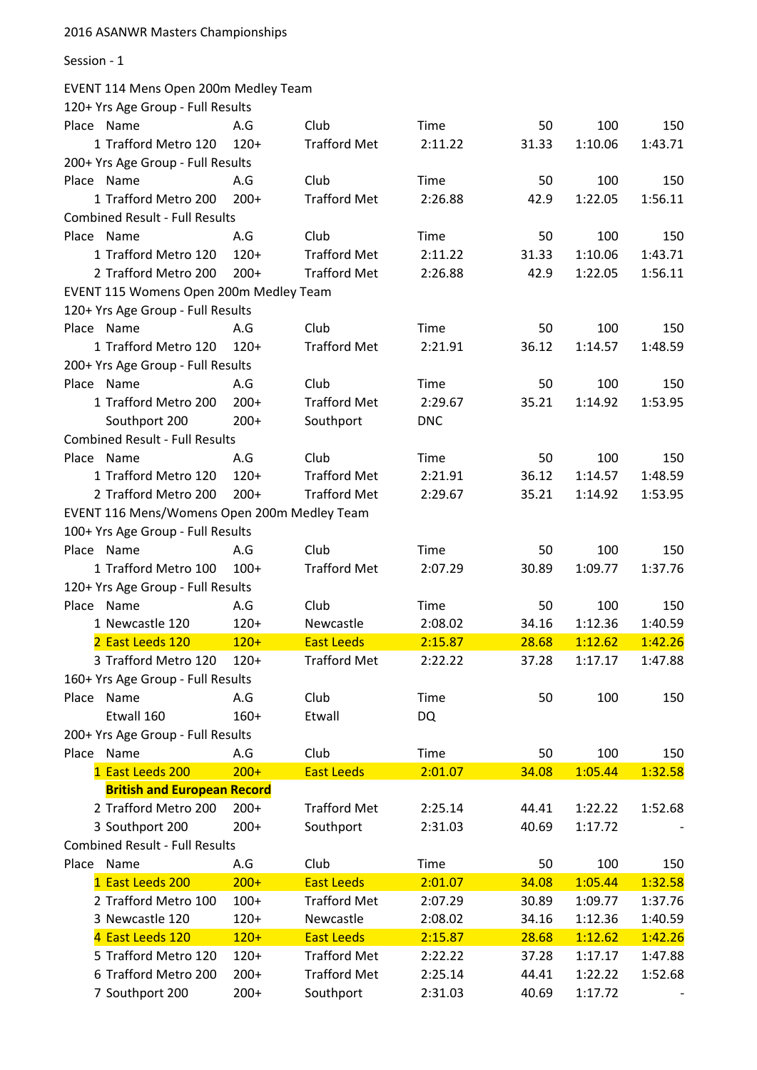2016 ASANWR Masters Championships

Session - 1

EVENT 114 Mens Open 200m Medley Team

120+ Yrs Age Group - Full Results

| Place | Name | A.G | Club | Time | 50 | 100 | 150 |
|---|---|---|---|---|---|---|---|
| 1 | Trafford Metro 120 | 120+ | Trafford Met | 2:11.22 | 31.33 | 1:10.06 | 1:43.71 |

200+ Yrs Age Group - Full Results

| Place | Name | A.G | Club | Time | 50 | 100 | 150 |
|---|---|---|---|---|---|---|---|
| 1 | Trafford Metro 200 | 200+ | Trafford Met | 2:26.88 | 42.9 | 1:22.05 | 1:56.11 |

Combined Result - Full Results

| Place | Name | A.G | Club | Time | 50 | 100 | 150 |
|---|---|---|---|---|---|---|---|
| 1 | Trafford Metro 120 | 120+ | Trafford Met | 2:11.22 | 31.33 | 1:10.06 | 1:43.71 |
| 2 | Trafford Metro 200 | 200+ | Trafford Met | 2:26.88 | 42.9 | 1:22.05 | 1:56.11 |

EVENT 115 Womens Open 200m Medley Team

120+ Yrs Age Group - Full Results

| Place | Name | A.G | Club | Time | 50 | 100 | 150 |
|---|---|---|---|---|---|---|---|
| 1 | Trafford Metro 120 | 120+ | Trafford Met | 2:21.91 | 36.12 | 1:14.57 | 1:48.59 |

200+ Yrs Age Group - Full Results

| Place | Name | A.G | Club | Time | 50 | 100 | 150 |
|---|---|---|---|---|---|---|---|
| 1 | Trafford Metro 200 | 200+ | Trafford Met | 2:29.67 | 35.21 | 1:14.92 | 1:53.95 |
| | Southport 200 | 200+ | Southport | DNC | | | |

Combined Result - Full Results

| Place | Name | A.G | Club | Time | 50 | 100 | 150 |
|---|---|---|---|---|---|---|---|
| 1 | Trafford Metro 120 | 120+ | Trafford Met | 2:21.91 | 36.12 | 1:14.57 | 1:48.59 |
| 2 | Trafford Metro 200 | 200+ | Trafford Met | 2:29.67 | 35.21 | 1:14.92 | 1:53.95 |

EVENT 116 Mens/Womens Open 200m Medley Team

100+ Yrs Age Group - Full Results

| Place | Name | A.G | Club | Time | 50 | 100 | 150 |
|---|---|---|---|---|---|---|---|
| 1 | Trafford Metro 100 | 100+ | Trafford Met | 2:07.29 | 30.89 | 1:09.77 | 1:37.76 |

120+ Yrs Age Group - Full Results

| Place | Name | A.G | Club | Time | 50 | 100 | 150 |
|---|---|---|---|---|---|---|---|
| 1 | Newcastle 120 | 120+ | Newcastle | 2:08.02 | 34.16 | 1:12.36 | 1:40.59 |
| 2 | East Leeds 120 | 120+ | East Leeds | 2:15.87 | 28.68 | 1:12.62 | 1:42.26 |
| 3 | Trafford Metro 120 | 120+ | Trafford Met | 2:22.22 | 37.28 | 1:17.17 | 1:47.88 |

160+ Yrs Age Group - Full Results

| Place | Name | A.G | Club | Time | 50 | 100 | 150 |
|---|---|---|---|---|---|---|---|
| | Etwall 160 | 160+ | Etwall | DQ | | | |

200+ Yrs Age Group - Full Results

| Place | Name | A.G | Club | Time | 50 | 100 | 150 |
|---|---|---|---|---|---|---|---|
| 1 | East Leeds 200 | 200+ | East Leeds | 2:01.07 | 34.08 | 1:05.44 | 1:32.58 |
| | **British and European Record** | | | | | | |
| 2 | Trafford Metro 200 | 200+ | Trafford Met | 2:25.14 | 44.41 | 1:22.22 | 1:52.68 |
| 3 | Southport 200 | 200+ | Southport | 2:31.03 | 40.69 | 1:17.72 | - |

Combined Result - Full Results

| Place | Name | A.G | Club | Time | 50 | 100 | 150 |
|---|---|---|---|---|---|---|---|
| 1 | East Leeds 200 | 200+ | East Leeds | 2:01.07 | 34.08 | 1:05.44 | 1:32.58 |
| 2 | Trafford Metro 100 | 100+ | Trafford Met | 2:07.29 | 30.89 | 1:09.77 | 1:37.76 |
| 3 | Newcastle 120 | 120+ | Newcastle | 2:08.02 | 34.16 | 1:12.36 | 1:40.59 |
| 4 | East Leeds 120 | 120+ | East Leeds | 2:15.87 | 28.68 | 1:12.62 | 1:42.26 |
| 5 | Trafford Metro 120 | 120+ | Trafford Met | 2:22.22 | 37.28 | 1:17.17 | 1:47.88 |
| 6 | Trafford Metro 200 | 200+ | Trafford Met | 2:25.14 | 44.41 | 1:22.22 | 1:52.68 |
| 7 | Southport 200 | 200+ | Southport | 2:31.03 | 40.69 | 1:17.72 | - |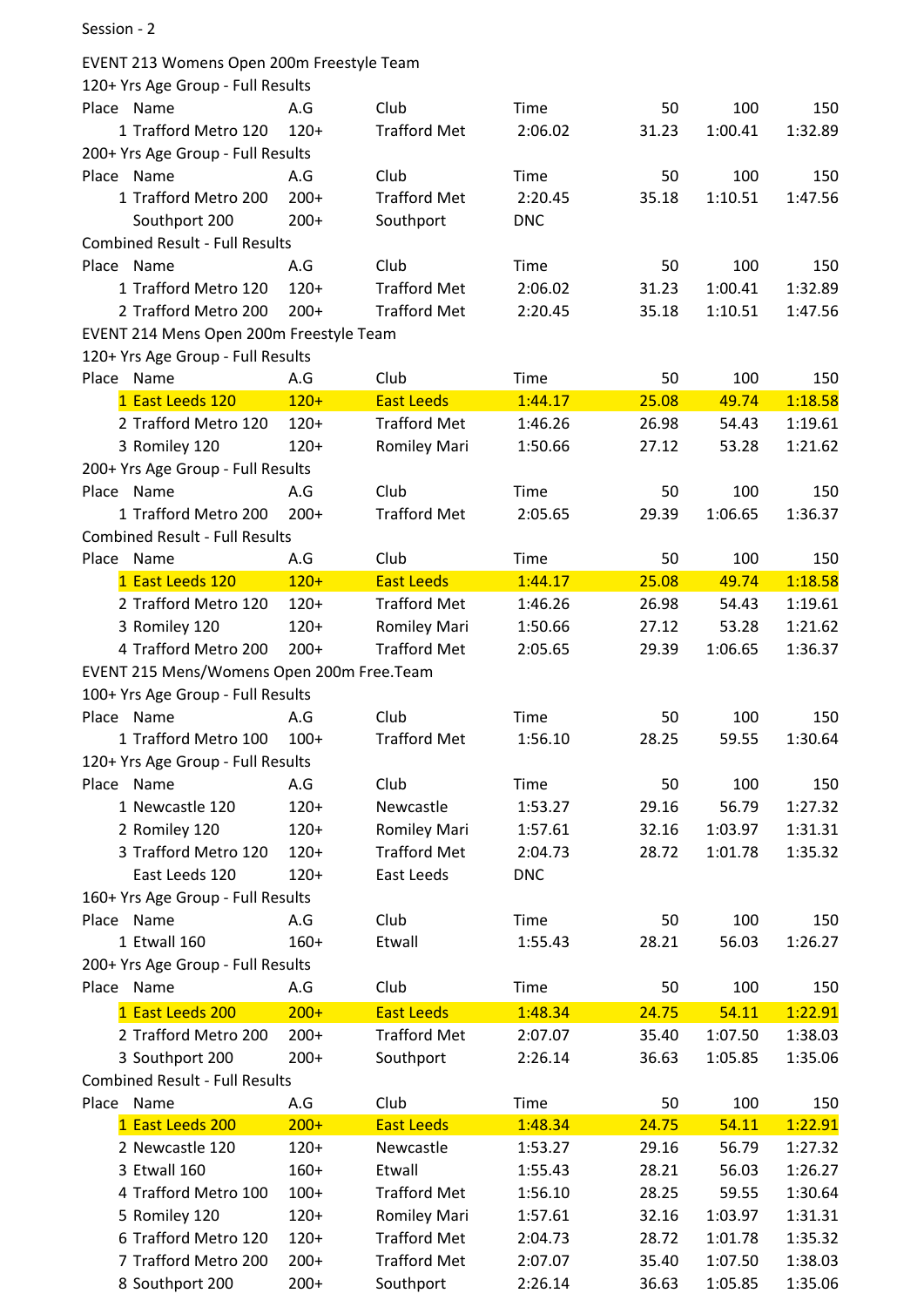Session - 2

EVENT 213 Womens Open 200m Freestyle Team

120+ Yrs Age Group - Full Results

| Place | Name | A.G | Club | Time | 50 | 100 | 150 |
|---|---|---|---|---|---|---|---|
| 1 | Trafford Metro 120 | 120+ | Trafford Met | 2:06.02 | 31.23 | 1:00.41 | 1:32.89 |

200+ Yrs Age Group - Full Results

| Place | Name | A.G | Club | Time | 50 | 100 | 150 |
|---|---|---|---|---|---|---|---|
| 1 | Trafford Metro 200 | 200+ | Trafford Met | 2:20.45 | 35.18 | 1:10.51 | 1:47.56 |
| | Southport 200 | 200+ | Southport | DNC | | | |

Combined Result - Full Results

| Place | Name | A.G | Club | Time | 50 | 100 | 150 |
|---|---|---|---|---|---|---|---|
| 1 | Trafford Metro 120 | 120+ | Trafford Met | 2:06.02 | 31.23 | 1:00.41 | 1:32.89 |
| 2 | Trafford Metro 200 | 200+ | Trafford Met | 2:20.45 | 35.18 | 1:10.51 | 1:47.56 |

EVENT 214 Mens Open 200m Freestyle Team

120+ Yrs Age Group - Full Results

| Place | Name | A.G | Club | Time | 50 | 100 | 150 |
|---|---|---|---|---|---|---|---|
| 1 | East Leeds 120 | 120+ | East Leeds | 1:44.17 | 25.08 | 49.74 | 1:18.58 |
| 2 | Trafford Metro 120 | 120+ | Trafford Met | 1:46.26 | 26.98 | 54.43 | 1:19.61 |
| 3 | Romiley 120 | 120+ | Romiley Mari | 1:50.66 | 27.12 | 53.28 | 1:21.62 |

200+ Yrs Age Group - Full Results

| Place | Name | A.G | Club | Time | 50 | 100 | 150 |
|---|---|---|---|---|---|---|---|
| 1 | Trafford Metro 200 | 200+ | Trafford Met | 2:05.65 | 29.39 | 1:06.65 | 1:36.37 |

Combined Result - Full Results

| Place | Name | A.G | Club | Time | 50 | 100 | 150 |
|---|---|---|---|---|---|---|---|
| 1 | East Leeds 120 | 120+ | East Leeds | 1:44.17 | 25.08 | 49.74 | 1:18.58 |
| 2 | Trafford Metro 120 | 120+ | Trafford Met | 1:46.26 | 26.98 | 54.43 | 1:19.61 |
| 3 | Romiley 120 | 120+ | Romiley Mari | 1:50.66 | 27.12 | 53.28 | 1:21.62 |
| 4 | Trafford Metro 200 | 200+ | Trafford Met | 2:05.65 | 29.39 | 1:06.65 | 1:36.37 |

EVENT 215 Mens/Womens Open 200m Free.Team

100+ Yrs Age Group - Full Results

| Place | Name | A.G | Club | Time | 50 | 100 | 150 |
|---|---|---|---|---|---|---|---|
| 1 | Trafford Metro 100 | 100+ | Trafford Met | 1:56.10 | 28.25 | 59.55 | 1:30.64 |

120+ Yrs Age Group - Full Results

| Place | Name | A.G | Club | Time | 50 | 100 | 150 |
|---|---|---|---|---|---|---|---|
| 1 | Newcastle 120 | 120+ | Newcastle | 1:53.27 | 29.16 | 56.79 | 1:27.32 |
| 2 | Romiley 120 | 120+ | Romiley Mari | 1:57.61 | 32.16 | 1:03.97 | 1:31.31 |
| 3 | Trafford Metro 120 | 120+ | Trafford Met | 2:04.73 | 28.72 | 1:01.78 | 1:35.32 |
| | East Leeds 120 | 120+ | East Leeds | DNC | | | |

160+ Yrs Age Group - Full Results

| Place | Name | A.G | Club | Time | 50 | 100 | 150 |
|---|---|---|---|---|---|---|---|
| 1 | Etwall 160 | 160+ | Etwall | 1:55.43 | 28.21 | 56.03 | 1:26.27 |

200+ Yrs Age Group - Full Results

| Place | Name | A.G | Club | Time | 50 | 100 | 150 |
|---|---|---|---|---|---|---|---|
| 1 | East Leeds 200 | 200+ | East Leeds | 1:48.34 | 24.75 | 54.11 | 1:22.91 |
| 2 | Trafford Metro 200 | 200+ | Trafford Met | 2:07.07 | 35.40 | 1:07.50 | 1:38.03 |
| 3 | Southport 200 | 200+ | Southport | 2:26.14 | 36.63 | 1:05.85 | 1:35.06 |

Combined Result - Full Results

| Place | Name | A.G | Club | Time | 50 | 100 | 150 |
|---|---|---|---|---|---|---|---|
| 1 | East Leeds 200 | 200+ | East Leeds | 1:48.34 | 24.75 | 54.11 | 1:22.91 |
| 2 | Newcastle 120 | 120+ | Newcastle | 1:53.27 | 29.16 | 56.79 | 1:27.32 |
| 3 | Etwall 160 | 160+ | Etwall | 1:55.43 | 28.21 | 56.03 | 1:26.27 |
| 4 | Trafford Metro 100 | 100+ | Trafford Met | 1:56.10 | 28.25 | 59.55 | 1:30.64 |
| 5 | Romiley 120 | 120+ | Romiley Mari | 1:57.61 | 32.16 | 1:03.97 | 1:31.31 |
| 6 | Trafford Metro 120 | 120+ | Trafford Met | 2:04.73 | 28.72 | 1:01.78 | 1:35.32 |
| 7 | Trafford Metro 200 | 200+ | Trafford Met | 2:07.07 | 35.40 | 1:07.50 | 1:38.03 |
| 8 | Southport 200 | 200+ | Southport | 2:26.14 | 36.63 | 1:05.85 | 1:35.06 |